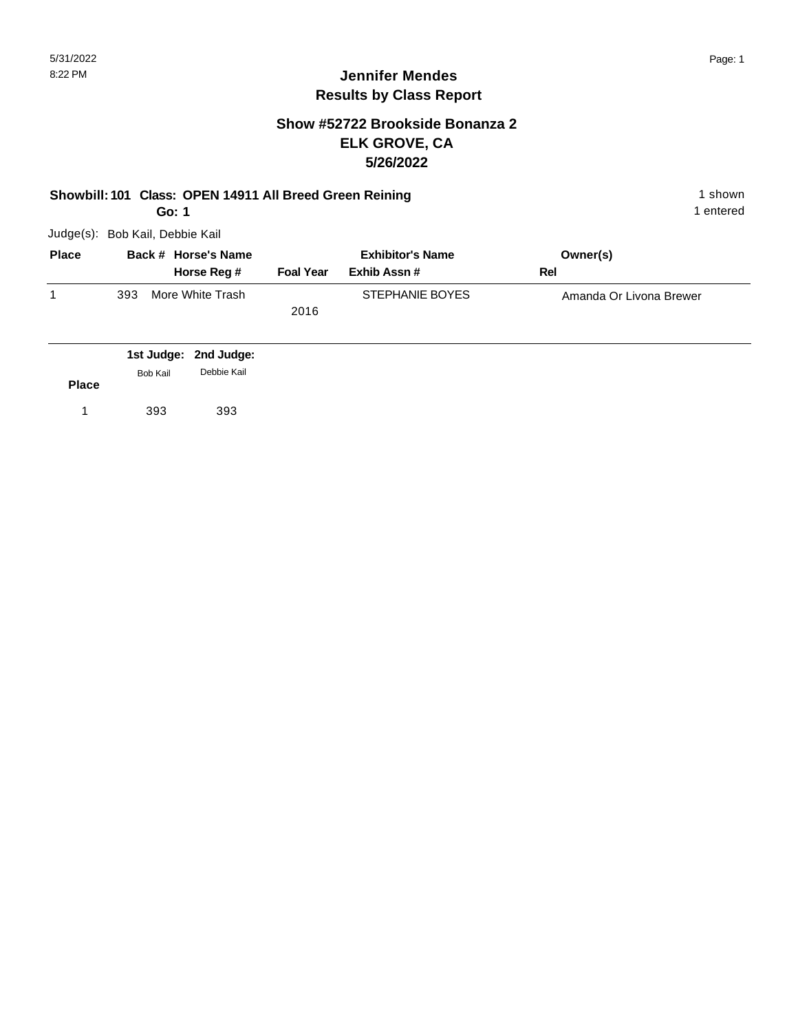# Jennifer Mendes
## Results by Class Report

### Show #52722 Brookside Bonanza 2
### ELK GROVE, CA
### 5/26/2022

**Showbill: 101 Class: OPEN 14911 All Breed Green Reining** 1 shown

**Go: 1** 1 entered

Judge(s): Bob Kail, Debbie Kail

| Place | Back # | Horse's Name / Horse Reg # | Foal Year | Exhibitor's Name / Exhib Assn # | Owner(s) / Rel |
|---|---|---|---|---|---|
| 1 | 393 | More White Trash | 2016 | STEPHANIE BOYES | Amanda Or Livona Brewer |

| Place | 1st Judge: Bob Kail | 2nd Judge: Debbie Kail |
|---|---|---|
| 1 | 393 | 393 |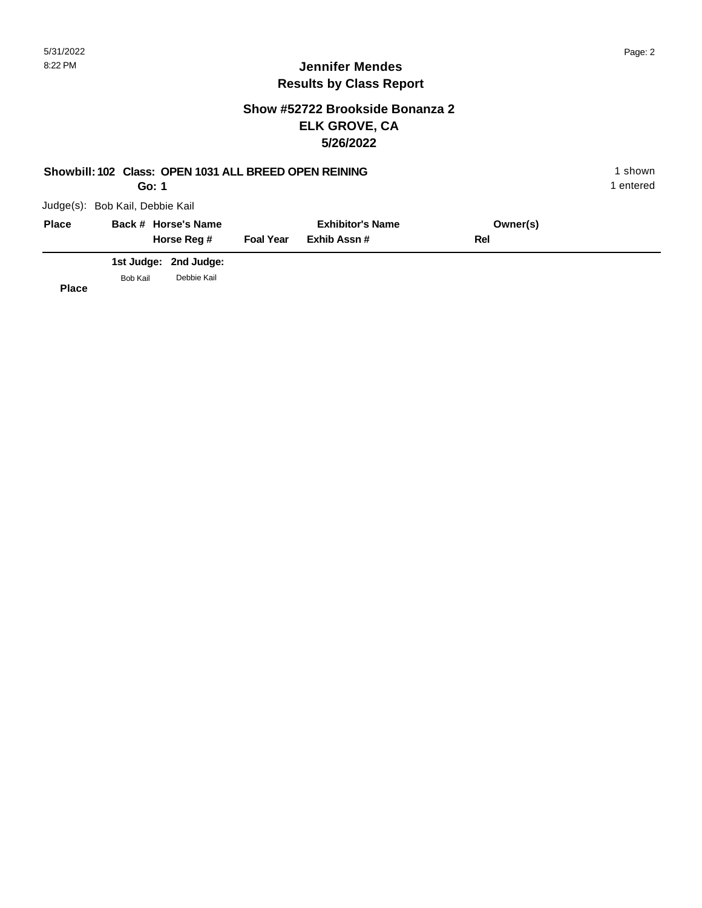# Jennifer Mendes
## Results by Class Report

### Show #52722 Brookside Bonanza 2
### ELK GROVE, CA
### 5/26/2022

**Showbill: 102 Class: OPEN 1031 ALL BREED OPEN REINING** 1 shown
**Go: 1** 1 entered

Judge(s): Bob Kail, Debbie Kail

| Place | Back # | Horse's Name / Horse Reg # | Foal Year | Exhibitor's Name / Exhib Assn # | Owner(s) / Rel |
|---|---|---|---|---|---|

| | 1st Judge: | 2nd Judge: |
|---|---|---|
| **Place** | Bob Kail | Debbie Kail |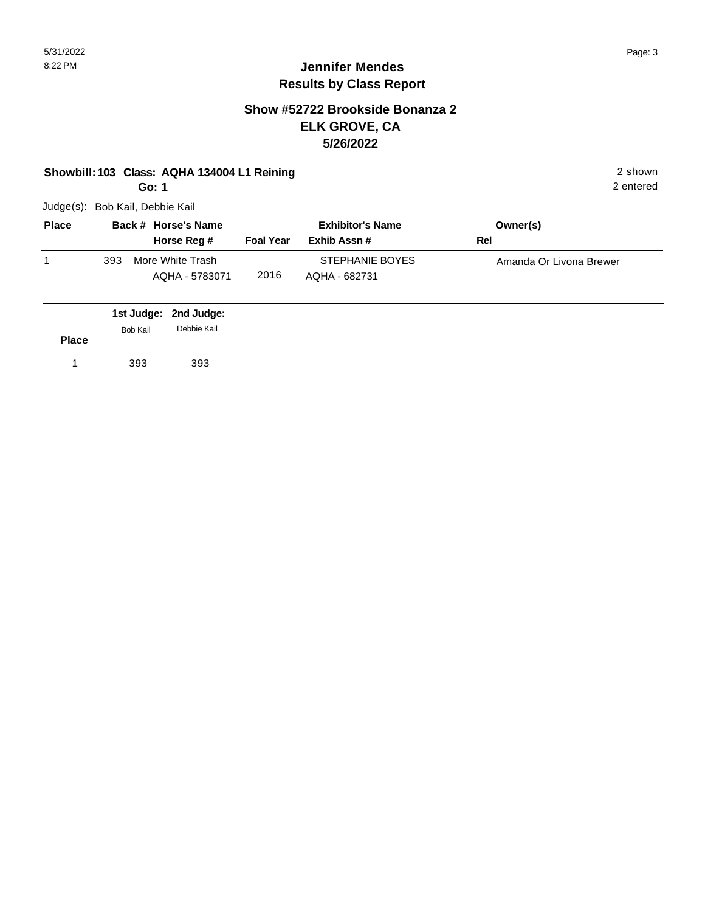# Jennifer Mendes
## Results by Class Report

### Show #52722 Brookside Bonanza 2
### ELK GROVE, CA
### 5/26/2022

**Showbill: 103 Class: AQHA 134004 L1 Reining** — 2 shown
**Go: 1** — 2 entered

Judge(s): Bob Kail, Debbie Kail

| Place | Back # | Horse's Name / Horse Reg # | Foal Year | Exhibitor's Name / Exhib Assn # | Owner(s) / Rel |
|---|---|---|---|---|---|
| 1 | 393 | More White Trash<br>AQHA - 5783071 | 2016 | STEPHANIE BOYES<br>AQHA - 682731 | Amanda Or Livona Brewer |

| Place | 1st Judge: Bob Kail | 2nd Judge: Debbie Kail |
|---|---|---|
| 1 | 393 | 393 |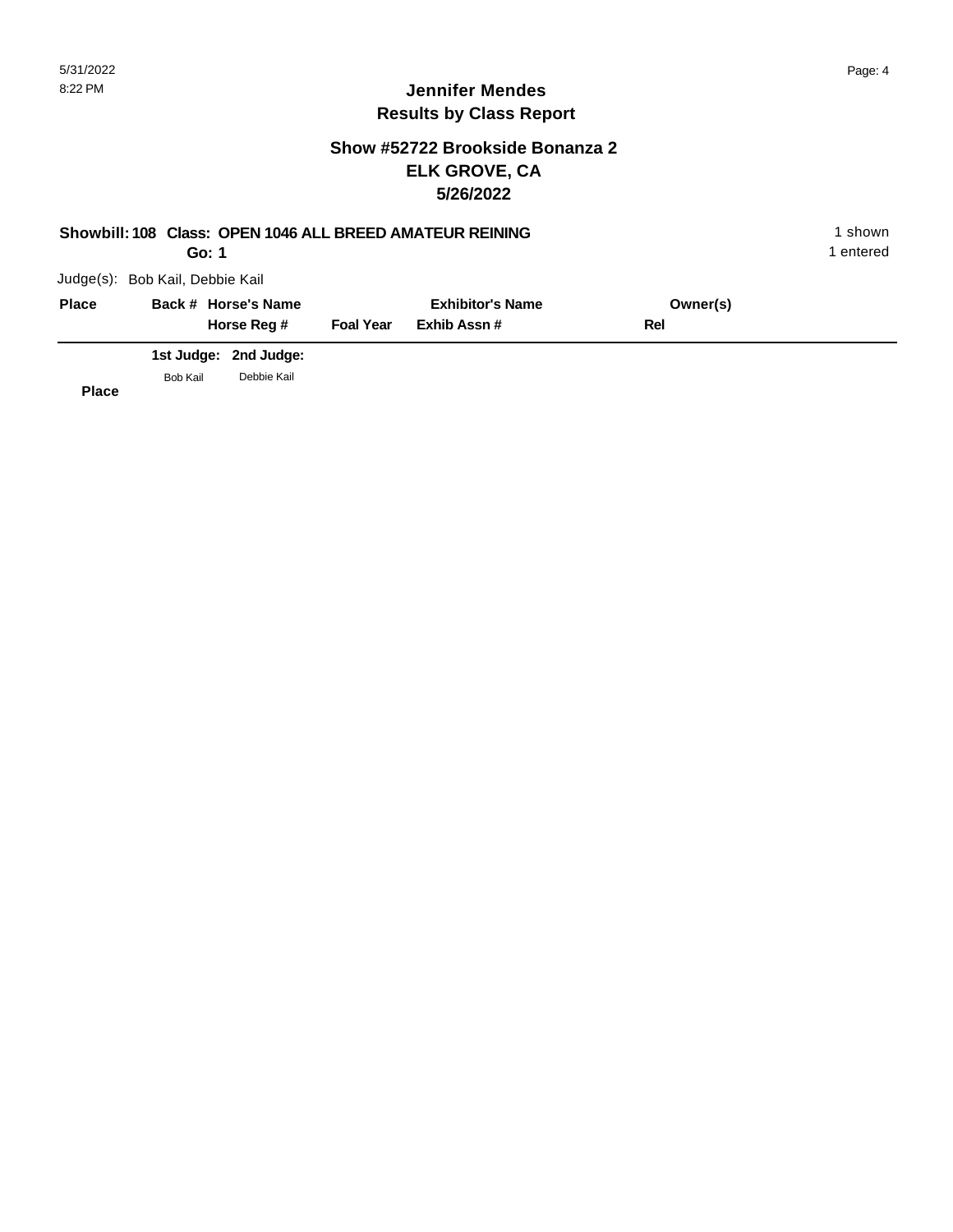# Jennifer Mendes
## Results by Class Report

### Show #52722 Brookside Bonanza 2
### ELK GROVE, CA
### 5/26/2022

**Showbill: 108 Class: OPEN 1046 ALL BREED AMATEUR REINING** — 1 shown, 1 entered

**Go: 1**

Judge(s): Bob Kail, Debbie Kail

| Place | Back # | Horse's Name / Horse Reg # | Foal Year | Exhibitor's Name / Exhib Assn # | Owner(s) / Rel |
|---|---|---|---|---|---|

| | 1st Judge: | 2nd Judge: |
|---|---|---|
| | Bob Kail | Debbie Kail |
| **Place** | | |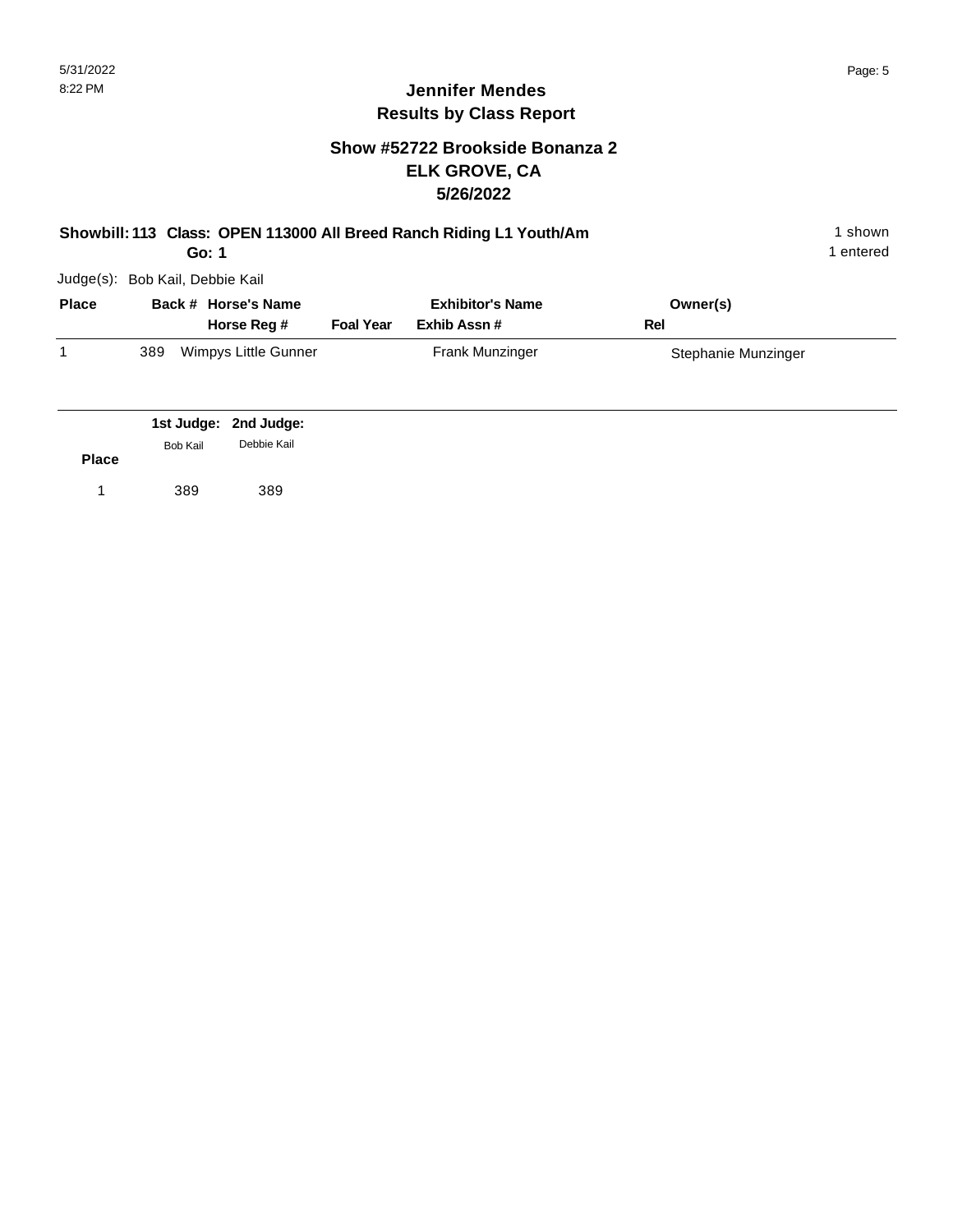## Jennifer Mendes
## Results by Class Report

### Show #52722 Brookside Bonanza 2
### ELK GROVE, CA
### 5/26/2022

**Showbill: 113 Class: OPEN 113000 All Breed Ranch Riding L1 Youth/Am** — 1 shown

**Go: 1** — 1 entered

Judge(s): Bob Kail, Debbie Kail

| Place | Back # | Horse's Name / Horse Reg # | Foal Year | Exhibitor's Name / Exhib Assn # | Owner(s) / Rel |
|---|---|---|---|---|---|
| 1 | 389 | Wimpys Little Gunner | | Frank Munzinger | Stephanie Munzinger |

| Place | 1st Judge: Bob Kail | 2nd Judge: Debbie Kail |
|---|---|---|
| 1 | 389 | 389 |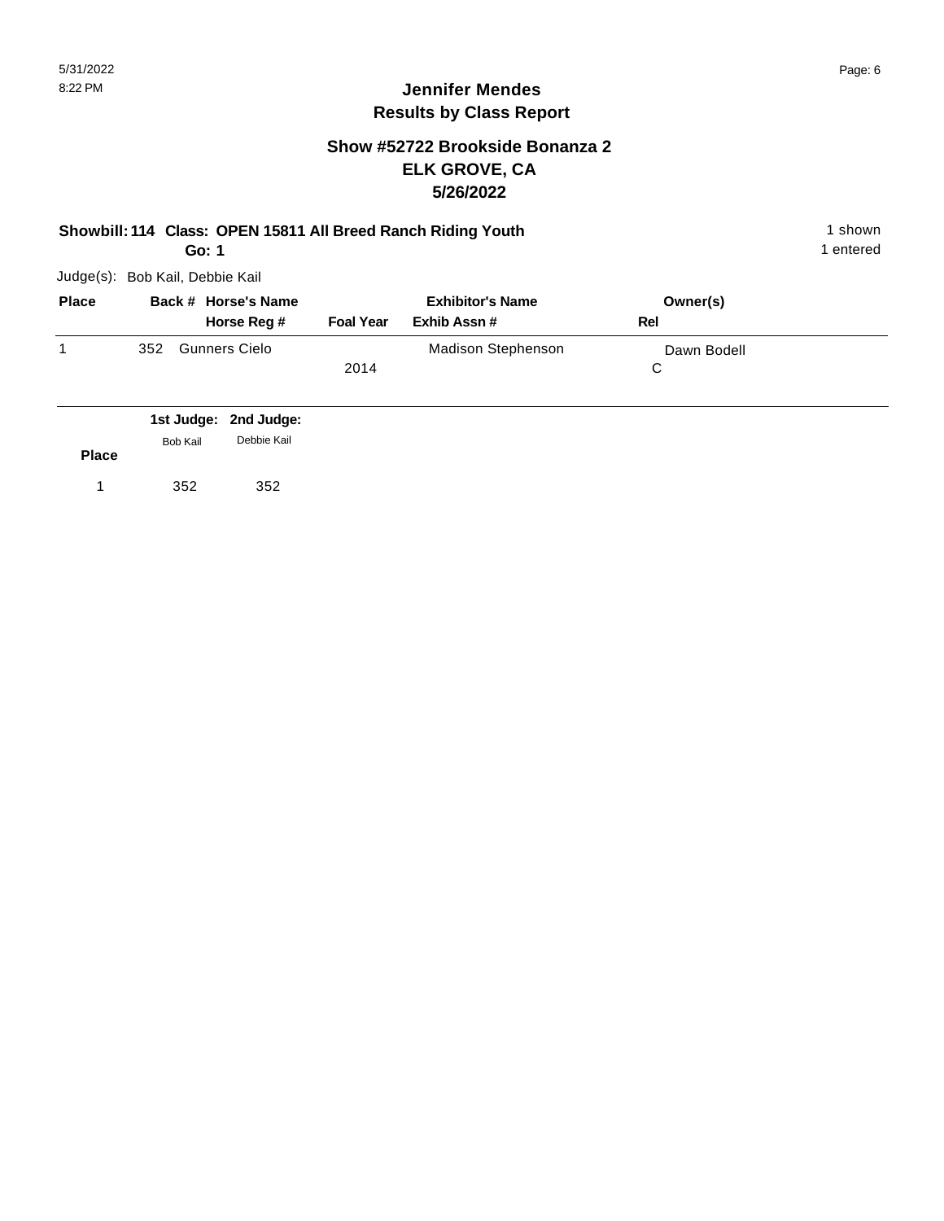# Jennifer Mendes
## Results by Class Report

### Show #52722 Brookside Bonanza 2
### ELK GROVE, CA
### 5/26/2022

**Showbill: 114 Class: OPEN 15811 All Breed Ranch Riding Youth** — 1 shown, 1 entered

**Go: 1**

Judge(s): Bob Kail, Debbie Kail

| Place | Back # | Horse's Name / Horse Reg # | Foal Year | Exhibitor's Name / Exhib Assn # | Owner(s) / Rel |
|---|---|---|---|---|---|
| 1 | 352 | Gunners Cielo | 2014 | Madison Stephenson | Dawn Bodell / C |

| Place | 1st Judge: Bob Kail | 2nd Judge: Debbie Kail |
|---|---|---|
| 1 | 352 | 352 |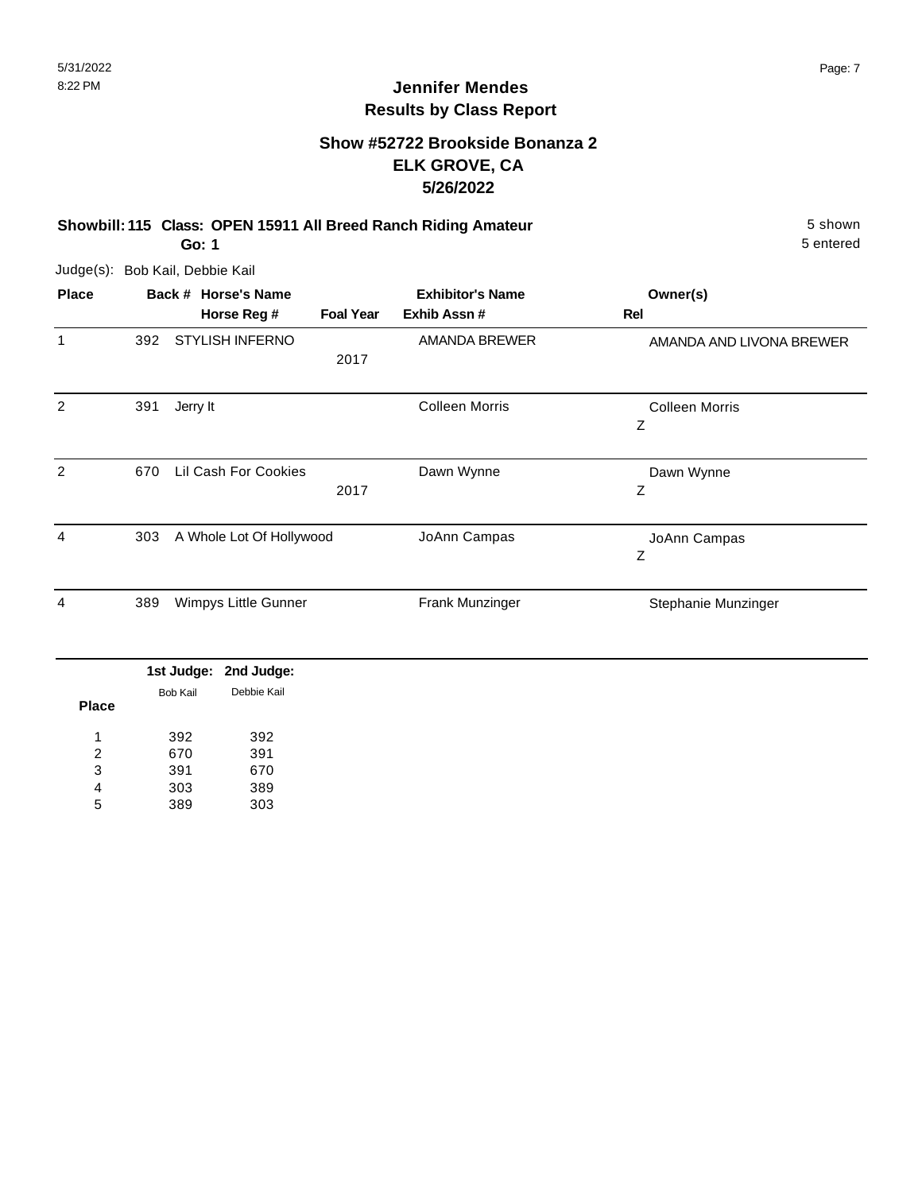# Jennifer Mendes
## Results by Class Report

### Show #52722 Brookside Bonanza 2
### ELK GROVE, CA
### 5/26/2022

**Showbill: 115 Class: OPEN 15911 All Breed Ranch Riding Amateur** 5 shown
**Go: 1** 5 entered

Judge(s): Bob Kail, Debbie Kail

| Place | Back # | Horse's Name / Horse Reg # | Foal Year | Exhibitor's Name / Exhib Assn # | Rel | Owner(s) |
|---|---|---|---|---|---|---|
| 1 | 392 | STYLISH INFERNO | 2017 | AMANDA BREWER | | AMANDA AND LIVONA BREWER |
| 2 | 391 | Jerry It | | Colleen Morris | Z | Colleen Morris |
| 2 | 670 | Lil Cash For Cookies | 2017 | Dawn Wynne | Z | Dawn Wynne |
| 4 | 303 | A Whole Lot Of Hollywood | | JoAnn Campas | Z | JoAnn Campas |
| 4 | 389 | Wimpys Little Gunner | | Frank Munzinger | | Stephanie Munzinger |

| Place | 1st Judge: Bob Kail | 2nd Judge: Debbie Kail |
|---|---|---|
| 1 | 392 | 392 |
| 2 | 670 | 391 |
| 3 | 391 | 670 |
| 4 | 303 | 389 |
| 5 | 389 | 303 |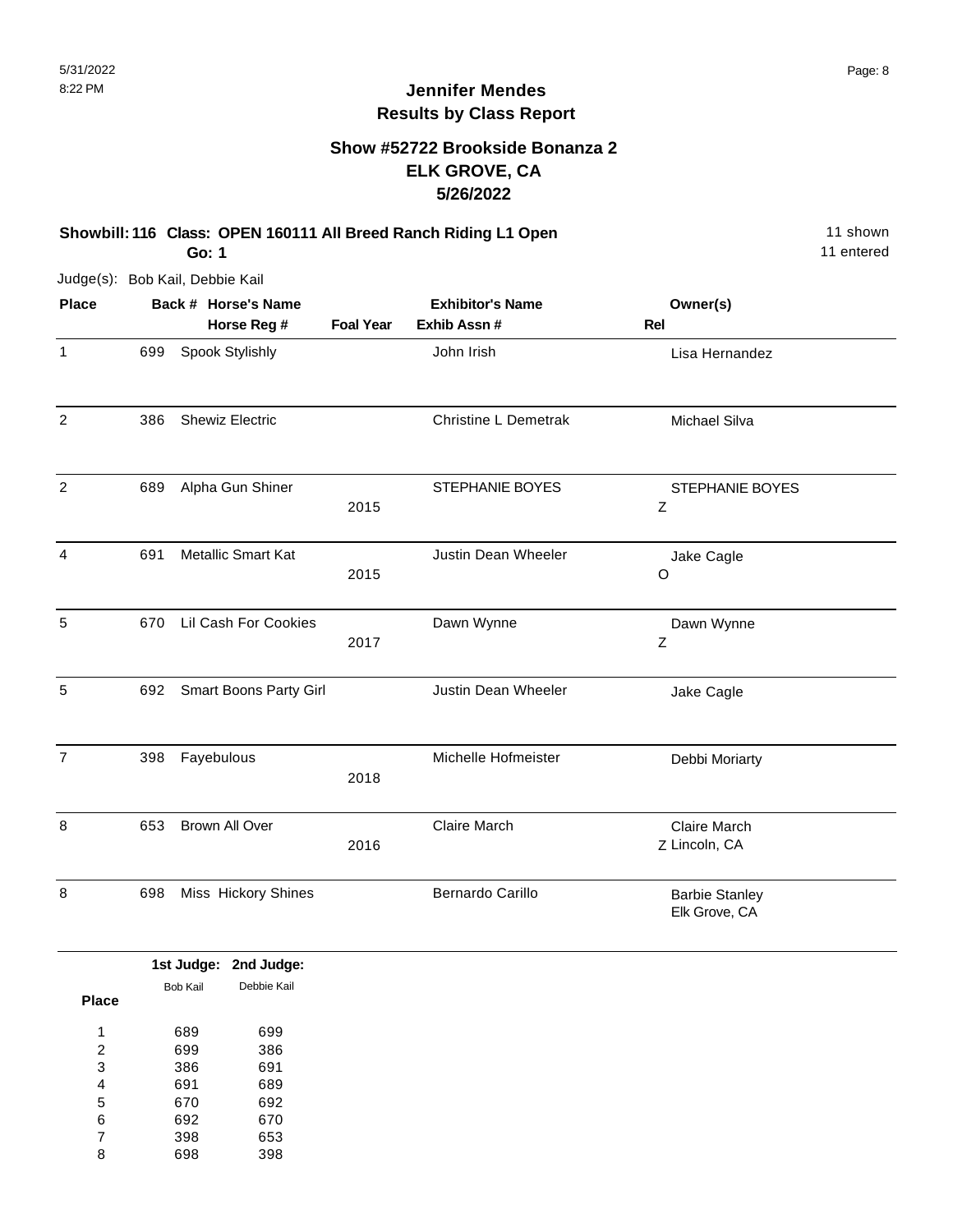# Jennifer Mendes
## Results by Class Report

### Show #52722 Brookside Bonanza 2
### ELK GROVE, CA
### 5/26/2022

**Showbill: 116 Class: OPEN 160111 All Breed Ranch Riding L1 Open** — 11 shown
**Go: 1** — 11 entered

Judge(s): Bob Kail, Debbie Kail

| Place | Back # | Horse's Name / Horse Reg # | Foal Year | Exhibitor's Name / Exhib Assn # | Rel | Owner(s) |
|---|---|---|---|---|---|---|
| 1 | 699 | Spook Stylishly | | John Irish | | Lisa Hernandez |
| 2 | 386 | Shewiz Electric | | Christine L Demetrak | | Michael Silva |
| 2 | 689 | Alpha Gun Shiner | 2015 | STEPHANIE BOYES | Z | STEPHANIE BOYES |
| 4 | 691 | Metallic Smart Kat | 2015 | Justin Dean Wheeler | O | Jake Cagle |
| 5 | 670 | Lil Cash For Cookies | 2017 | Dawn Wynne | Z | Dawn Wynne |
| 5 | 692 | Smart Boons Party Girl | | Justin Dean Wheeler | | Jake Cagle |
| 7 | 398 | Fayebulous | 2018 | Michelle Hofmeister | | Debbi Moriarty |
| 8 | 653 | Brown All Over | 2016 | Claire March | Z | Claire March, Lincoln, CA |
| 8 | 698 | Miss Hickory Shines | | Bernardo Carillo | | Barbie Stanley, Elk Grove, CA |

| Place | 1st Judge: Bob Kail | 2nd Judge: Debbie Kail |
|---|---|---|
| 1 | 689 | 699 |
| 2 | 699 | 386 |
| 3 | 386 | 691 |
| 4 | 691 | 689 |
| 5 | 670 | 692 |
| 6 | 692 | 670 |
| 7 | 398 | 653 |
| 8 | 698 | 398 |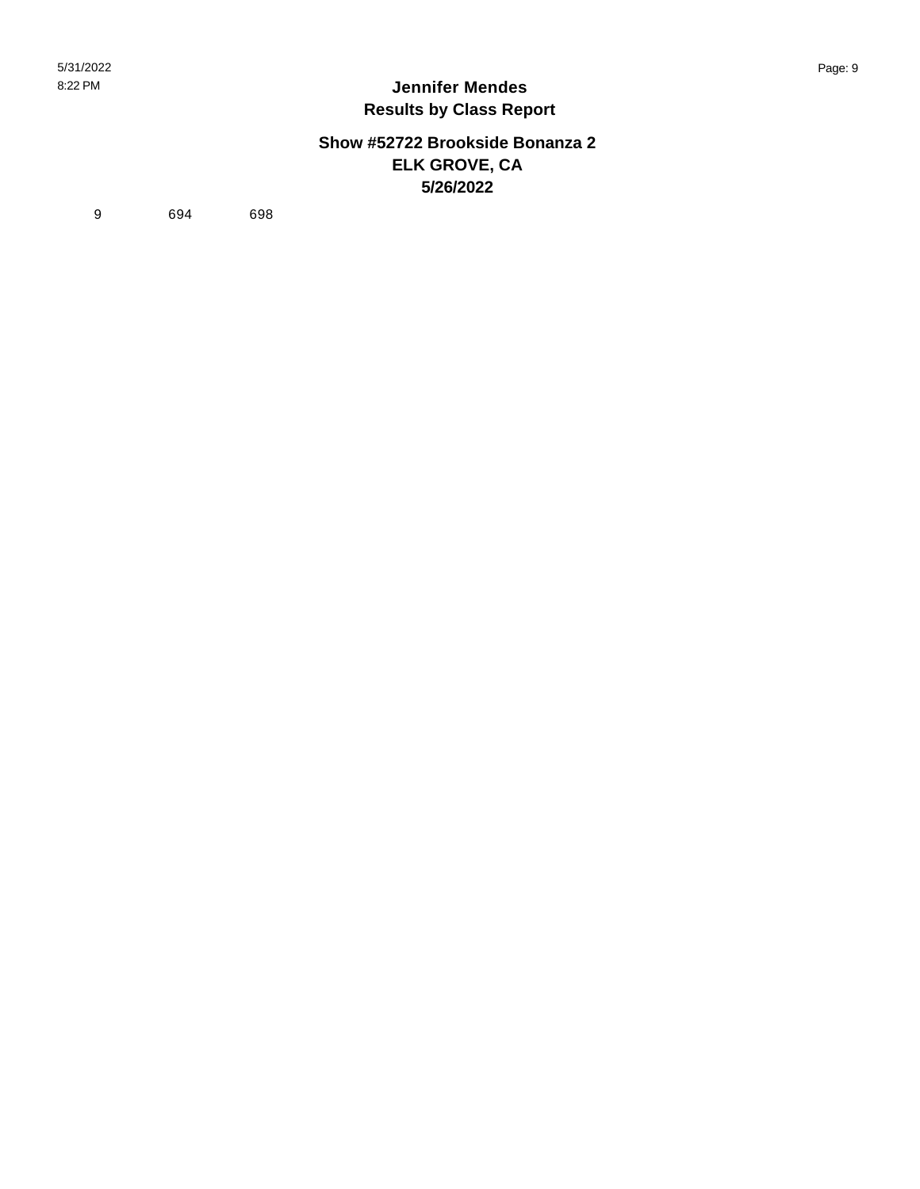# Jennifer Mendes
## Results by Class Report

### Show #52722 Brookside Bonanza 2
### ELK GROVE, CA
### 5/26/2022

| | | |
|---|---|---|
| 9 | 694 | 698 |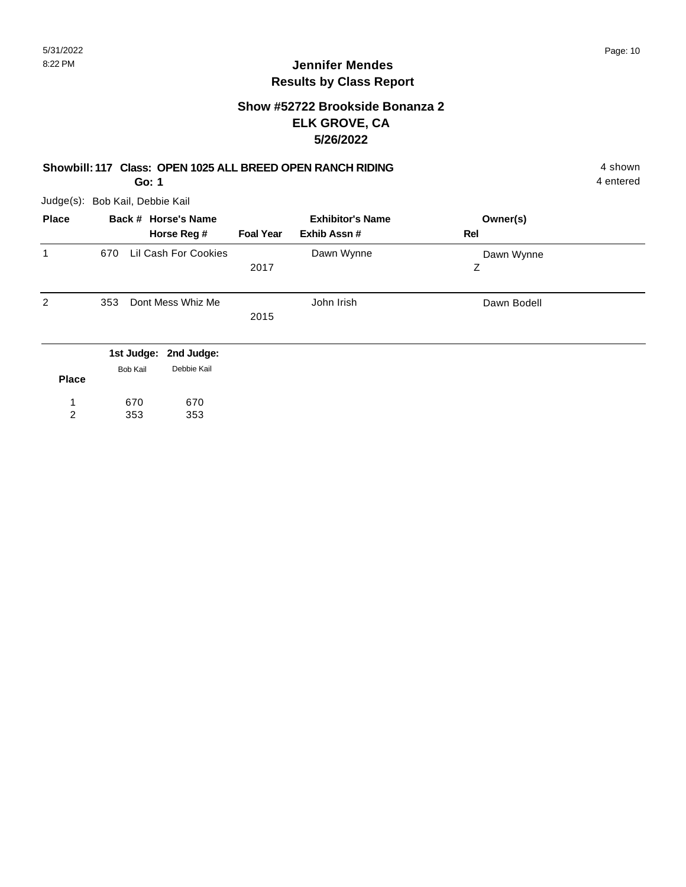# Jennifer Mendes
## Results by Class Report

### Show #52722 Brookside Bonanza 2
### ELK GROVE, CA
### 5/26/2022

**Showbill: 117 Class: OPEN 1025 ALL BREED OPEN RANCH RIDING** 4 shown

**Go: 1** 4 entered

Judge(s): Bob Kail, Debbie Kail

| Place | Back # | Horse's Name / Horse Reg # | Foal Year | Exhibitor's Name / Exhib Assn # | Owner(s) / Rel |
|---|---|---|---|---|---|
| 1 | 670 | Lil Cash For Cookies | 2017 | Dawn Wynne | Dawn Wynne<br>Z |
| 2 | 353 | Dont Mess Whiz Me | 2015 | John Irish | Dawn Bodell |

| Place | 1st Judge: Bob Kail | 2nd Judge: Debbie Kail |
|---|---|---|
| 1 | 670 | 670 |
| 2 | 353 | 353 |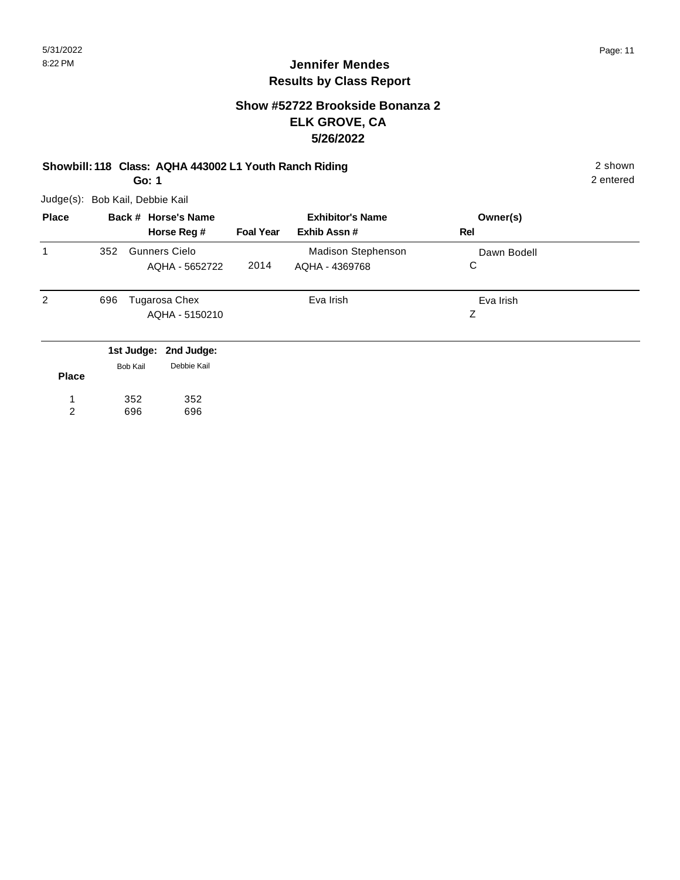# Jennifer Mendes
## Results by Class Report

### Show #52722 Brookside Bonanza 2
### ELK GROVE, CA
### 5/26/2022

**Showbill: 118 Class: AQHA 443002 L1 Youth Ranch Riding** — 2 shown, 2 entered

**Go: 1**

Judge(s): Bob Kail, Debbie Kail

| Place | Back # | Horse's Name / Horse Reg # | Foal Year | Exhibitor's Name / Exhib Assn # | Owner(s) / Rel |
|---|---|---|---|---|---|
| 1 | 352 | Gunners Cielo<br>AQHA - 5652722 | 2014 | Madison Stephenson<br>AQHA - 4369768 | Dawn Bodell<br>C |
| 2 | 696 | Tugarosa Chex<br>AQHA - 5150210 | | Eva Irish | Eva Irish<br>Z |

| Place | 1st Judge: Bob Kail | 2nd Judge: Debbie Kail |
|---|---|---|
| 1 | 352 | 352 |
| 2 | 696 | 696 |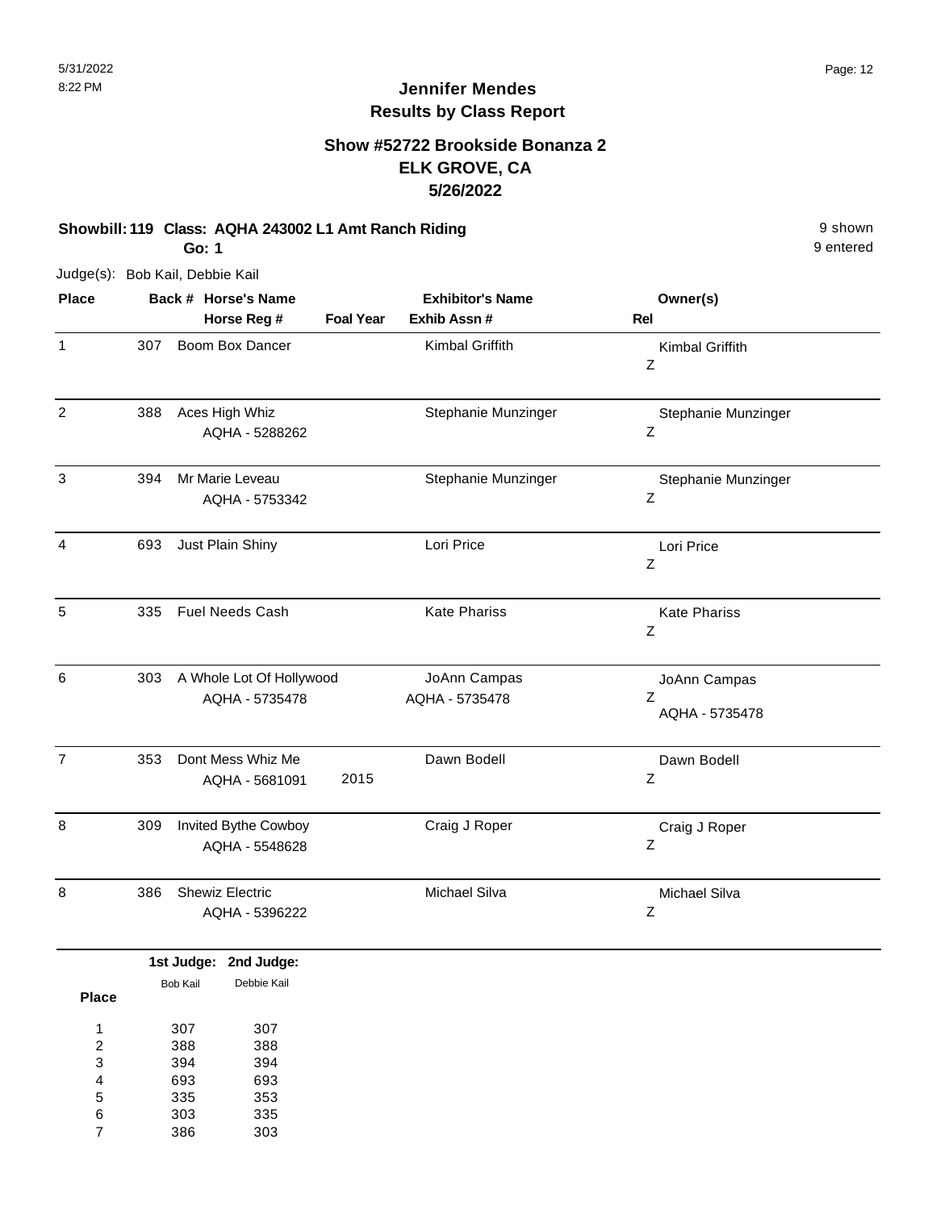5/31/2022
8:22 PM

# Jennifer Mendes
## Results by Class Report

### Show #52722 Brookside Bonanza 2
### ELK GROVE, CA
### 5/26/2022

**Showbill: 119 Class: AQHA 243002 L1 Amt Ranch Riding** 9 shown
**Go: 1** 9 entered

Judge(s): Bob Kail, Debbie Kail

| Place | Back # | Horse's Name / Horse Reg # | Foal Year | Exhibitor's Name / Exhib Assn # | Owner(s) / Rel |
|---|---|---|---|---|---|
| 1 | 307 | Boom Box Dancer | | Kimbal Griffith | Kimbal Griffith Z |
| 2 | 388 | Aces High Whiz AQHA - 5288262 | | Stephanie Munzinger | Stephanie Munzinger Z |
| 3 | 394 | Mr Marie Leveau AQHA - 5753342 | | Stephanie Munzinger | Stephanie Munzinger Z |
| 4 | 693 | Just Plain Shiny | | Lori Price | Lori Price Z |
| 5 | 335 | Fuel Needs Cash | | Kate Phariss | Kate Phariss Z |
| 6 | 303 | A Whole Lot Of Hollywood AQHA - 5735478 | | JoAnn Campas AQHA - 5735478 | JoAnn Campas Z AQHA - 5735478 |
| 7 | 353 | Dont Mess Whiz Me AQHA - 5681091 | 2015 | Dawn Bodell | Dawn Bodell Z |
| 8 | 309 | Invited Bythe Cowboy AQHA - 5548628 | | Craig J Roper | Craig J Roper Z |
| 8 | 386 | Shewiz Electric AQHA - 5396222 | | Michael Silva | Michael Silva Z |

| Place | 1st Judge: Bob Kail | 2nd Judge: Debbie Kail |
|---|---|---|
| 1 | 307 | 307 |
| 2 | 388 | 388 |
| 3 | 394 | 394 |
| 4 | 693 | 693 |
| 5 | 335 | 353 |
| 6 | 303 | 335 |
| 7 | 386 | 303 |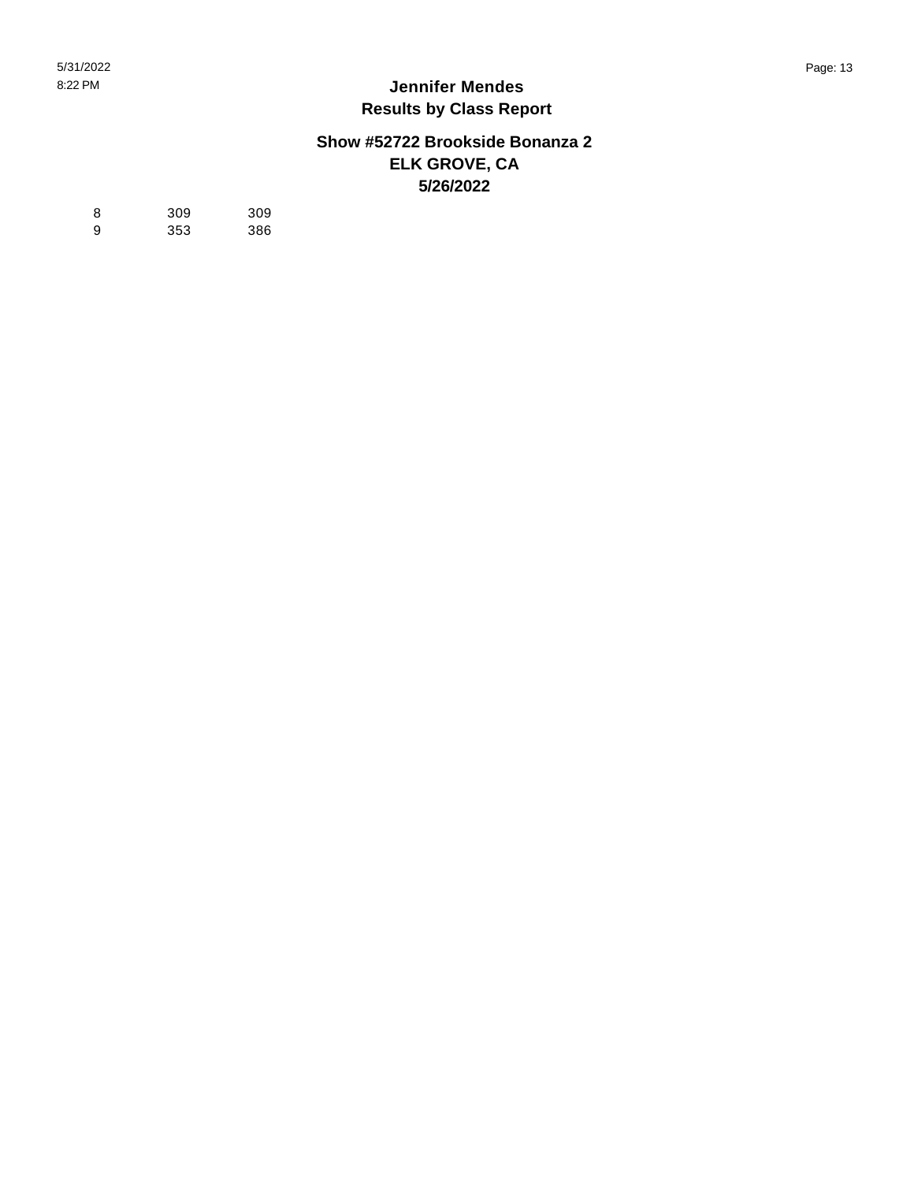| | | |
|---|---|---|
| 8 | 309 | 309 |
| 9 | 353 | 386 |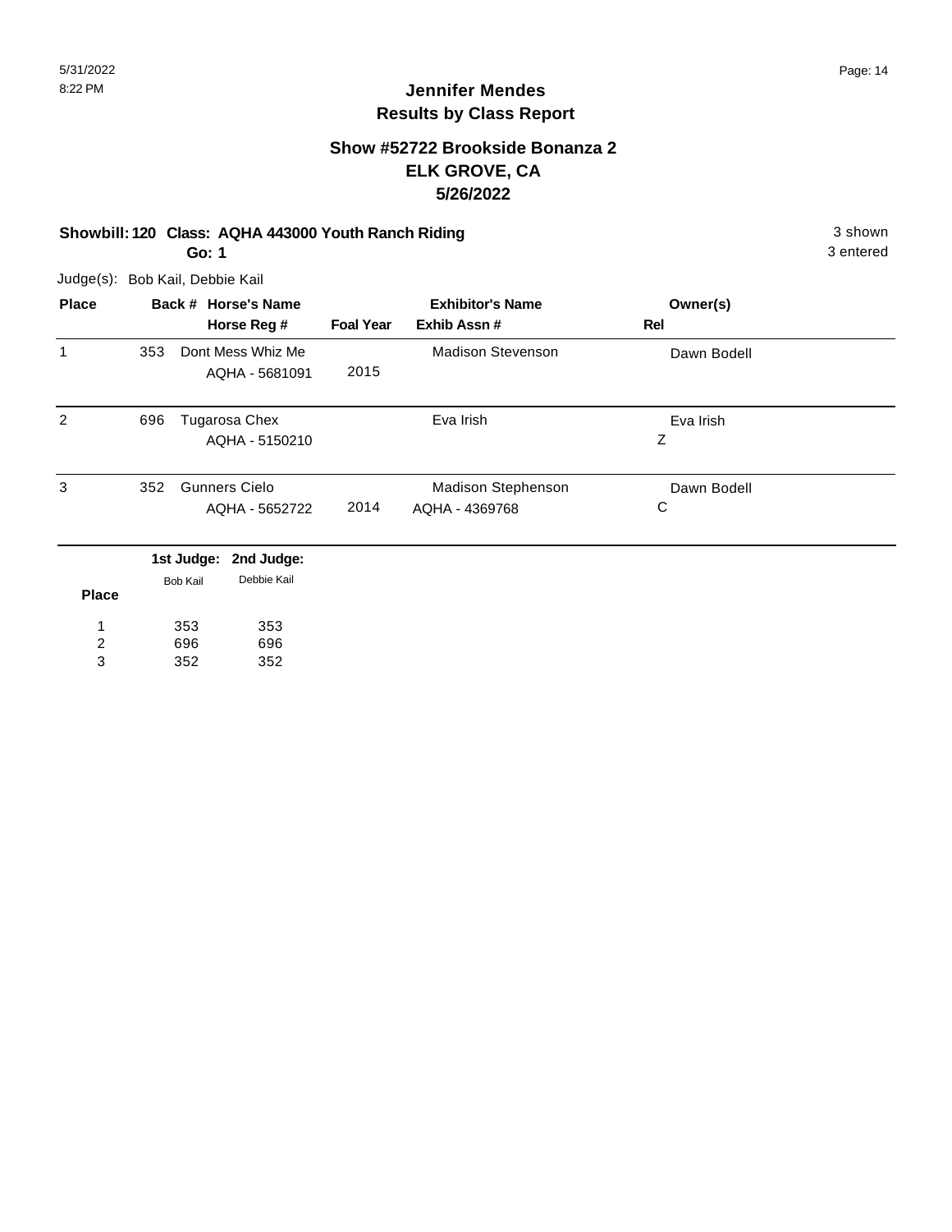# Jennifer Mendes
## Results by Class Report

### Show #52722 Brookside Bonanza 2
### ELK GROVE, CA
### 5/26/2022

**Showbill: 120 Class: AQHA 443000 Youth Ranch Riding** 3 shown

**Go: 1** 3 entered

Judge(s): Bob Kail, Debbie Kail

| Place | Back # | Horse's Name / Horse Reg # | Foal Year | Exhibitor's Name / Exhib Assn # | Owner(s) / Rel |
|---|---|---|---|---|---|
| 1 | 353 | Dont Mess Whiz Me / AQHA - 5681091 | 2015 | Madison Stevenson | Dawn Bodell |
| 2 | 696 | Tugarosa Chex / AQHA - 5150210 | | Eva Irish | Eva Irish / Z |
| 3 | 352 | Gunners Cielo / AQHA - 5652722 | 2014 | Madison Stephenson / AQHA - 4369768 | Dawn Bodell / C |

| Place | 1st Judge: Bob Kail | 2nd Judge: Debbie Kail |
|---|---|---|
| 1 | 353 | 353 |
| 2 | 696 | 696 |
| 3 | 352 | 352 |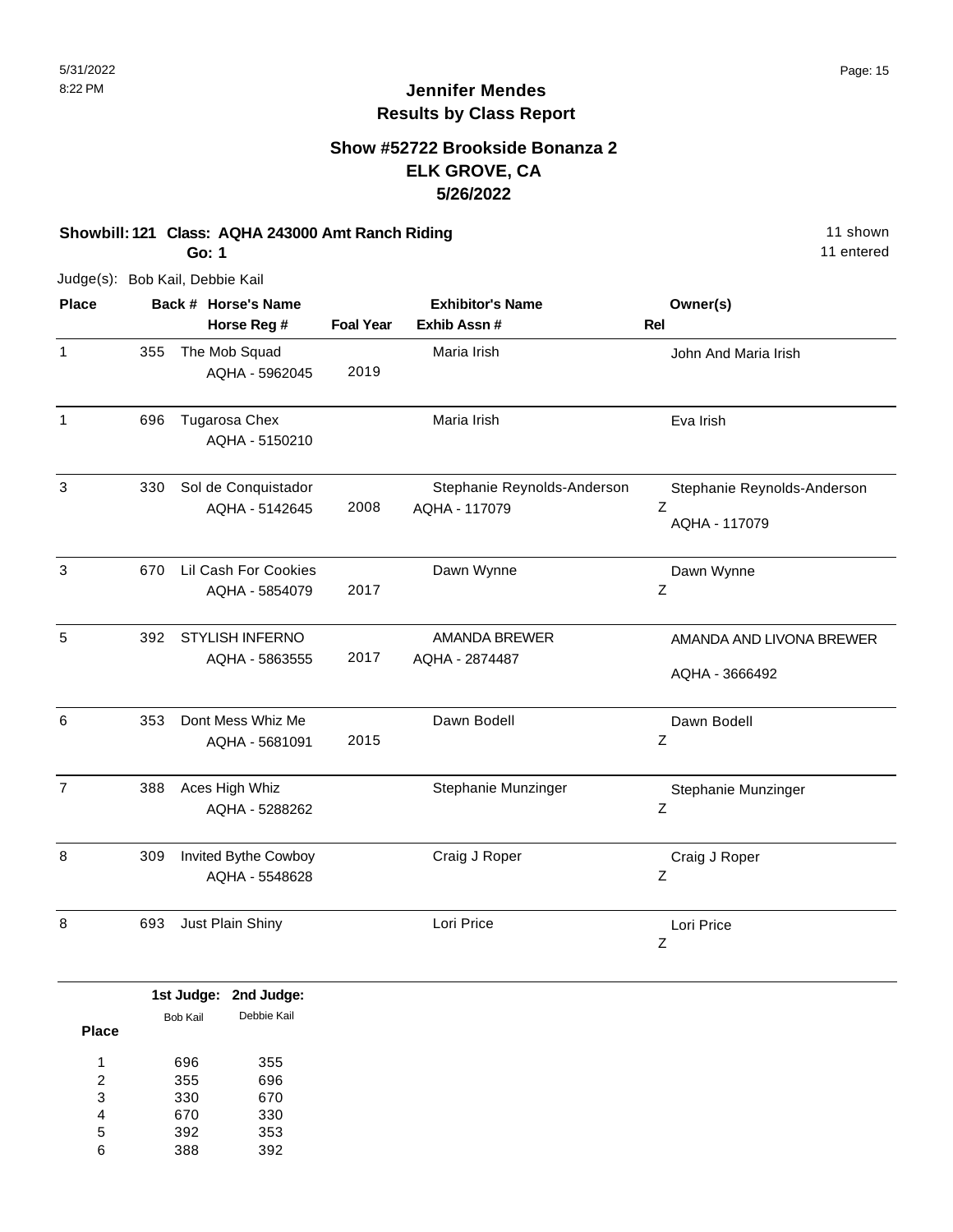# Jennifer Mendes
## Results by Class Report

### Show #52722 Brookside Bonanza 2
### ELK GROVE, CA
### 5/26/2022

**Showbill: 121 Class: AQHA 243000 Amt Ranch Riding** — 11 shown, 11 entered

**Go: 1**

Judge(s): Bob Kail, Debbie Kail

| Place | Back # | Horse's Name / Horse Reg # | Foal Year | Exhibitor's Name / Exhib Assn # | Owner(s) | Rel |
|---|---|---|---|---|---|---|
| 1 | 355 | The Mob Squad<br>AQHA - 5962045 | 2019 | Maria Irish | John And Maria Irish | |
| 1 | 696 | Tugarosa Chex<br>AQHA - 5150210 | | Maria Irish | Eva Irish | |
| 3 | 330 | Sol de Conquistador<br>AQHA - 5142645 | 2008 | Stephanie Reynolds-Anderson<br>AQHA - 117079 | Stephanie Reynolds-Anderson<br>AQHA - 117079 | Z |
| 3 | 670 | Lil Cash For Cookies<br>AQHA - 5854079 | 2017 | Dawn Wynne | Dawn Wynne | Z |
| 5 | 392 | STYLISH INFERNO<br>AQHA - 5863555 | 2017 | AMANDA BREWER<br>AQHA - 2874487 | AMANDA AND LIVONA BREWER<br>AQHA - 3666492 | |
| 6 | 353 | Dont Mess Whiz Me<br>AQHA - 5681091 | 2015 | Dawn Bodell | Dawn Bodell | Z |
| 7 | 388 | Aces High Whiz<br>AQHA - 5288262 | | Stephanie Munzinger | Stephanie Munzinger | Z |
| 8 | 309 | Invited Bythe Cowboy<br>AQHA - 5548628 | | Craig J Roper | Craig J Roper | Z |
| 8 | 693 | Just Plain Shiny | | Lori Price | Lori Price | Z |

| Place | 1st Judge: Bob Kail | 2nd Judge: Debbie Kail |
|---|---|---|
| 1 | 696 | 355 |
| 2 | 355 | 696 |
| 3 | 330 | 670 |
| 4 | 670 | 330 |
| 5 | 392 | 353 |
| 6 | 388 | 392 |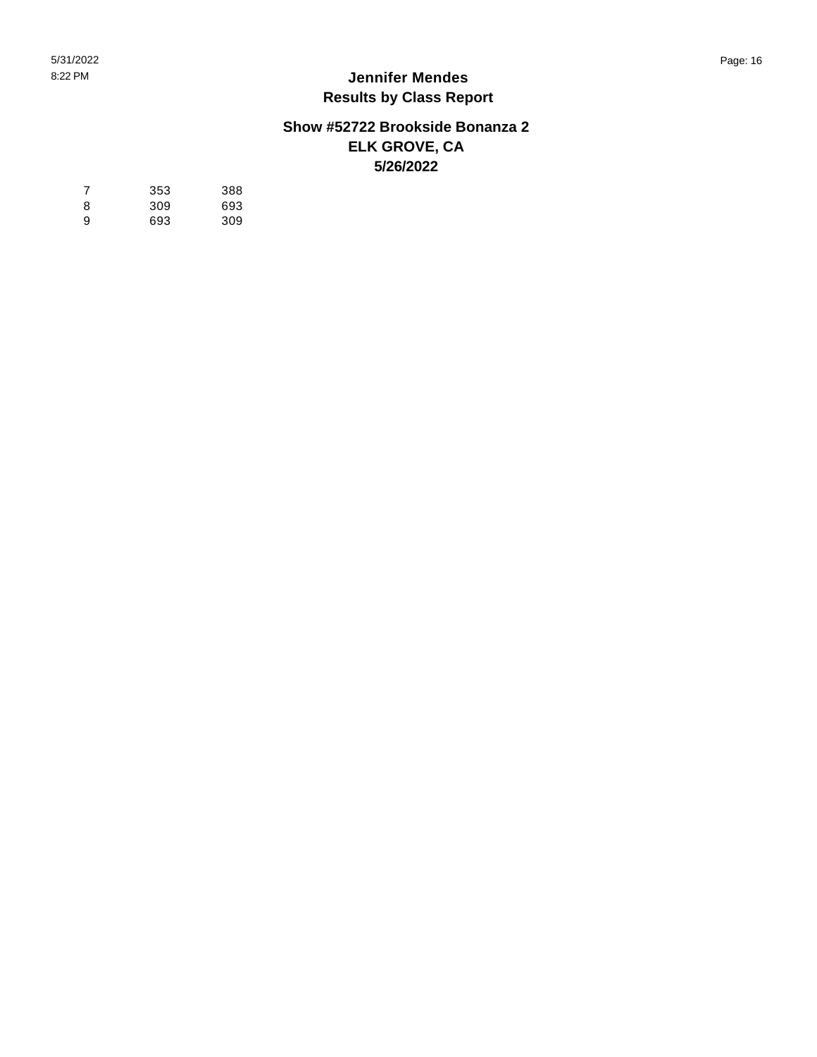# Jennifer Mendes
## Results by Class Report

### Show #52722 Brookside Bonanza 2
### ELK GROVE, CA
### 5/26/2022

| | | |
|---|---|---|
| 7 | 353 | 388 |
| 8 | 309 | 693 |
| 9 | 693 | 309 |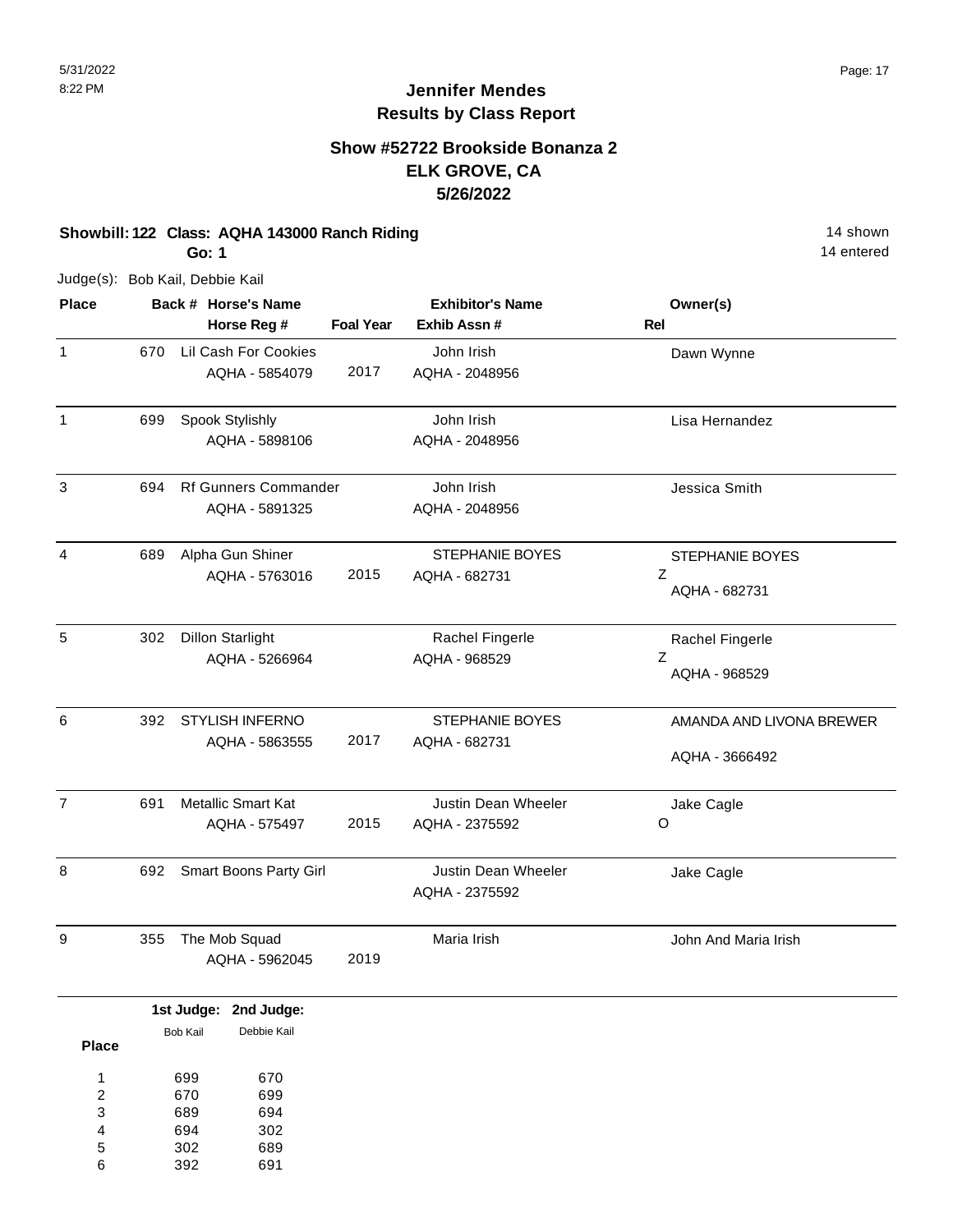# Jennifer Mendes
## Results by Class Report

### Show #52722 Brookside Bonanza 2
### ELK GROVE, CA
### 5/26/2022

**Showbill: 122 Class: AQHA 143000 Ranch Riding** — 14 shown

**Go: 1** — 14 entered

Judge(s): Bob Kail, Debbie Kail

| Place | Back # | Horse's Name / Horse Reg # | Foal Year | Exhibitor's Name / Exhib Assn # | Rel | Owner(s) |
|---|---|---|---|---|---|---|
| 1 | 670 | Lil Cash For Cookies<br>AQHA - 5854079 | 2017 | John Irish<br>AQHA - 2048956 | | Dawn Wynne |
| 1 | 699 | Spook Stylishly<br>AQHA - 5898106 | | John Irish<br>AQHA - 2048956 | | Lisa Hernandez |
| 3 | 694 | Rf Gunners Commander<br>AQHA - 5891325 | | John Irish<br>AQHA - 2048956 | | Jessica Smith |
| 4 | 689 | Alpha Gun Shiner<br>AQHA - 5763016 | 2015 | STEPHANIE BOYES<br>AQHA - 682731 | Z | STEPHANIE BOYES<br>AQHA - 682731 |
| 5 | 302 | Dillon Starlight<br>AQHA - 5266964 | | Rachel Fingerle<br>AQHA - 968529 | Z | Rachel Fingerle<br>AQHA - 968529 |
| 6 | 392 | STYLISH INFERNO<br>AQHA - 5863555 | 2017 | STEPHANIE BOYES<br>AQHA - 682731 | | AMANDA AND LIVONA BREWER<br>AQHA - 3666492 |
| 7 | 691 | Metallic Smart Kat<br>AQHA - 575497 | 2015 | Justin Dean Wheeler<br>AQHA - 2375592 | O | Jake Cagle |
| 8 | 692 | Smart Boons Party Girl | | Justin Dean Wheeler<br>AQHA - 2375592 | | Jake Cagle |
| 9 | 355 | The Mob Squad<br>AQHA - 5962045 | 2019 | Maria Irish | | John And Maria Irish |

| Place | 1st Judge: Bob Kail | 2nd Judge: Debbie Kail |
|---|---|---|
| 1 | 699 | 670 |
| 2 | 670 | 699 |
| 3 | 689 | 694 |
| 4 | 694 | 302 |
| 5 | 302 | 689 |
| 6 | 392 | 691 |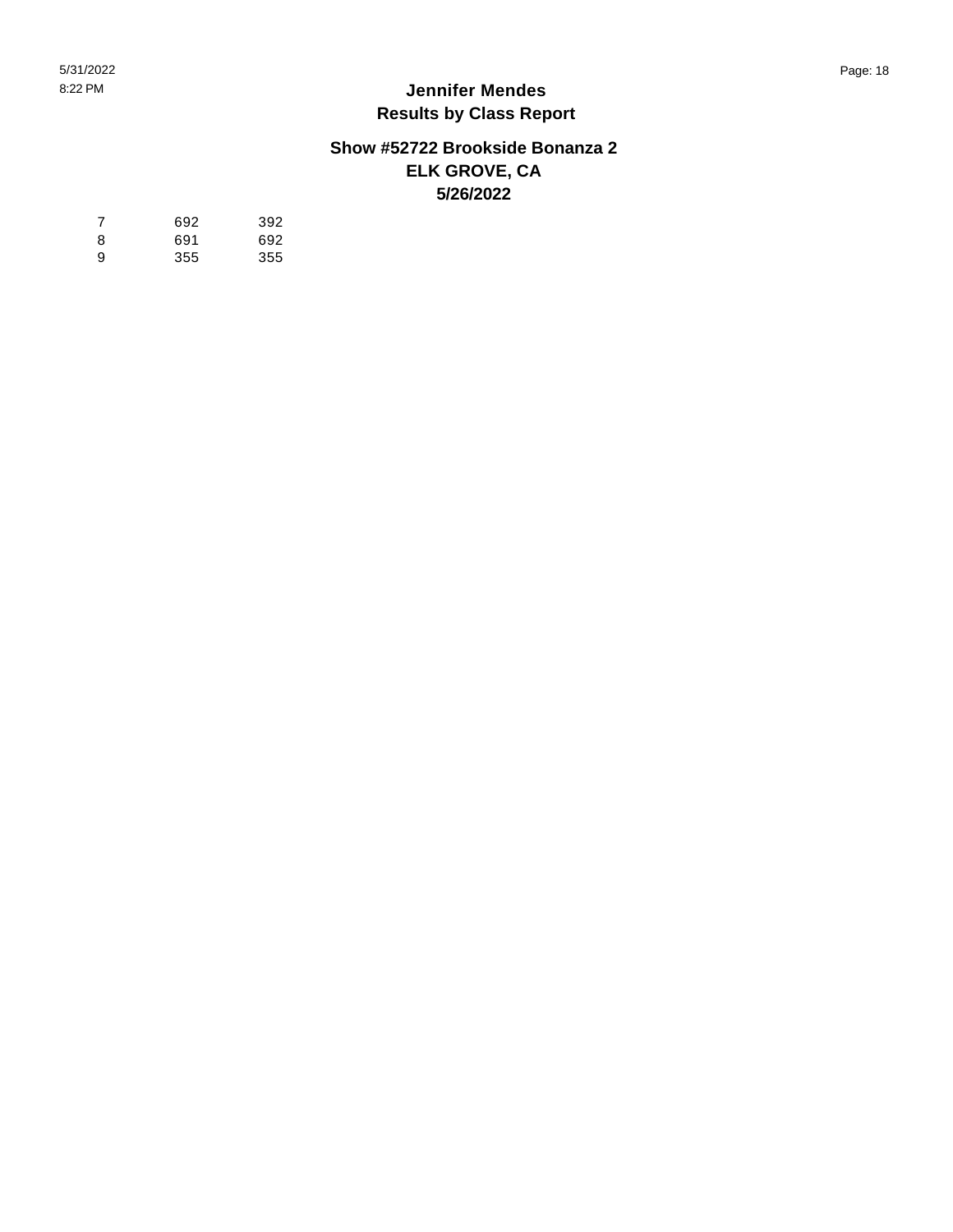# Jennifer Mendes
## Results by Class Report

### Show #52722 Brookside Bonanza 2
### ELK GROVE, CA
### 5/26/2022

| | | |
|---|---|---|
| 7 | 692 | 392 |
| 8 | 691 | 692 |
| 9 | 355 | 355 |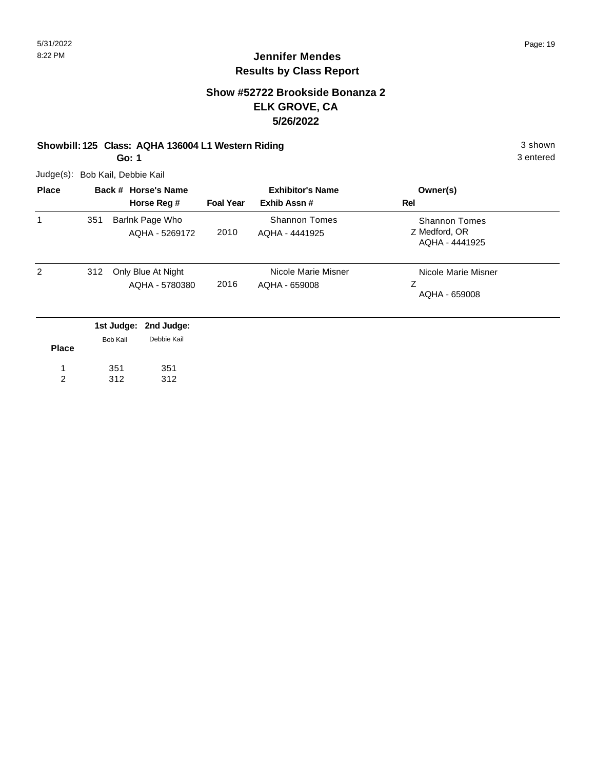# Jennifer Mendes
## Results by Class Report

### Show #52722 Brookside Bonanza 2
### ELK GROVE, CA
### 5/26/2022

**Showbill: 125 Class: AQHA 136004 L1 Western Riding** — 3 shown
**Go: 1** — 3 entered

Judge(s): Bob Kail, Debbie Kail

| Place | Back # | Horse's Name / Horse Reg # | Foal Year | Exhibitor's Name / Exhib Assn # | Owner(s) / Rel |
|---|---|---|---|---|---|
| 1 | 351 | Barlnk Page Who<br>AQHA - 5269172 | 2010 | Shannon Tomes<br>AQHA - 4441925 | Shannon Tomes<br>Z Medford, OR<br>AQHA - 4441925 |
| 2 | 312 | Only Blue At Night<br>AQHA - 5780380 | 2016 | Nicole Marie Misner<br>AQHA - 659008 | Nicole Marie Misner<br>Z<br>AQHA - 659008 |

| Place | 1st Judge: Bob Kail | 2nd Judge: Debbie Kail |
|---|---|---|
| 1 | 351 | 351 |
| 2 | 312 | 312 |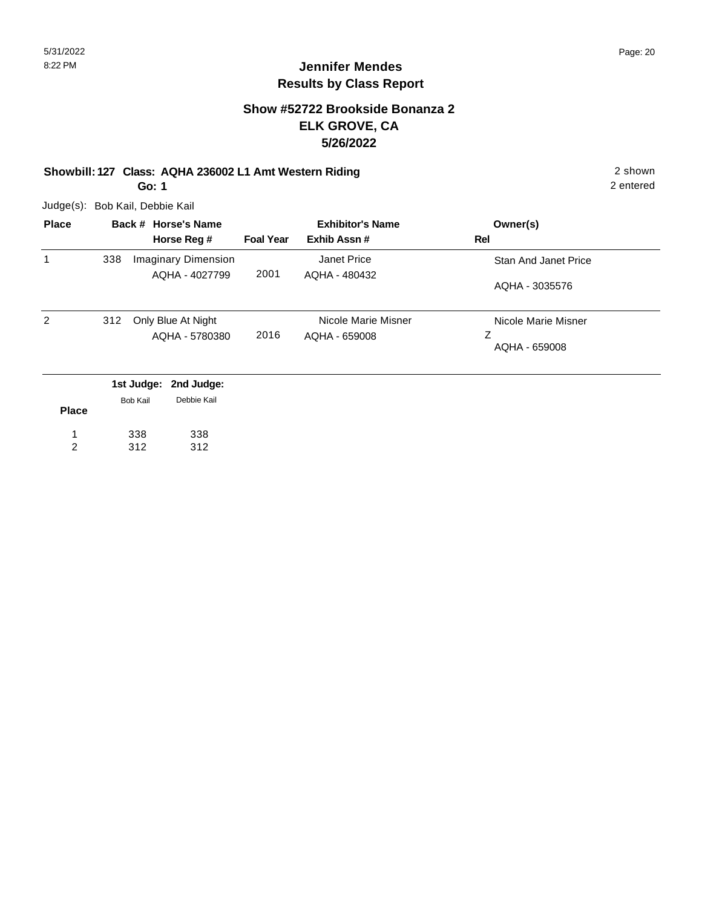# Jennifer Mendes
## Results by Class Report

### Show #52722 Brookside Bonanza 2
### ELK GROVE, CA
### 5/26/2022

**Showbill: 127 Class: AQHA 236002 L1 Amt Western Riding** 2 shown
**Go: 1** 2 entered

Judge(s): Bob Kail, Debbie Kail

| Place | Back # | Horse's Name / Horse Reg # | Foal Year | Exhibitor's Name / Exhib Assn # | Owner(s) / Rel |
|---|---|---|---|---|---|
| 1 | 338 | Imaginary Dimension<br>AQHA - 4027799 | 2001 | Janet Price<br>AQHA - 480432 | Stan And Janet Price<br>AQHA - 3035576 |
| 2 | 312 | Only Blue At Night<br>AQHA - 5780380 | 2016 | Nicole Marie Misner<br>AQHA - 659008 | Nicole Marie Misner<br>Z<br>AQHA - 659008 |

| Place | 1st Judge: Bob Kail | 2nd Judge: Debbie Kail |
|---|---|---|
| 1 | 338 | 338 |
| 2 | 312 | 312 |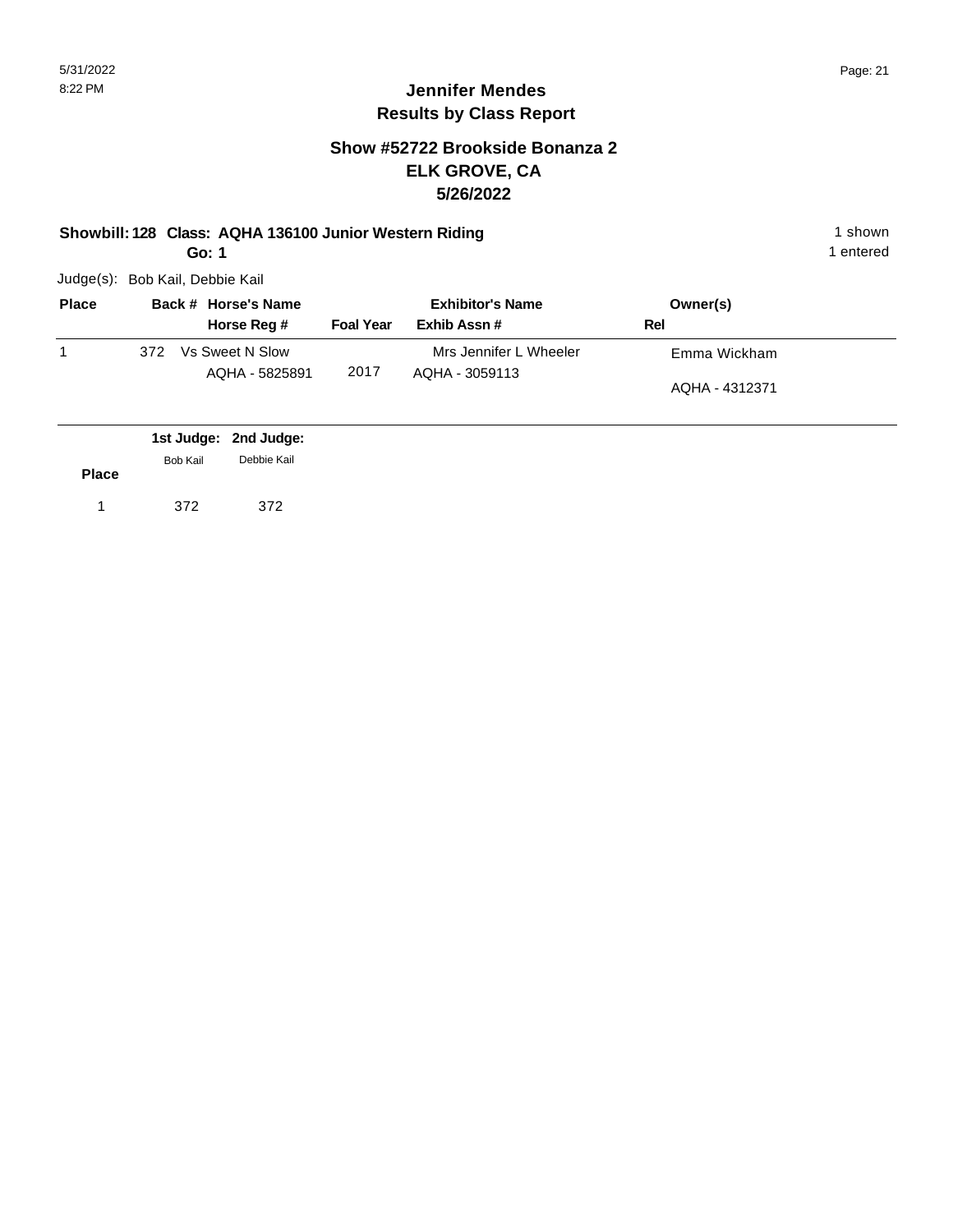## Jennifer Mendes
## Results by Class Report

### Show #52722 Brookside Bonanza 2
### ELK GROVE, CA
### 5/26/2022

**Showbill: 128 Class: AQHA 136100 Junior Western Riding** 1 shown

**Go: 1** 1 entered

Judge(s): Bob Kail, Debbie Kail

| Place | Back # | Horse's Name / Horse Reg # | Foal Year | Exhibitor's Name / Exhib Assn # | Owner(s) / Rel |
|---|---|---|---|---|---|
| 1 | 372 | Vs Sweet N Slow<br>AQHA - 5825891 | 2017 | Mrs Jennifer L Wheeler<br>AQHA - 3059113 | Emma Wickham<br>AQHA - 4312371 |

| Place | 1st Judge: Bob Kail | 2nd Judge: Debbie Kail |
|---|---|---|
| 1 | 372 | 372 |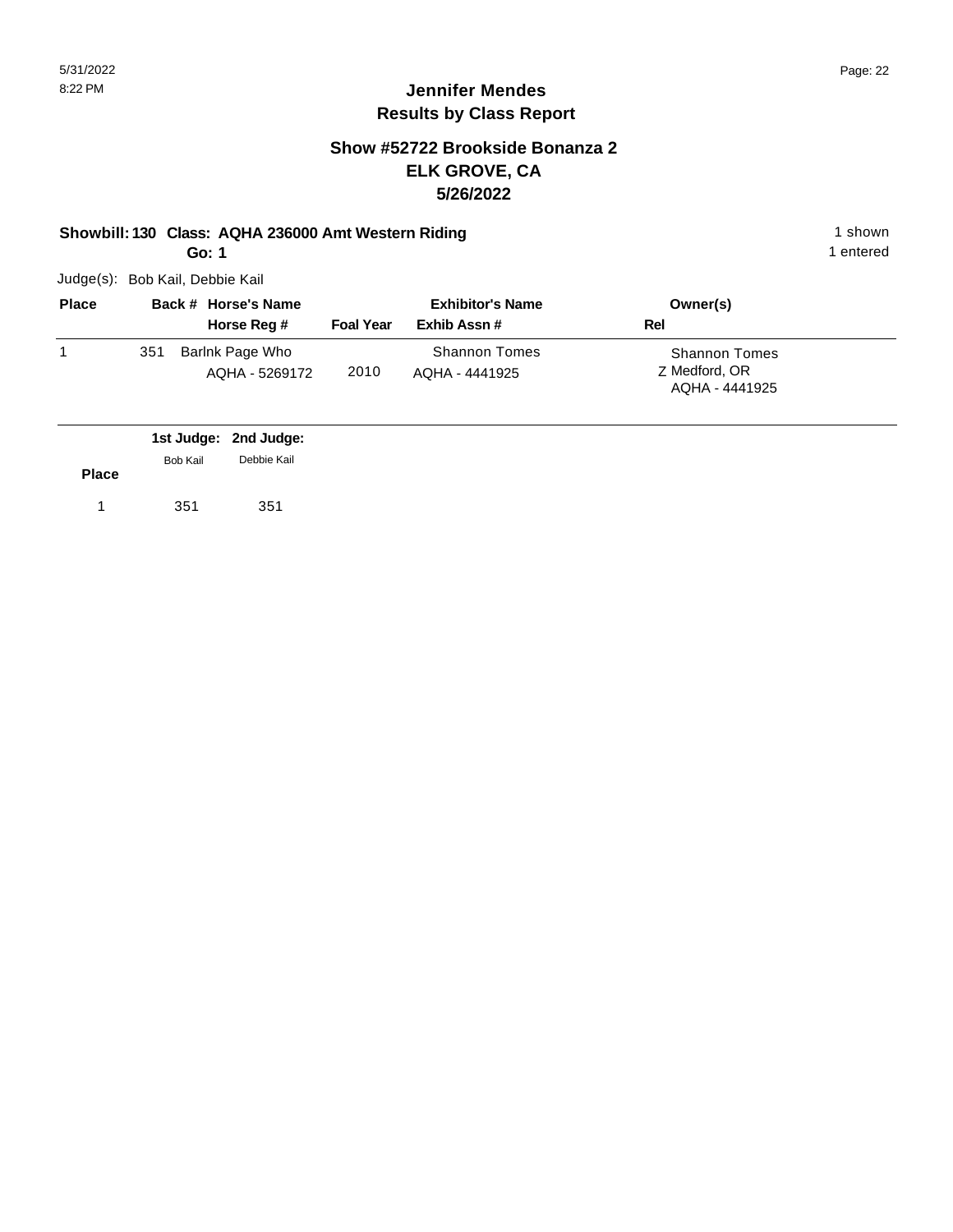# Jennifer Mendes
## Results by Class Report

### Show #52722 Brookside Bonanza 2
### ELK GROVE, CA
### 5/26/2022

**Showbill: 130 Class: AQHA 236000 Amt Western Riding** — 1 shown

**Go: 1** — 1 entered

Judge(s): Bob Kail, Debbie Kail

| Place | Back # | Horse's Name / Horse Reg # | Foal Year | Exhibitor's Name / Exhib Assn # | Owner(s) / Rel |
|---|---|---|---|---|---|
| 1 | 351 | Barlnk Page Who<br>AQHA - 5269172 | 2010 | Shannon Tomes<br>AQHA - 4441925 | Shannon Tomes<br>Z Medford, OR<br>AQHA - 4441925 |

| Place | 1st Judge: Bob Kail | 2nd Judge: Debbie Kail |
|---|---|---|
| 1 | 351 | 351 |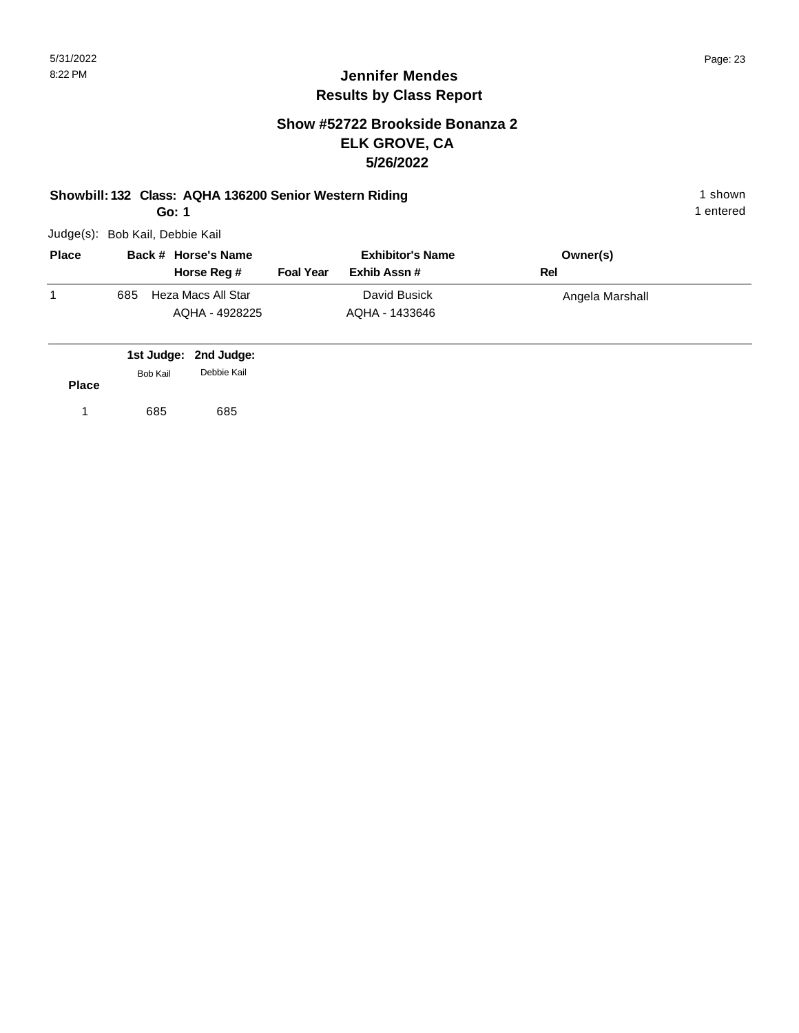# Jennifer Mendes
## Results by Class Report

### Show #52722 Brookside Bonanza 2
### ELK GROVE, CA
### 5/26/2022

**Showbill: 132 Class: AQHA 136200 Senior Western Riding** — 1 shown

**Go: 1** — 1 entered

Judge(s): Bob Kail, Debbie Kail

| Place | Back # | Horse's Name / Horse Reg # | Foal Year | Exhibitor's Name / Exhib Assn # | Owner(s) / Rel |
|---|---|---|---|---|---|
| 1 | 685 | Heza Macs All Star<br>AQHA - 4928225 | | David Busick<br>AQHA - 1433646 | Angela Marshall |

| Place | 1st Judge: Bob Kail | 2nd Judge: Debbie Kail |
|---|---|---|
| 1 | 685 | 685 |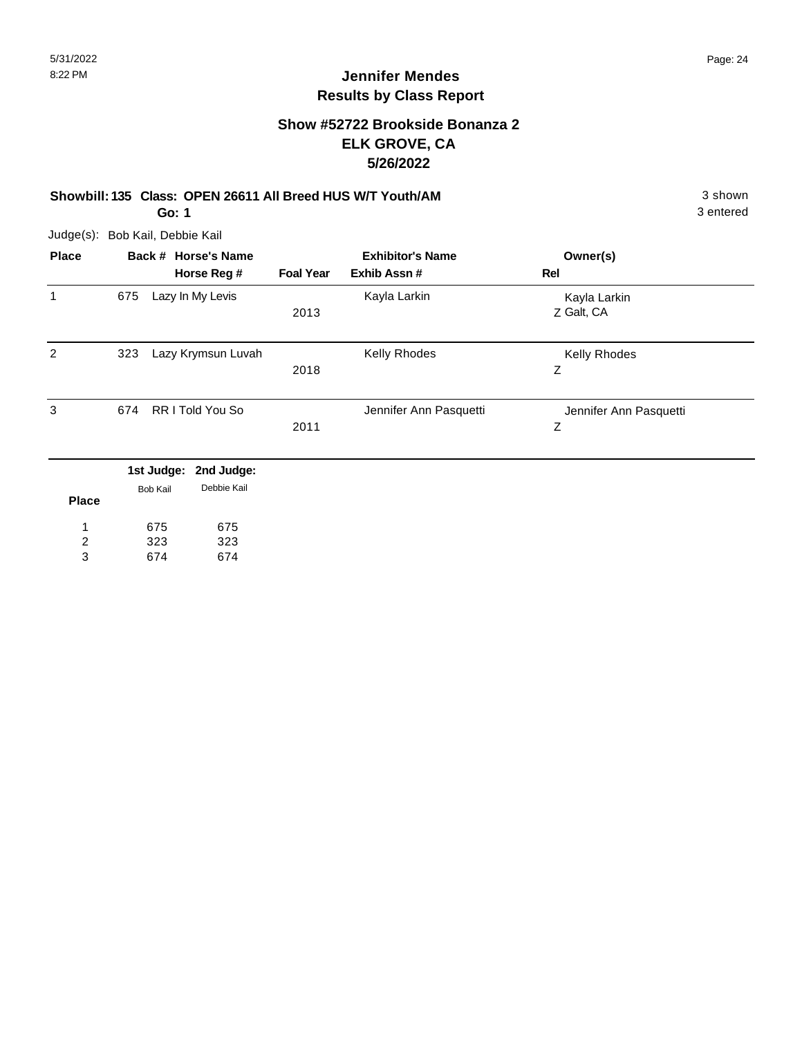## Jennifer Mendes
## Results by Class Report

### Show #52722 Brookside Bonanza 2
### ELK GROVE, CA
### 5/26/2022

**Showbill: 135 Class: OPEN 26611 All Breed HUS W/T Youth/AM** 3 shown

**Go: 1** 3 entered

Judge(s): Bob Kail, Debbie Kail

| Place | Back # | Horse's Name / Horse Reg # | Foal Year | Exhibitor's Name / Exhib Assn # | Owner(s) / Rel |
|---|---|---|---|---|---|
| 1 | 675 | Lazy In My Levis | 2013 | Kayla Larkin | Kayla Larkin Z Galt, CA |
| 2 | 323 | Lazy Krymsun Luvah | 2018 | Kelly Rhodes | Kelly Rhodes Z |
| 3 | 674 | RR I Told You So | 2011 | Jennifer Ann Pasquetti | Jennifer Ann Pasquetti Z |

| Place | 1st Judge: Bob Kail | 2nd Judge: Debbie Kail |
|---|---|---|
| 1 | 675 | 675 |
| 2 | 323 | 323 |
| 3 | 674 | 674 |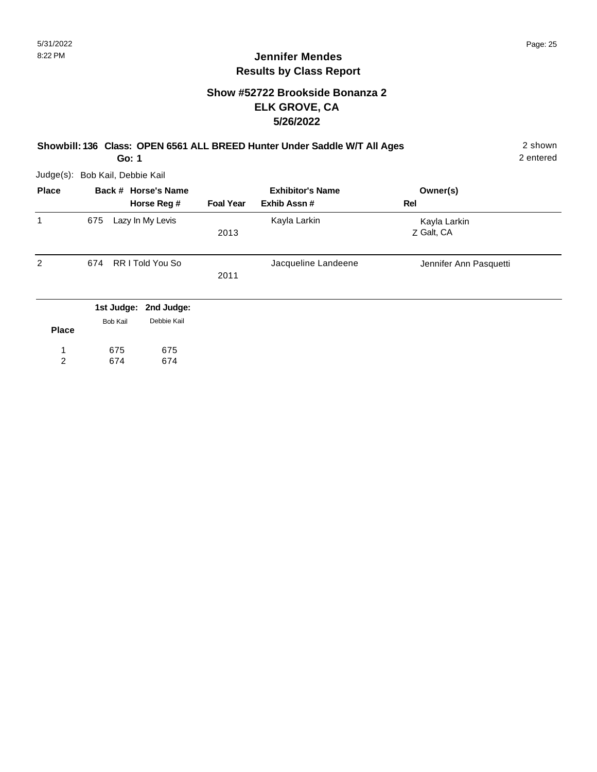# Jennifer Mendes
## Results by Class Report

### Show #52722 Brookside Bonanza 2
### ELK GROVE, CA
### 5/26/2022

**Showbill: 136 Class: OPEN 6561 ALL BREED Hunter Under Saddle W/T All Ages** — 2 shown, 2 entered

**Go: 1**

Judge(s): Bob Kail, Debbie Kail

| Place | Back # | Horse's Name / Horse Reg # | Foal Year | Exhibitor's Name / Exhib Assn # | Owner(s) / Rel |
|---|---|---|---|---|---|
| 1 | 675 | Lazy In My Levis | 2013 | Kayla Larkin | Kayla Larkin<br>Z Galt, CA |
| 2 | 674 | RR I Told You So | 2011 | Jacqueline Landeene | Jennifer Ann Pasquetti |

| Place | 1st Judge: Bob Kail | 2nd Judge: Debbie Kail |
|---|---|---|
| 1 | 675 | 675 |
| 2 | 674 | 674 |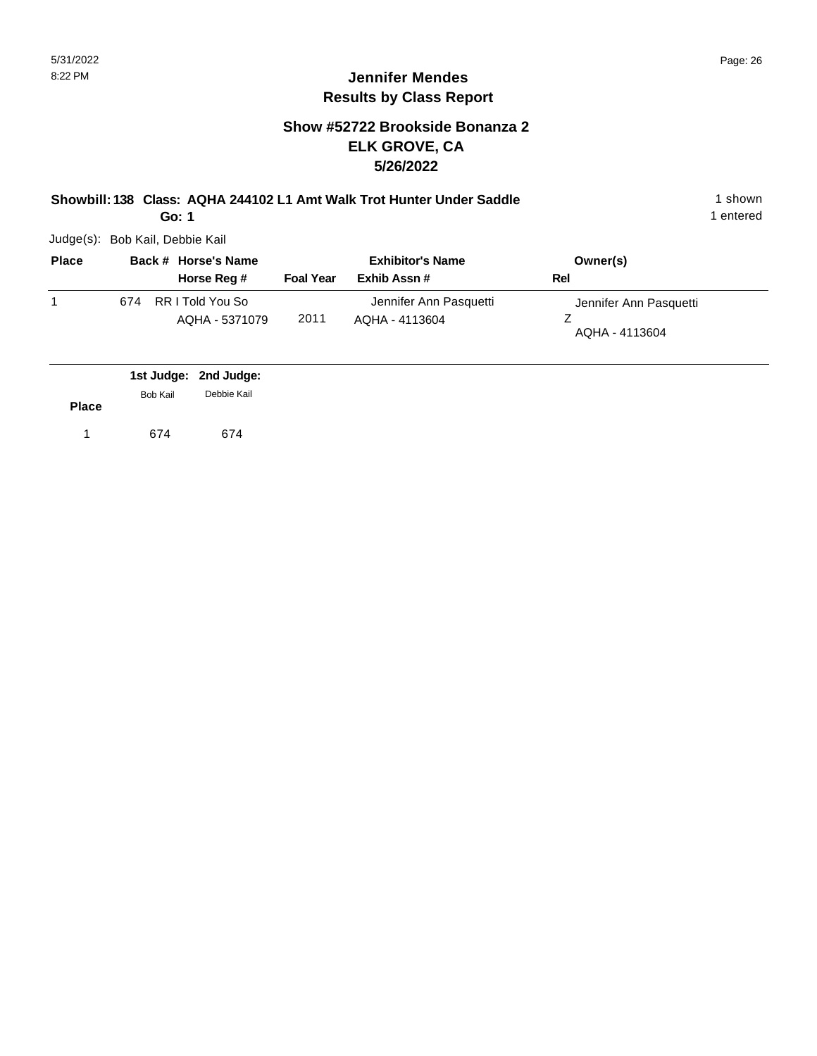# Jennifer Mendes
## Results by Class Report

### Show #52722 Brookside Bonanza 2
### ELK GROVE, CA
### 5/26/2022

**Showbill: 138 Class: AQHA 244102 L1 Amt Walk Trot Hunter Under Saddle** 1 shown

**Go: 1** 1 entered

Judge(s): Bob Kail, Debbie Kail

| Place | Back # | Horse's Name / Horse Reg # | Foal Year | Exhibitor's Name / Exhib Assn # | Owner(s) / Rel |
|---|---|---|---|---|---|
| 1 | 674 | RR I Told You So<br>AQHA - 5371079 | 2011 | Jennifer Ann Pasquetti<br>AQHA - 4113604 | Jennifer Ann Pasquetti<br>Z<br>AQHA - 4113604 |

| Place | 1st Judge: Bob Kail | 2nd Judge: Debbie Kail |
|---|---|---|
| 1 | 674 | 674 |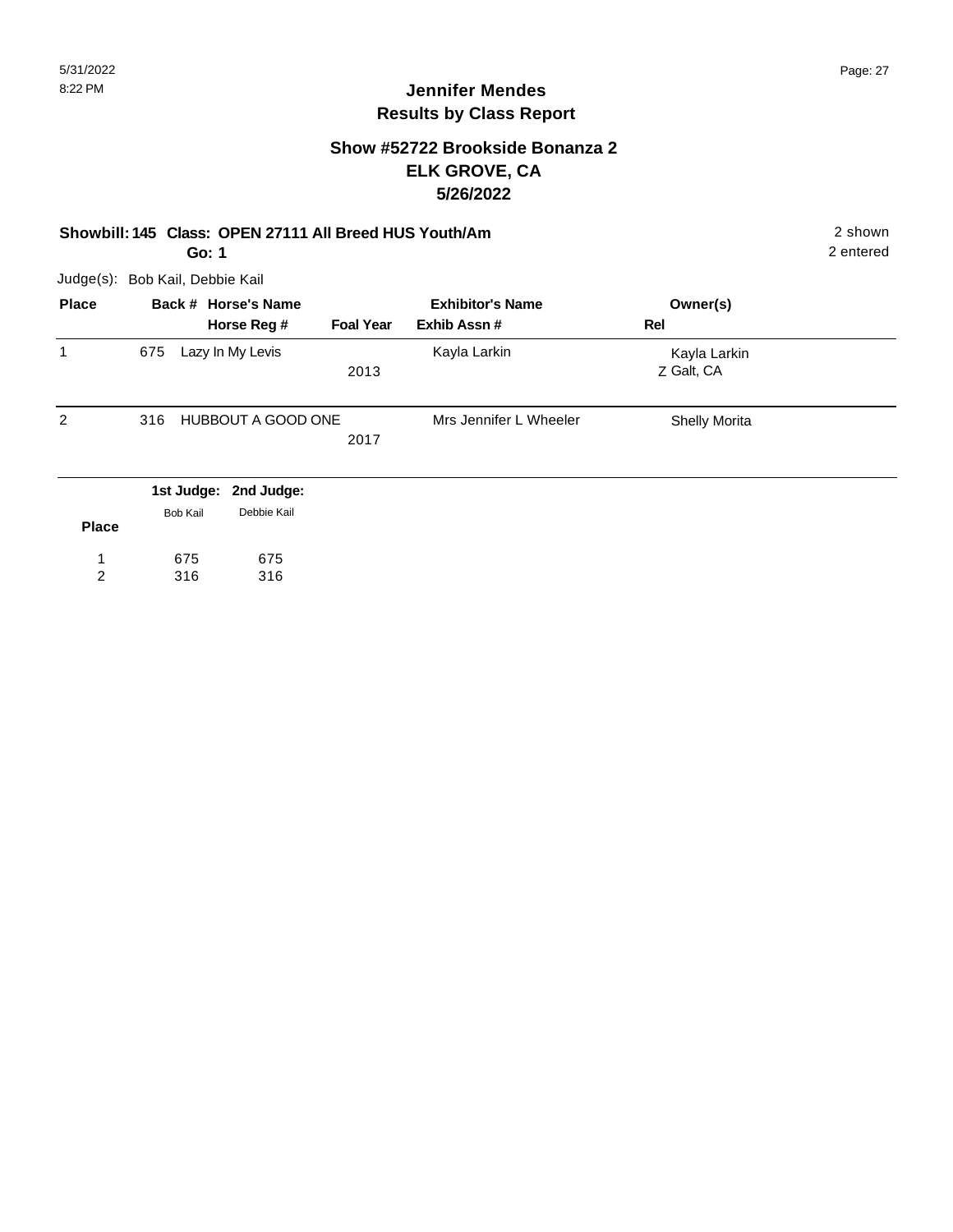# Jennifer Mendes
## Results by Class Report

### Show #52722 Brookside Bonanza 2
### ELK GROVE, CA
### 5/26/2022

**Showbill: 145 Class: OPEN 27111 All Breed HUS Youth/Am** — 2 shown

**Go: 1** — 2 entered

Judge(s): Bob Kail, Debbie Kail

| Place | Back # | Horse's Name / Horse Reg # | Foal Year | Exhibitor's Name / Exhib Assn # | Owner(s) / Rel |
|---|---|---|---|---|---|
| 1 | 675 | Lazy In My Levis | 2013 | Kayla Larkin | Kayla Larkin<br>Z Galt, CA |
| 2 | 316 | HUBBOUT A GOOD ONE | 2017 | Mrs Jennifer L Wheeler | Shelly Morita |

| Place | 1st Judge: Bob Kail | 2nd Judge: Debbie Kail |
|---|---|---|
| 1 | 675 | 675 |
| 2 | 316 | 316 |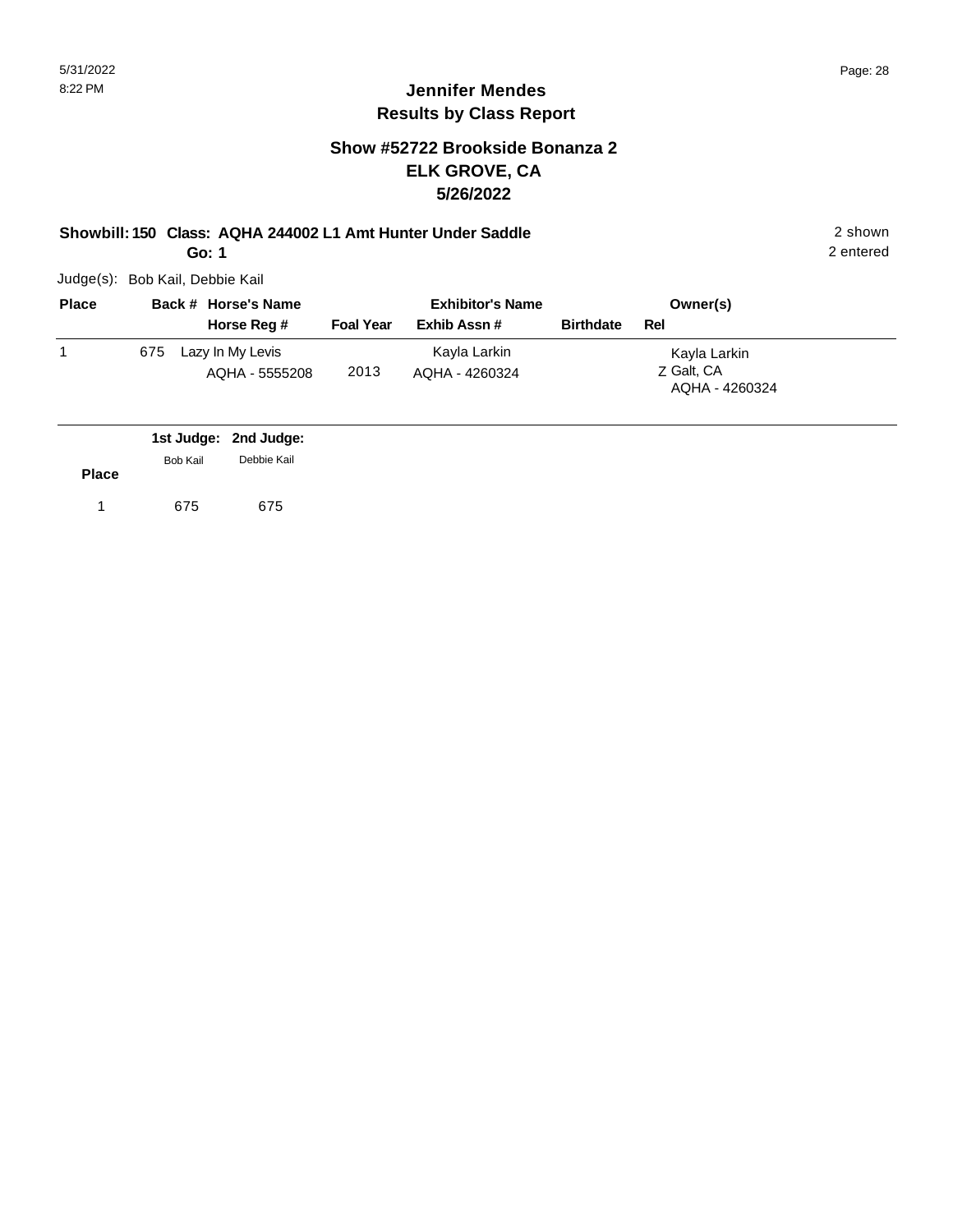# Jennifer Mendes
## Results by Class Report

### Show #52722 Brookside Bonanza 2
### ELK GROVE, CA
### 5/26/2022

**Showbill: 150 Class: AQHA 244002 L1 Amt Hunter Under Saddle** 2 shown

**Go: 1** 2 entered

Judge(s): Bob Kail, Debbie Kail

| Place | Back # | Horse's Name / Horse Reg # | Foal Year | Exhibitor's Name / Exhib Assn # | Birthdate | Rel | Owner(s) |
|---|---|---|---|---|---|---|---|
| 1 | 675 | Lazy In My Levis<br>AQHA - 5555208 | 2013 | Kayla Larkin<br>AQHA - 4260324 | | Z | Kayla Larkin<br>Galt, CA<br>AQHA - 4260324 |

| Place | 1st Judge: Bob Kail | 2nd Judge: Debbie Kail |
|---|---|---|
| 1 | 675 | 675 |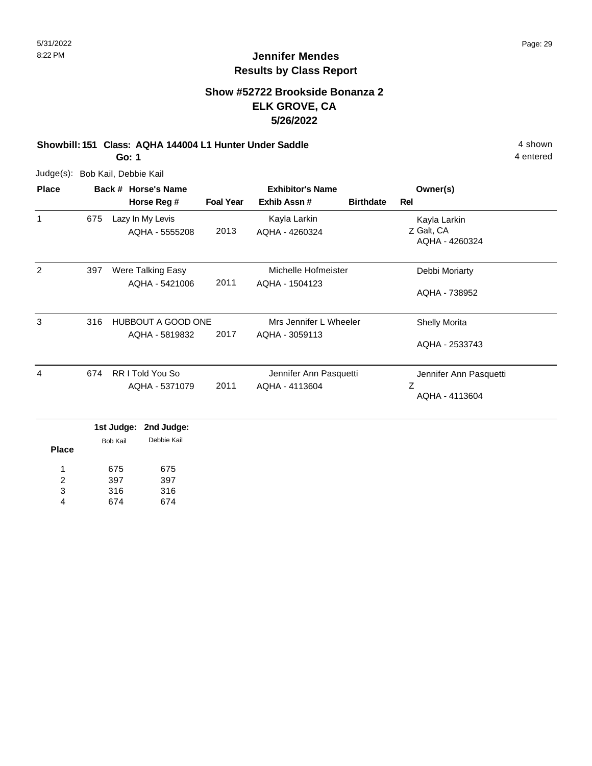# Jennifer Mendes
## Results by Class Report

### Show #52722 Brookside Bonanza 2
### ELK GROVE, CA
### 5/26/2022

**Showbill: 151 Class: AQHA 144004 L1 Hunter Under Saddle** — 4 shown, 4 entered

**Go: 1**

Judge(s): Bob Kail, Debbie Kail

| Place | Back # | Horse's Name / Horse Reg # | Foal Year | Exhibitor's Name / Exhib Assn # | Birthdate | Rel | Owner(s) |
|---|---|---|---|---|---|---|---|
| 1 | 675 | Lazy In My Levis<br>AQHA - 5555208 | 2013 | Kayla Larkin<br>AQHA - 4260324 | | Z | Kayla Larkin<br>Galt, CA<br>AQHA - 4260324 |
| 2 | 397 | Were Talking Easy<br>AQHA - 5421006 | 2011 | Michelle Hofmeister<br>AQHA - 1504123 | | | Debbi Moriarty<br>AQHA - 738952 |
| 3 | 316 | HUBBOUT A GOOD ONE<br>AQHA - 5819832 | 2017 | Mrs Jennifer L Wheeler<br>AQHA - 3059113 | | | Shelly Morita<br>AQHA - 2533743 |
| 4 | 674 | RR I Told You So<br>AQHA - 5371079 | 2011 | Jennifer Ann Pasquetti<br>AQHA - 4113604 | | Z | Jennifer Ann Pasquetti<br>AQHA - 4113604 |

| Place | 1st Judge: Bob Kail | 2nd Judge: Debbie Kail |
|---|---|---|
| 1 | 675 | 675 |
| 2 | 397 | 397 |
| 3 | 316 | 316 |
| 4 | 674 | 674 |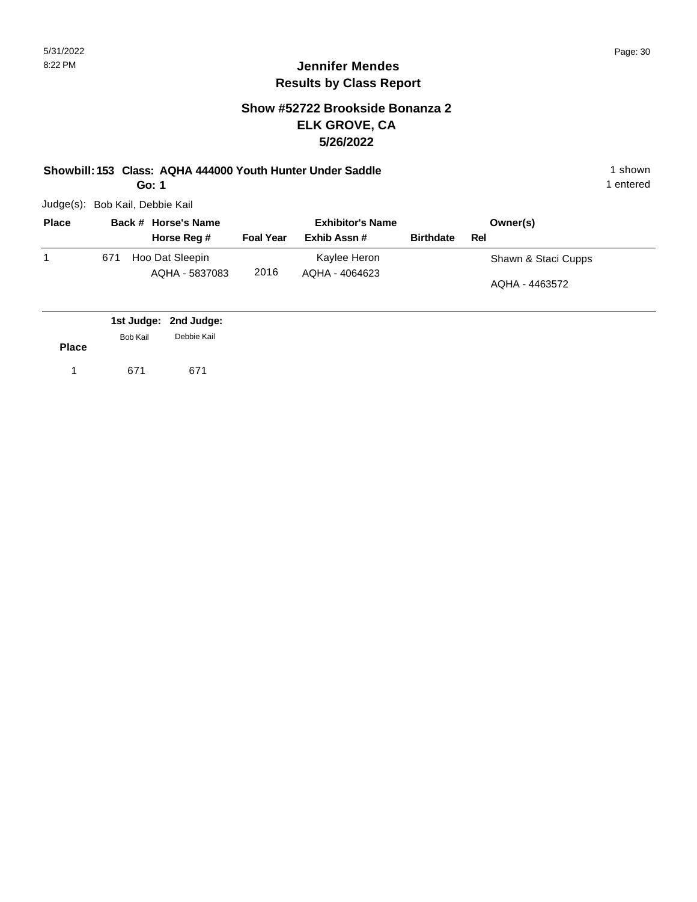## Jennifer Mendes
## Results by Class Report

### Show #52722 Brookside Bonanza 2
### ELK GROVE, CA
### 5/26/2022

**Showbill: 153 Class: AQHA 444000 Youth Hunter Under Saddle** — 1 shown

**Go: 1** — 1 entered

Judge(s): Bob Kail, Debbie Kail

| Place | Back # | Horse's Name / Horse Reg # | Foal Year | Exhibitor's Name / Exhib Assn # | Birthdate | Rel | Owner(s) |
|---|---|---|---|---|---|---|---|
| 1 | 671 | Hoo Dat Sleepin / AQHA - 5837083 | 2016 | Kaylee Heron / AQHA - 4064623 | | | Shawn & Staci Cupps / AQHA - 4463572 |

| Place | 1st Judge: Bob Kail | 2nd Judge: Debbie Kail |
|---|---|---|
| 1 | 671 | 671 |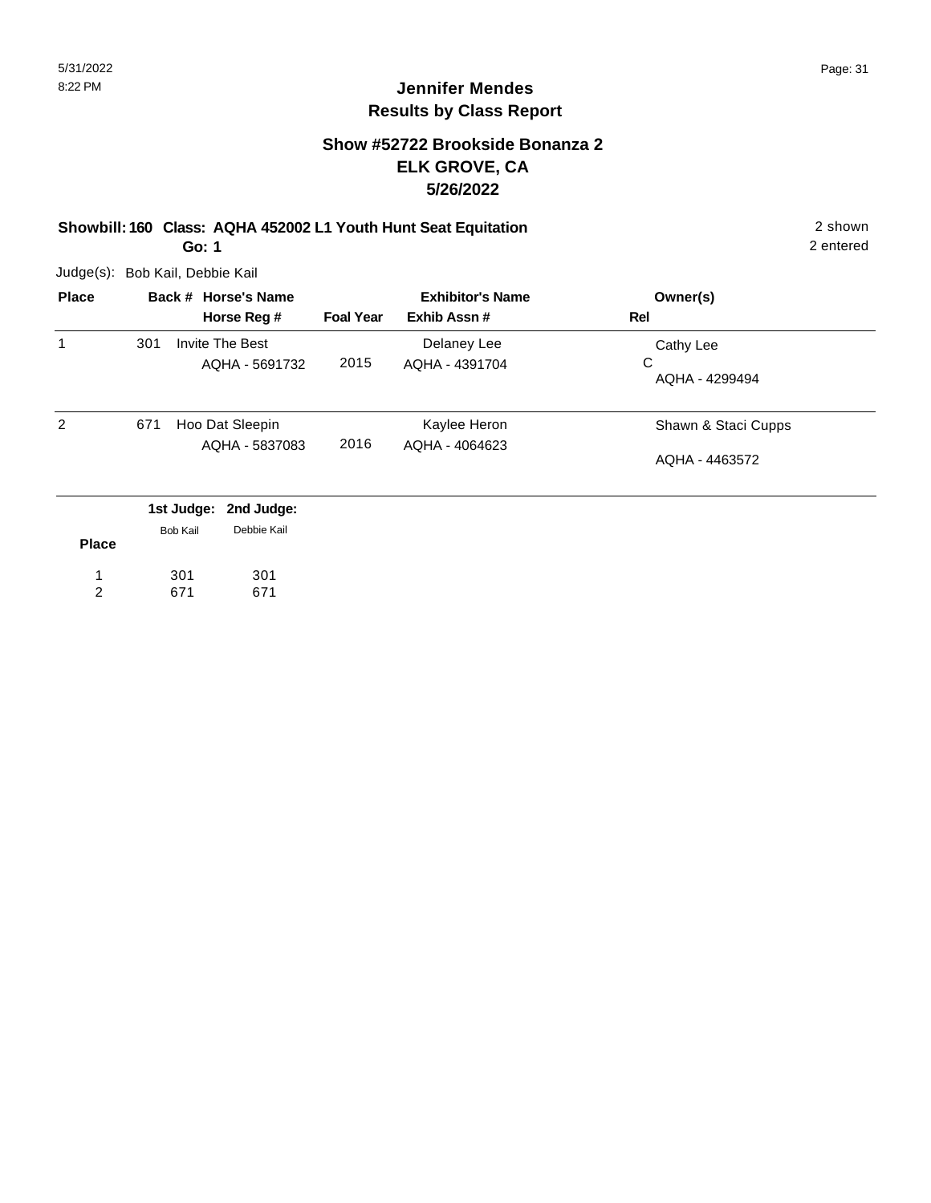# Jennifer Mendes
## Results by Class Report

### Show #52722 Brookside Bonanza 2
### ELK GROVE, CA
### 5/26/2022

**Showbill: 160 Class: AQHA 452002 L1 Youth Hunt Seat Equitation** — 2 shown, 2 entered

**Go: 1**

Judge(s): Bob Kail, Debbie Kail

| Place | Back # | Horse's Name / Horse Reg # | Foal Year | Exhibitor's Name / Exhib Assn # | Owner(s) / Rel |
|---|---|---|---|---|---|
| 1 | 301 | Invite The Best<br>AQHA - 5691732 | 2015 | Delaney Lee<br>AQHA - 4391704 | Cathy Lee<br>C<br>AQHA - 4299494 |
| 2 | 671 | Hoo Dat Sleepin<br>AQHA - 5837083 | 2016 | Kaylee Heron<br>AQHA - 4064623 | Shawn & Staci Cupps<br>AQHA - 4463572 |

| Place | 1st Judge: Bob Kail | 2nd Judge: Debbie Kail |
|---|---|---|
| 1 | 301 | 301 |
| 2 | 671 | 671 |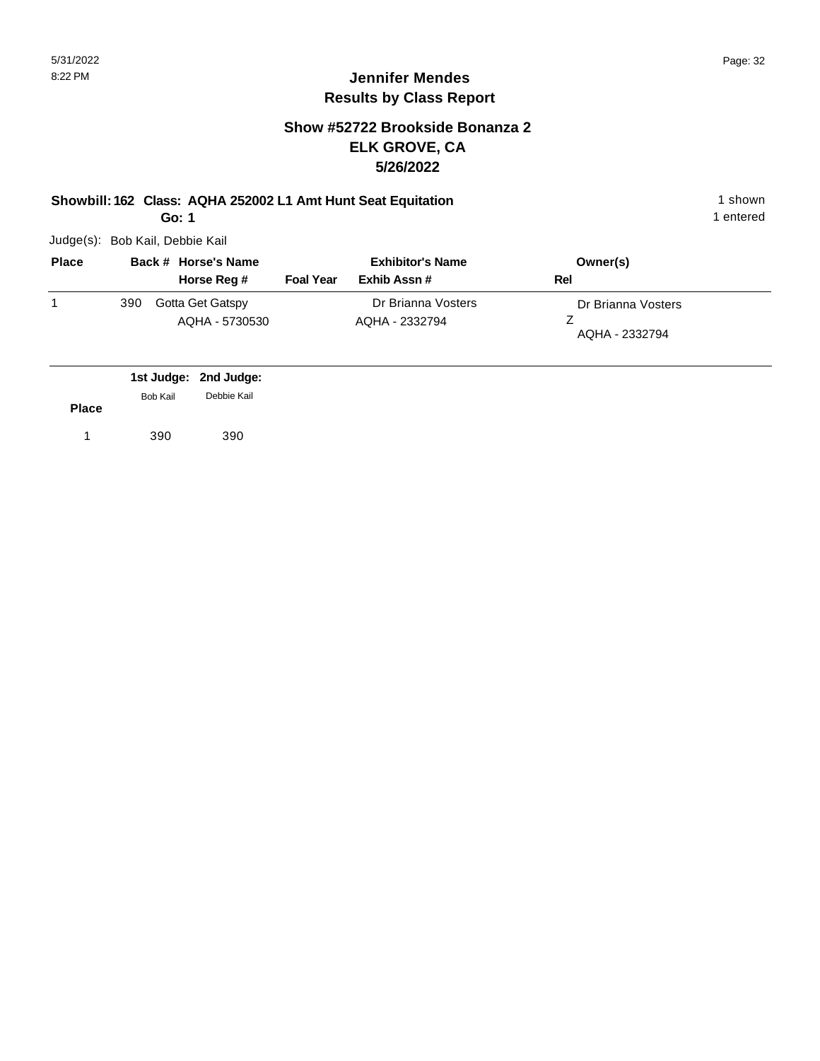5/31/2022
8:22 PM

# Jennifer Mendes
## Results by Class Report

### Show #52722 Brookside Bonanza 2
### ELK GROVE, CA
### 5/26/2022

**Showbill: 162 Class: AQHA 252002 L1 Amt Hunt Seat Equitation** — 1 shown

**Go: 1** — 1 entered

Judge(s): Bob Kail, Debbie Kail

| Place | Back # | Horse's Name / Horse Reg # | Foal Year | Exhibitor's Name / Exhib Assn # | Owner(s) / Rel |
|---|---|---|---|---|---|
| 1 | 390 | Gotta Get Gatspy<br>AQHA - 5730530 | | Dr Brianna Vosters<br>AQHA - 2332794 | Dr Brianna Vosters<br>Z<br>AQHA - 2332794 |

| Place | 1st Judge: Bob Kail | 2nd Judge: Debbie Kail |
|---|---|---|
| 1 | 390 | 390 |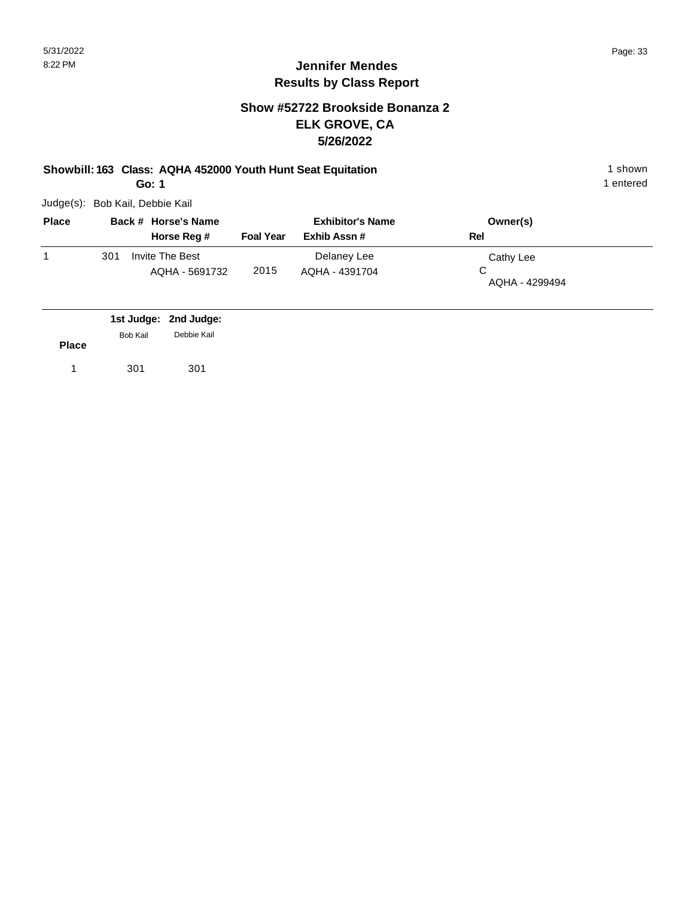# Jennifer Mendes
## Results by Class Report

### Show #52722 Brookside Bonanza 2
### ELK GROVE, CA
### 5/26/2022

**Showbill: 163 Class: AQHA 452000 Youth Hunt Seat Equitation** 1 shown

**Go: 1** 1 entered

Judge(s): Bob Kail, Debbie Kail

| Place | Back # | Horse's Name / Horse Reg # | Foal Year | Exhibitor's Name / Exhib Assn # | Owner(s) / Rel |
|---|---|---|---|---|---|
| 1 | 301 | Invite The Best<br>AQHA - 5691732 | 2015 | Delaney Lee<br>AQHA - 4391704 | Cathy Lee<br>C<br>AQHA - 4299494 |

| Place | 1st Judge: Bob Kail | 2nd Judge: Debbie Kail |
|---|---|---|
| 1 | 301 | 301 |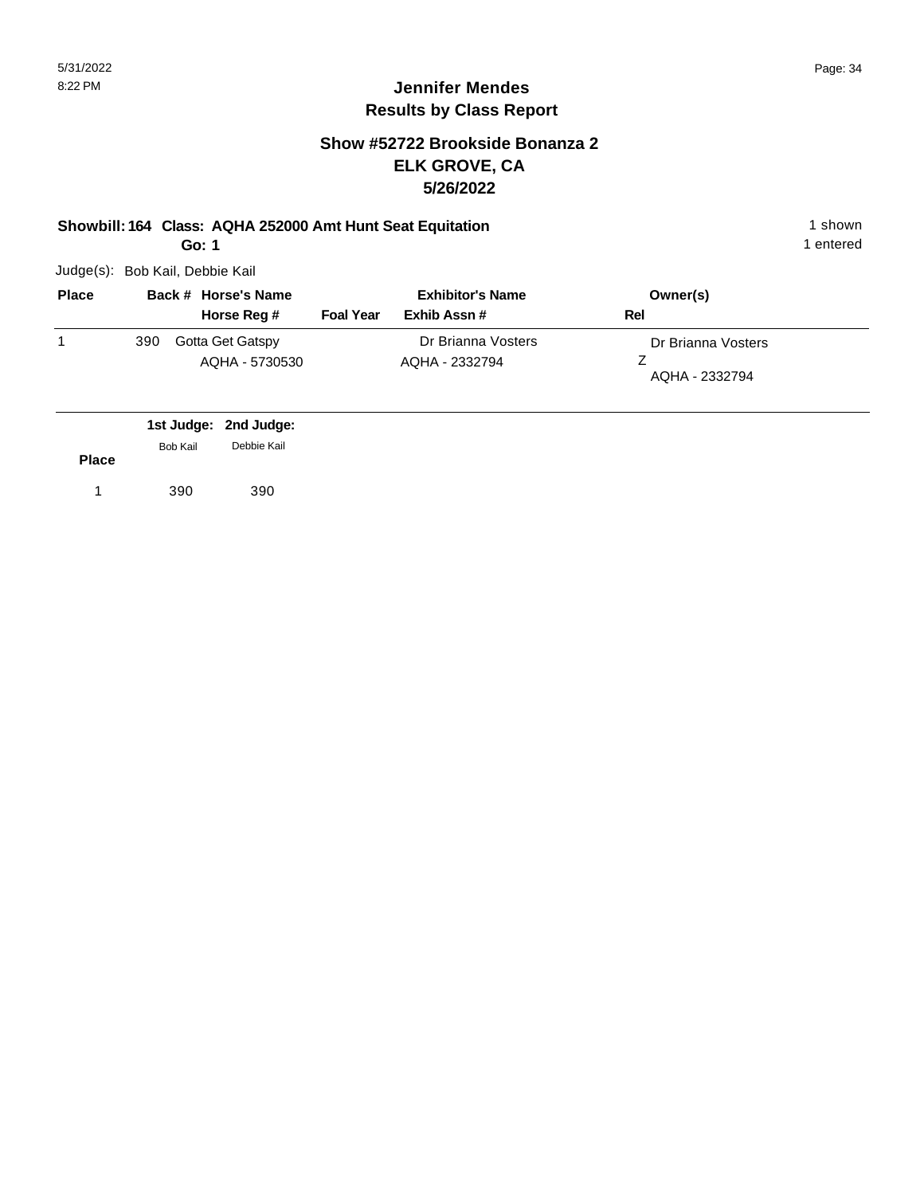# Jennifer Mendes
## Results by Class Report

### Show #52722 Brookside Bonanza 2
### ELK GROVE, CA
### 5/26/2022

**Showbill: 164 Class: AQHA 252000 Amt Hunt Seat Equitation** 1 shown

**Go: 1** 1 entered

Judge(s): Bob Kail, Debbie Kail

| Place | Back # | Horse's Name / Horse Reg # | Foal Year | Exhibitor's Name / Exhib Assn # | Owner(s) / Rel |
|---|---|---|---|---|---|
| 1 | 390 | Gotta Get Gatspy<br>AQHA - 5730530 | | Dr Brianna Vosters<br>AQHA - 2332794 | Dr Brianna Vosters<br>Z<br>AQHA - 2332794 |

| Place | 1st Judge: Bob Kail | 2nd Judge: Debbie Kail |
|---|---|---|
| 1 | 390 | 390 |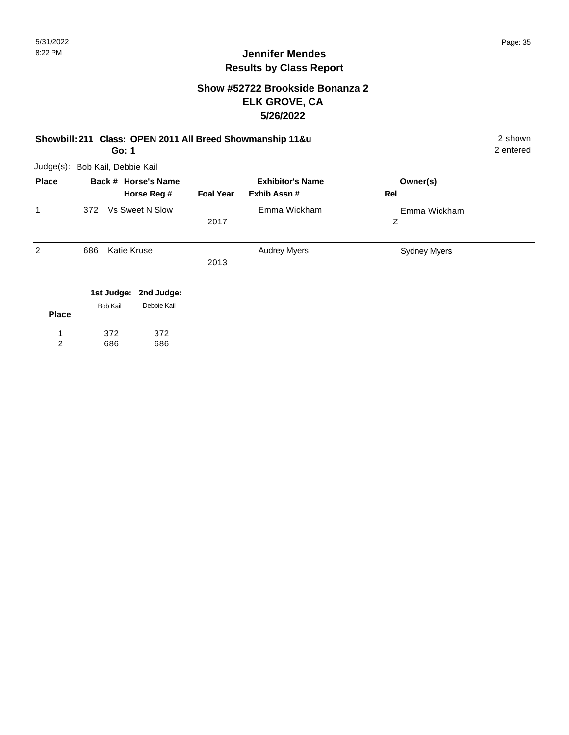# Jennifer Mendes
## Results by Class Report

### Show #52722 Brookside Bonanza 2
### ELK GROVE, CA
### 5/26/2022

**Showbill: 211 Class: OPEN 2011 All Breed Showmanship 11&u** — 2 shown, 2 entered

**Go: 1**

Judge(s): Bob Kail, Debbie Kail

| Place | Back # | Horse's Name / Horse Reg # | Foal Year | Exhibitor's Name / Exhib Assn # | Owner(s) / Rel |
|---|---|---|---|---|---|
| 1 | 372 | Vs Sweet N Slow | 2017 | Emma Wickham | Emma Wickham / Z |
| 2 | 686 | Katie Kruse | 2013 | Audrey Myers | Sydney Myers |

| Place | 1st Judge: Bob Kail | 2nd Judge: Debbie Kail |
|---|---|---|
| 1 | 372 | 372 |
| 2 | 686 | 686 |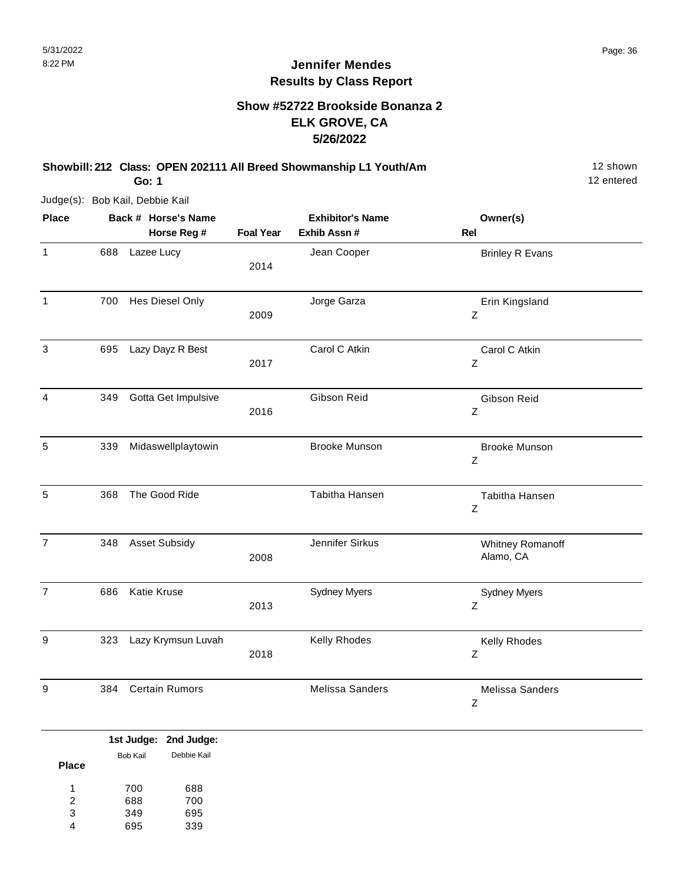# Jennifer Mendes
## Results by Class Report

### Show #52722 Brookside Bonanza 2
### ELK GROVE, CA
### 5/26/2022

**Showbill: 212 Class: OPEN 202111 All Breed Showmanship L1 Youth/Am** — 12 shown, 12 entered

**Go: 1**

Judge(s): Bob Kail, Debbie Kail

| Place | Back # | Horse's Name / Horse Reg # | Foal Year | Exhibitor's Name / Exhib Assn # | Owner(s) / Rel |
|---|---|---|---|---|---|
| 1 | 688 | Lazee Lucy | 2014 | Jean Cooper | Brinley R Evans |
| 1 | 700 | Hes Diesel Only | 2009 | Jorge Garza | Erin Kingsland<br>Z |
| 3 | 695 | Lazy Dayz R Best | 2017 | Carol C Atkin | Carol C Atkin<br>Z |
| 4 | 349 | Gotta Get Impulsive | 2016 | Gibson Reid | Gibson Reid<br>Z |
| 5 | 339 | Midaswellplaytowin | | Brooke Munson | Brooke Munson<br>Z |
| 5 | 368 | The Good Ride | | Tabitha Hansen | Tabitha Hansen<br>Z |
| 7 | 348 | Asset Subsidy | 2008 | Jennifer Sirkus | Whitney Romanoff<br>Alamo, CA |
| 7 | 686 | Katie Kruse | 2013 | Sydney Myers | Sydney Myers<br>Z |
| 9 | 323 | Lazy Krymsun Luvah | 2018 | Kelly Rhodes | Kelly Rhodes<br>Z |
| 9 | 384 | Certain Rumors | | Melissa Sanders | Melissa Sanders<br>Z |

| Place | 1st Judge: Bob Kail | 2nd Judge: Debbie Kail |
|---|---|---|
| 1 | 700 | 688 |
| 2 | 688 | 700 |
| 3 | 349 | 695 |
| 4 | 695 | 339 |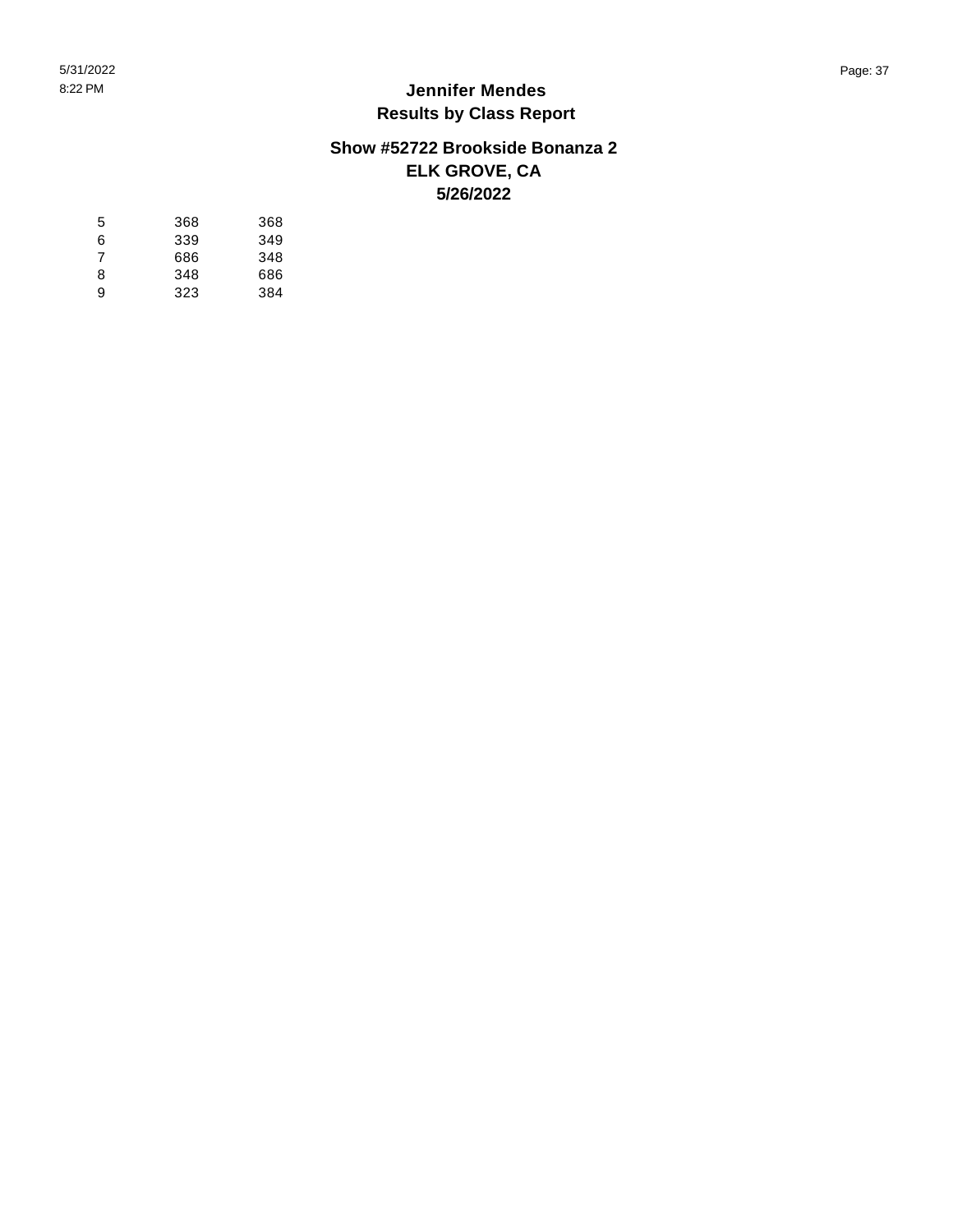| | | |
|---|---|---|
| 5 | 368 | 368 |
| 6 | 339 | 349 |
| 7 | 686 | 348 |
| 8 | 348 | 686 |
| 9 | 323 | 384 |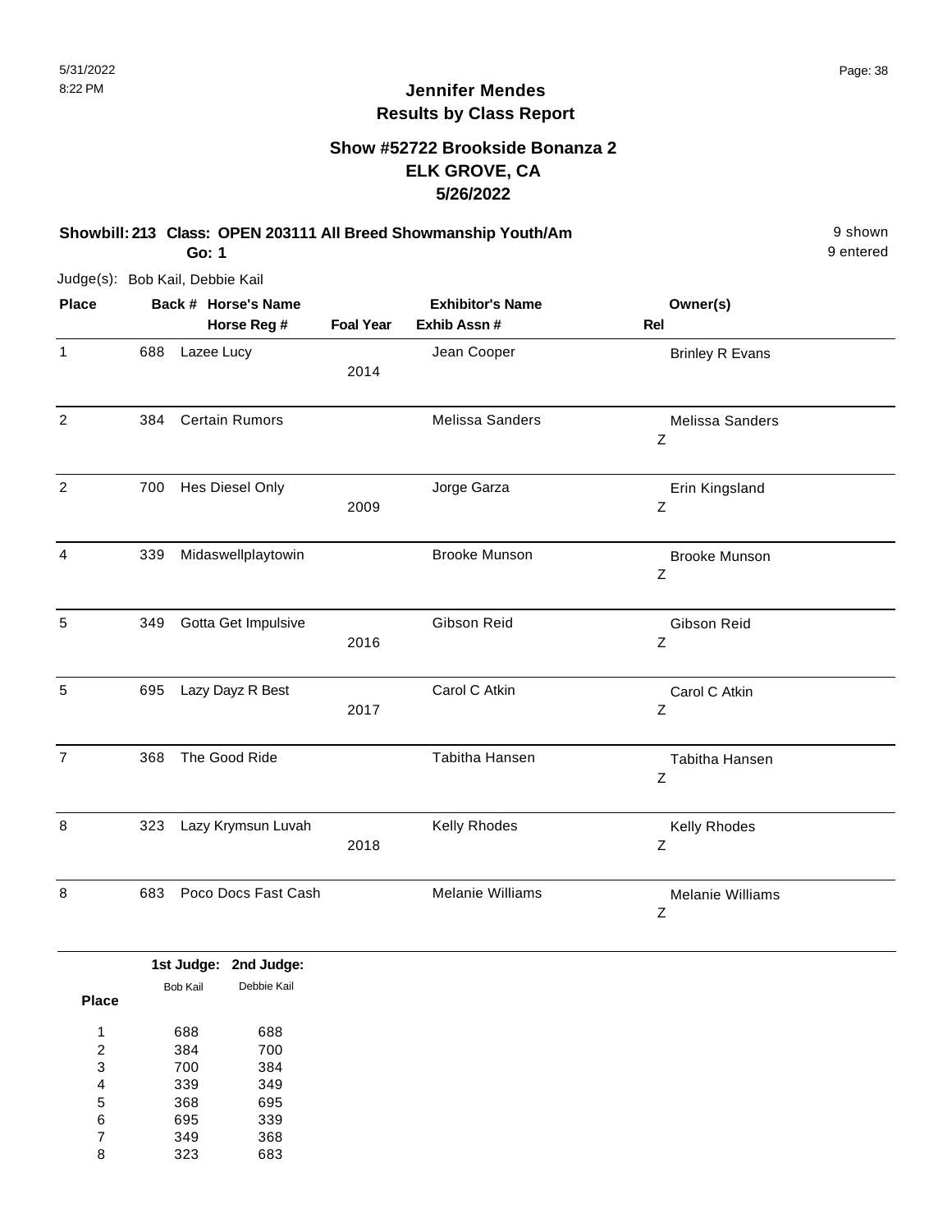## Jennifer Mendes
## Results by Class Report

### Show #52722 Brookside Bonanza 2
### ELK GROVE, CA
### 5/26/2022

**Showbill: 213 Class: OPEN 203111 All Breed Showmanship Youth/Am** 9 shown
**Go: 1** 9 entered

Judge(s): Bob Kail, Debbie Kail

| Place | Back # | Horse's Name / Horse Reg # | Foal Year | Exhibitor's Name / Exhib Assn # | Owner(s) / Rel |
|---|---|---|---|---|---|
| 1 | 688 | Lazee Lucy | 2014 | Jean Cooper | Brinley R Evans |
| 2 | 384 | Certain Rumors | | Melissa Sanders | Melissa Sanders<br>Z |
| 2 | 700 | Hes Diesel Only | 2009 | Jorge Garza | Erin Kingsland<br>Z |
| 4 | 339 | Midaswellplaytowin | | Brooke Munson | Brooke Munson<br>Z |
| 5 | 349 | Gotta Get Impulsive | 2016 | Gibson Reid | Gibson Reid<br>Z |
| 5 | 695 | Lazy Dayz R Best | 2017 | Carol C Atkin | Carol C Atkin<br>Z |
| 7 | 368 | The Good Ride | | Tabitha Hansen | Tabitha Hansen<br>Z |
| 8 | 323 | Lazy Krymsun Luvah | 2018 | Kelly Rhodes | Kelly Rhodes<br>Z |
| 8 | 683 | Poco Docs Fast Cash | | Melanie Williams | Melanie Williams<br>Z |

| Place | 1st Judge: Bob Kail | 2nd Judge: Debbie Kail |
|---|---|---|
| 1 | 688 | 688 |
| 2 | 384 | 700 |
| 3 | 700 | 384 |
| 4 | 339 | 349 |
| 5 | 368 | 695 |
| 6 | 695 | 339 |
| 7 | 349 | 368 |
| 8 | 323 | 683 |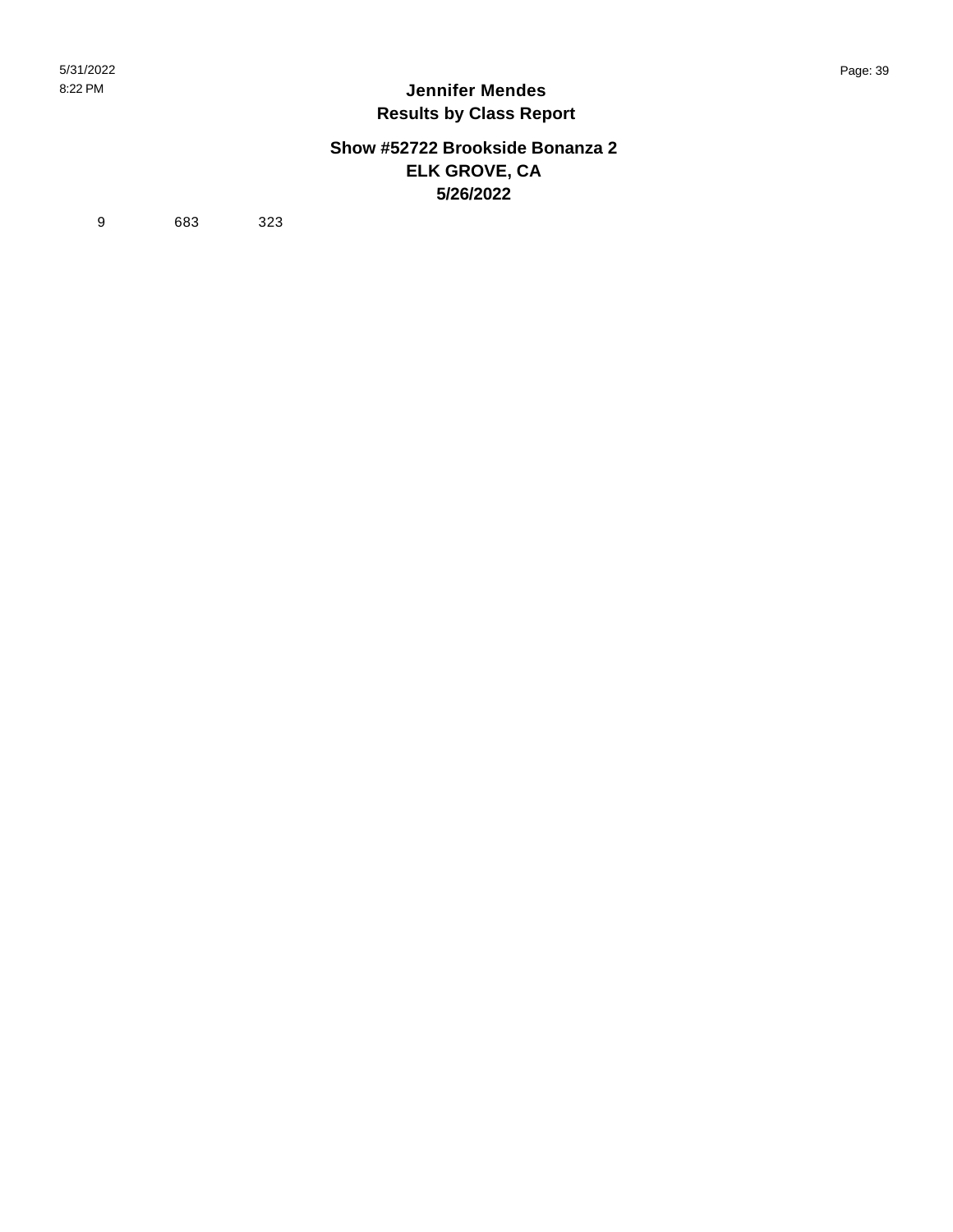# Jennifer Mendes

## Results by Class Report

### Show #52722 Brookside Bonanza 2
### ELK GROVE, CA
### 5/26/2022

| | | |
|---|---|---|
| 9 | 683 | 323 |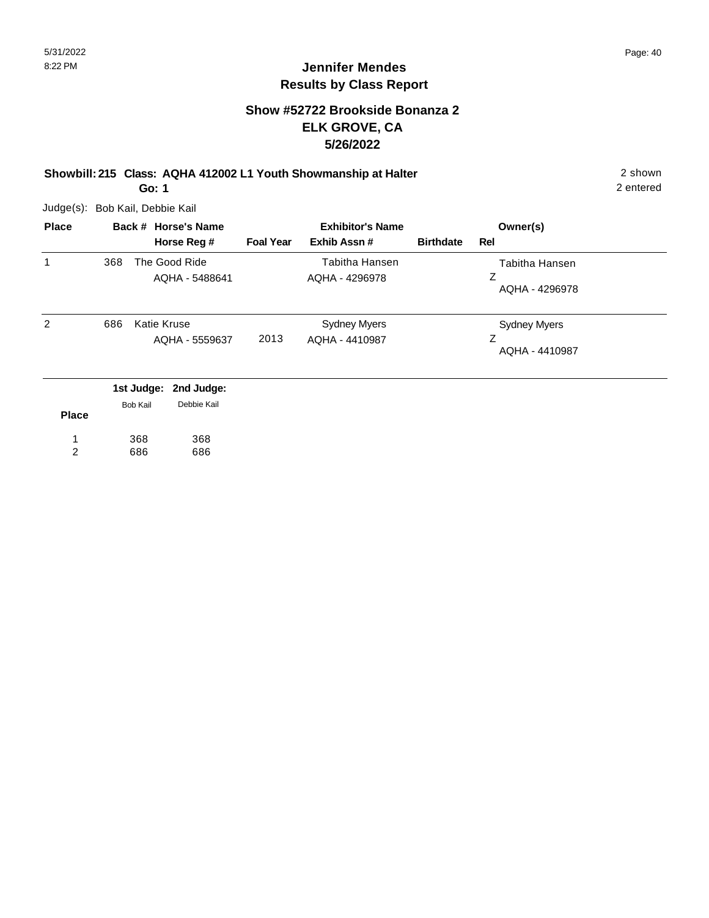# Jennifer Mendes
## Results by Class Report

### Show #52722 Brookside Bonanza 2
### ELK GROVE, CA
### 5/26/2022

**Showbill: 215 Class: AQHA 412002 L1 Youth Showmanship at Halter** 2 shown
**Go: 1** 2 entered

Judge(s): Bob Kail, Debbie Kail

| Place | Back # | Horse's Name / Horse Reg # | Foal Year | Exhibitor's Name / Exhib Assn # | Birthdate | Owner(s) / Rel |
|---|---|---|---|---|---|---|
| 1 | 368 | The Good Ride<br>AQHA - 5488641 | | Tabitha Hansen<br>AQHA - 4296978 | | Tabitha Hansen<br>Z<br>AQHA - 4296978 |
| 2 | 686 | Katie Kruse<br>AQHA - 5559637 | 2013 | Sydney Myers<br>AQHA - 4410987 | | Sydney Myers<br>Z<br>AQHA - 4410987 |

| Place | 1st Judge: Bob Kail | 2nd Judge: Debbie Kail |
|---|---|---|
| 1 | 368 | 368 |
| 2 | 686 | 686 |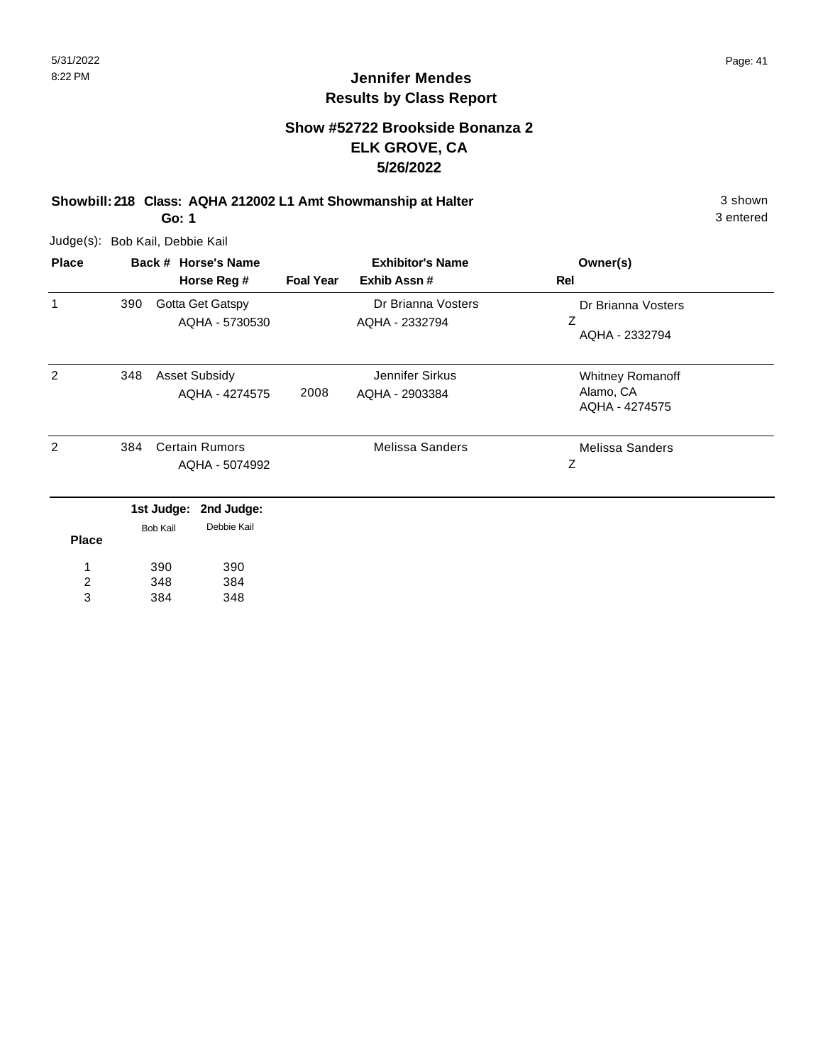## Jennifer Mendes
## Results by Class Report

### Show #52722 Brookside Bonanza 2
### ELK GROVE, CA
### 5/26/2022

**Showbill: 218 Class: AQHA 212002 L1 Amt Showmanship at Halter** 3 shown
**Go: 1** 3 entered

Judge(s): Bob Kail, Debbie Kail

| Place | Back # | Horse's Name / Horse Reg # | Foal Year | Exhibitor's Name / Exhib Assn # | Owner(s) / Rel |
|---|---|---|---|---|---|
| 1 | 390 | Gotta Get Gatspy<br>AQHA - 5730530 | | Dr Brianna Vosters<br>AQHA - 2332794 | Dr Brianna Vosters<br>Z<br>AQHA - 2332794 |
| 2 | 348 | Asset Subsidy<br>AQHA - 4274575 | 2008 | Jennifer Sirkus<br>AQHA - 2903384 | Whitney Romanoff<br>Alamo, CA<br>AQHA - 4274575 |
| 2 | 384 | Certain Rumors<br>AQHA - 5074992 | | Melissa Sanders | Melissa Sanders<br>Z |

| Place | 1st Judge: Bob Kail | 2nd Judge: Debbie Kail |
|---|---|---|
| 1 | 390 | 390 |
| 2 | 348 | 384 |
| 3 | 384 | 348 |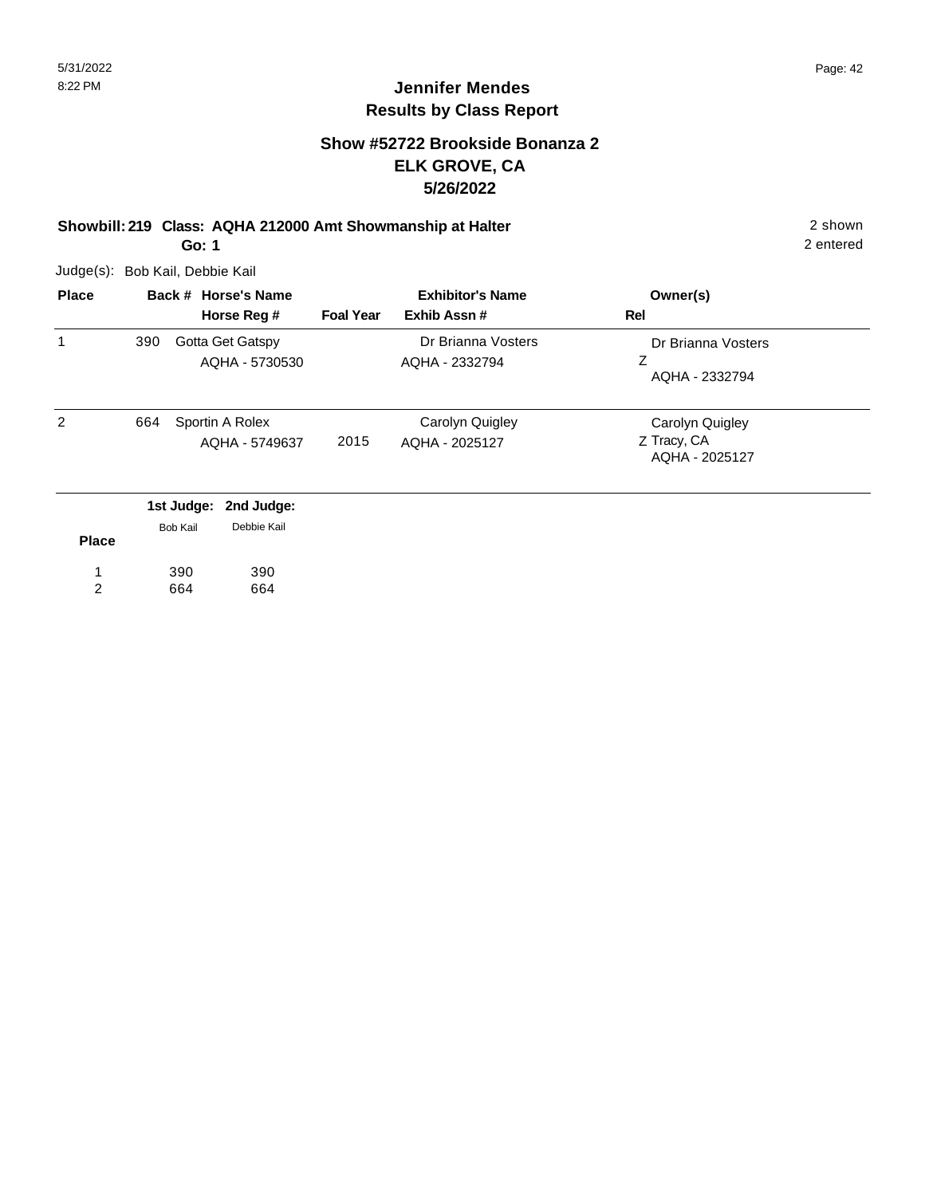## Jennifer Mendes
## Results by Class Report

### Show #52722 Brookside Bonanza 2
### ELK GROVE, CA
### 5/26/2022

**Showbill: 219 Class: AQHA 212000 Amt Showmanship at Halter** 2 shown

**Go: 1** 2 entered

Judge(s): Bob Kail, Debbie Kail

| Place | Back # | Horse's Name / Horse Reg # | Foal Year | Exhibitor's Name / Exhib Assn # | Owner(s) / Rel |
|---|---|---|---|---|---|
| 1 | 390 | Gotta Get Gatspy<br>AQHA - 5730530 | | Dr Brianna Vosters<br>AQHA - 2332794 | Dr Brianna Vosters<br>Z<br>AQHA - 2332794 |
| 2 | 664 | Sportin A Rolex<br>AQHA - 5749637 | 2015 | Carolyn Quigley<br>AQHA - 2025127 | Carolyn Quigley<br>Z Tracy, CA<br>AQHA - 2025127 |

| Place | 1st Judge: Bob Kail | 2nd Judge: Debbie Kail |
|---|---|---|
| 1 | 390 | 390 |
| 2 | 664 | 664 |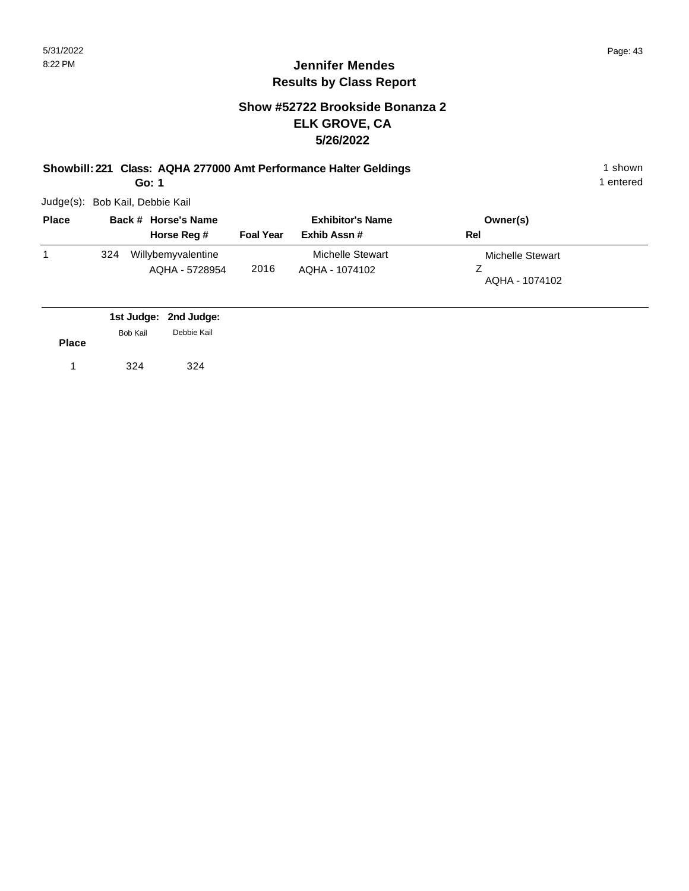# Jennifer Mendes
## Results by Class Report

### Show #52722 Brookside Bonanza 2
### ELK GROVE, CA
### 5/26/2022

**Showbill: 221 Class: AQHA 277000 Amt Performance Halter Geldings** 1 shown

**Go: 1** 1 entered

Judge(s): Bob Kail, Debbie Kail

| Place | Back # | Horse's Name / Horse Reg # | Foal Year | Exhibitor's Name / Exhib Assn # | Owner(s) / Rel |
|---|---|---|---|---|---|
| 1 | 324 | Willybemyvalentine<br>AQHA - 5728954 | 2016 | Michelle Stewart<br>AQHA - 1074102 | Michelle Stewart<br>Z<br>AQHA - 1074102 |

| Place | 1st Judge: Bob Kail | 2nd Judge: Debbie Kail |
|---|---|---|
| 1 | 324 | 324 |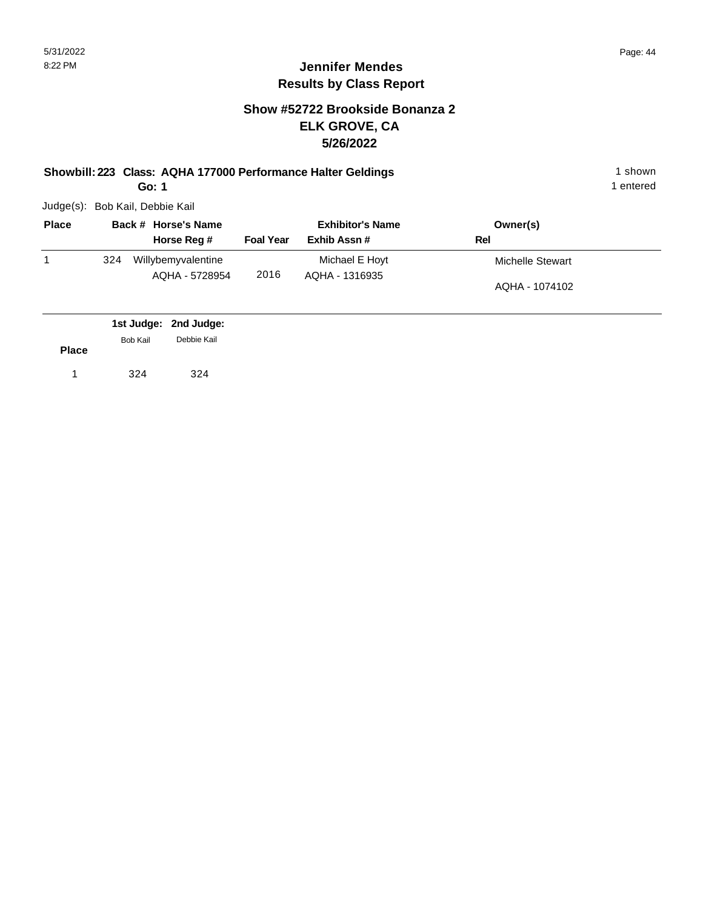## Jennifer Mendes
## Results by Class Report

### Show #52722 Brookside Bonanza 2
### ELK GROVE, CA
### 5/26/2022

**Showbill: 223 Class: AQHA 177000 Performance Halter Geldings** 1 shown

**Go: 1** 1 entered

Judge(s): Bob Kail, Debbie Kail

| Place | Back # | Horse's Name / Horse Reg # | Foal Year | Exhibitor's Name / Exhib Assn # | Owner(s) / Rel |
|---|---|---|---|---|---|
| 1 | 324 | Willybemyvalentine<br>AQHA - 5728954 | 2016 | Michael E Hoyt<br>AQHA - 1316935 | Michelle Stewart<br>AQHA - 1074102 |

| Place | 1st Judge: Bob Kail | 2nd Judge: Debbie Kail |
|---|---|---|
| 1 | 324 | 324 |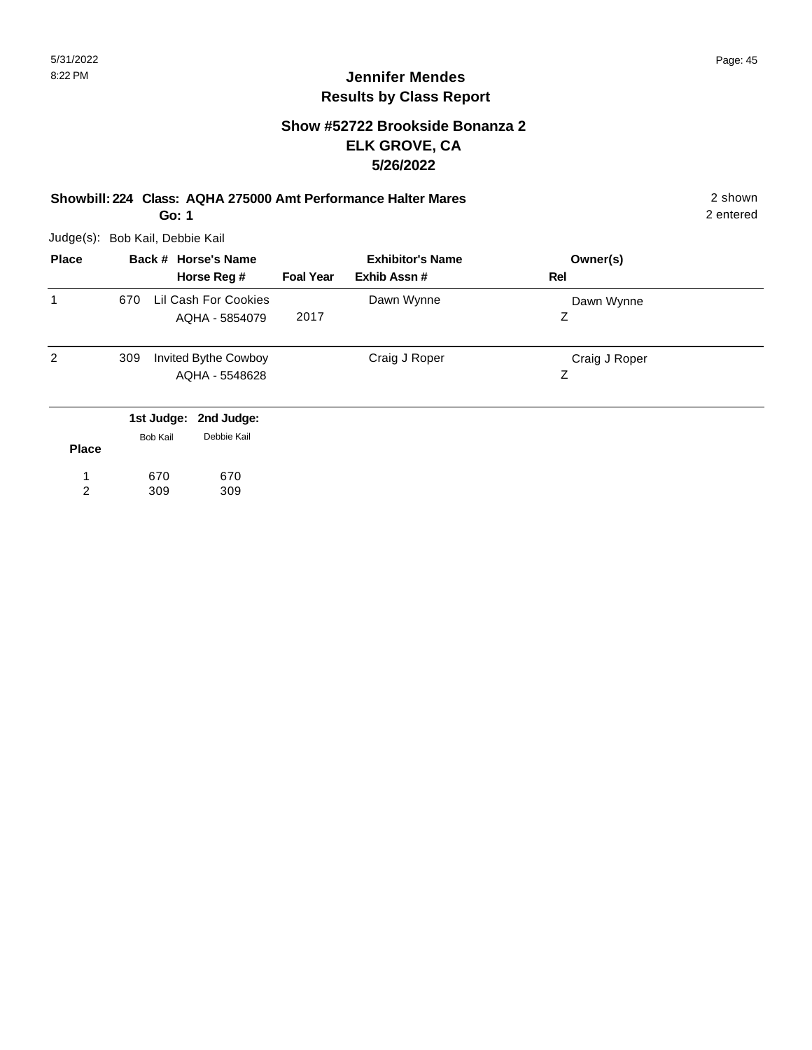# Jennifer Mendes
## Results by Class Report

### Show #52722 Brookside Bonanza 2
### ELK GROVE, CA
### 5/26/2022

**Showbill: 224 Class: AQHA 275000 Amt Performance Halter Mares** — 2 shown, 2 entered

**Go: 1**

Judge(s): Bob Kail, Debbie Kail

| Place | Back # | Horse's Name / Horse Reg # | Foal Year | Exhibitor's Name / Exhib Assn # | Owner(s) / Rel |
|---|---|---|---|---|---|
| 1 | 670 | Lil Cash For Cookies<br>AQHA - 5854079 | 2017 | Dawn Wynne | Dawn Wynne<br>Z |
| 2 | 309 | Invited Bythe Cowboy<br>AQHA - 5548628 | | Craig J Roper | Craig J Roper<br>Z |

| Place | 1st Judge: Bob Kail | 2nd Judge: Debbie Kail |
|---|---|---|
| 1 | 670 | 670 |
| 2 | 309 | 309 |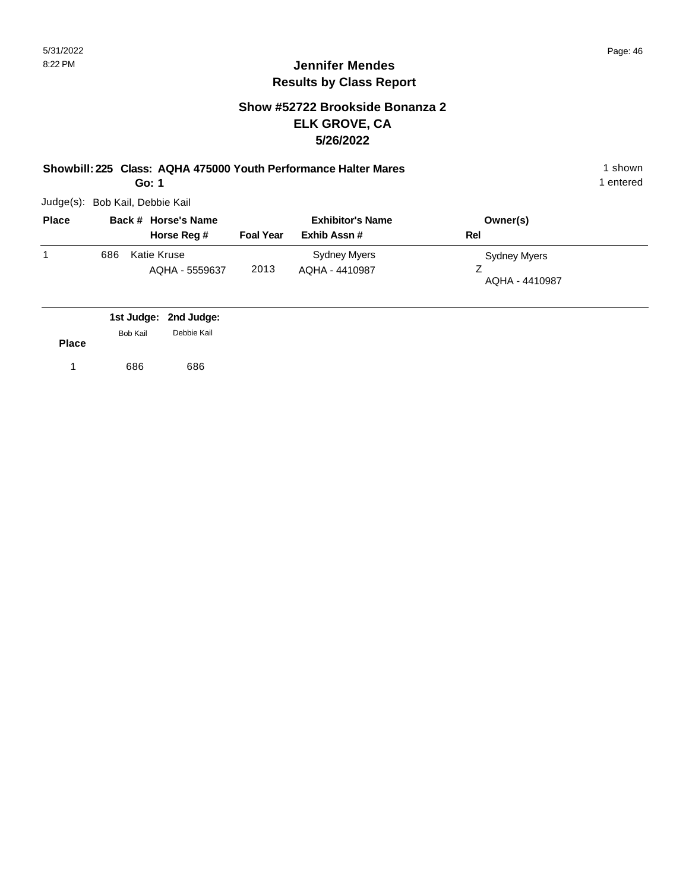## Jennifer Mendes
## Results by Class Report

### Show #52722 Brookside Bonanza 2
### ELK GROVE, CA
### 5/26/2022

**Showbill: 225 Class: AQHA 475000 Youth Performance Halter Mares** — 1 shown, 1 entered

**Go: 1**

Judge(s): Bob Kail, Debbie Kail

| Place | Back # | Horse's Name / Horse Reg # | Foal Year | Exhibitor's Name / Exhib Assn # | Owner(s) / Rel |
|---|---|---|---|---|---|
| 1 | 686 | Katie Kruse<br>AQHA - 5559637 | 2013 | Sydney Myers<br>AQHA - 4410987 | Sydney Myers<br>Z<br>AQHA - 4410987 |

| Place | 1st Judge: Bob Kail | 2nd Judge: Debbie Kail |
|---|---|---|
| 1 | 686 | 686 |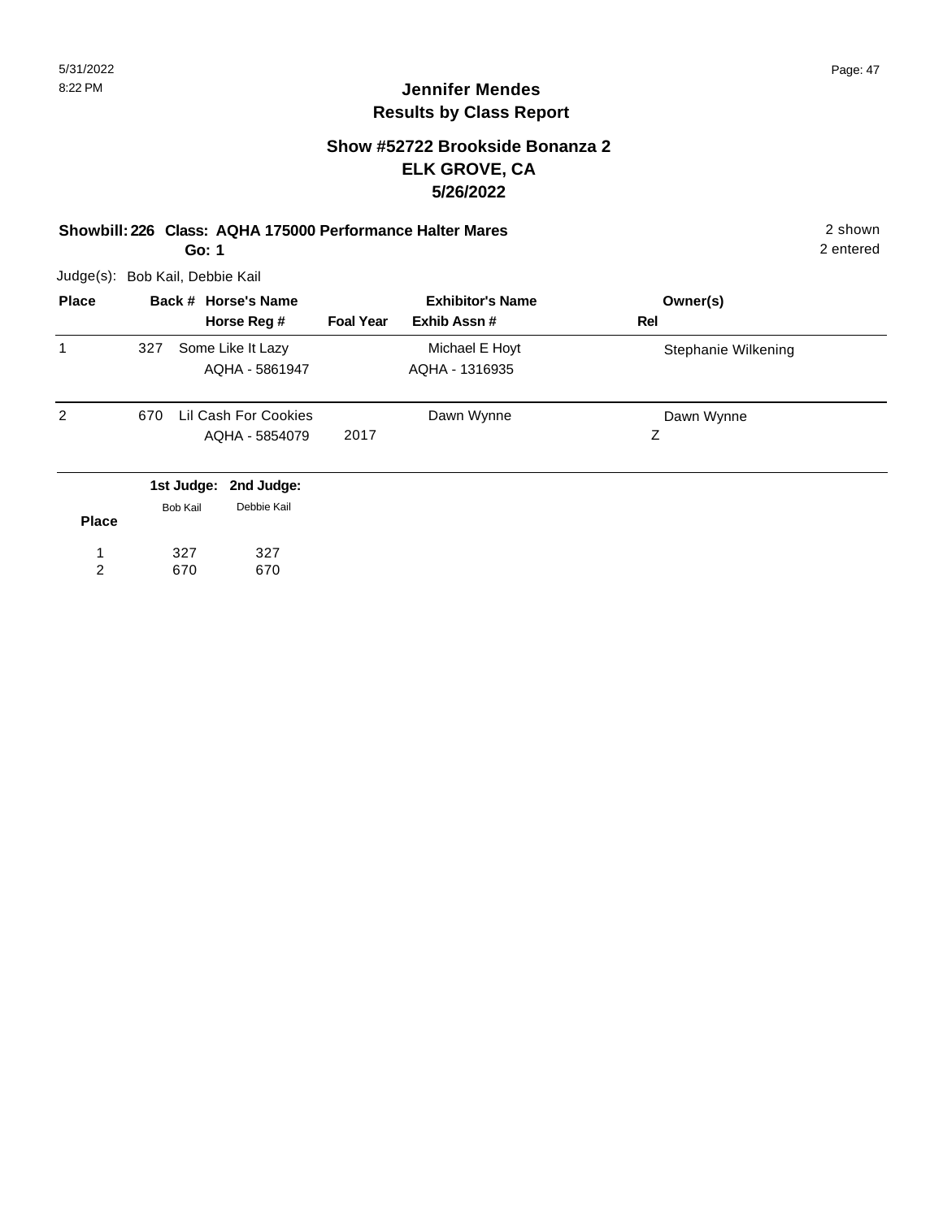# Jennifer Mendes
## Results by Class Report

### Show #52722 Brookside Bonanza 2
### ELK GROVE, CA
### 5/26/2022

**Showbill: 226 Class: AQHA 175000 Performance Halter Mares** — 2 shown

**Go: 1** — 2 entered

Judge(s): Bob Kail, Debbie Kail

| Place | Back # | Horse's Name / Horse Reg # | Foal Year | Exhibitor's Name / Exhib Assn # | Owner(s) / Rel |
|---|---|---|---|---|---|
| 1 | 327 | Some Like It Lazy<br>AQHA - 5861947 | | Michael E Hoyt<br>AQHA - 1316935 | Stephanie Wilkening |
| 2 | 670 | Lil Cash For Cookies<br>AQHA - 5854079 | 2017 | Dawn Wynne | Dawn Wynne<br>Z |

| Place | 1st Judge: Bob Kail | 2nd Judge: Debbie Kail |
|---|---|---|
| 1 | 327 | 327 |
| 2 | 670 | 670 |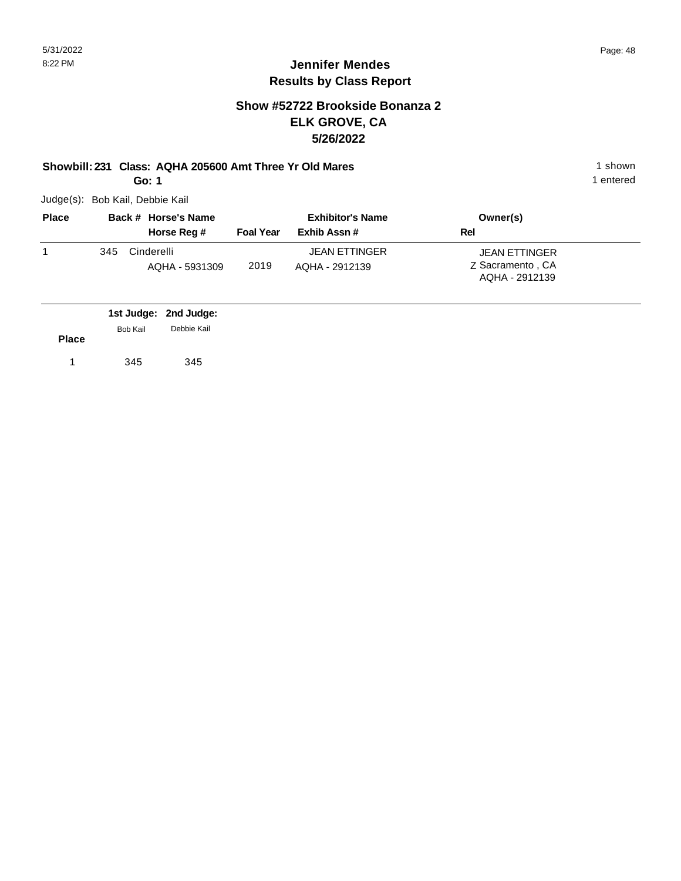# Jennifer Mendes
## Results by Class Report

### Show #52722 Brookside Bonanza 2
### ELK GROVE, CA
### 5/26/2022

**Showbill: 231 Class: AQHA 205600 Amt Three Yr Old Mares** — 1 shown

**Go: 1** — 1 entered

Judge(s): Bob Kail, Debbie Kail

| Place | Back # | Horse's Name / Horse Reg # | Foal Year | Exhibitor's Name / Exhib Assn # | Owner(s) / Rel |
|---|---|---|---|---|---|
| 1 | 345 | Cinderelli<br>AQHA - 5931309 | 2019 | JEAN ETTINGER<br>AQHA - 2912139 | JEAN ETTINGER<br>Z Sacramento , CA<br>AQHA - 2912139 |

| Place | 1st Judge: Bob Kail | 2nd Judge: Debbie Kail |
|---|---|---|
| 1 | 345 | 345 |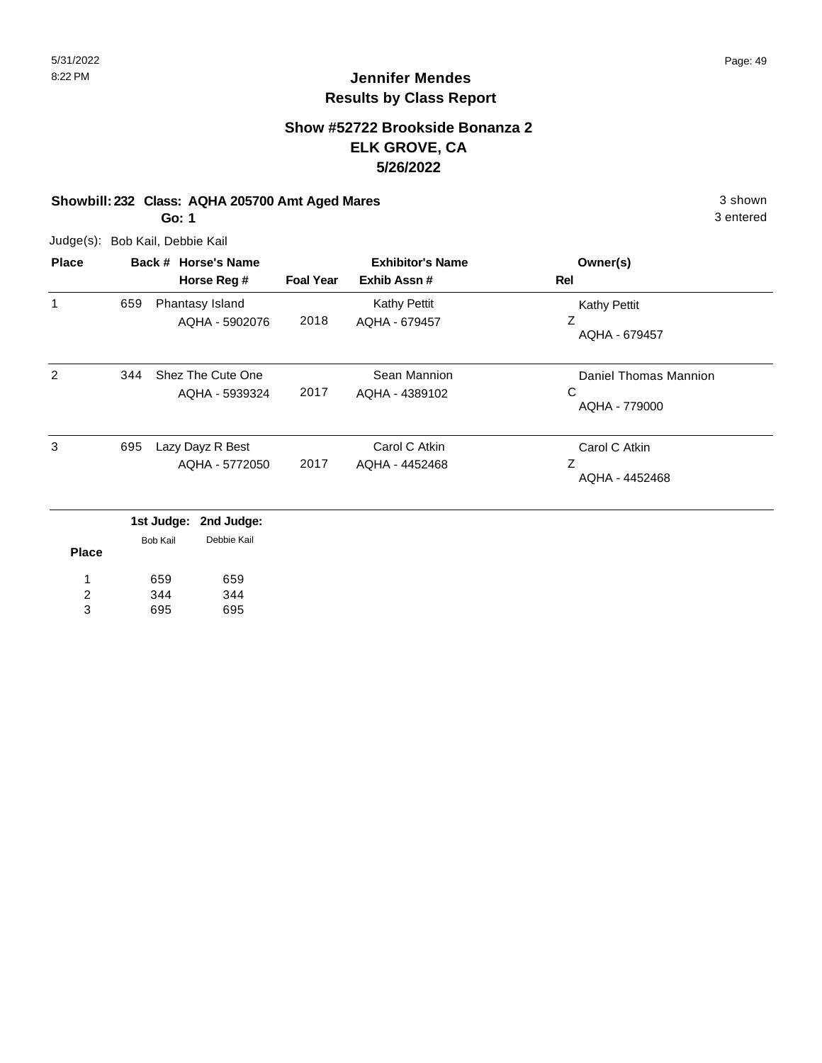# Jennifer Mendes
## Results by Class Report

### Show #52722 Brookside Bonanza 2
### ELK GROVE, CA
### 5/26/2022

**Showbill: 232 Class: AQHA 205700 Amt Aged Mares** 3 shown
**Go: 1** 3 entered

Judge(s): Bob Kail, Debbie Kail

| Place | Back # | Horse's Name / Horse Reg # | Foal Year | Exhibitor's Name / Exhib Assn # | Owner(s) / Rel |
|---|---|---|---|---|---|
| 1 | 659 | Phantasy Island<br>AQHA - 5902076 | 2018 | Kathy Pettit<br>AQHA - 679457 | Kathy Pettit<br>Z<br>AQHA - 679457 |
| 2 | 344 | Shez The Cute One<br>AQHA - 5939324 | 2017 | Sean Mannion<br>AQHA - 4389102 | Daniel Thomas Mannion<br>C<br>AQHA - 779000 |
| 3 | 695 | Lazy Dayz R Best<br>AQHA - 5772050 | 2017 | Carol C Atkin<br>AQHA - 4452468 | Carol C Atkin<br>Z<br>AQHA - 4452468 |

| Place | 1st Judge: Bob Kail | 2nd Judge: Debbie Kail |
|---|---|---|
| 1 | 659 | 659 |
| 2 | 344 | 344 |
| 3 | 695 | 695 |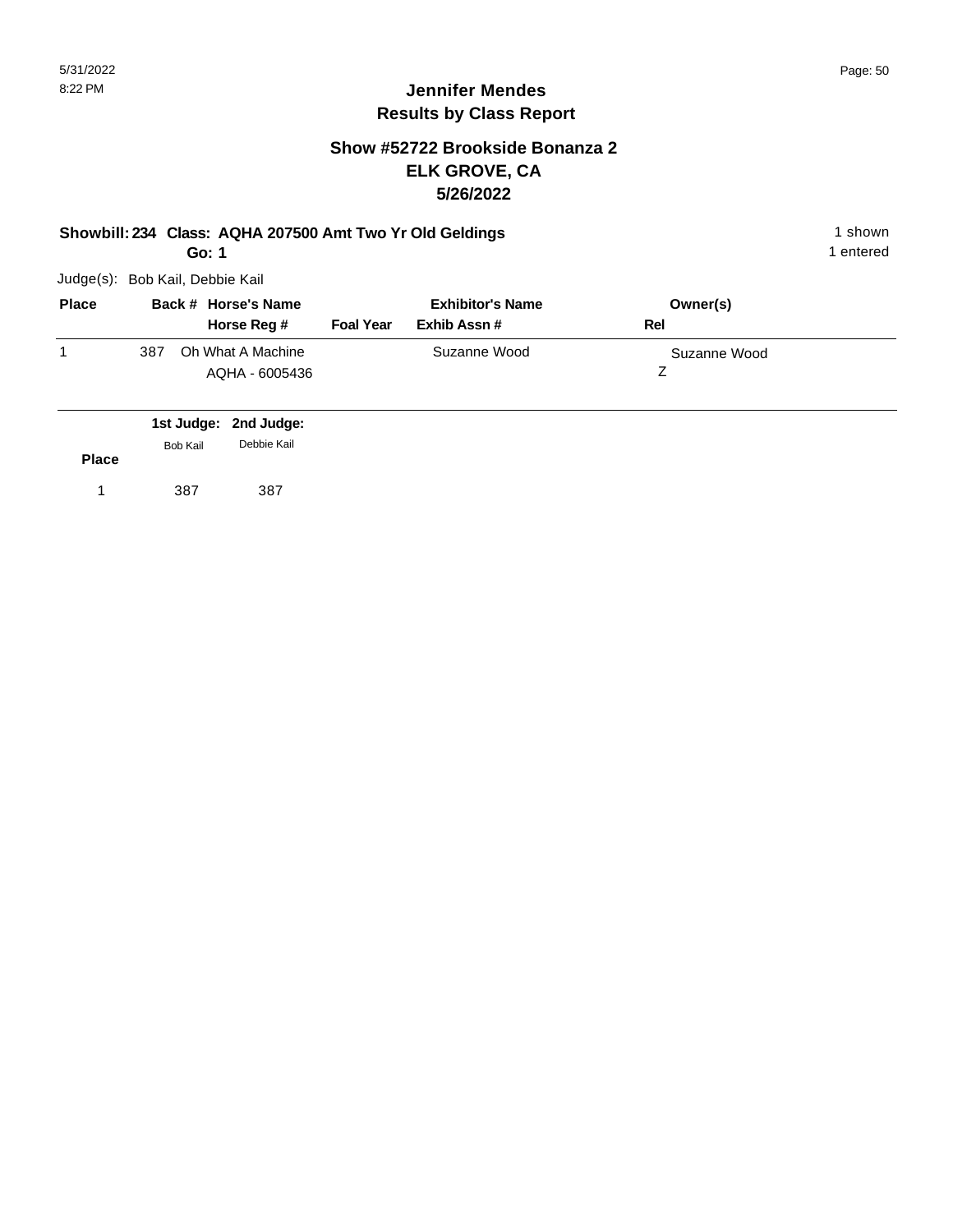# Jennifer Mendes
## Results by Class Report

### Show #52722 Brookside Bonanza 2
### ELK GROVE, CA
### 5/26/2022

**Showbill: 234 Class: AQHA 207500 Amt Two Yr Old Geldings** — 1 shown

**Go: 1** — 1 entered

Judge(s): Bob Kail, Debbie Kail

| Place | Back # | Horse's Name / Horse Reg # | Foal Year | Exhibitor's Name / Exhib Assn # | Owner(s) / Rel |
|---|---|---|---|---|---|
| 1 | 387 | Oh What A Machine<br>AQHA - 6005436 | | Suzanne Wood | Suzanne Wood<br>Z |

| Place | 1st Judge: Bob Kail | 2nd Judge: Debbie Kail |
|---|---|---|
| 1 | 387 | 387 |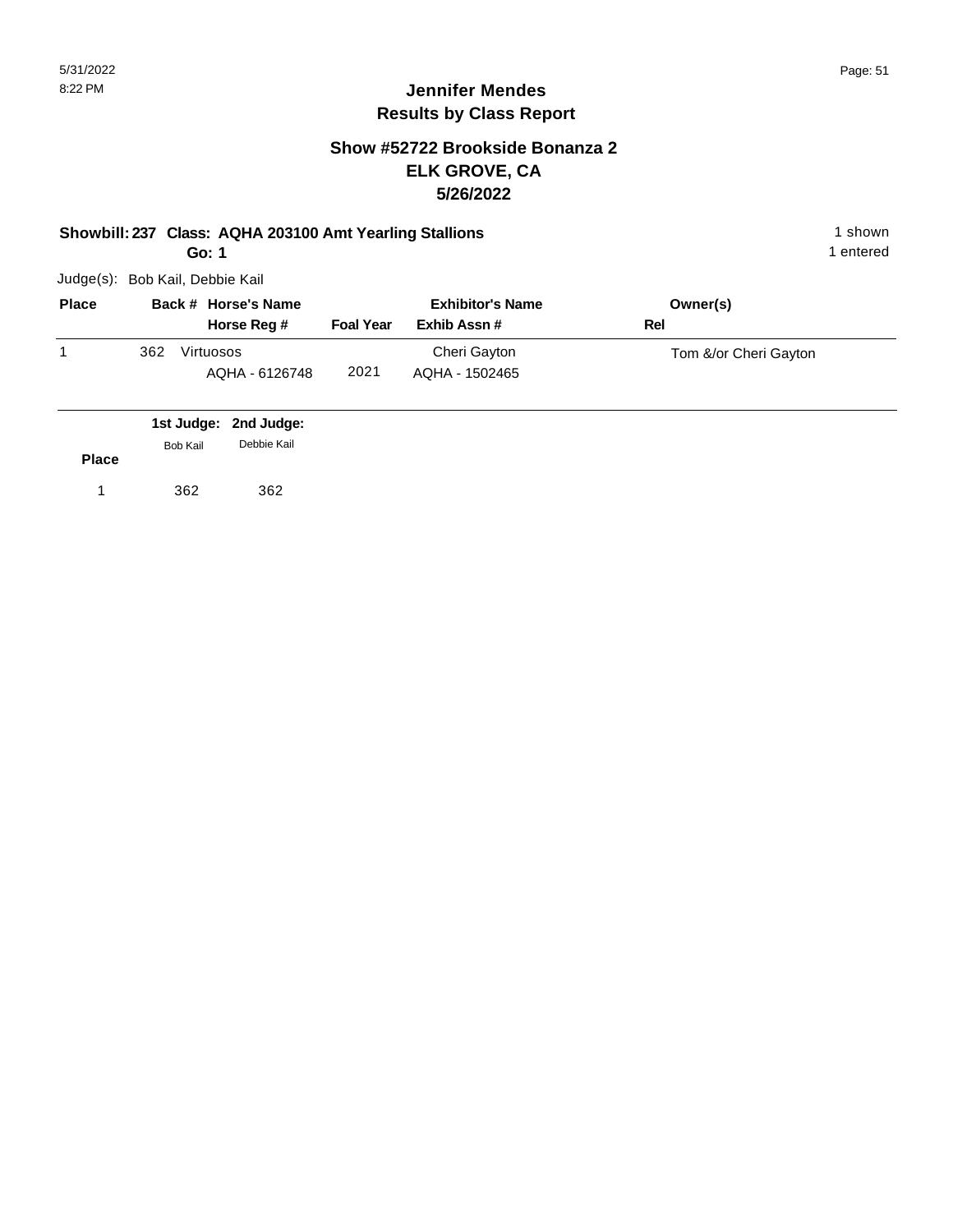# Jennifer Mendes
## Results by Class Report

### Show #52722 Brookside Bonanza 2
### ELK GROVE, CA
### 5/26/2022

**Showbill: 237 Class: AQHA 203100 Amt Yearling Stallions** 1 shown

**Go: 1** 1 entered

Judge(s): Bob Kail, Debbie Kail

| Place | Back # | Horse's Name / Horse Reg # | Foal Year | Exhibitor's Name / Exhib Assn # | Owner(s) / Rel |
|---|---|---|---|---|---|
| 1 | 362 | Virtuosos / AQHA - 6126748 | 2021 | Cheri Gayton / AQHA - 1502465 | Tom &/or Cheri Gayton |

| Place | 1st Judge: Bob Kail | 2nd Judge: Debbie Kail |
|---|---|---|
| 1 | 362 | 362 |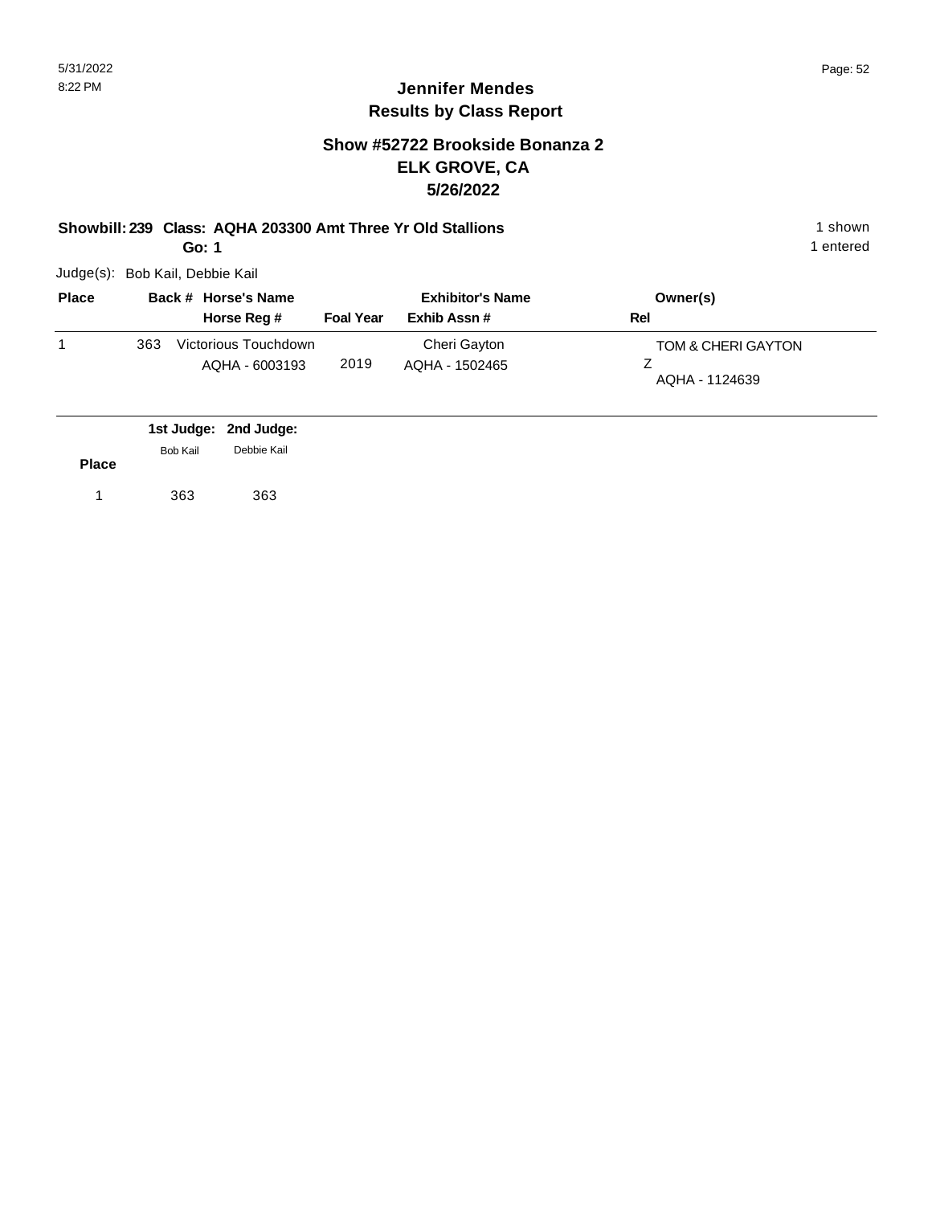# Jennifer Mendes
## Results by Class Report

### Show #52722 Brookside Bonanza 2
### ELK GROVE, CA
### 5/26/2022

**Showbill: 239 Class: AQHA 203300 Amt Three Yr Old Stallions** 1 shown

**Go: 1** 1 entered

Judge(s): Bob Kail, Debbie Kail

| Place | Back # | Horse's Name / Horse Reg # | Foal Year | Exhibitor's Name / Exhib Assn # | Owner(s) / Rel |
|---|---|---|---|---|---|
| 1 | 363 | Victorious Touchdown<br>AQHA - 6003193 | 2019 | Cheri Gayton<br>AQHA - 1502465 | TOM & CHERI GAYTON<br>Z<br>AQHA - 1124639 |

| Place | 1st Judge: Bob Kail | 2nd Judge: Debbie Kail |
|---|---|---|
| 1 | 363 | 363 |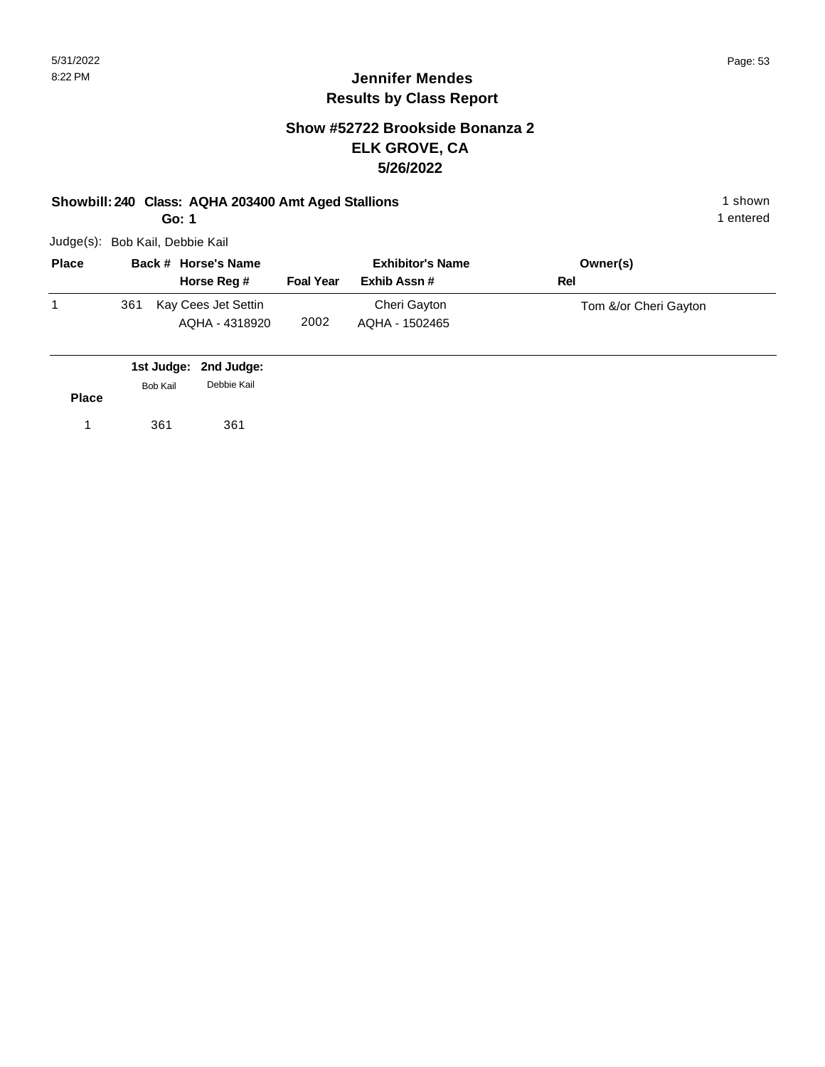# Jennifer Mendes
## Results by Class Report

### Show #52722 Brookside Bonanza 2
### ELK GROVE, CA
### 5/26/2022

**Showbill: 240 Class: AQHA 203400 Amt Aged Stallions** 1 shown

**Go: 1** 1 entered

Judge(s): Bob Kail, Debbie Kail

| Place | Back # | Horse's Name / Horse Reg # | Foal Year | Exhibitor's Name / Exhib Assn # | Owner(s) / Rel |
|---|---|---|---|---|---|
| 1 | 361 | Kay Cees Jet Settin / AQHA - 4318920 | 2002 | Cheri Gayton / AQHA - 1502465 | Tom &/or Cheri Gayton |

| Place | 1st Judge: Bob Kail | 2nd Judge: Debbie Kail |
|---|---|---|
| 1 | 361 | 361 |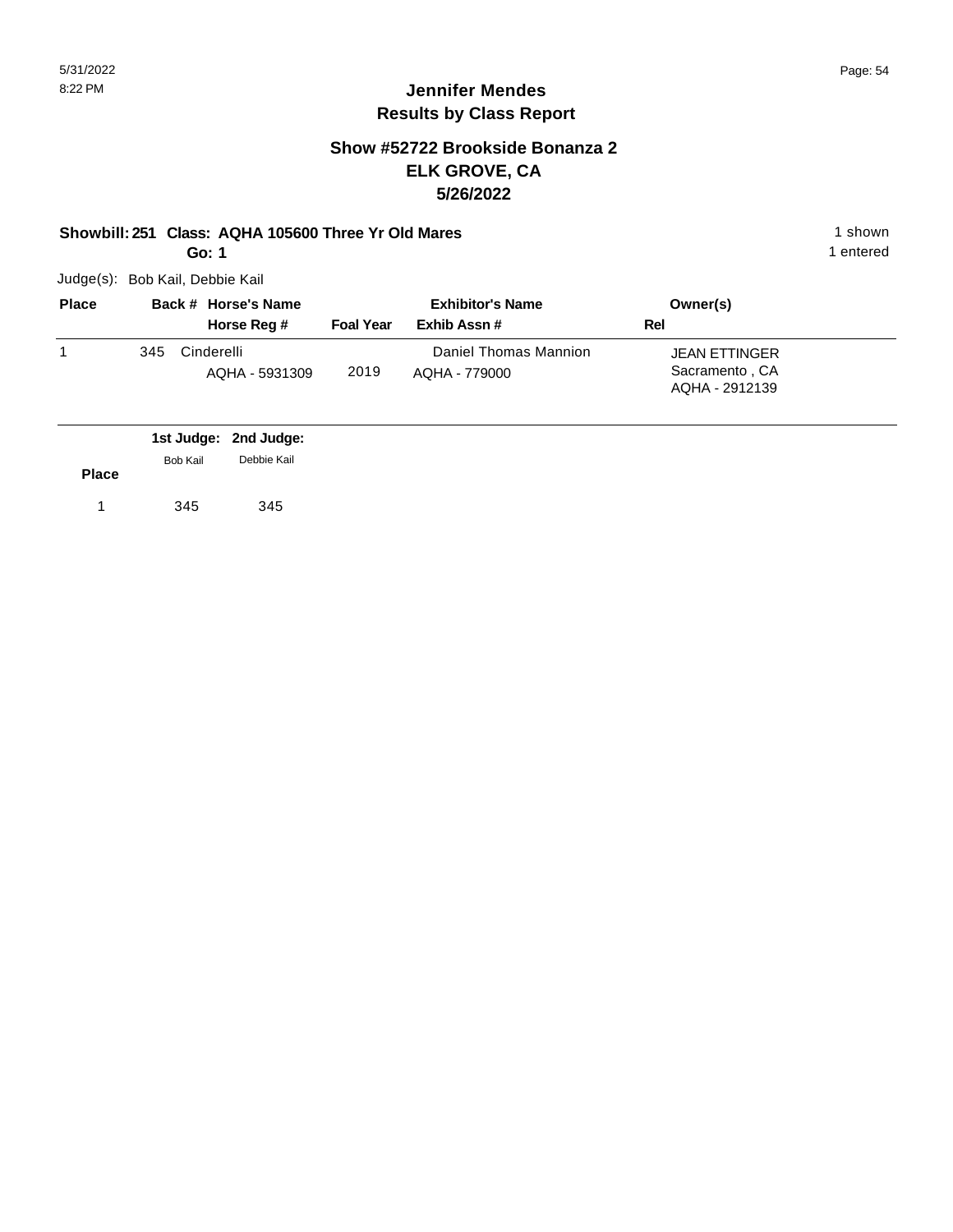# Jennifer Mendes

## Results by Class Report

### Show #52722 Brookside Bonanza 2
### ELK GROVE, CA
### 5/26/2022

**Showbill: 251 Class: AQHA 105600 Three Yr Old Mares** — 1 shown

**Go: 1** — 1 entered

Judge(s): Bob Kail, Debbie Kail

| Place | Back # | Horse's Name / Horse Reg # | Foal Year | Exhibitor's Name / Exhib Assn # | Owner(s) / Rel |
|---|---|---|---|---|---|
| 1 | 345 | Cinderelli<br>AQHA - 5931309 | 2019 | Daniel Thomas Mannion<br>AQHA - 779000 | JEAN ETTINGER<br>Sacramento , CA<br>AQHA - 2912139 |

| Place | 1st Judge: Bob Kail | 2nd Judge: Debbie Kail |
|---|---|---|
| 1 | 345 | 345 |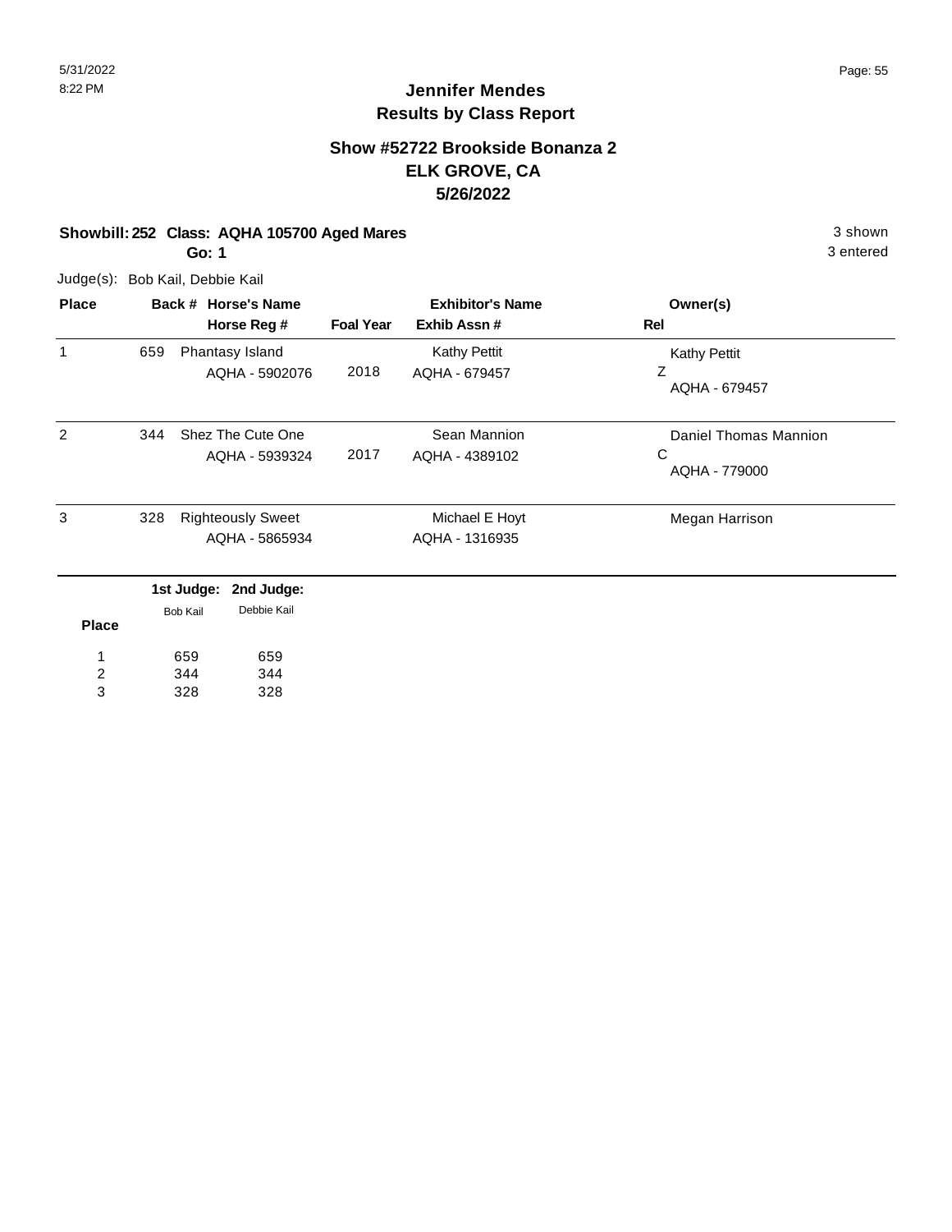# Jennifer Mendes
## Results by Class Report

### Show #52722 Brookside Bonanza 2
### ELK GROVE, CA
### 5/26/2022

**Showbill: 252 Class: AQHA 105700 Aged Mares** 3 shown
**Go: 1** 3 entered

Judge(s): Bob Kail, Debbie Kail

| Place | Back # | Horse's Name / Horse Reg # | Foal Year | Exhibitor's Name / Exhib Assn # | Owner(s) / Rel |
|---|---|---|---|---|---|
| 1 | 659 | Phantasy Island<br>AQHA - 5902076 | 2018 | Kathy Pettit<br>AQHA - 679457 | Kathy Pettit<br>Z<br>AQHA - 679457 |
| 2 | 344 | Shez The Cute One<br>AQHA - 5939324 | 2017 | Sean Mannion<br>AQHA - 4389102 | Daniel Thomas Mannion<br>C<br>AQHA - 779000 |
| 3 | 328 | Righteously Sweet<br>AQHA - 5865934 | | Michael E Hoyt<br>AQHA - 1316935 | Megan Harrison |

| Place | 1st Judge: Bob Kail | 2nd Judge: Debbie Kail |
|---|---|---|
| 1 | 659 | 659 |
| 2 | 344 | 344 |
| 3 | 328 | 328 |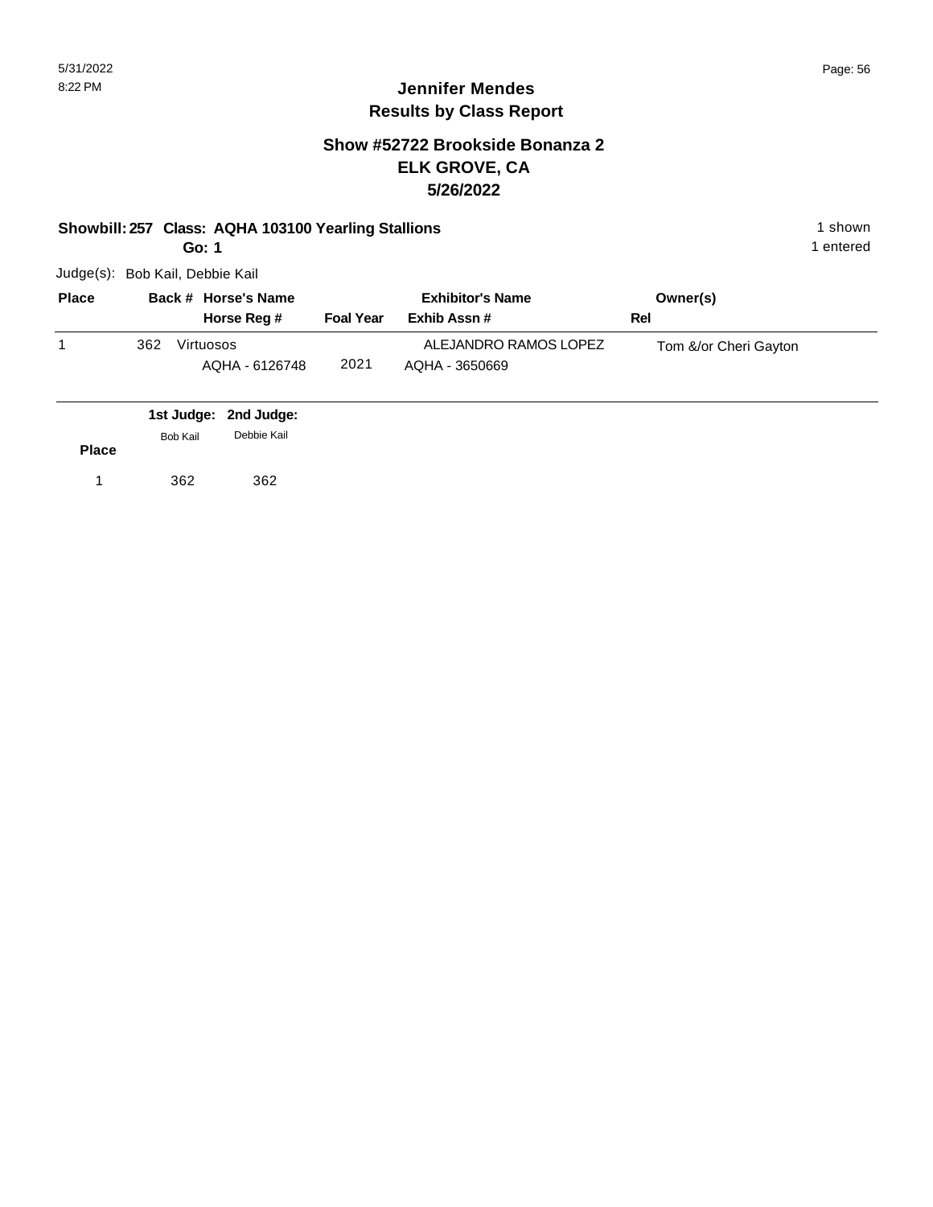# Jennifer Mendes
## Results by Class Report

### Show #52722 Brookside Bonanza 2
### ELK GROVE, CA
### 5/26/2022

**Showbill: 257 Class: AQHA 103100 Yearling Stallions** 1 shown
**Go: 1** 1 entered

Judge(s): Bob Kail, Debbie Kail

| Place | Back # | Horse's Name / Horse Reg # | Foal Year | Exhibitor's Name / Exhib Assn # | Owner(s) / Rel |
|---|---|---|---|---|---|
| 1 | 362 | Virtuosos<br>AQHA - 6126748 | 2021 | ALEJANDRO RAMOS LOPEZ<br>AQHA - 3650669 | Tom &/or Cheri Gayton |

| Place | 1st Judge: Bob Kail | 2nd Judge: Debbie Kail |
|---|---|---|
| 1 | 362 | 362 |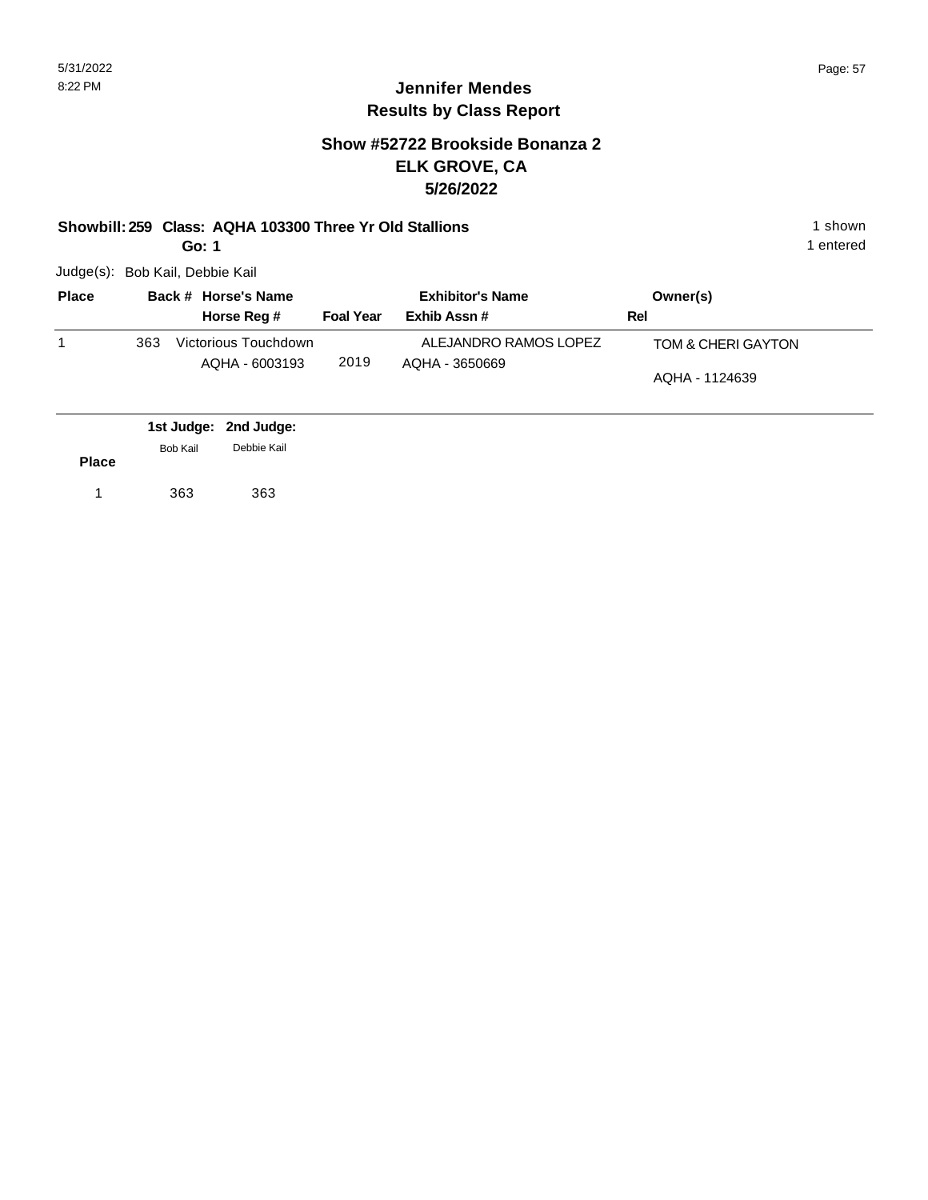# Jennifer Mendes
## Results by Class Report

### Show #52722 Brookside Bonanza 2
### ELK GROVE, CA
### 5/26/2022

**Showbill: 259 Class: AQHA 103300 Three Yr Old Stallions** — 1 shown

**Go: 1** — 1 entered

Judge(s): Bob Kail, Debbie Kail

| Place | Back # | Horse's Name / Horse Reg # | Foal Year | Exhibitor's Name / Exhib Assn # | Owner(s) / Rel |
|---|---|---|---|---|---|
| 1 | 363 | Victorious Touchdown<br>AQHA - 6003193 | 2019 | ALEJANDRO RAMOS LOPEZ<br>AQHA - 3650669 | TOM & CHERI GAYTON<br>AQHA - 1124639 |

| Place | 1st Judge: Bob Kail | 2nd Judge: Debbie Kail |
|---|---|---|
| 1 | 363 | 363 |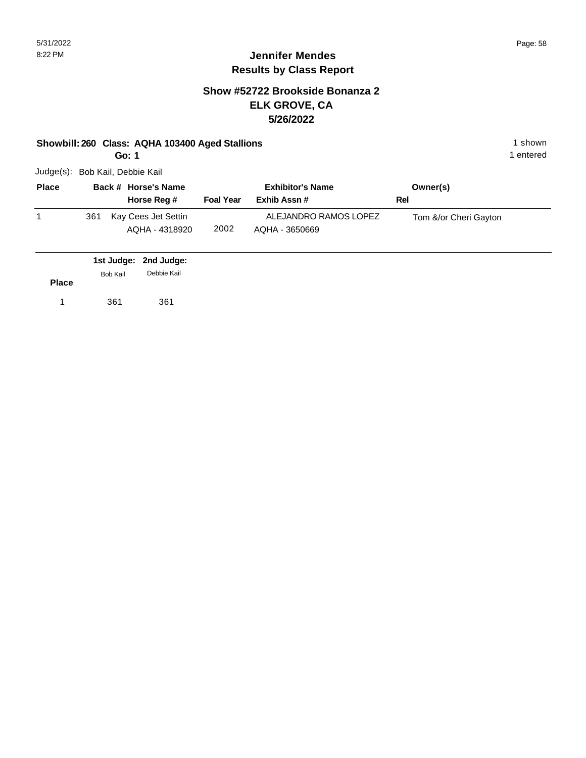# Jennifer Mendes
## Results by Class Report

### Show #52722 Brookside Bonanza 2
### ELK GROVE, CA
### 5/26/2022

**Showbill: 260 Class: AQHA 103400 Aged Stallions** — 1 shown

**Go: 1** — 1 entered

Judge(s): Bob Kail, Debbie Kail

| Place | Back # | Horse's Name / Horse Reg # | Foal Year | Exhibitor's Name / Exhib Assn # | Owner(s) / Rel |
|---|---|---|---|---|---|
| 1 | 361 | Kay Cees Jet Settin<br>AQHA - 4318920 | 2002 | ALEJANDRO RAMOS LOPEZ<br>AQHA - 3650669 | Tom &/or Cheri Gayton |

| Place | 1st Judge: Bob Kail | 2nd Judge: Debbie Kail |
|---|---|---|
| 1 | 361 | 361 |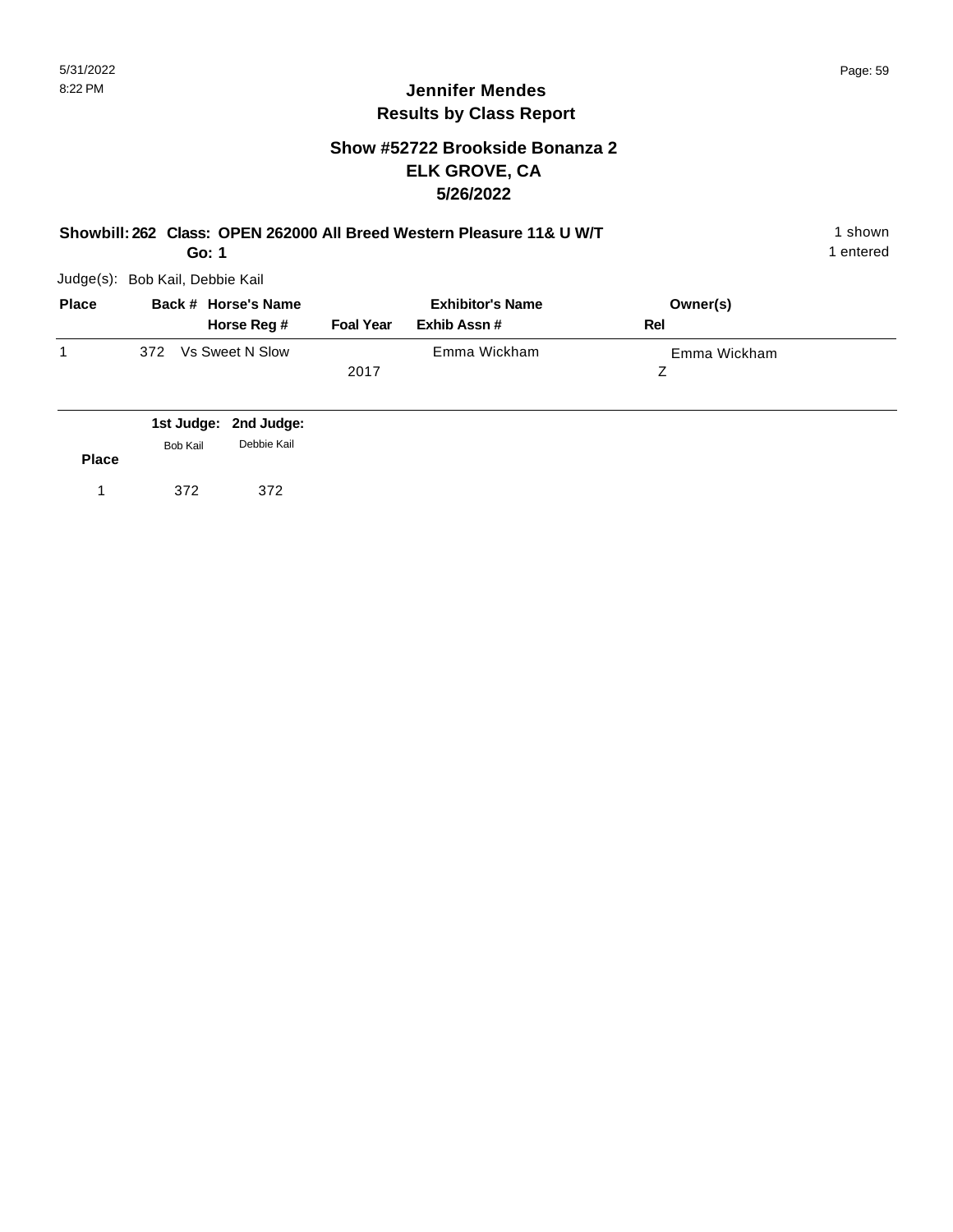# Jennifer Mendes
## Results by Class Report

### Show #52722 Brookside Bonanza 2
### ELK GROVE, CA
### 5/26/2022

**Showbill: 262 Class: OPEN 262000 All Breed Western Pleasure 11& U W/T** 1 shown
**Go: 1** 1 entered

Judge(s): Bob Kail, Debbie Kail

| Place | Back # | Horse's Name / Horse Reg # | Foal Year | Exhibitor's Name / Exhib Assn # | Owner(s) / Rel |
|---|---|---|---|---|---|
| 1 | 372 | Vs Sweet N Slow | 2017 | Emma Wickham | Emma Wickham / Z |

| Place | 1st Judge: Bob Kail | 2nd Judge: Debbie Kail |
|---|---|---|
| 1 | 372 | 372 |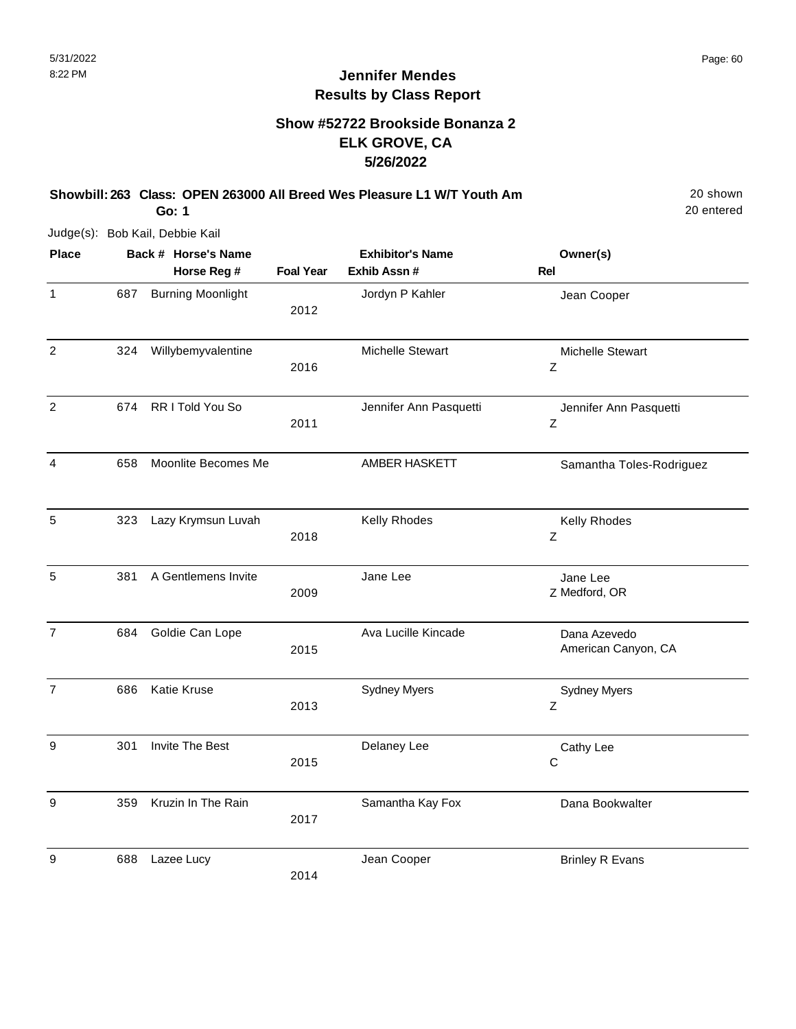# Jennifer Mendes
## Results by Class Report

### Show #52722 Brookside Bonanza 2
### ELK GROVE, CA
### 5/26/2022

**Showbill: 263 Class: OPEN 263000 All Breed Wes Pleasure L1 W/T Youth Am** 20 shown
**Go: 1** 20 entered

Judge(s): Bob Kail, Debbie Kail

| Place | Back # | Horse's Name / Horse Reg # | Foal Year | Exhibitor's Name / Exhib Assn # | Rel | Owner(s) |
|---|---|---|---|---|---|---|
| 1 | 687 | Burning Moonlight | 2012 | Jordyn P Kahler | | Jean Cooper |
| 2 | 324 | Willybemyvalentine | 2016 | Michelle Stewart | Z | Michelle Stewart |
| 2 | 674 | RR I Told You So | 2011 | Jennifer Ann Pasquetti | Z | Jennifer Ann Pasquetti |
| 4 | 658 | Moonlite Becomes Me | | AMBER HASKETT | | Samantha Toles-Rodriguez |
| 5 | 323 | Lazy Krymsun Luvah | 2018 | Kelly Rhodes | Z | Kelly Rhodes |
| 5 | 381 | A Gentlemens Invite | 2009 | Jane Lee | Z | Jane Lee<br>Medford, OR |
| 7 | 684 | Goldie Can Lope | 2015 | Ava Lucille Kincade | | Dana Azevedo<br>American Canyon, CA |
| 7 | 686 | Katie Kruse | 2013 | Sydney Myers | Z | Sydney Myers |
| 9 | 301 | Invite The Best | 2015 | Delaney Lee | C | Cathy Lee |
| 9 | 359 | Kruzin In The Rain | 2017 | Samantha Kay Fox | | Dana Bookwalter |
| 9 | 688 | Lazee Lucy | 2014 | Jean Cooper | | Brinley R Evans |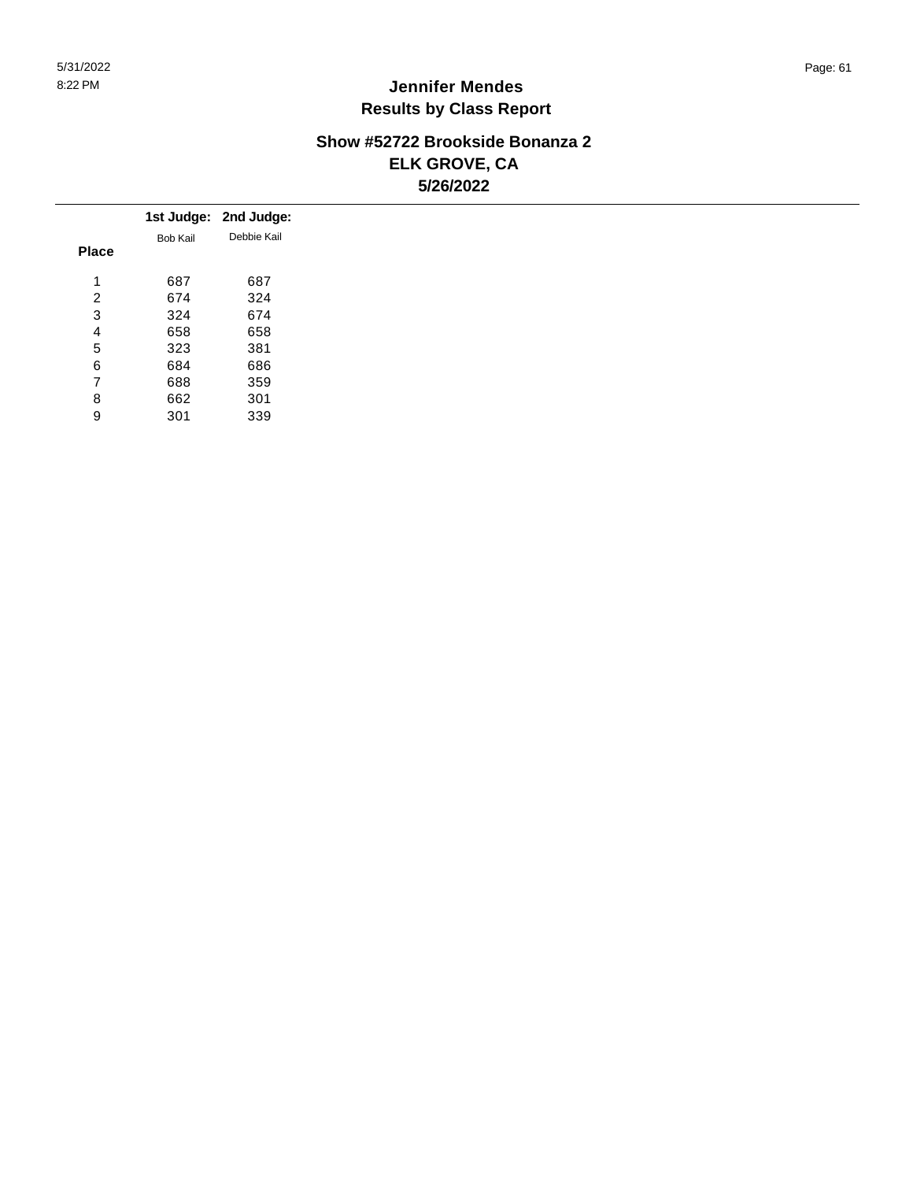# Jennifer Mendes
## Results by Class Report

### Show #52722 Brookside Bonanza 2
### ELK GROVE, CA
### 5/26/2022

| Place | 1st Judge: Bob Kail | 2nd Judge: Debbie Kail |
|---|---|---|
| 1 | 687 | 687 |
| 2 | 674 | 324 |
| 3 | 324 | 674 |
| 4 | 658 | 658 |
| 5 | 323 | 381 |
| 6 | 684 | 686 |
| 7 | 688 | 359 |
| 8 | 662 | 301 |
| 9 | 301 | 339 |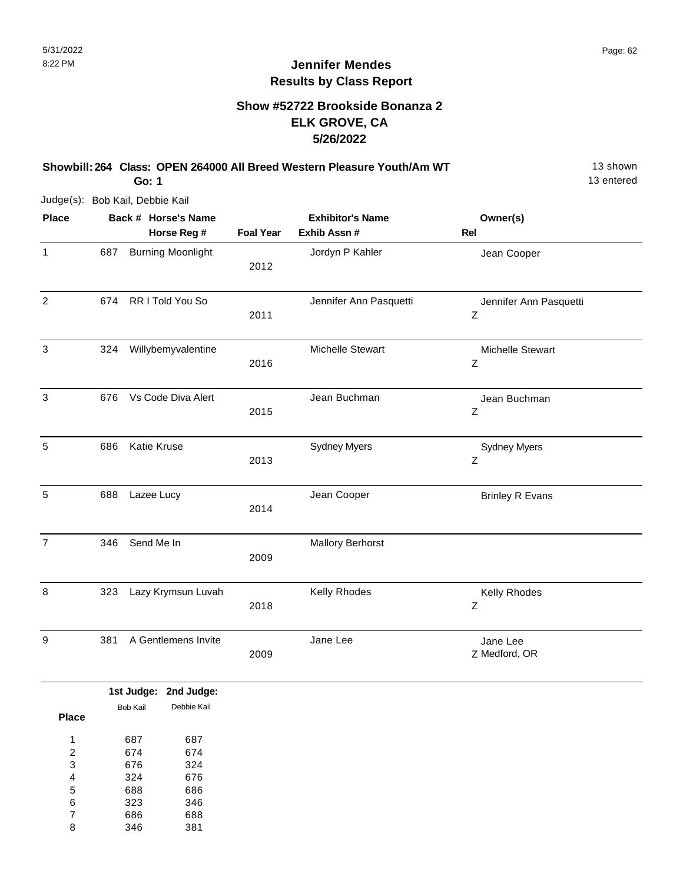# Jennifer Mendes
## Results by Class Report

### Show #52722 Brookside Bonanza 2
### ELK GROVE, CA
### 5/26/2022

**Showbill: 264 Class: OPEN 264000 All Breed Western Pleasure Youth/Am WT** — 13 shown, 13 entered

**Go: 1**

Judge(s): Bob Kail, Debbie Kail

| Place | Back # | Horse's Name / Horse Reg # | Foal Year | Exhibitor's Name / Exhib Assn # | Owner(s) / Rel |
|---|---|---|---|---|---|
| 1 | 687 | Burning Moonlight | 2012 | Jordyn P Kahler | Jean Cooper |
| 2 | 674 | RR I Told You So | 2011 | Jennifer Ann Pasquetti | Jennifer Ann Pasquetti Z |
| 3 | 324 | Willybemyvalentine | 2016 | Michelle Stewart | Michelle Stewart Z |
| 3 | 676 | Vs Code Diva Alert | 2015 | Jean Buchman | Jean Buchman Z |
| 5 | 686 | Katie Kruse | 2013 | Sydney Myers | Sydney Myers Z |
| 5 | 688 | Lazee Lucy | 2014 | Jean Cooper | Brinley R Evans |
| 7 | 346 | Send Me In | 2009 | Mallory Berhorst | |
| 8 | 323 | Lazy Krymsun Luvah | 2018 | Kelly Rhodes | Kelly Rhodes Z |
| 9 | 381 | A Gentlemens Invite | 2009 | Jane Lee | Jane Lee Z Medford, OR |

| Place | 1st Judge: Bob Kail | 2nd Judge: Debbie Kail |
|---|---|---|
| 1 | 687 | 687 |
| 2 | 674 | 674 |
| 3 | 676 | 324 |
| 4 | 324 | 676 |
| 5 | 688 | 686 |
| 6 | 323 | 346 |
| 7 | 686 | 688 |
| 8 | 346 | 381 |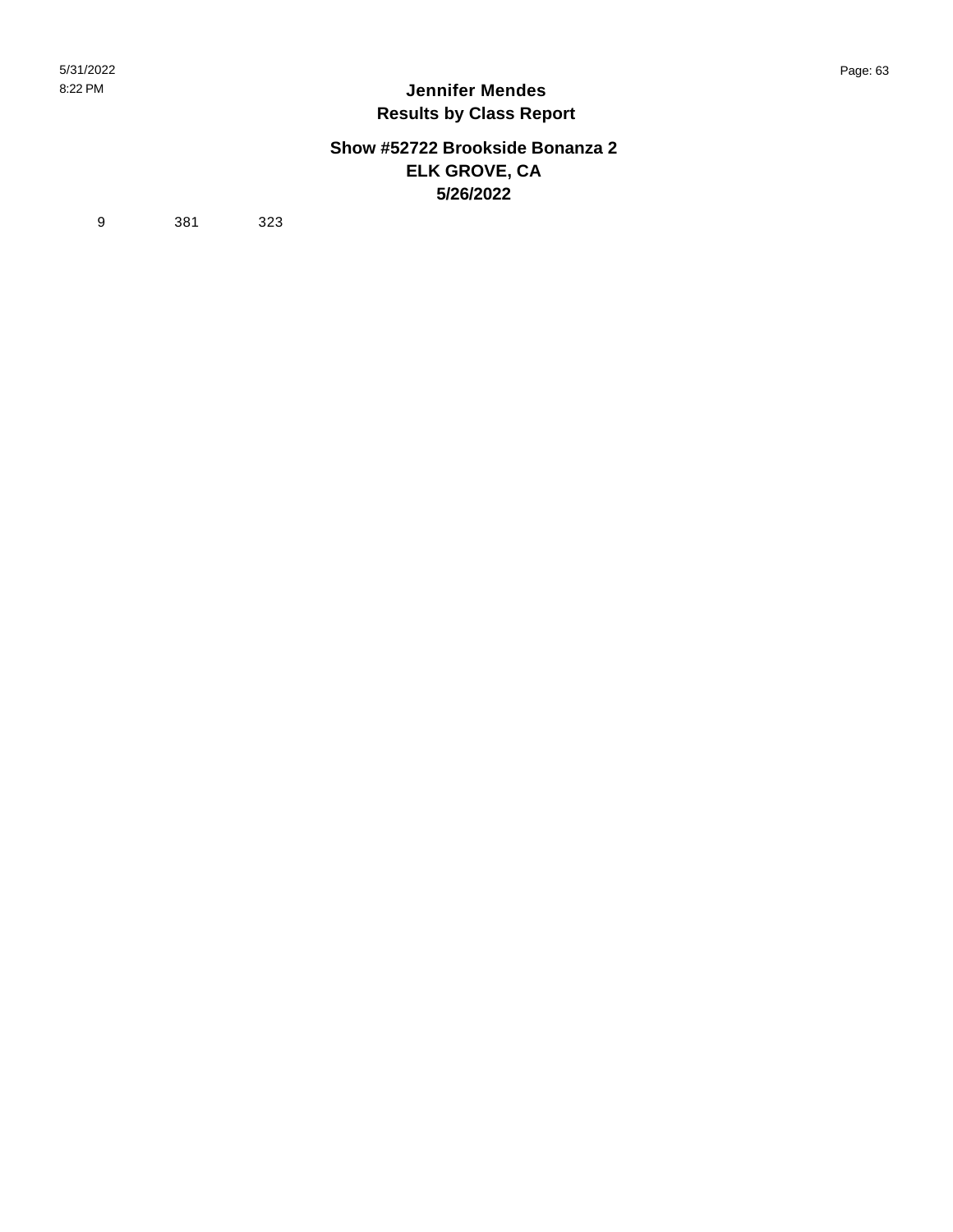# Jennifer Mendes
## Results by Class Report

### Show #52722 Brookside Bonanza 2
### ELK GROVE, CA
### 5/26/2022

| | | |
|---|---|---|
| 9 | 381 | 323 |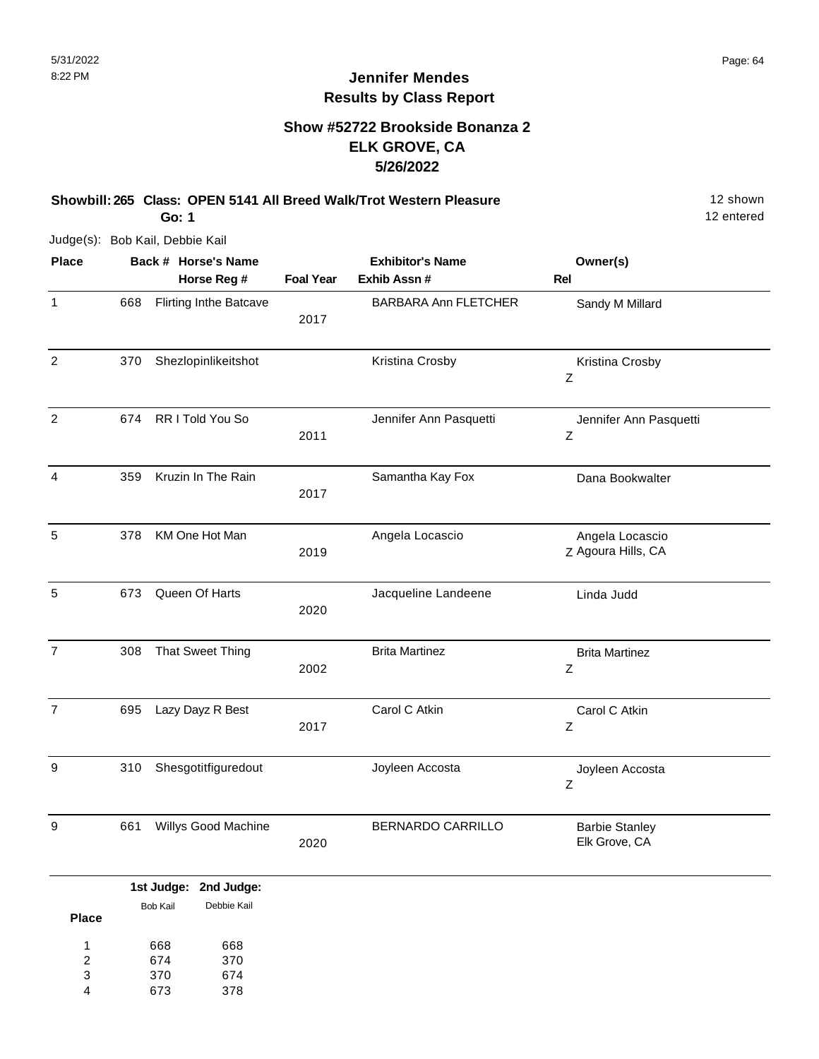# Jennifer Mendes
## Results by Class Report

### Show #52722 Brookside Bonanza 2
### ELK GROVE, CA
### 5/26/2022

**Showbill: 265 Class: OPEN 5141 All Breed Walk/Trot Western Pleasure** 12 shown
**Go: 1** 12 entered

Judge(s): Bob Kail, Debbie Kail

| Place | Back # | Horse's Name / Horse Reg # | Foal Year | Exhibitor's Name / Exhib Assn # | Rel | Owner(s) |
|---|---|---|---|---|---|---|
| 1 | 668 | Flirting Inthe Batcave | 2017 | BARBARA Ann FLETCHER | | Sandy M Millard |
| 2 | 370 | Shezlopinlikeitshot | | Kristina Crosby | Z | Kristina Crosby |
| 2 | 674 | RR I Told You So | 2011 | Jennifer Ann Pasquetti | Z | Jennifer Ann Pasquetti |
| 4 | 359 | Kruzin In The Rain | 2017 | Samantha Kay Fox | | Dana Bookwalter |
| 5 | 378 | KM One Hot Man | 2019 | Angela Locascio | Z | Angela Locascio, Agoura Hills, CA |
| 5 | 673 | Queen Of Harts | 2020 | Jacqueline Landeene | | Linda Judd |
| 7 | 308 | That Sweet Thing | 2002 | Brita Martinez | Z | Brita Martinez |
| 7 | 695 | Lazy Dayz R Best | 2017 | Carol C Atkin | Z | Carol C Atkin |
| 9 | 310 | Shesgotitfiguredout | | Joyleen Accosta | Z | Joyleen Accosta |
| 9 | 661 | Willys Good Machine | 2020 | BERNARDO CARRILLO | | Barbie Stanley, Elk Grove, CA |

| Place | 1st Judge: Bob Kail | 2nd Judge: Debbie Kail |
|---|---|---|
| 1 | 668 | 668 |
| 2 | 674 | 370 |
| 3 | 370 | 674 |
| 4 | 673 | 378 |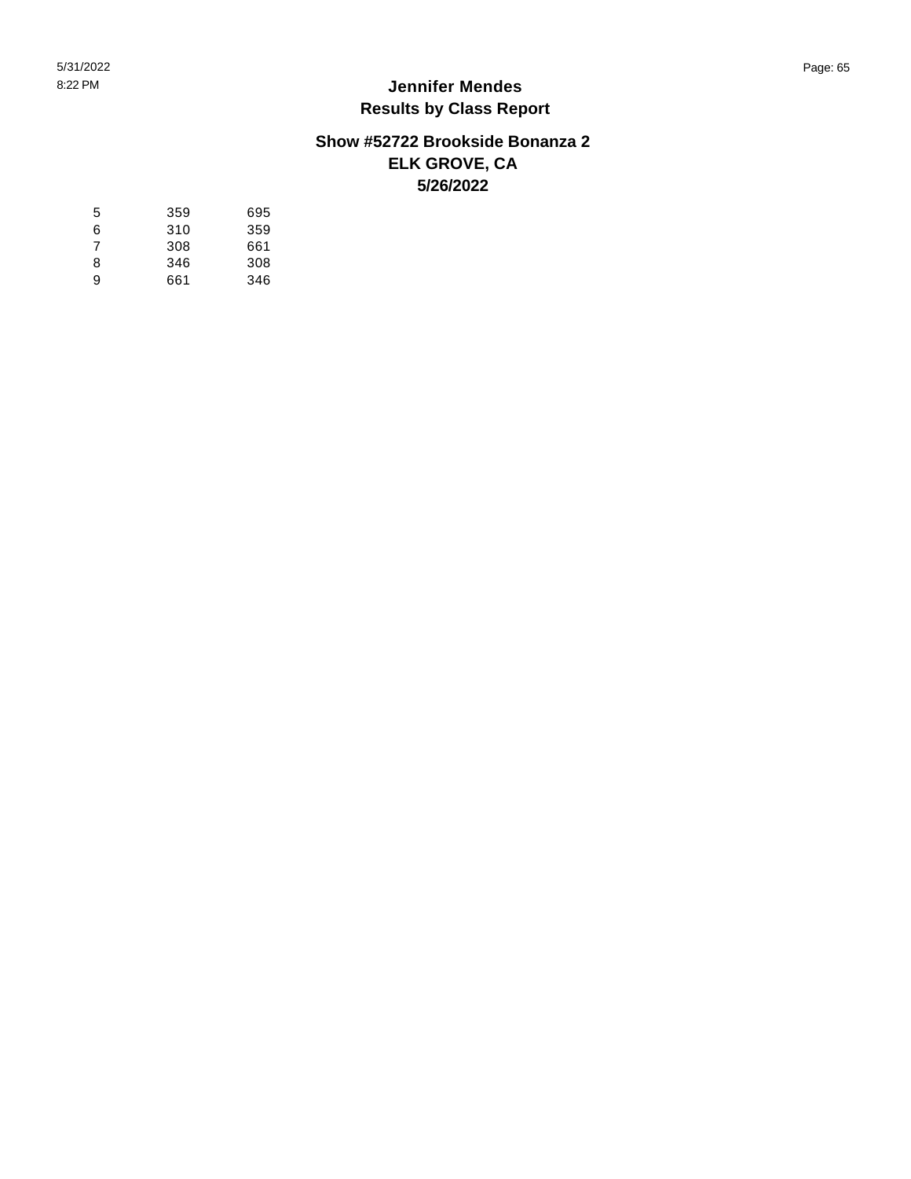# Jennifer Mendes
## Results by Class Report

### Show #52722 Brookside Bonanza 2
### ELK GROVE, CA
### 5/26/2022

| | | |
|---|---|---|
| 5 | 359 | 695 |
| 6 | 310 | 359 |
| 7 | 308 | 661 |
| 8 | 346 | 308 |
| 9 | 661 | 346 |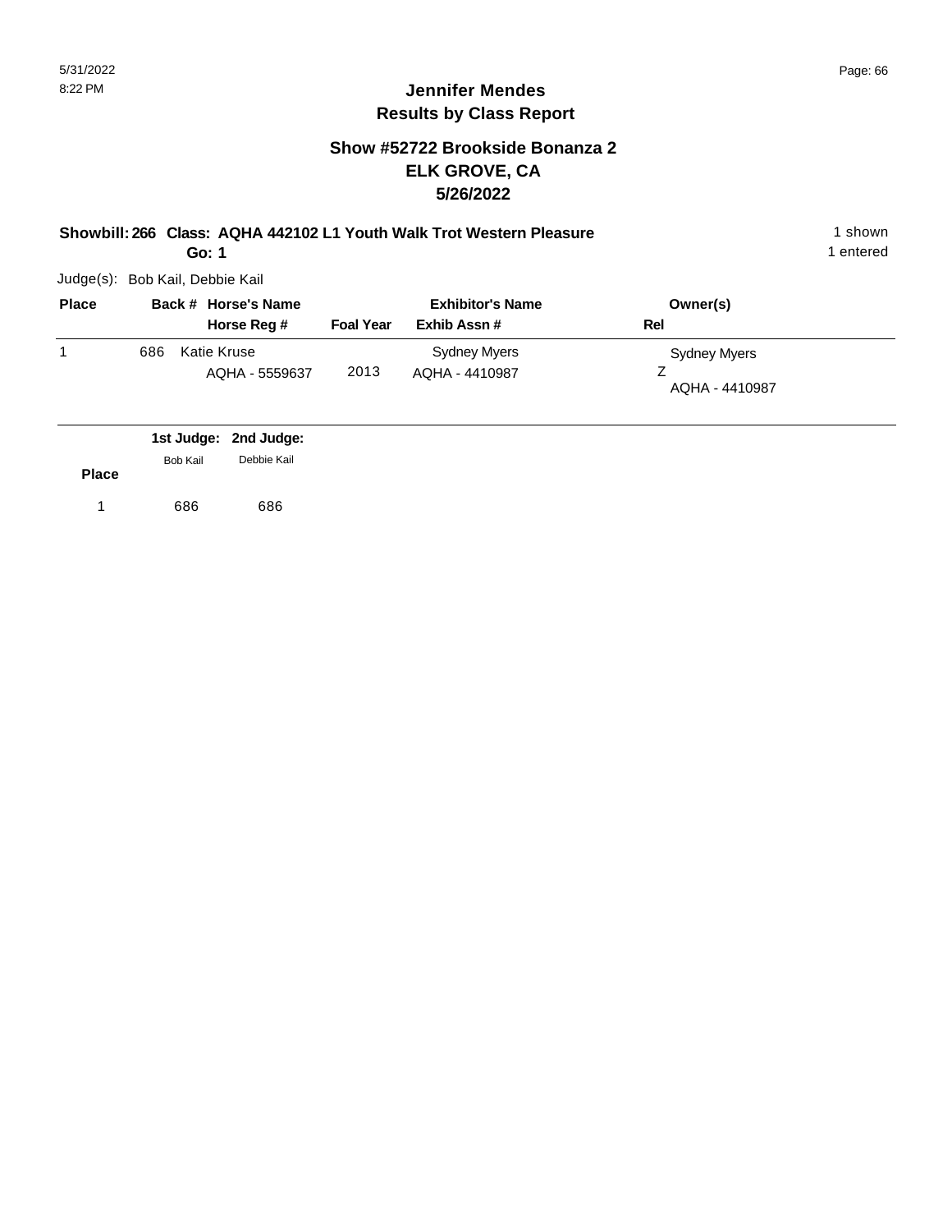# Jennifer Mendes
## Results by Class Report

### Show #52722 Brookside Bonanza 2
### ELK GROVE, CA
### 5/26/2022

**Showbill: 266 Class: AQHA 442102 L1 Youth Walk Trot Western Pleasure** 1 shown
**Go: 1** 1 entered

Judge(s): Bob Kail, Debbie Kail

| Place | Back # | Horse's Name / Horse Reg # | Foal Year | Exhibitor's Name / Exhib Assn # | Owner(s) / Rel |
|---|---|---|---|---|---|
| 1 | 686 | Katie Kruse<br>AQHA - 5559637 | 2013 | Sydney Myers<br>AQHA - 4410987 | Sydney Myers<br>Z<br>AQHA - 4410987 |

| Place | 1st Judge: Bob Kail | 2nd Judge: Debbie Kail |
|---|---|---|
| 1 | 686 | 686 |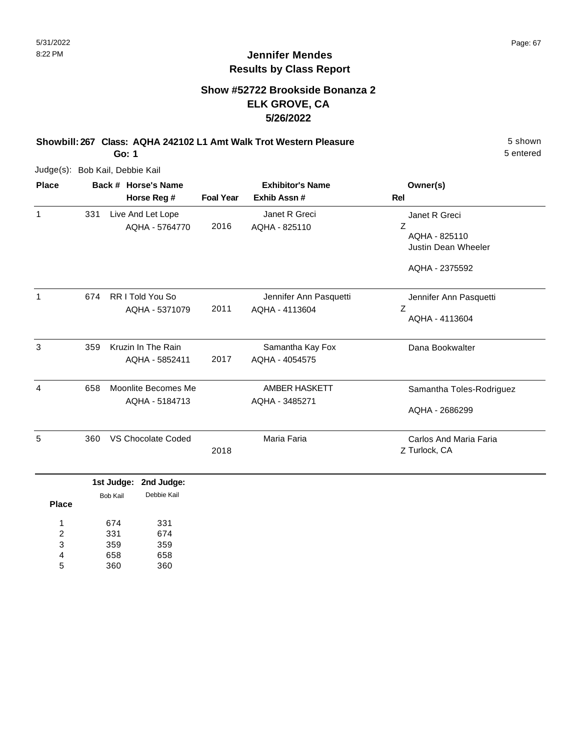# Jennifer Mendes
## Results by Class Report

### Show #52722 Brookside Bonanza 2
### ELK GROVE, CA
### 5/26/2022

**Showbill: 267 Class: AQHA 242102 L1 Amt Walk Trot Western Pleasure** 5 shown
**Go: 1** 5 entered

Judge(s): Bob Kail, Debbie Kail

| Place | Back # | Horse's Name / Horse Reg # | Foal Year | Exhibitor's Name / Exhib Assn # | Owner(s) / Rel |
|---|---|---|---|---|---|
| 1 | 331 | Live And Let Lope<br>AQHA - 5764770 | 2016 | Janet R Greci<br>AQHA - 825110 | Janet R Greci<br>Z<br>AQHA - 825110<br>Justin Dean Wheeler<br>AQHA - 2375592 |
| 1 | 674 | RR I Told You So<br>AQHA - 5371079 | 2011 | Jennifer Ann Pasquetti<br>AQHA - 4113604 | Jennifer Ann Pasquetti<br>Z<br>AQHA - 4113604 |
| 3 | 359 | Kruzin In The Rain<br>AQHA - 5852411 | 2017 | Samantha Kay Fox<br>AQHA - 4054575 | Dana Bookwalter |
| 4 | 658 | Moonlite Becomes Me<br>AQHA - 5184713 | | AMBER HASKETT<br>AQHA - 3485271 | Samantha Toles-Rodriguez<br>AQHA - 2686299 |
| 5 | 360 | VS Chocolate Coded | 2018 | Maria Faria | Carlos And Maria Faria<br>Z Turlock, CA |

| Place | 1st Judge: Bob Kail | 2nd Judge: Debbie Kail |
|---|---|---|
| 1 | 674 | 331 |
| 2 | 331 | 674 |
| 3 | 359 | 359 |
| 4 | 658 | 658 |
| 5 | 360 | 360 |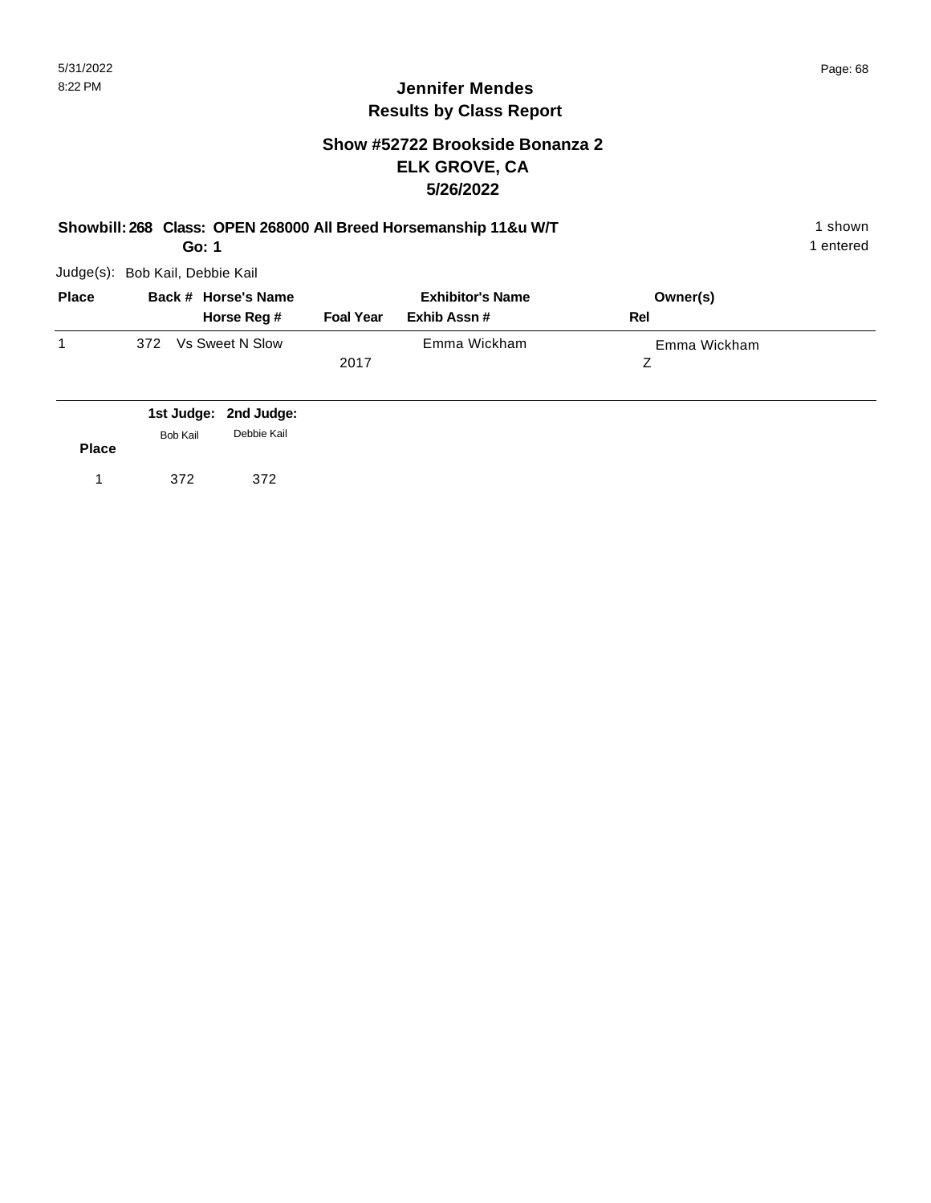# Jennifer Mendes
## Results by Class Report

### Show #52722 Brookside Bonanza 2
### ELK GROVE, CA
### 5/26/2022

**Showbill: 268 Class: OPEN 268000 All Breed Horsemanship 11&u W/T** 1 shown
**Go: 1** 1 entered

Judge(s): Bob Kail, Debbie Kail

| Place | Back # | Horse's Name / Horse Reg # | Foal Year | Exhibitor's Name / Exhib Assn # | Owner(s) / Rel |
|---|---|---|---|---|---|
| 1 | 372 | Vs Sweet N Slow | 2017 | Emma Wickham | Emma Wickham Z |

| Place | 1st Judge: Bob Kail | 2nd Judge: Debbie Kail |
|---|---|---|
| 1 | 372 | 372 |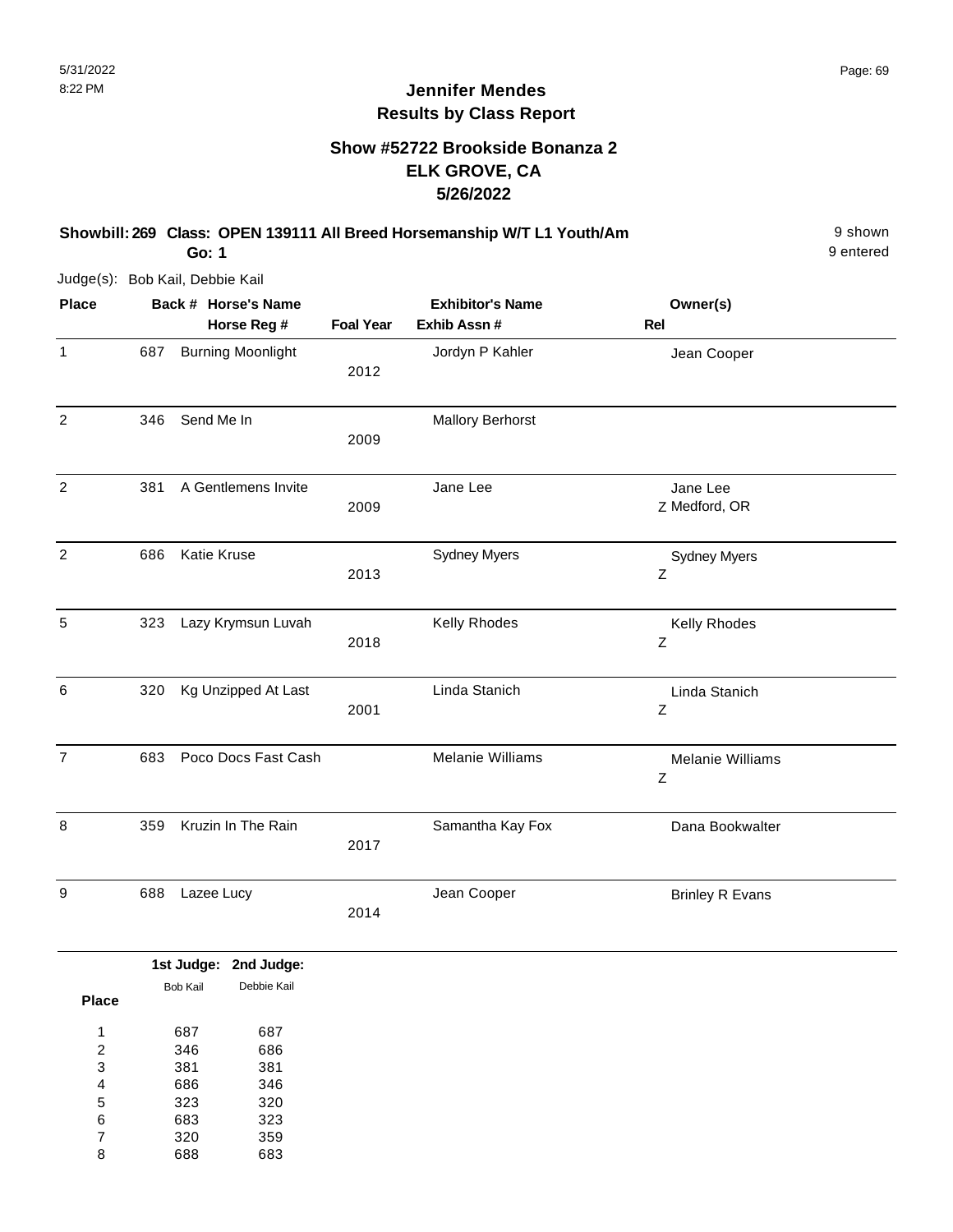# Jennifer Mendes
## Results by Class Report

### Show #52722 Brookside Bonanza 2
### ELK GROVE, CA
### 5/26/2022

**Showbill: 269 Class: OPEN 139111 All Breed Horsemanship W/T L1 Youth/Am** 9 shown
**Go: 1** 9 entered

Judge(s): Bob Kail, Debbie Kail

| Place | Back # | Horse's Name / Horse Reg # | Foal Year | Exhibitor's Name / Exhib Assn # | Rel | Owner(s) |
|---|---|---|---|---|---|---|
| 1 | 687 | Burning Moonlight | 2012 | Jordyn P Kahler | | Jean Cooper |
| 2 | 346 | Send Me In | 2009 | Mallory Berhorst | | |
| 2 | 381 | A Gentlemens Invite | 2009 | Jane Lee | Z | Jane Lee, Medford, OR |
| 2 | 686 | Katie Kruse | 2013 | Sydney Myers | Z | Sydney Myers |
| 5 | 323 | Lazy Krymsun Luvah | 2018 | Kelly Rhodes | Z | Kelly Rhodes |
| 6 | 320 | Kg Unzipped At Last | 2001 | Linda Stanich | Z | Linda Stanich |
| 7 | 683 | Poco Docs Fast Cash | | Melanie Williams | Z | Melanie Williams |
| 8 | 359 | Kruzin In The Rain | 2017 | Samantha Kay Fox | | Dana Bookwalter |
| 9 | 688 | Lazee Lucy | 2014 | Jean Cooper | | Brinley R Evans |

| Place | 1st Judge: Bob Kail | 2nd Judge: Debbie Kail |
|---|---|---|
| 1 | 687 | 687 |
| 2 | 346 | 686 |
| 3 | 381 | 381 |
| 4 | 686 | 346 |
| 5 | 323 | 320 |
| 6 | 683 | 323 |
| 7 | 320 | 359 |
| 8 | 688 | 683 |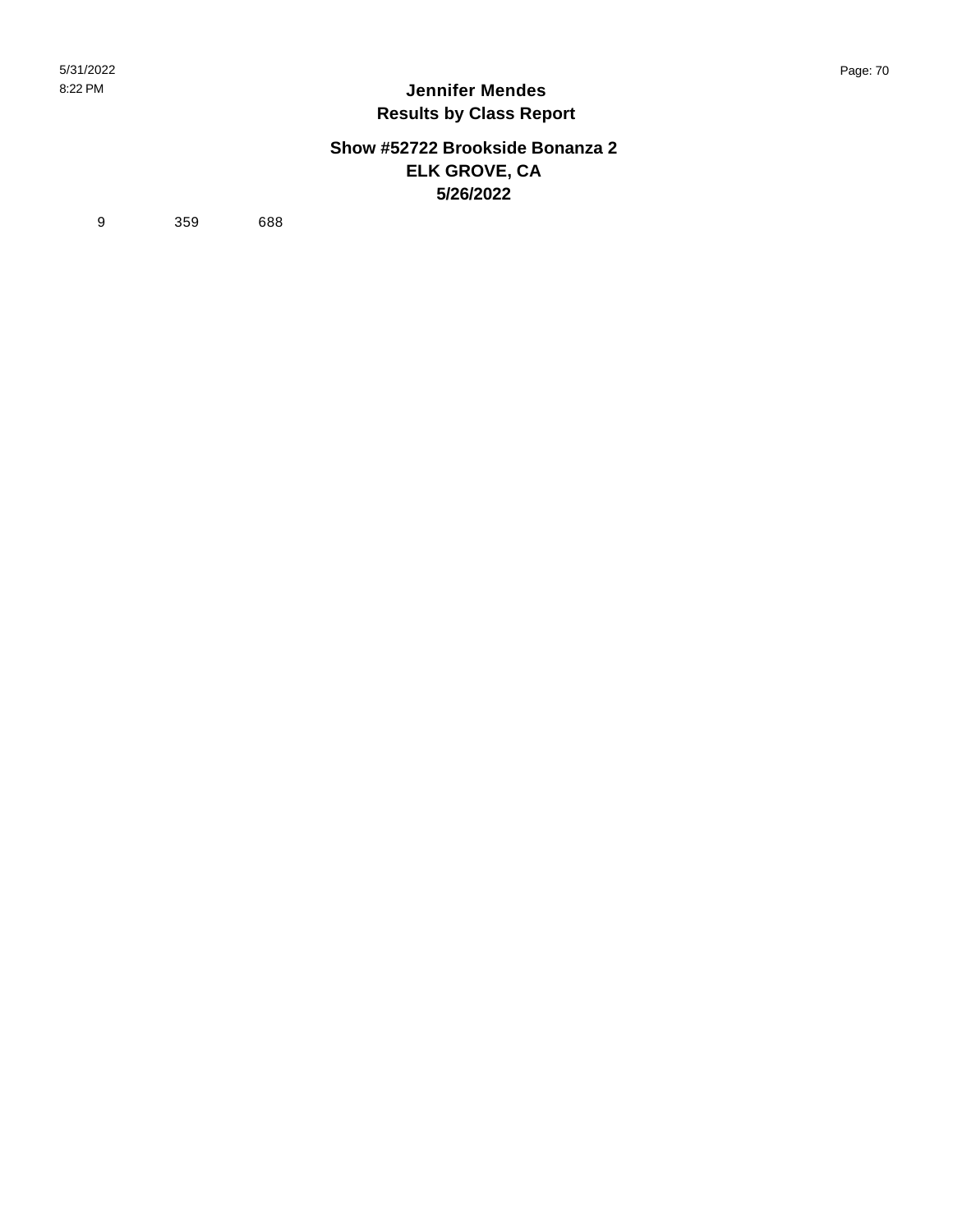**Jennifer Mendes**
**Results by Class Report**

**Show #52722 Brookside Bonanza 2**
**ELK GROVE, CA**
**5/26/2022**

| 9 | 359 | 688 |
|---|---|---|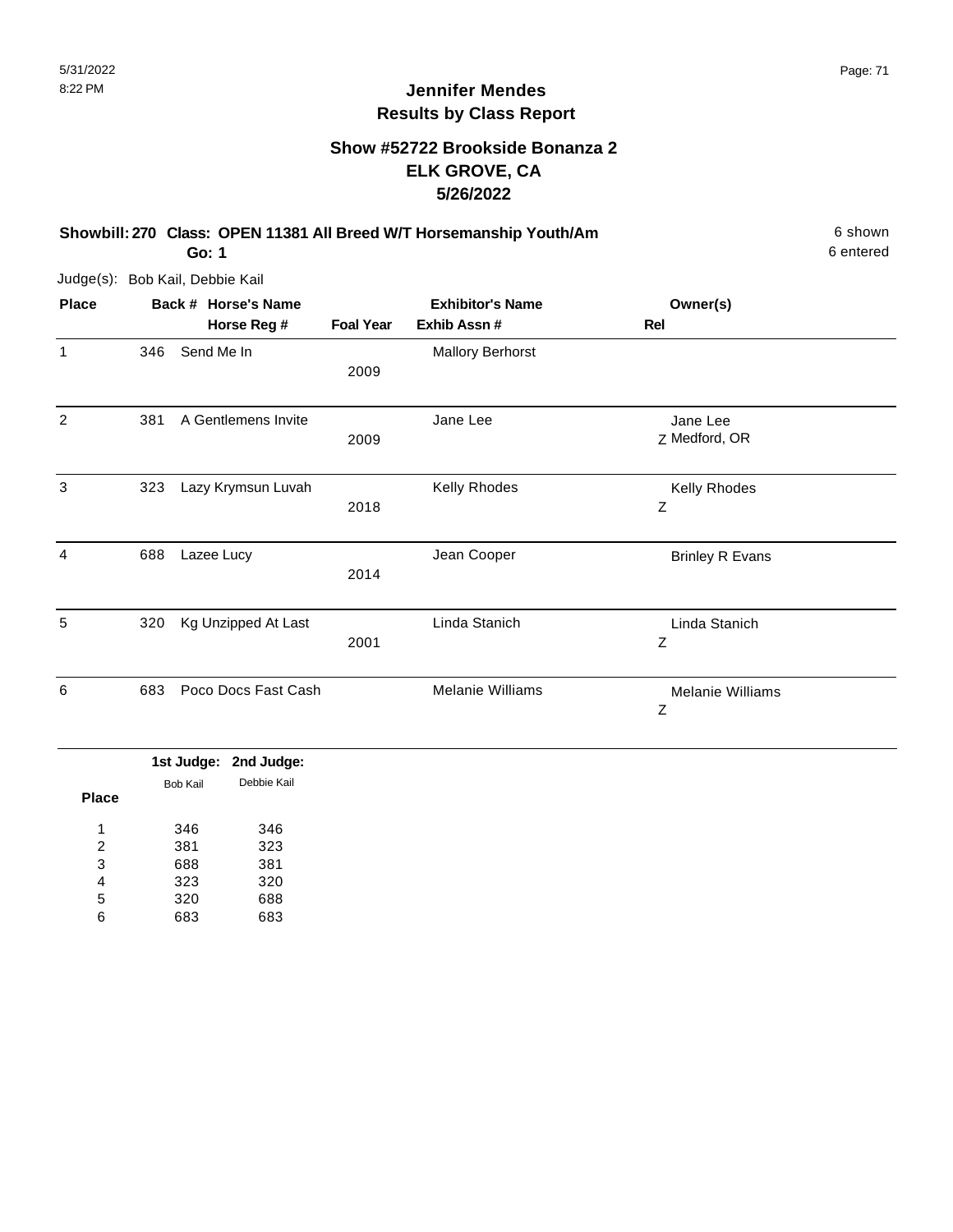# Jennifer Mendes
## Results by Class Report

### Show #52722 Brookside Bonanza 2
### ELK GROVE, CA
### 5/26/2022

**Showbill: 270 Class: OPEN 11381 All Breed W/T Horsemanship Youth/Am** — 6 shown

**Go: 1** — 6 entered

Judge(s): Bob Kail, Debbie Kail

| Place | Back # | Horse's Name / Horse Reg # | Foal Year | Exhibitor's Name / Exhib Assn # | Rel | Owner(s) |
|---|---|---|---|---|---|---|
| 1 | 346 | Send Me In | 2009 | Mallory Berhorst | | |
| 2 | 381 | A Gentlemens Invite | 2009 | Jane Lee | Z | Jane Lee Medford, OR |
| 3 | 323 | Lazy Krymsun Luvah | 2018 | Kelly Rhodes | Z | Kelly Rhodes |
| 4 | 688 | Lazee Lucy | 2014 | Jean Cooper | | Brinley R Evans |
| 5 | 320 | Kg Unzipped At Last | 2001 | Linda Stanich | Z | Linda Stanich |
| 6 | 683 | Poco Docs Fast Cash | | Melanie Williams | Z | Melanie Williams |

| Place | 1st Judge: Bob Kail | 2nd Judge: Debbie Kail |
|---|---|---|
| 1 | 346 | 346 |
| 2 | 381 | 323 |
| 3 | 688 | 381 |
| 4 | 323 | 320 |
| 5 | 320 | 688 |
| 6 | 683 | 683 |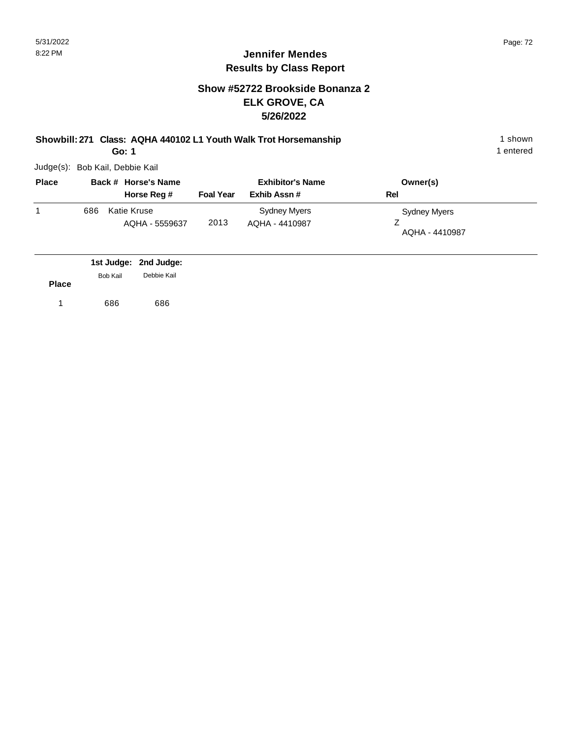# Jennifer Mendes
## Results by Class Report

### Show #52722 Brookside Bonanza 2
### ELK GROVE, CA
### 5/26/2022

**Showbill: 271 Class: AQHA 440102 L1 Youth Walk Trot Horsemanship** — 1 shown

**Go: 1** — 1 entered

Judge(s): Bob Kail, Debbie Kail

| Place | Back # | Horse's Name / Horse Reg # | Foal Year | Exhibitor's Name / Exhib Assn # | Owner(s) / Rel |
|---|---|---|---|---|---|
| 1 | 686 | Katie Kruse<br>AQHA - 5559637 | 2013 | Sydney Myers<br>AQHA - 4410987 | Sydney Myers<br>Z<br>AQHA - 4410987 |

| Place | 1st Judge: Bob Kail | 2nd Judge: Debbie Kail |
|---|---|---|
| 1 | 686 | 686 |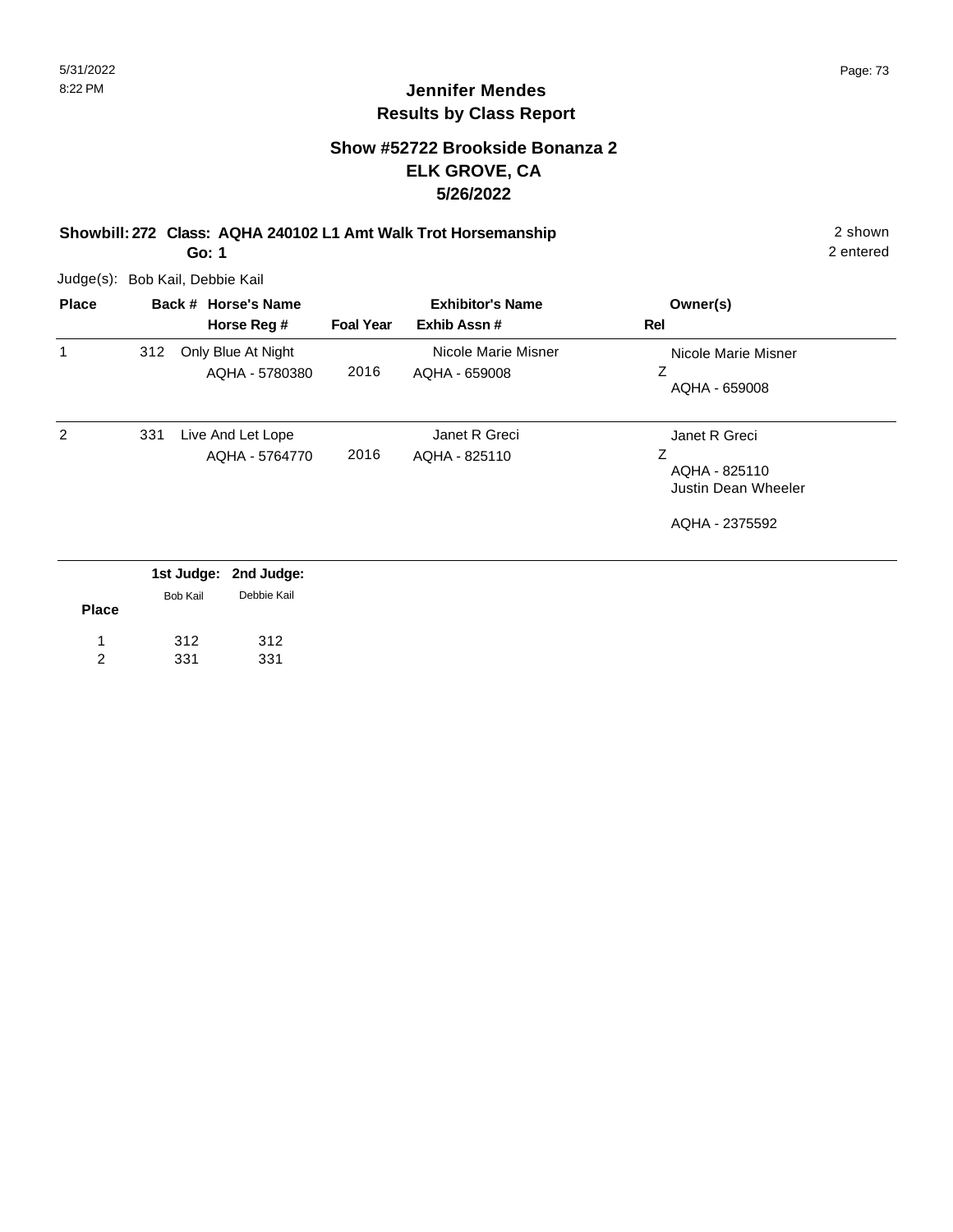# Jennifer Mendes
## Results by Class Report

### Show #52722 Brookside Bonanza 2
### ELK GROVE, CA
### 5/26/2022

**Showbill: 272 Class: AQHA 240102 L1 Amt Walk Trot Horsemanship** 2 shown
**Go: 1** 2 entered

Judge(s): Bob Kail, Debbie Kail

| Place | Back # | Horse's Name / Horse Reg # | Foal Year | Exhibitor's Name / Exhib Assn # | Owner(s) / Rel |
|---|---|---|---|---|---|
| 1 | 312 | Only Blue At Night<br>AQHA - 5780380 | 2016 | Nicole Marie Misner<br>AQHA - 659008 | Nicole Marie Misner<br>Z<br>AQHA - 659008 |
| 2 | 331 | Live And Let Lope<br>AQHA - 5764770 | 2016 | Janet R Greci<br>AQHA - 825110 | Janet R Greci<br>Z<br>AQHA - 825110<br>Justin Dean Wheeler<br><br>AQHA - 2375592 |

| Place | 1st Judge: Bob Kail | 2nd Judge: Debbie Kail |
|---|---|---|
| 1 | 312 | 312 |
| 2 | 331 | 331 |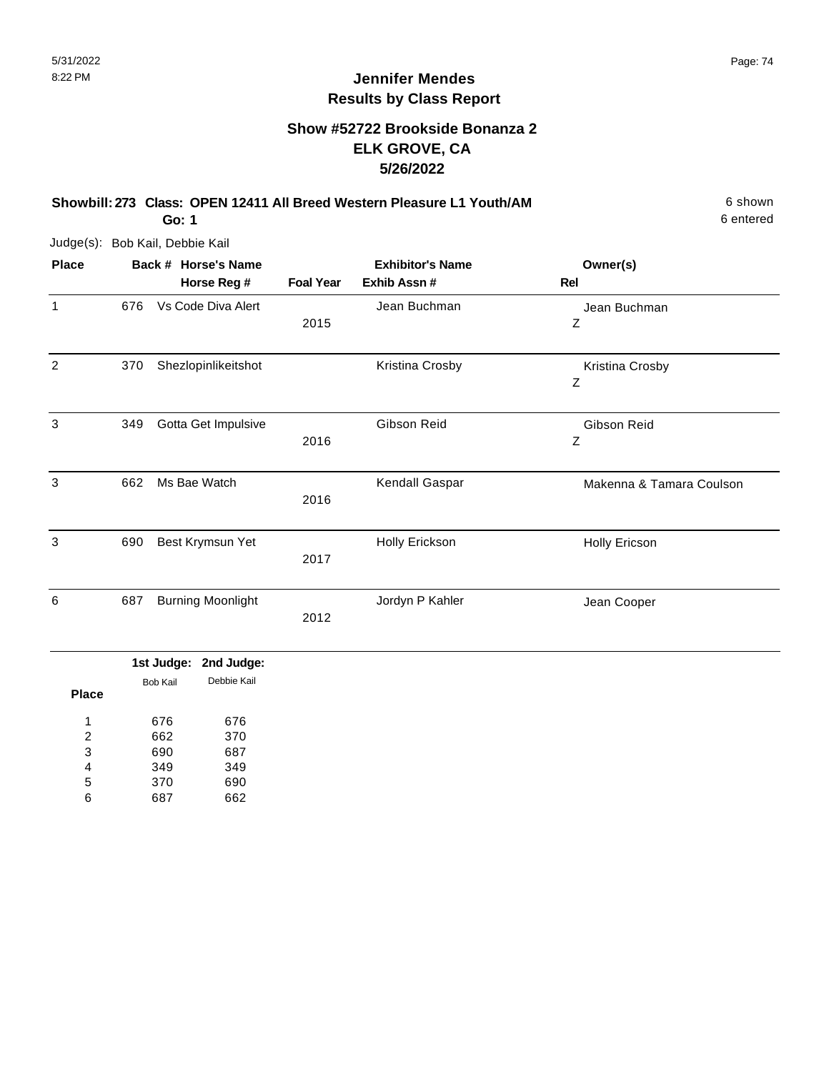# Jennifer Mendes
## Results by Class Report

### Show #52722 Brookside Bonanza 2
### ELK GROVE, CA
### 5/26/2022

**Showbill: 273 Class: OPEN 12411 All Breed Western Pleasure L1 Youth/AM** — 6 shown, 6 entered

**Go: 1**

Judge(s): Bob Kail, Debbie Kail

| Place | Back # | Horse's Name / Horse Reg # | Foal Year | Exhibitor's Name / Exhib Assn # | Owner(s) / Rel |
|---|---|---|---|---|---|
| 1 | 676 | Vs Code Diva Alert | 2015 | Jean Buchman | Jean Buchman Z |
| 2 | 370 | Shezlopinlikeitshot | | Kristina Crosby | Kristina Crosby Z |
| 3 | 349 | Gotta Get Impulsive | 2016 | Gibson Reid | Gibson Reid Z |
| 3 | 662 | Ms Bae Watch | 2016 | Kendall Gaspar | Makenna & Tamara Coulson |
| 3 | 690 | Best Krymsun Yet | 2017 | Holly Erickson | Holly Ericson |
| 6 | 687 | Burning Moonlight | 2012 | Jordyn P Kahler | Jean Cooper |

| Place | 1st Judge: Bob Kail | 2nd Judge: Debbie Kail |
|---|---|---|
| 1 | 676 | 676 |
| 2 | 662 | 370 |
| 3 | 690 | 687 |
| 4 | 349 | 349 |
| 5 | 370 | 690 |
| 6 | 687 | 662 |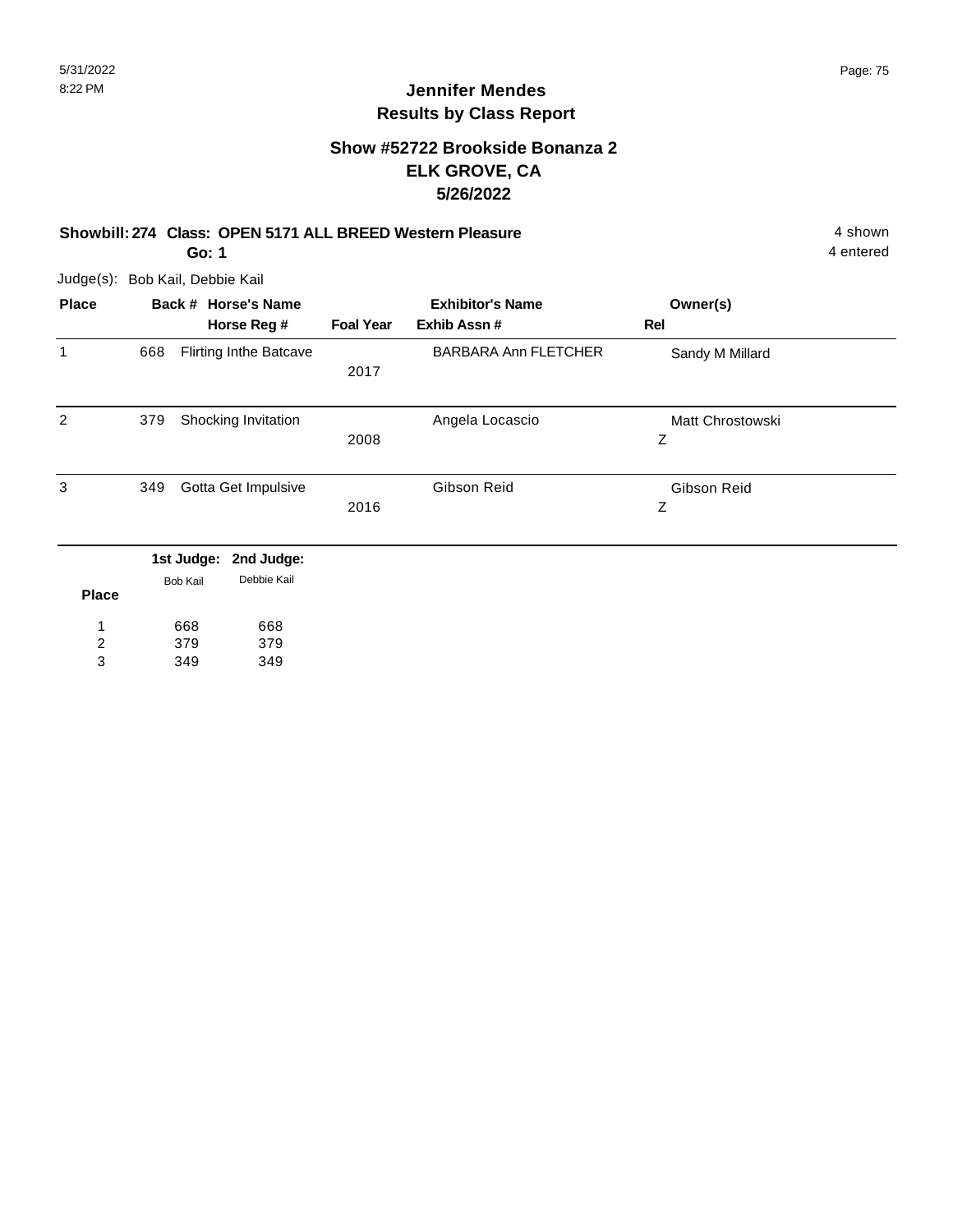# Jennifer Mendes
## Results by Class Report

### Show #52722 Brookside Bonanza 2
### ELK GROVE, CA
### 5/26/2022

**Showbill: 274 Class: OPEN 5171 ALL BREED Western Pleasure** — 4 shown, 4 entered

**Go: 1**

Judge(s): Bob Kail, Debbie Kail

| Place | Back # | Horse's Name / Horse Reg # | Foal Year | Exhibitor's Name / Exhib Assn # | Owner(s) / Rel |
|---|---|---|---|---|---|
| 1 | 668 | Flirting Inthe Batcave | 2017 | BARBARA Ann FLETCHER | Sandy M Millard |
| 2 | 379 | Shocking Invitation | 2008 | Angela Locascio | Matt Chrostowski<br>Z |
| 3 | 349 | Gotta Get Impulsive | 2016 | Gibson Reid | Gibson Reid<br>Z |

| Place | 1st Judge: Bob Kail | 2nd Judge: Debbie Kail |
|---|---|---|
| 1 | 668 | 668 |
| 2 | 379 | 379 |
| 3 | 349 | 349 |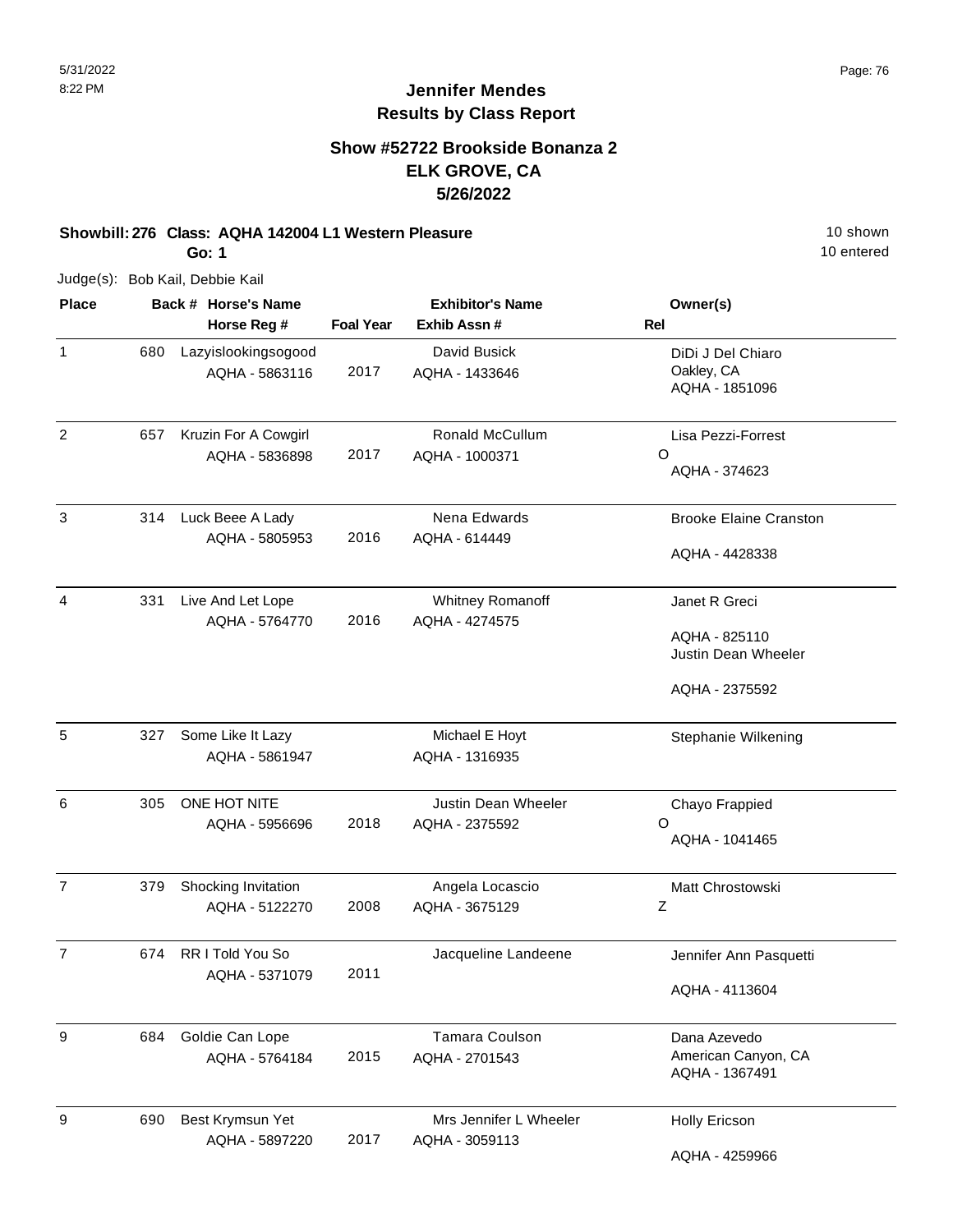# Jennifer Mendes
## Results by Class Report

### Show #52722 Brookside Bonanza 2
### ELK GROVE, CA
### 5/26/2022

**Showbill: 276 Class: AQHA 142004 L1 Western Pleasure** 10 shown

**Go: 1** 10 entered

Judge(s): Bob Kail, Debbie Kail

| Place | Back # | Horse's Name / Horse Reg # | Foal Year | Exhibitor's Name / Exhib Assn # | Rel | Owner(s) |
|---|---|---|---|---|---|---|
| 1 | 680 | Lazyislookingsogood<br>AQHA - 5863116 | 2017 | David Busick<br>AQHA - 1433646 | | DiDi J Del Chiaro<br>Oakley, CA<br>AQHA - 1851096 |
| 2 | 657 | Kruzin For A Cowgirl<br>AQHA - 5836898 | 2017 | Ronald McCullum<br>AQHA - 1000371 | O | Lisa Pezzi-Forrest<br>AQHA - 374623 |
| 3 | 314 | Luck Beee A Lady<br>AQHA - 5805953 | 2016 | Nena Edwards<br>AQHA - 614449 | | Brooke Elaine Cranston<br>AQHA - 4428338 |
| 4 | 331 | Live And Let Lope<br>AQHA - 5764770 | 2016 | Whitney Romanoff<br>AQHA - 4274575 | | Janet R Greci<br>AQHA - 825110<br>Justin Dean Wheeler<br>AQHA - 2375592 |
| 5 | 327 | Some Like It Lazy<br>AQHA - 5861947 | | Michael E Hoyt<br>AQHA - 1316935 | | Stephanie Wilkening |
| 6 | 305 | ONE HOT NITE<br>AQHA - 5956696 | 2018 | Justin Dean Wheeler<br>AQHA - 2375592 | O | Chayo Frappied<br>AQHA - 1041465 |
| 7 | 379 | Shocking Invitation<br>AQHA - 5122270 | 2008 | Angela Locascio<br>AQHA - 3675129 | Z | Matt Chrostowski |
| 7 | 674 | RR I Told You So<br>AQHA - 5371079 | 2011 | Jacqueline Landeene | | Jennifer Ann Pasquetti<br>AQHA - 4113604 |
| 9 | 684 | Goldie Can Lope<br>AQHA - 5764184 | 2015 | Tamara Coulson<br>AQHA - 2701543 | | Dana Azevedo<br>American Canyon, CA<br>AQHA - 1367491 |
| 9 | 690 | Best Krymsun Yet<br>AQHA - 5897220 | 2017 | Mrs Jennifer L Wheeler<br>AQHA - 3059113 | | Holly Ericson<br>AQHA - 4259966 |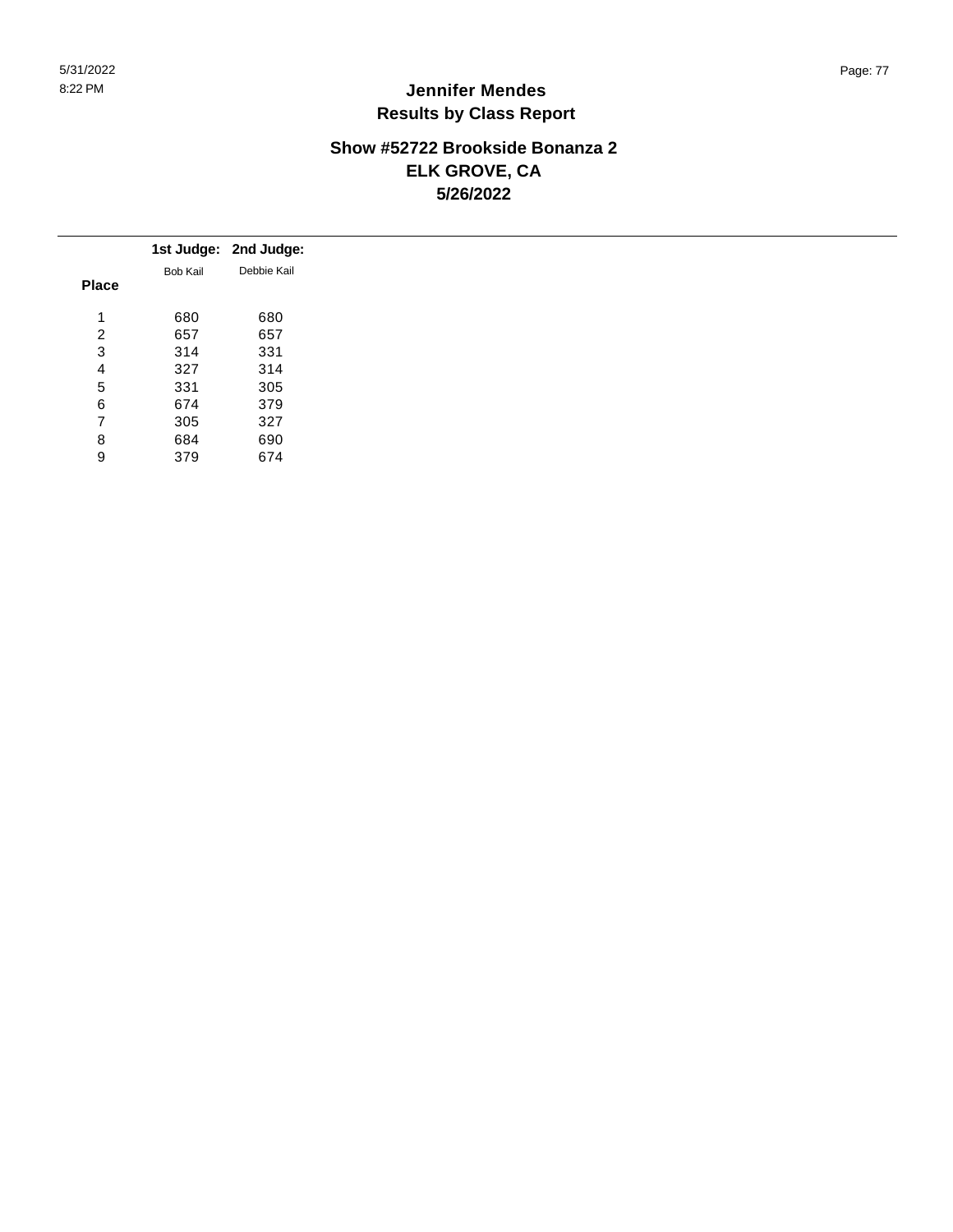# Jennifer Mendes
## Results by Class Report

### Show #52722 Brookside Bonanza 2
### ELK GROVE, CA
### 5/26/2022

| Place | 1st Judge: Bob Kail | 2nd Judge: Debbie Kail |
|---|---|---|
| 1 | 680 | 680 |
| 2 | 657 | 657 |
| 3 | 314 | 331 |
| 4 | 327 | 314 |
| 5 | 331 | 305 |
| 6 | 674 | 379 |
| 7 | 305 | 327 |
| 8 | 684 | 690 |
| 9 | 379 | 674 |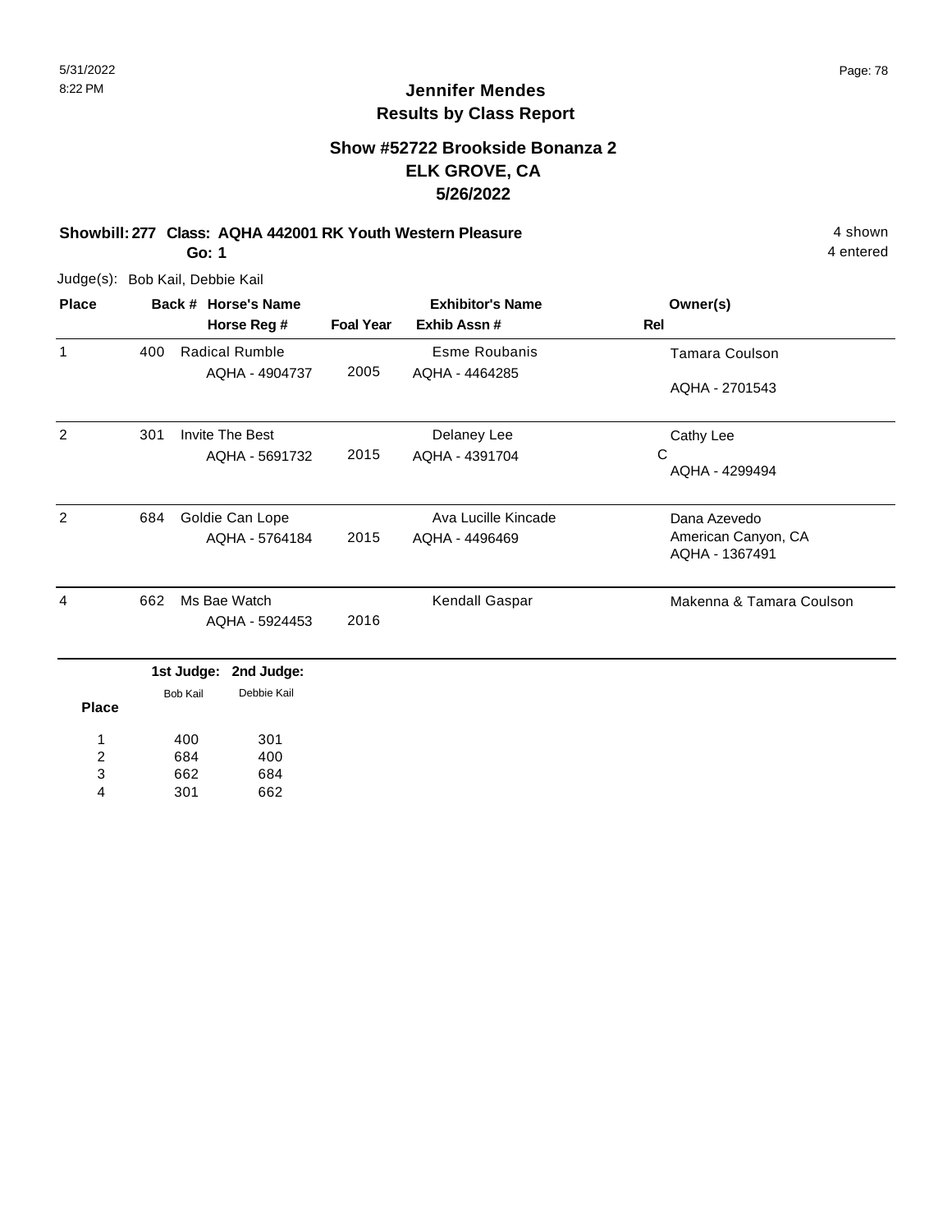## Jennifer Mendes
## Results by Class Report

### Show #52722 Brookside Bonanza 2
### ELK GROVE, CA
### 5/26/2022

**Showbill: 277 Class: AQHA 442001 RK Youth Western Pleasure** 4 shown
**Go: 1** 4 entered

Judge(s): Bob Kail, Debbie Kail

| Place | Back # | Horse's Name / Horse Reg # | Foal Year | Exhibitor's Name / Exhib Assn # | Owner(s) / Rel |
|---|---|---|---|---|---|
| 1 | 400 | Radical Rumble<br>AQHA - 4904737 | 2005 | Esme Roubanis<br>AQHA - 4464285 | Tamara Coulson<br>AQHA - 2701543 |
| 2 | 301 | Invite The Best<br>AQHA - 5691732 | 2015 | Delaney Lee<br>AQHA - 4391704 | Cathy Lee<br>C<br>AQHA - 4299494 |
| 2 | 684 | Goldie Can Lope<br>AQHA - 5764184 | 2015 | Ava Lucille Kincade<br>AQHA - 4496469 | Dana Azevedo<br>American Canyon, CA<br>AQHA - 1367491 |
| 4 | 662 | Ms Bae Watch<br>AQHA - 5924453 | 2016 | Kendall Gaspar | Makenna & Tamara Coulson |

| Place | 1st Judge: Bob Kail | 2nd Judge: Debbie Kail |
|---|---|---|
| 1 | 400 | 301 |
| 2 | 684 | 400 |
| 3 | 662 | 684 |
| 4 | 301 | 662 |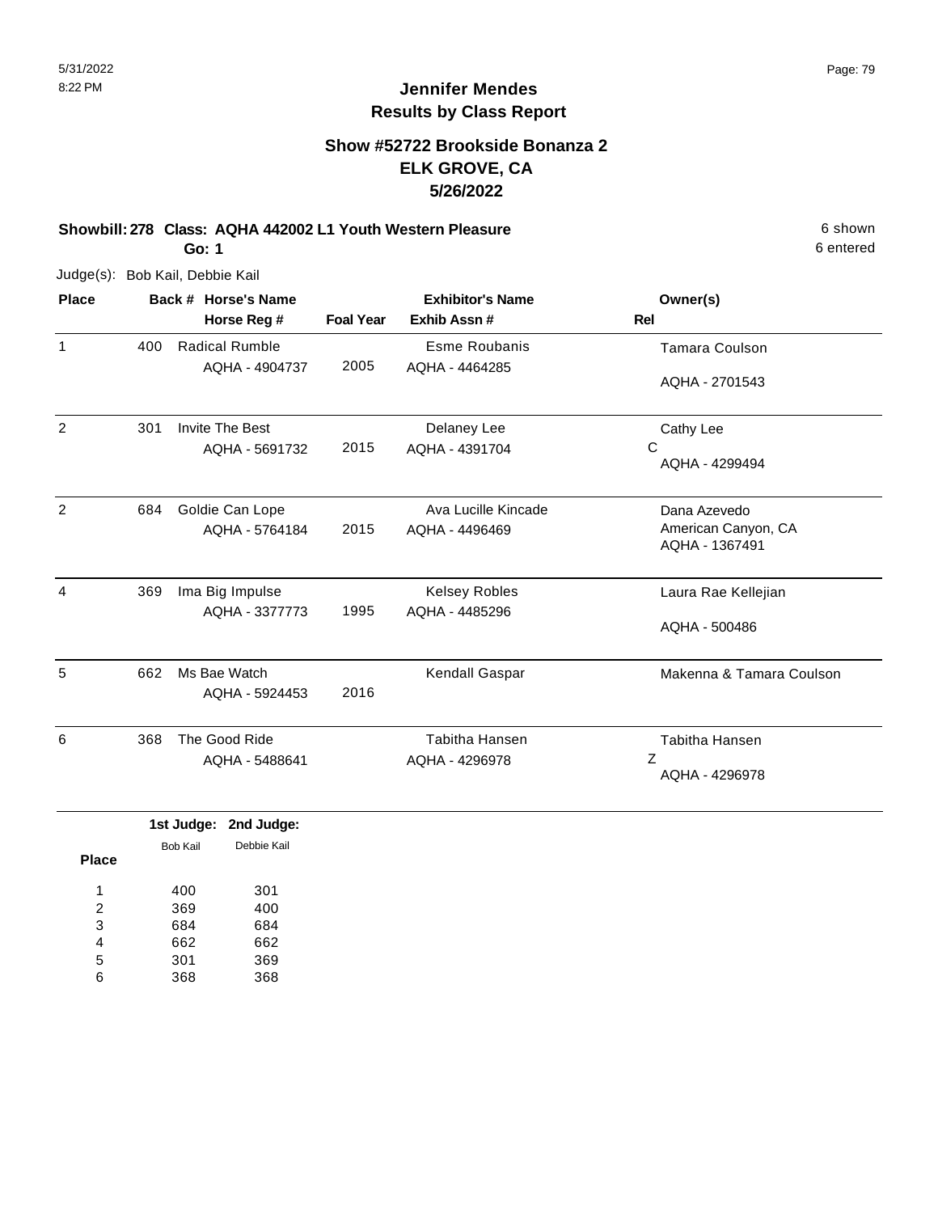# Jennifer Mendes
## Results by Class Report

### Show #52722 Brookside Bonanza 2
### ELK GROVE, CA
### 5/26/2022

**Showbill: 278 Class: AQHA 442002 L1 Youth Western Pleasure** 6 shown

**Go: 1** 6 entered

Judge(s): Bob Kail, Debbie Kail

| Place | Back # | Horse's Name / Horse Reg # | Foal Year | Exhibitor's Name / Exhib Assn # | Rel | Owner(s) |
|---|---|---|---|---|---|---|
| 1 | 400 | Radical Rumble<br>AQHA - 4904737 | 2005 | Esme Roubanis<br>AQHA - 4464285 | | Tamara Coulson<br>AQHA - 2701543 |
| 2 | 301 | Invite The Best<br>AQHA - 5691732 | 2015 | Delaney Lee<br>AQHA - 4391704 | C | Cathy Lee<br>AQHA - 4299494 |
| 2 | 684 | Goldie Can Lope<br>AQHA - 5764184 | 2015 | Ava Lucille Kincade<br>AQHA - 4496469 | | Dana Azevedo<br>American Canyon, CA<br>AQHA - 1367491 |
| 4 | 369 | Ima Big Impulse<br>AQHA - 3377773 | 1995 | Kelsey Robles<br>AQHA - 4485296 | | Laura Rae Kellejian<br>AQHA - 500486 |
| 5 | 662 | Ms Bae Watch<br>AQHA - 5924453 | 2016 | Kendall Gaspar | | Makenna & Tamara Coulson |
| 6 | 368 | The Good Ride<br>AQHA - 5488641 | | Tabitha Hansen<br>AQHA - 4296978 | Z | Tabitha Hansen<br>AQHA - 4296978 |

| Place | 1st Judge: Bob Kail | 2nd Judge: Debbie Kail |
|---|---|---|
| 1 | 400 | 301 |
| 2 | 369 | 400 |
| 3 | 684 | 684 |
| 4 | 662 | 662 |
| 5 | 301 | 369 |
| 6 | 368 | 368 |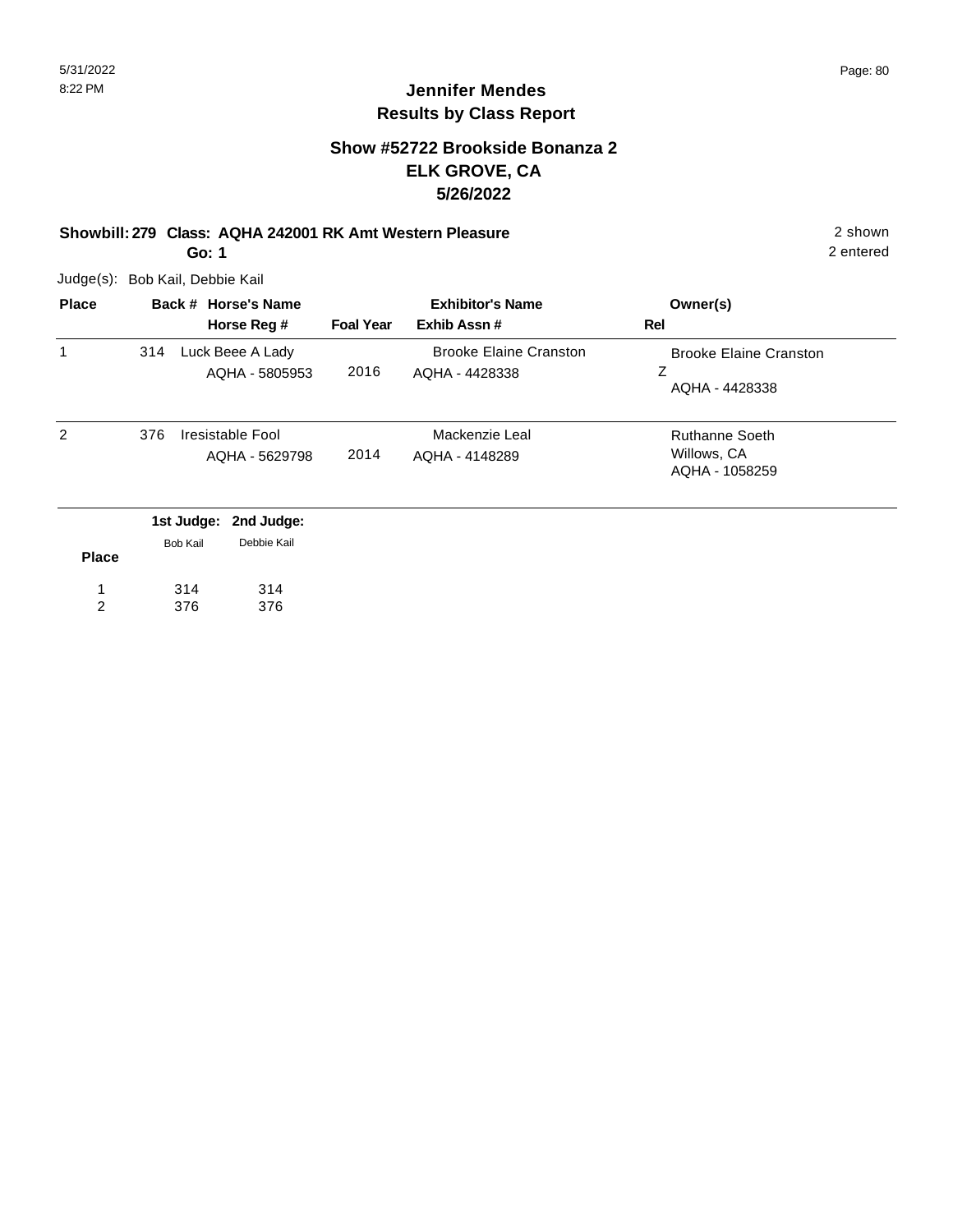# Jennifer Mendes
## Results by Class Report

### Show #52722 Brookside Bonanza 2
### ELK GROVE, CA
### 5/26/2022

**Showbill: 279 Class: AQHA 242001 RK Amt Western Pleasure** 2 shown

**Go: 1** 2 entered

Judge(s): Bob Kail, Debbie Kail

| Place | Back # | Horse's Name / Horse Reg # | Foal Year | Exhibitor's Name / Exhib Assn # | Owner(s) / Rel |
|---|---|---|---|---|---|
| 1 | 314 | Luck Beee A Lady<br>AQHA - 5805953 | 2016 | Brooke Elaine Cranston<br>AQHA - 4428338 | Brooke Elaine Cranston<br>Z<br>AQHA - 4428338 |
| 2 | 376 | Iresistable Fool<br>AQHA - 5629798 | 2014 | Mackenzie Leal<br>AQHA - 4148289 | Ruthanne Soeth<br>Willows, CA<br>AQHA - 1058259 |

| Place | 1st Judge: Bob Kail | 2nd Judge: Debbie Kail |
|---|---|---|
| 1 | 314 | 314 |
| 2 | 376 | 376 |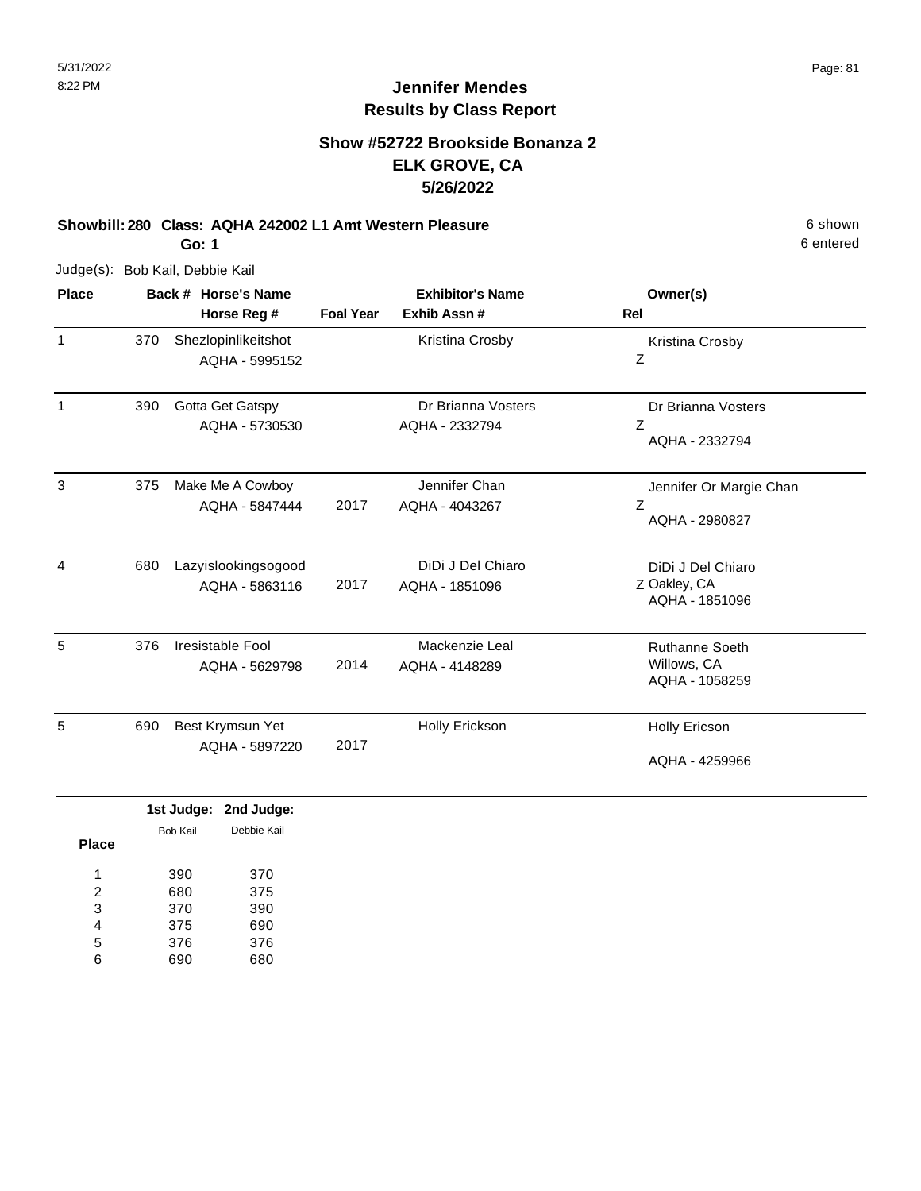# Jennifer Mendes
## Results by Class Report

### Show #52722 Brookside Bonanza 2
### ELK GROVE, CA
### 5/26/2022

**Showbill: 280 Class: AQHA 242002 L1 Amt Western Pleasure** 6 shown
**Go: 1** 6 entered

Judge(s): Bob Kail, Debbie Kail

| Place | Back # | Horse's Name / Horse Reg # | Foal Year | Exhibitor's Name / Exhib Assn # | Rel | Owner(s) |
|---|---|---|---|---|---|---|
| 1 | 370 | Shezlopinlikeitshot<br>AQHA - 5995152 | | Kristina Crosby | Z | Kristina Crosby |
| 1 | 390 | Gotta Get Gatspy<br>AQHA - 5730530 | | Dr Brianna Vosters<br>AQHA - 2332794 | Z | Dr Brianna Vosters<br>AQHA - 2332794 |
| 3 | 375 | Make Me A Cowboy<br>AQHA - 5847444 | 2017 | Jennifer Chan<br>AQHA - 4043267 | Z | Jennifer Or Margie Chan<br>AQHA - 2980827 |
| 4 | 680 | Lazyislookingsogood<br>AQHA - 5863116 | 2017 | DiDi J Del Chiaro<br>AQHA - 1851096 | Z | DiDi J Del Chiaro<br>Oakley, CA<br>AQHA - 1851096 |
| 5 | 376 | Iresistable Fool<br>AQHA - 5629798 | 2014 | Mackenzie Leal<br>AQHA - 4148289 | | Ruthanne Soeth<br>Willows, CA<br>AQHA - 1058259 |
| 5 | 690 | Best Krymsun Yet<br>AQHA - 5897220 | 2017 | Holly Erickson | | Holly Ericson<br>AQHA - 4259966 |

| Place | 1st Judge: Bob Kail | 2nd Judge: Debbie Kail |
|---|---|---|
| 1 | 390 | 370 |
| 2 | 680 | 375 |
| 3 | 370 | 390 |
| 4 | 375 | 690 |
| 5 | 376 | 376 |
| 6 | 690 | 680 |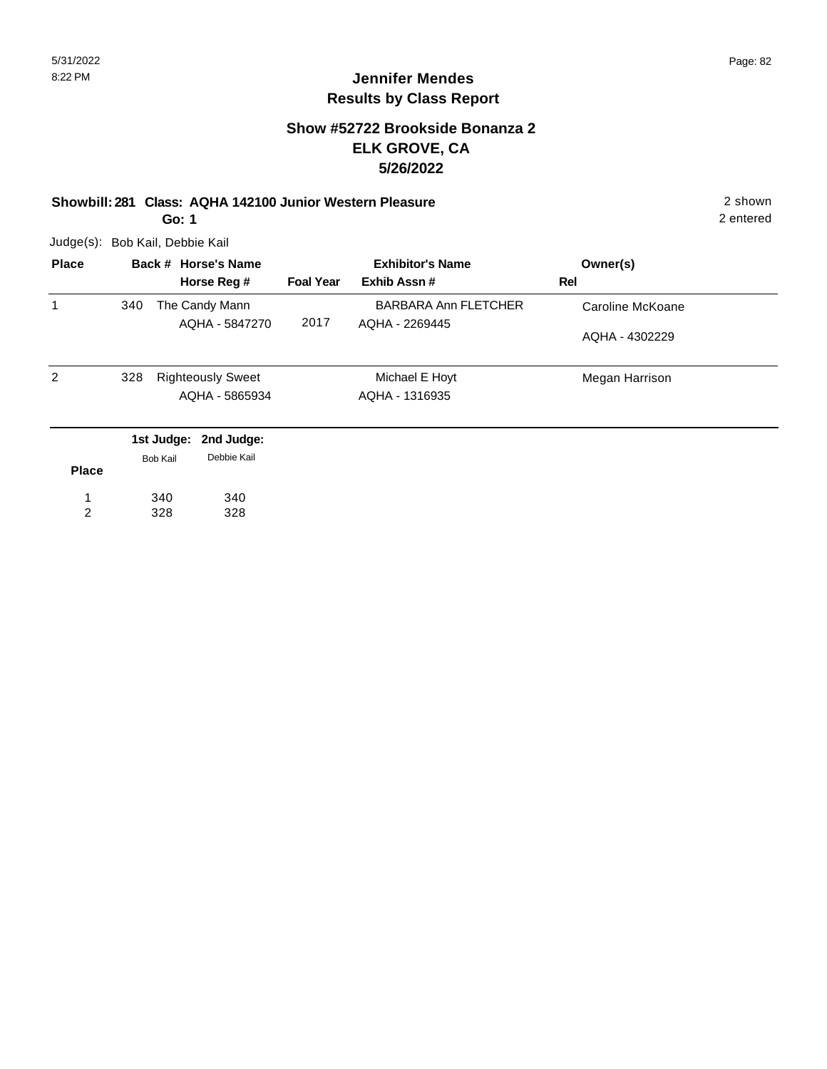# Jennifer Mendes
## Results by Class Report

### Show #52722 Brookside Bonanza 2
### ELK GROVE, CA
### 5/26/2022

**Showbill: 281 Class: AQHA 142100 Junior Western Pleasure** — 2 shown, 2 entered

**Go: 1**

Judge(s): Bob Kail, Debbie Kail

| Place | Back # | Horse's Name / Horse Reg # | Foal Year | Exhibitor's Name / Exhib Assn # | Owner(s) / Rel |
|---|---|---|---|---|---|
| 1 | 340 | The Candy Mann<br>AQHA - 5847270 | 2017 | BARBARA Ann FLETCHER<br>AQHA - 2269445 | Caroline McKoane<br>AQHA - 4302229 |
| 2 | 328 | Righteously Sweet<br>AQHA - 5865934 | | Michael E Hoyt<br>AQHA - 1316935 | Megan Harrison |

| Place | 1st Judge: Bob Kail | 2nd Judge: Debbie Kail |
|---|---|---|
| 1 | 340 | 340 |
| 2 | 328 | 328 |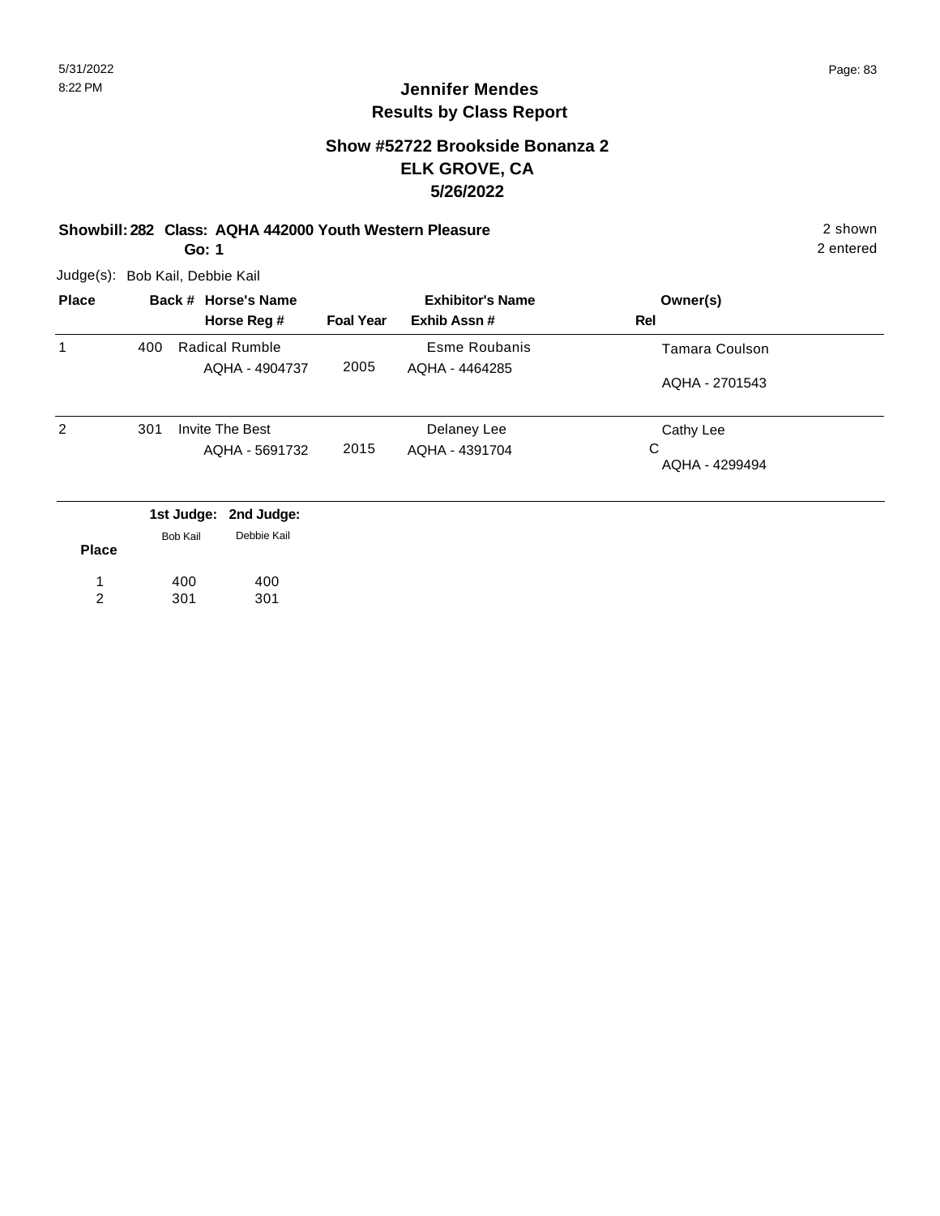## Jennifer Mendes
## Results by Class Report

### Show #52722 Brookside Bonanza 2
### ELK GROVE, CA
### 5/26/2022

**Showbill: 282 Class: AQHA 442000 Youth Western Pleasure** — 2 shown

**Go: 1** — 2 entered

Judge(s): Bob Kail, Debbie Kail

| Place | Back # | Horse's Name / Horse Reg # | Foal Year | Exhibitor's Name / Exhib Assn # | Owner(s) / Rel |
|---|---|---|---|---|---|
| 1 | 400 | Radical Rumble<br>AQHA - 4904737 | 2005 | Esme Roubanis<br>AQHA - 4464285 | Tamara Coulson<br>AQHA - 2701543 |
| 2 | 301 | Invite The Best<br>AQHA - 5691732 | 2015 | Delaney Lee<br>AQHA - 4391704 | Cathy Lee<br>C<br>AQHA - 4299494 |

| Place | 1st Judge: Bob Kail | 2nd Judge: Debbie Kail |
|---|---|---|
| 1 | 400 | 400 |
| 2 | 301 | 301 |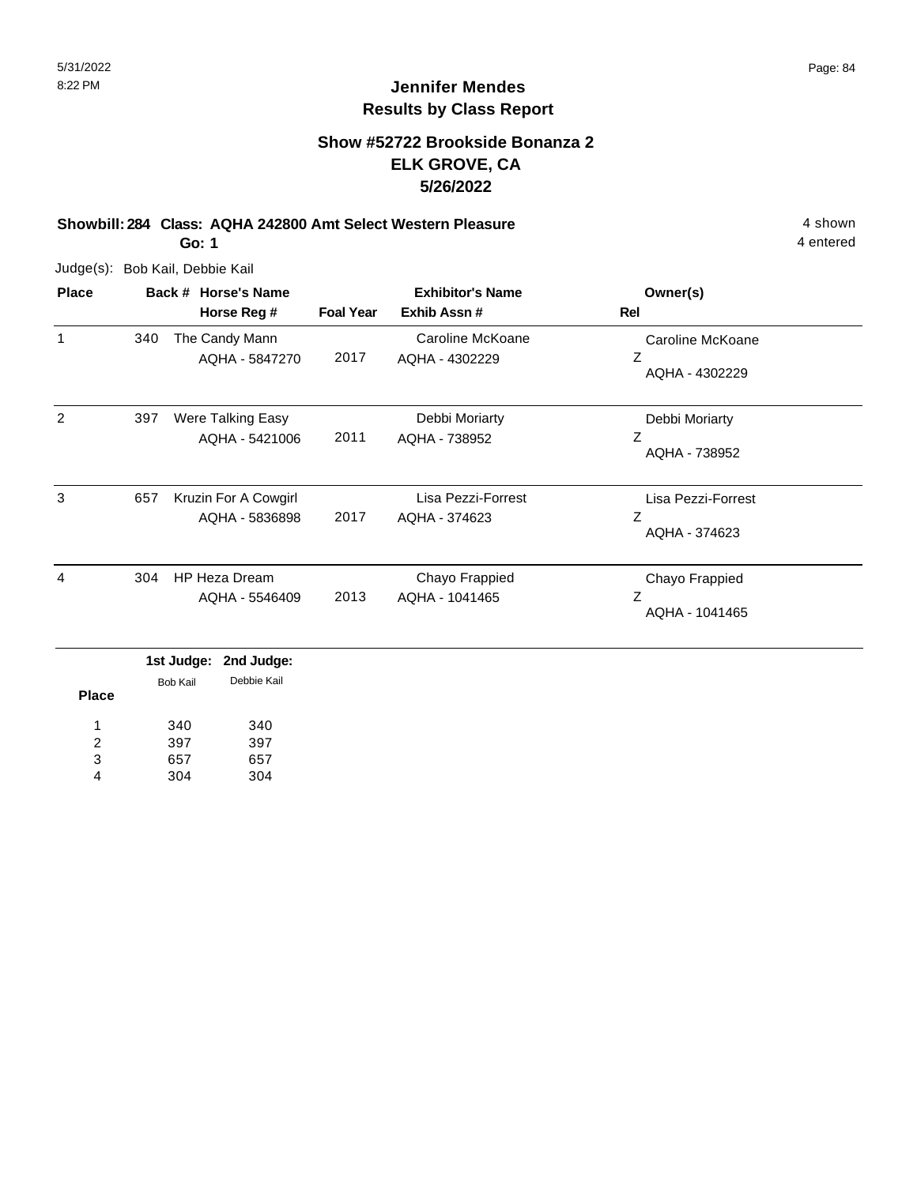# Jennifer Mendes
## Results by Class Report

### Show #52722 Brookside Bonanza 2
### ELK GROVE, CA
### 5/26/2022

**Showbill: 284 Class: AQHA 242800 Amt Select Western Pleasure** 4 shown

**Go: 1** 4 entered

Judge(s): Bob Kail, Debbie Kail

| Place | Back # | Horse's Name / Horse Reg # | Foal Year | Exhibitor's Name / Exhib Assn # | Owner(s) / Rel |
|---|---|---|---|---|---|
| 1 | 340 | The Candy Mann<br>AQHA - 5847270 | 2017 | Caroline McKoane<br>AQHA - 4302229 | Caroline McKoane<br>Z<br>AQHA - 4302229 |
| 2 | 397 | Were Talking Easy<br>AQHA - 5421006 | 2011 | Debbi Moriarty<br>AQHA - 738952 | Debbi Moriarty<br>Z<br>AQHA - 738952 |
| 3 | 657 | Kruzin For A Cowgirl<br>AQHA - 5836898 | 2017 | Lisa Pezzi-Forrest<br>AQHA - 374623 | Lisa Pezzi-Forrest<br>Z<br>AQHA - 374623 |
| 4 | 304 | HP Heza Dream<br>AQHA - 5546409 | 2013 | Chayo Frappied<br>AQHA - 1041465 | Chayo Frappied<br>Z<br>AQHA - 1041465 |

| Place | 1st Judge: Bob Kail | 2nd Judge: Debbie Kail |
|---|---|---|
| 1 | 340 | 340 |
| 2 | 397 | 397 |
| 3 | 657 | 657 |
| 4 | 304 | 304 |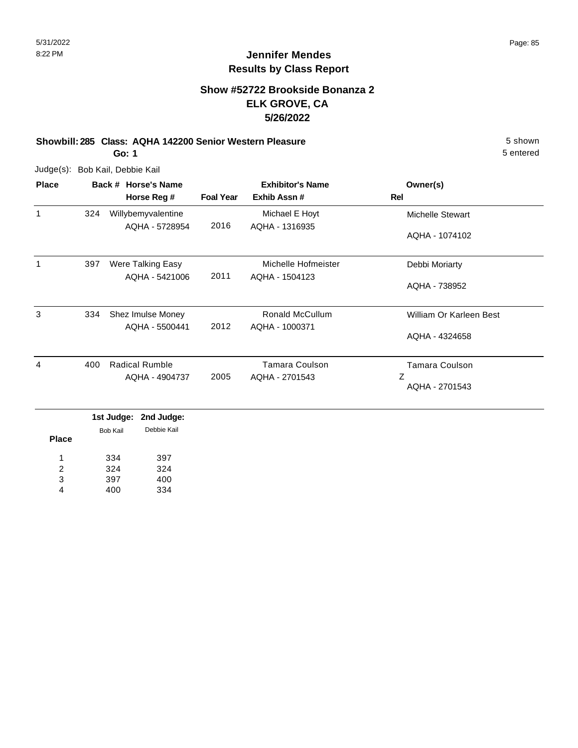# Jennifer Mendes
## Results by Class Report

### Show #52722 Brookside Bonanza 2
### ELK GROVE, CA
### 5/26/2022

**Showbill: 285 Class: AQHA 142200 Senior Western Pleasure** — 5 shown

**Go: 1** — 5 entered

Judge(s): Bob Kail, Debbie Kail

| Place | Back # | Horse's Name / Horse Reg # | Foal Year | Exhibitor's Name / Exhib Assn # | Rel | Owner(s) |
|---|---|---|---|---|---|---|
| 1 | 324 | Willybemyvalentine<br>AQHA - 5728954 | 2016 | Michael E Hoyt<br>AQHA - 1316935 | | Michelle Stewart<br>AQHA - 1074102 |
| 1 | 397 | Were Talking Easy<br>AQHA - 5421006 | 2011 | Michelle Hofmeister<br>AQHA - 1504123 | | Debbi Moriarty<br>AQHA - 738952 |
| 3 | 334 | Shez Imulse Money<br>AQHA - 5500441 | 2012 | Ronald McCullum<br>AQHA - 1000371 | | William Or Karleen Best<br>AQHA - 4324658 |
| 4 | 400 | Radical Rumble<br>AQHA - 4904737 | 2005 | Tamara Coulson<br>AQHA - 2701543 | Z | Tamara Coulson<br>AQHA - 2701543 |

| Place | 1st Judge: Bob Kail | 2nd Judge: Debbie Kail |
|---|---|---|
| 1 | 334 | 397 |
| 2 | 324 | 324 |
| 3 | 397 | 400 |
| 4 | 400 | 334 |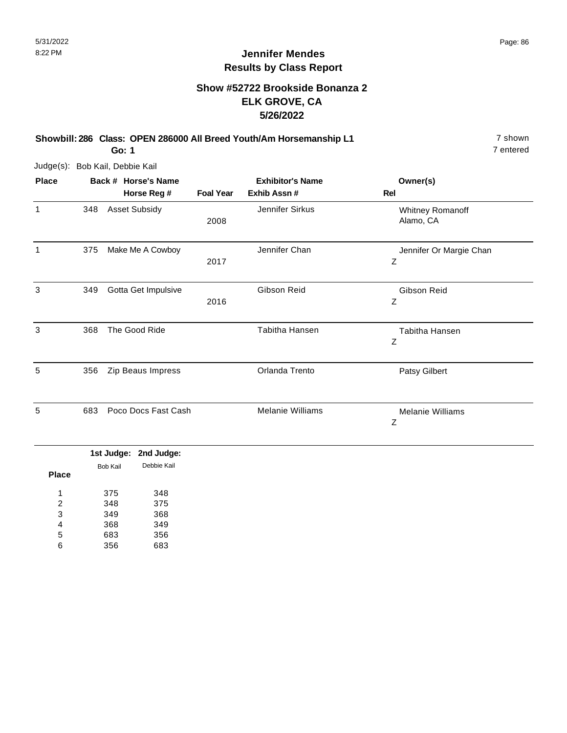# Jennifer Mendes
## Results by Class Report

### Show #52722 Brookside Bonanza 2
### ELK GROVE, CA
### 5/26/2022

**Showbill: 286 Class: OPEN 286000 All Breed Youth/Am Horsemanship L1** 7 shown
**Go: 1** 7 entered

Judge(s): Bob Kail, Debbie Kail

| Place | Back # | Horse's Name / Horse Reg # | Foal Year | Exhibitor's Name / Exhib Assn # | Owner(s) / Rel |
|---|---|---|---|---|---|
| 1 | 348 | Asset Subsidy | 2008 | Jennifer Sirkus | Whitney Romanoff, Alamo, CA |
| 1 | 375 | Make Me A Cowboy | 2017 | Jennifer Chan | Jennifer Or Margie Chan / Z |
| 3 | 349 | Gotta Get Impulsive | 2016 | Gibson Reid | Gibson Reid / Z |
| 3 | 368 | The Good Ride | | Tabitha Hansen | Tabitha Hansen / Z |
| 5 | 356 | Zip Beaus Impress | | Orlanda Trento | Patsy Gilbert |
| 5 | 683 | Poco Docs Fast Cash | | Melanie Williams | Melanie Williams / Z |

| Place | 1st Judge: Bob Kail | 2nd Judge: Debbie Kail |
|---|---|---|
| 1 | 375 | 348 |
| 2 | 348 | 375 |
| 3 | 349 | 368 |
| 4 | 368 | 349 |
| 5 | 683 | 356 |
| 6 | 356 | 683 |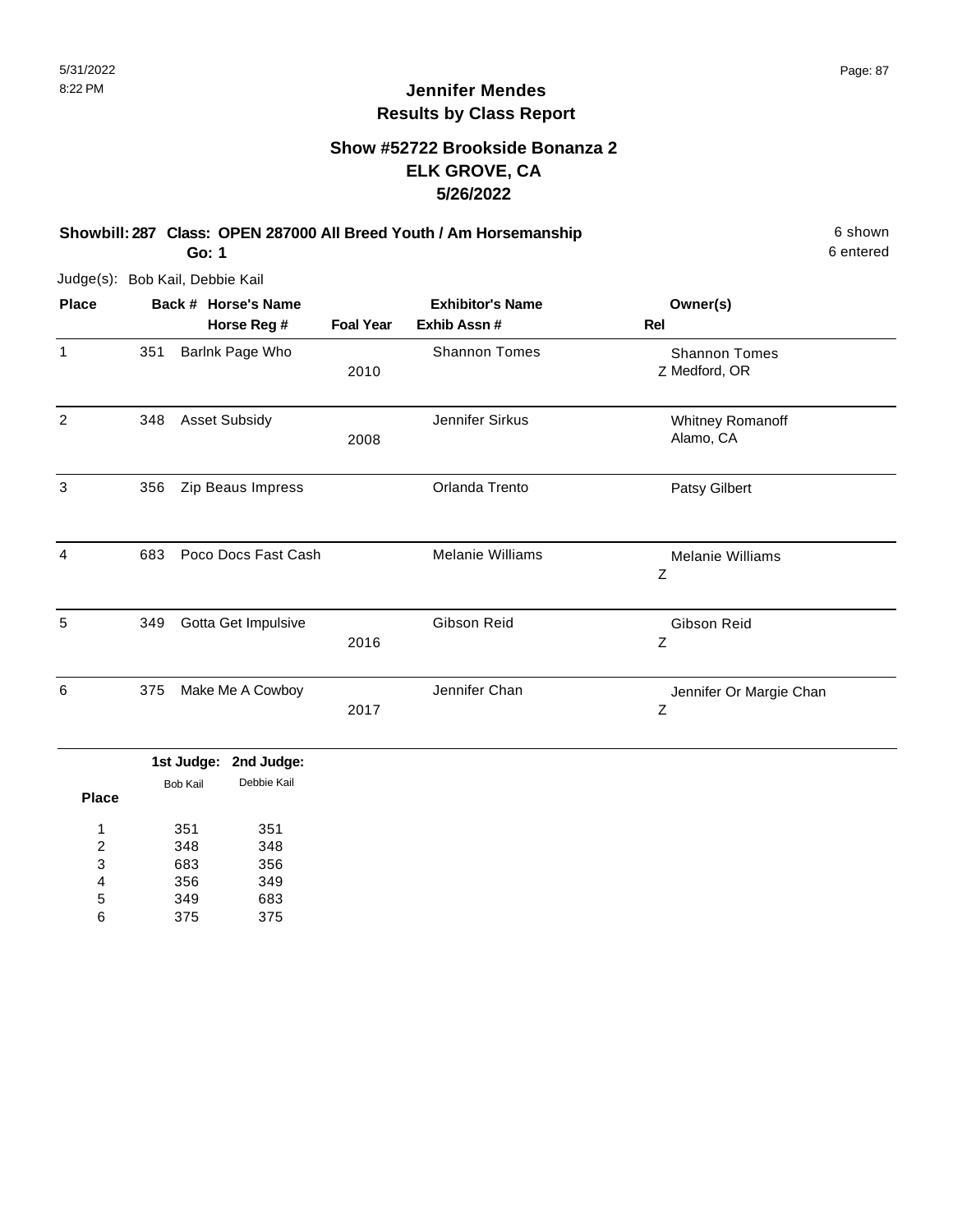# Jennifer Mendes
## Results by Class Report

### Show #52722 Brookside Bonanza 2
### ELK GROVE, CA
### 5/26/2022

**Showbill: 287 Class: OPEN 287000 All Breed Youth / Am Horsemanship** 6 shown

**Go: 1** 6 entered

Judge(s): Bob Kail, Debbie Kail

| Place | Back # | Horse's Name / Horse Reg # | Foal Year | Exhibitor's Name / Exhib Assn # | Rel | Owner(s) |
|---|---|---|---|---|---|---|
| 1 | 351 | Barlnk Page Who | 2010 | Shannon Tomes | Z | Shannon Tomes, Medford, OR |
| 2 | 348 | Asset Subsidy | 2008 | Jennifer Sirkus | | Whitney Romanoff, Alamo, CA |
| 3 | 356 | Zip Beaus Impress | | Orlanda Trento | | Patsy Gilbert |
| 4 | 683 | Poco Docs Fast Cash | | Melanie Williams | Z | Melanie Williams |
| 5 | 349 | Gotta Get Impulsive | 2016 | Gibson Reid | Z | Gibson Reid |
| 6 | 375 | Make Me A Cowboy | 2017 | Jennifer Chan | Z | Jennifer Or Margie Chan |

| Place | 1st Judge: Bob Kail | 2nd Judge: Debbie Kail |
|---|---|---|
| 1 | 351 | 351 |
| 2 | 348 | 348 |
| 3 | 683 | 356 |
| 4 | 356 | 349 |
| 5 | 349 | 683 |
| 6 | 375 | 375 |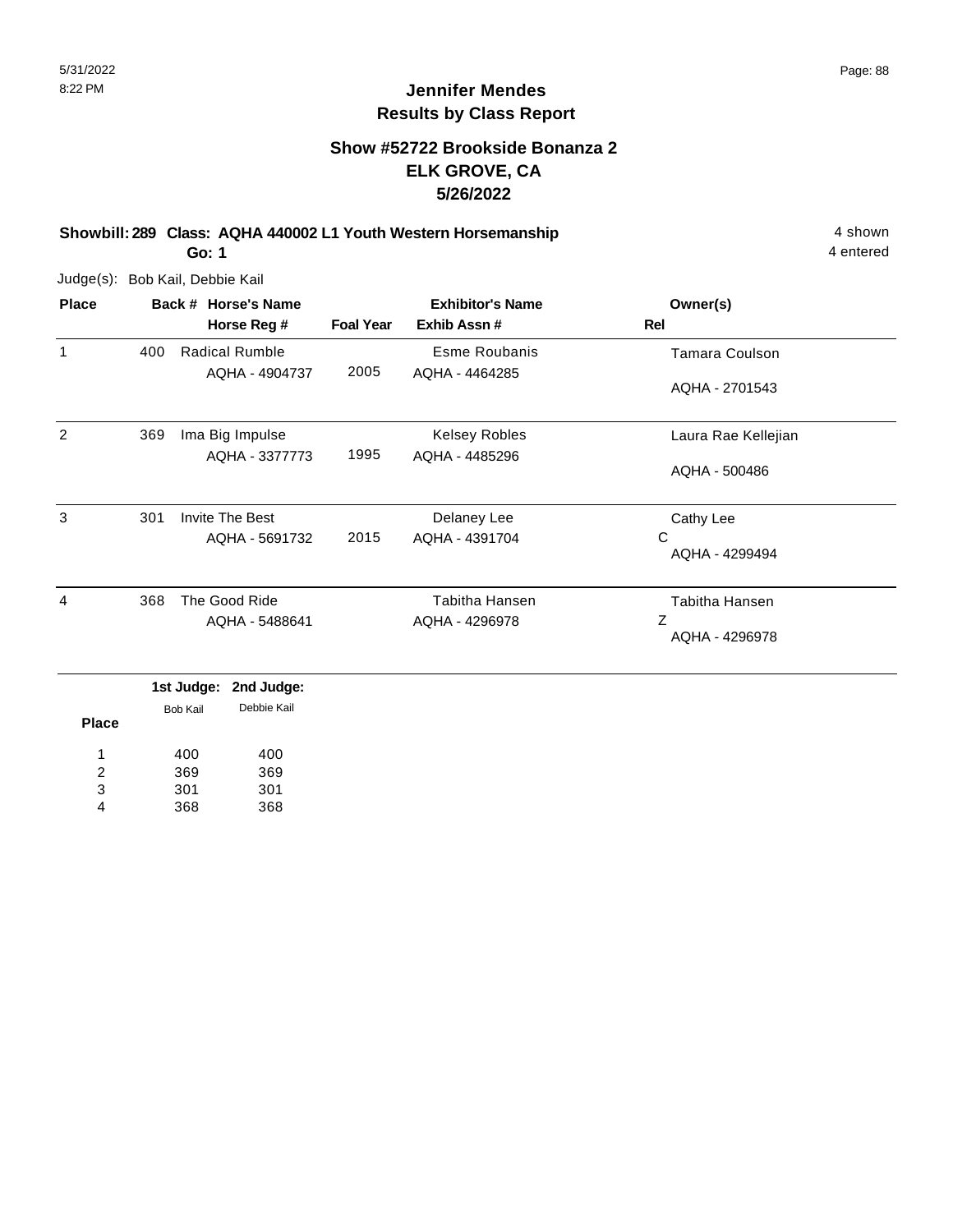# Jennifer Mendes
## Results by Class Report

### Show #52722 Brookside Bonanza 2
### ELK GROVE, CA
### 5/26/2022

**Showbill: 289 Class: AQHA 440002 L1 Youth Western Horsemanship** — 4 shown

**Go: 1** — 4 entered

Judge(s): Bob Kail, Debbie Kail

| Place | Back # | Horse's Name / Horse Reg # | Foal Year | Exhibitor's Name / Exhib Assn # | Owner(s) / Rel |
|---|---|---|---|---|---|
| 1 | 400 | Radical Rumble<br>AQHA - 4904737 | 2005 | Esme Roubanis<br>AQHA - 4464285 | Tamara Coulson<br>AQHA - 2701543 |
| 2 | 369 | Ima Big Impulse<br>AQHA - 3377773 | 1995 | Kelsey Robles<br>AQHA - 4485296 | Laura Rae Kellejian<br>AQHA - 500486 |
| 3 | 301 | Invite The Best<br>AQHA - 5691732 | 2015 | Delaney Lee<br>AQHA - 4391704 | Cathy Lee<br>C<br>AQHA - 4299494 |
| 4 | 368 | The Good Ride<br>AQHA - 5488641 | | Tabitha Hansen<br>AQHA - 4296978 | Tabitha Hansen<br>Z<br>AQHA - 4296978 |

| Place | 1st Judge: Bob Kail | 2nd Judge: Debbie Kail |
|---|---|---|
| 1 | 400 | 400 |
| 2 | 369 | 369 |
| 3 | 301 | 301 |
| 4 | 368 | 368 |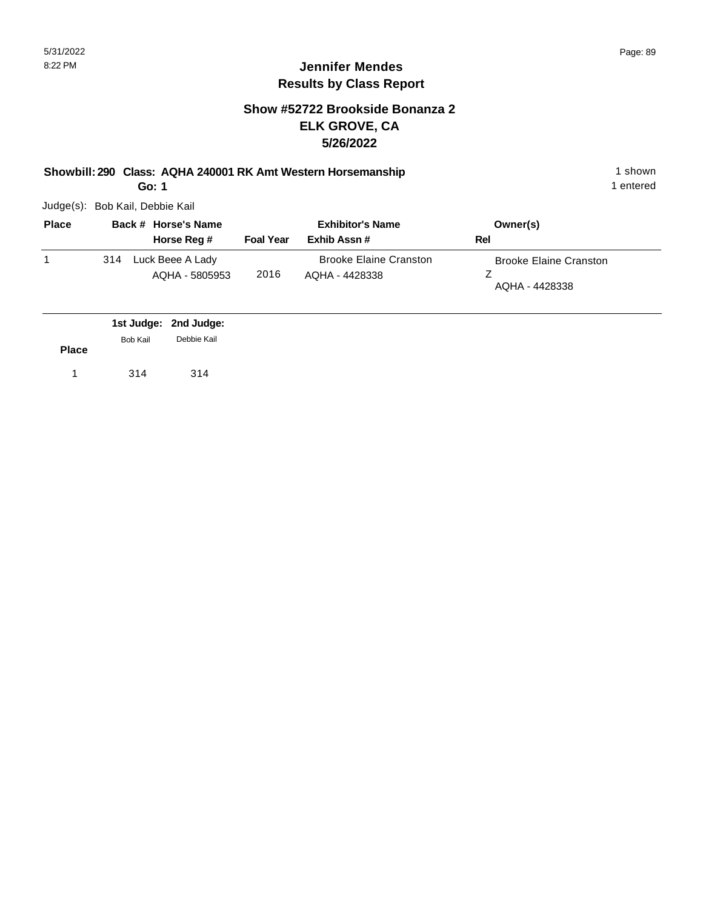## Jennifer Mendes
## Results by Class Report

### Show #52722 Brookside Bonanza 2
### ELK GROVE, CA
### 5/26/2022

**Showbill: 290 Class: AQHA 240001 RK Amt Western Horsemanship** — 1 shown

**Go: 1** — 1 entered

Judge(s): Bob Kail, Debbie Kail

| Place | Back # | Horse's Name / Horse Reg # | Foal Year | Exhibitor's Name / Exhib Assn # | Owner(s) / Rel |
|---|---|---|---|---|---|
| 1 | 314 | Luck Beee A Lady<br>AQHA - 5805953 | 2016 | Brooke Elaine Cranston<br>AQHA - 4428338 | Brooke Elaine Cranston<br>Z<br>AQHA - 4428338 |

| Place | 1st Judge: Bob Kail | 2nd Judge: Debbie Kail |
|---|---|---|
| 1 | 314 | 314 |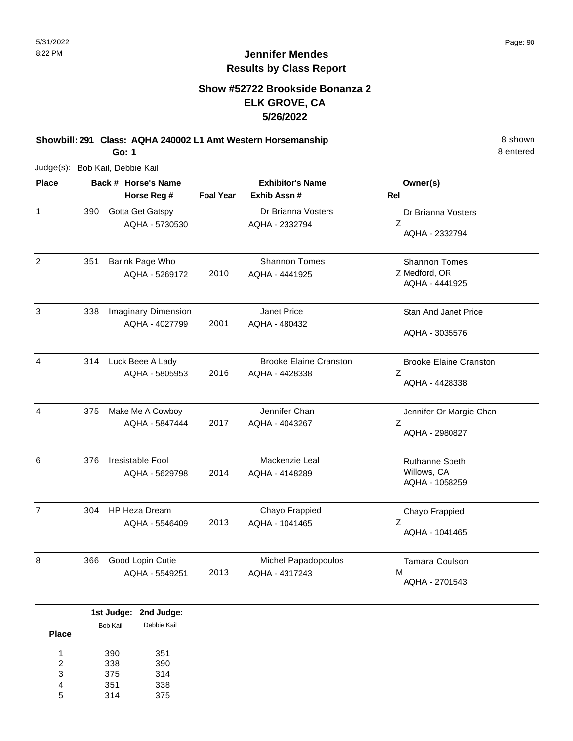# Jennifer Mendes
## Results by Class Report

### Show #52722 Brookside Bonanza 2
### ELK GROVE, CA
### 5/26/2022

**Showbill: 291 Class: AQHA 240002 L1 Amt Western Horsemanship** 8 shown
**Go: 1** 8 entered

Judge(s): Bob Kail, Debbie Kail

| Place | Back # | Horse's Name / Horse Reg # | Foal Year | Exhibitor's Name / Exhib Assn # | Rel | Owner(s) |
|---|---|---|---|---|---|---|
| 1 | 390 | Gotta Get Gatspy<br>AQHA - 5730530 | | Dr Brianna Vosters<br>AQHA - 2332794 | Z | Dr Brianna Vosters<br>AQHA - 2332794 |
| 2 | 351 | Barlnk Page Who<br>AQHA - 5269172 | 2010 | Shannon Tomes<br>AQHA - 4441925 | Z | Shannon Tomes<br>Medford, OR<br>AQHA - 4441925 |
| 3 | 338 | Imaginary Dimension<br>AQHA - 4027799 | 2001 | Janet Price<br>AQHA - 480432 | | Stan And Janet Price<br>AQHA - 3035576 |
| 4 | 314 | Luck Beee A Lady<br>AQHA - 5805953 | 2016 | Brooke Elaine Cranston<br>AQHA - 4428338 | Z | Brooke Elaine Cranston<br>AQHA - 4428338 |
| 4 | 375 | Make Me A Cowboy<br>AQHA - 5847444 | 2017 | Jennifer Chan<br>AQHA - 4043267 | Z | Jennifer Or Margie Chan<br>AQHA - 2980827 |
| 6 | 376 | Iresistable Fool<br>AQHA - 5629798 | 2014 | Mackenzie Leal<br>AQHA - 4148289 | | Ruthanne Soeth<br>Willows, CA<br>AQHA - 1058259 |
| 7 | 304 | HP Heza Dream<br>AQHA - 5546409 | 2013 | Chayo Frappied<br>AQHA - 1041465 | Z | Chayo Frappied<br>AQHA - 1041465 |
| 8 | 366 | Good Lopin Cutie<br>AQHA - 5549251 | 2013 | Michel Papadopoulos<br>AQHA - 4317243 | M | Tamara Coulson<br>AQHA - 2701543 |

| Place | 1st Judge: Bob Kail | 2nd Judge: Debbie Kail |
|---|---|---|
| 1 | 390 | 351 |
| 2 | 338 | 390 |
| 3 | 375 | 314 |
| 4 | 351 | 338 |
| 5 | 314 | 375 |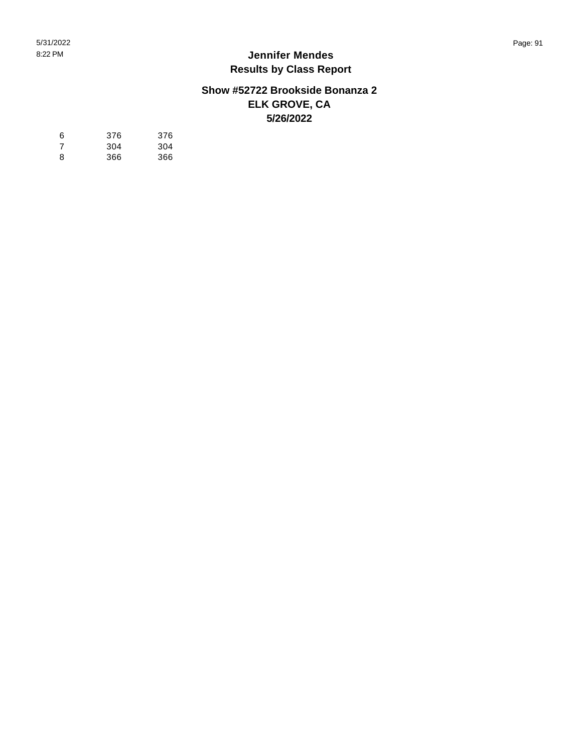| | | |
|---|---|---|
| 6 | 376 | 376 |
| 7 | 304 | 304 |
| 8 | 366 | 366 |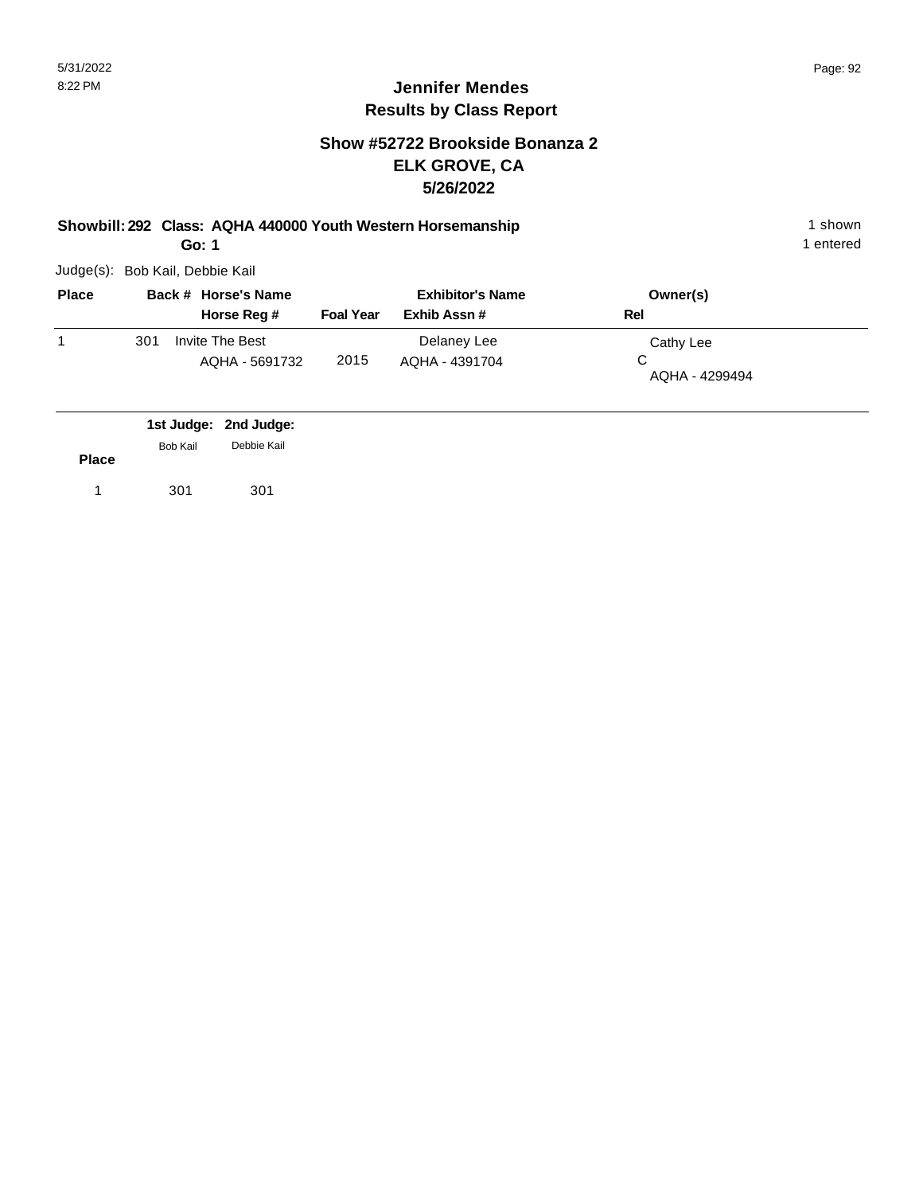# Jennifer Mendes
## Results by Class Report

### Show #52722 Brookside Bonanza 2
### ELK GROVE, CA
### 5/26/2022

**Showbill: 292 Class: AQHA 440000 Youth Western Horsemanship** — 1 shown, 1 entered

**Go: 1**

Judge(s): Bob Kail, Debbie Kail

| Place | Back # | Horse's Name / Horse Reg # | Foal Year | Exhibitor's Name / Exhib Assn # | Owner(s) / Rel |
|---|---|---|---|---|---|
| 1 | 301 | Invite The Best<br>AQHA - 5691732 | 2015 | Delaney Lee<br>AQHA - 4391704 | Cathy Lee<br>C<br>AQHA - 4299494 |

| Place | 1st Judge: Bob Kail | 2nd Judge: Debbie Kail |
|---|---|---|
| 1 | 301 | 301 |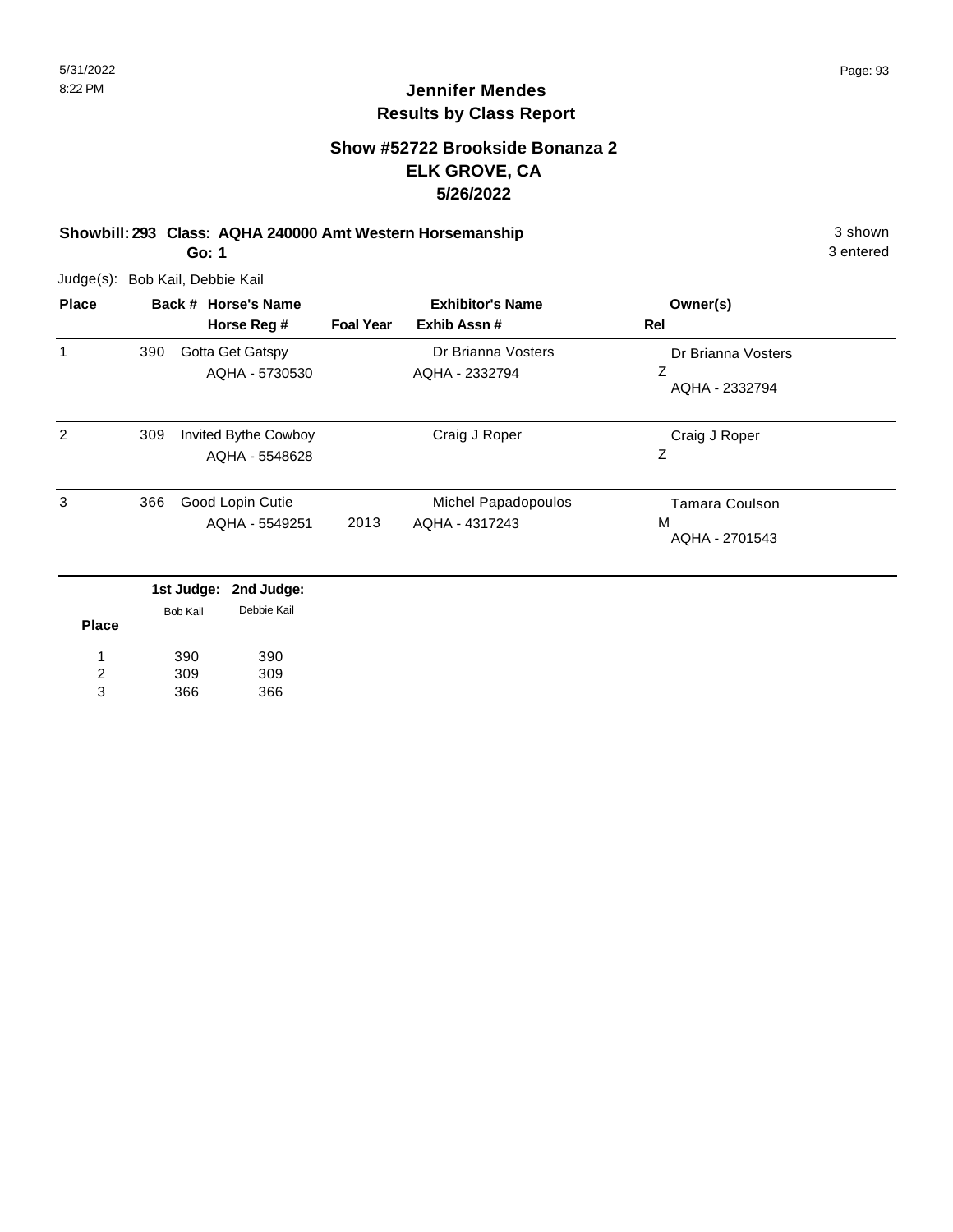# Jennifer Mendes
## Results by Class Report

### Show #52722 Brookside Bonanza 2
### ELK GROVE, CA
### 5/26/2022

**Showbill: 293 Class: AQHA 240000 Amt Western Horsemanship** — 3 shown

**Go: 1** — 3 entered

Judge(s): Bob Kail, Debbie Kail

| Place | Back # | Horse's Name / Horse Reg # | Foal Year | Exhibitor's Name / Exhib Assn # | Owner(s) / Rel |
|---|---|---|---|---|---|
| 1 | 390 | Gotta Get Gatspy<br>AQHA - 5730530 | | Dr Brianna Vosters<br>AQHA - 2332794 | Dr Brianna Vosters<br>Z<br>AQHA - 2332794 |
| 2 | 309 | Invited Bythe Cowboy<br>AQHA - 5548628 | | Craig J Roper | Craig J Roper<br>Z |
| 3 | 366 | Good Lopin Cutie<br>AQHA - 5549251 | 2013 | Michel Papadopoulos<br>AQHA - 4317243 | Tamara Coulson<br>M<br>AQHA - 2701543 |

| Place | 1st Judge: Bob Kail | 2nd Judge: Debbie Kail |
|---|---|---|
| 1 | 390 | 390 |
| 2 | 309 | 309 |
| 3 | 366 | 366 |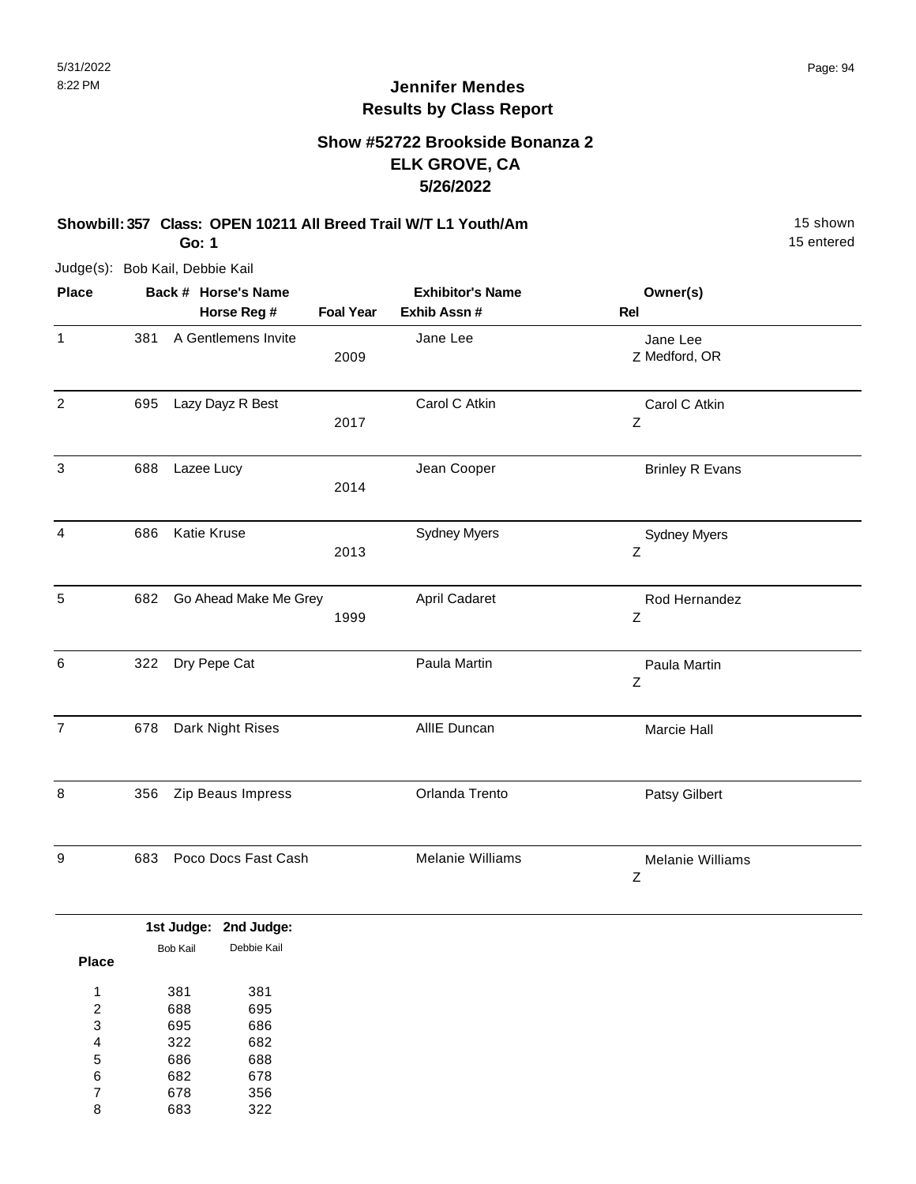# Jennifer Mendes
## Results by Class Report

### Show #52722 Brookside Bonanza 2
### ELK GROVE, CA
### 5/26/2022

**Showbill: 357 Class: OPEN 10211 All Breed Trail W/T L1 Youth/Am** — 15 shown, 15 entered

**Go: 1**

Judge(s): Bob Kail, Debbie Kail

| Place | Back # | Horse's Name / Horse Reg # | Foal Year | Exhibitor's Name / Exhib Assn # | Rel | Owner(s) |
|---|---|---|---|---|---|---|
| 1 | 381 | A Gentlemens Invite | 2009 | Jane Lee | Z | Jane Lee, Medford, OR |
| 2 | 695 | Lazy Dayz R Best | 2017 | Carol C Atkin | Z | Carol C Atkin |
| 3 | 688 | Lazee Lucy | 2014 | Jean Cooper | | Brinley R Evans |
| 4 | 686 | Katie Kruse | 2013 | Sydney Myers | Z | Sydney Myers |
| 5 | 682 | Go Ahead Make Me Grey | 1999 | April Cadaret | Z | Rod Hernandez |
| 6 | 322 | Dry Pepe Cat | | Paula Martin | Z | Paula Martin |
| 7 | 678 | Dark Night Rises | | AllIE Duncan | | Marcie Hall |
| 8 | 356 | Zip Beaus Impress | | Orlanda Trento | | Patsy Gilbert |
| 9 | 683 | Poco Docs Fast Cash | | Melanie Williams | Z | Melanie Williams |

| Place | 1st Judge: Bob Kail | 2nd Judge: Debbie Kail |
|---|---|---|
| 1 | 381 | 381 |
| 2 | 688 | 695 |
| 3 | 695 | 686 |
| 4 | 322 | 682 |
| 5 | 686 | 688 |
| 6 | 682 | 678 |
| 7 | 678 | 356 |
| 8 | 683 | 322 |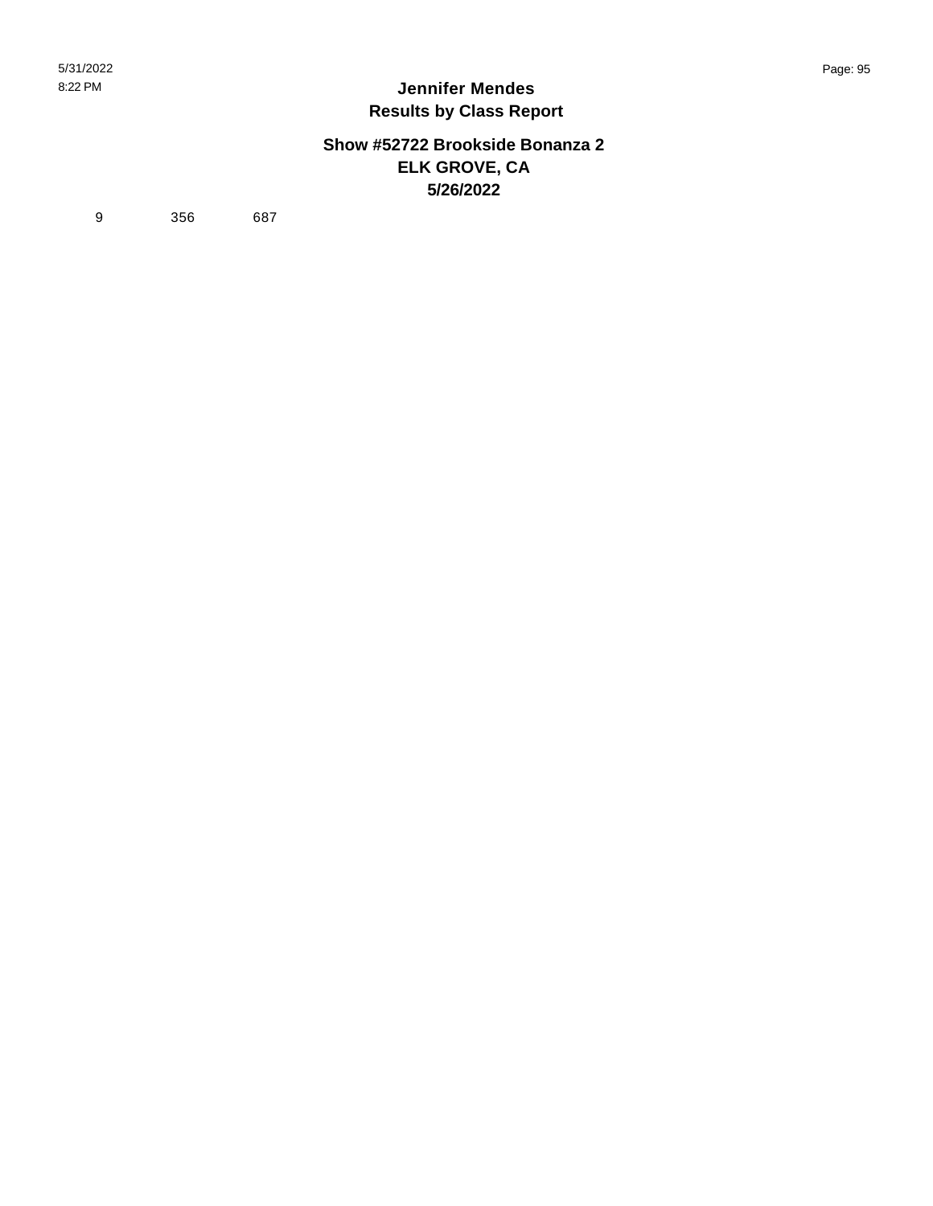**Jennifer Mendes**
**Results by Class Report**

**Show #52722 Brookside Bonanza 2**
**ELK GROVE, CA**
**5/26/2022**

| 9 | 356 | 687 |
|---|---|---|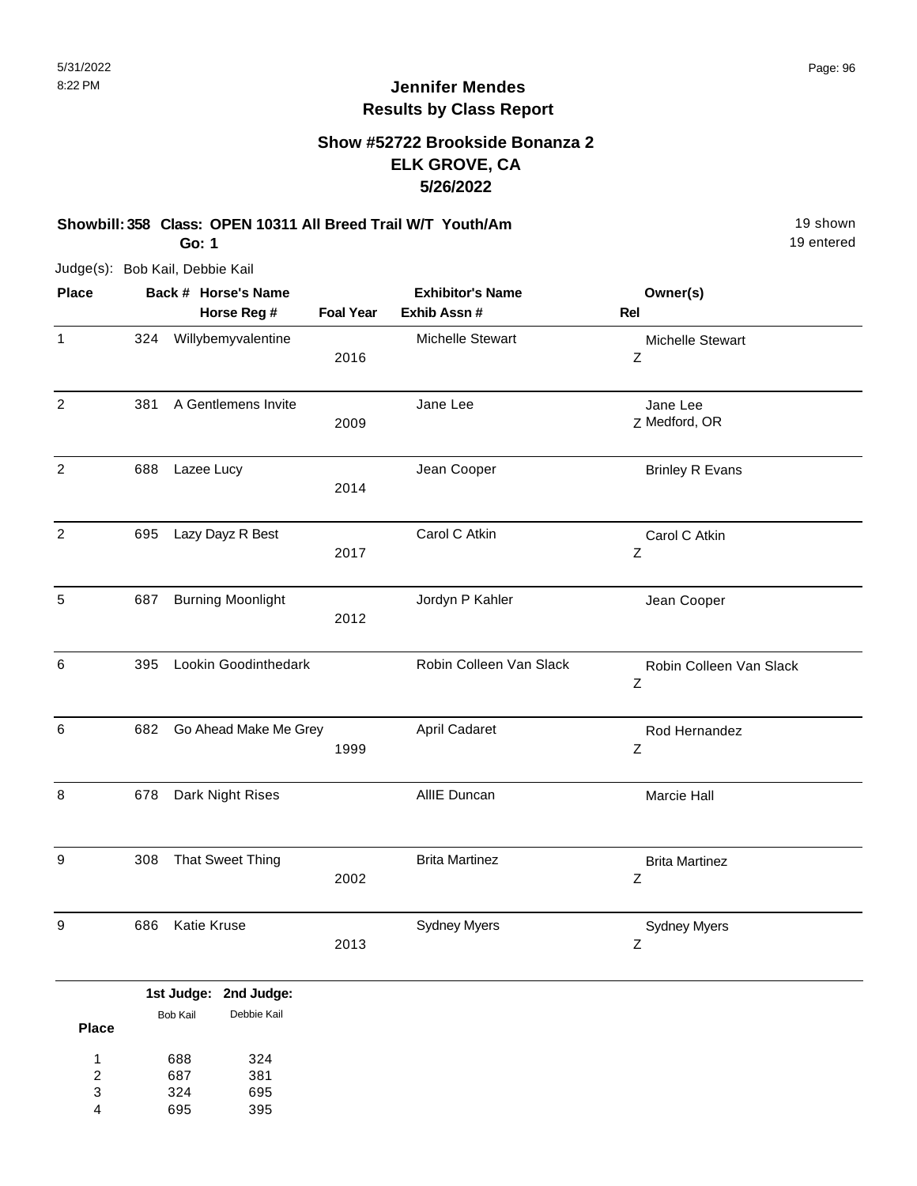5/31/2022
8:22 PM

# Jennifer Mendes
## Results by Class Report

### Show #52722 Brookside Bonanza 2
### ELK GROVE, CA
### 5/26/2022

**Showbill: 358 Class: OPEN 10311 All Breed Trail W/T Youth/Am** — 19 shown, 19 entered
**Go: 1**

Judge(s): Bob Kail, Debbie Kail

| Place | Back # | Horse's Name / Horse Reg # | Foal Year | Exhibitor's Name / Exhib Assn # | Rel | Owner(s) |
|---|---|---|---|---|---|---|
| 1 | 324 | Willybemyvalentine | 2016 | Michelle Stewart | Z | Michelle Stewart |
| 2 | 381 | A Gentlemens Invite | 2009 | Jane Lee | Z | Jane Lee<br>Medford, OR |
| 2 | 688 | Lazee Lucy | 2014 | Jean Cooper | | Brinley R Evans |
| 2 | 695 | Lazy Dayz R Best | 2017 | Carol C Atkin | Z | Carol C Atkin |
| 5 | 687 | Burning Moonlight | 2012 | Jordyn P Kahler | | Jean Cooper |
| 6 | 395 | Lookin Goodinthedark | | Robin Colleen Van Slack | Z | Robin Colleen Van Slack |
| 6 | 682 | Go Ahead Make Me Grey | 1999 | April Cadaret | Z | Rod Hernandez |
| 8 | 678 | Dark Night Rises | | AllIE Duncan | | Marcie Hall |
| 9 | 308 | That Sweet Thing | 2002 | Brita Martinez | Z | Brita Martinez |
| 9 | 686 | Katie Kruse | 2013 | Sydney Myers | Z | Sydney Myers |

| Place | 1st Judge: Bob Kail | 2nd Judge: Debbie Kail |
|---|---|---|
| 1 | 688 | 324 |
| 2 | 687 | 381 |
| 3 | 324 | 695 |
| 4 | 695 | 395 |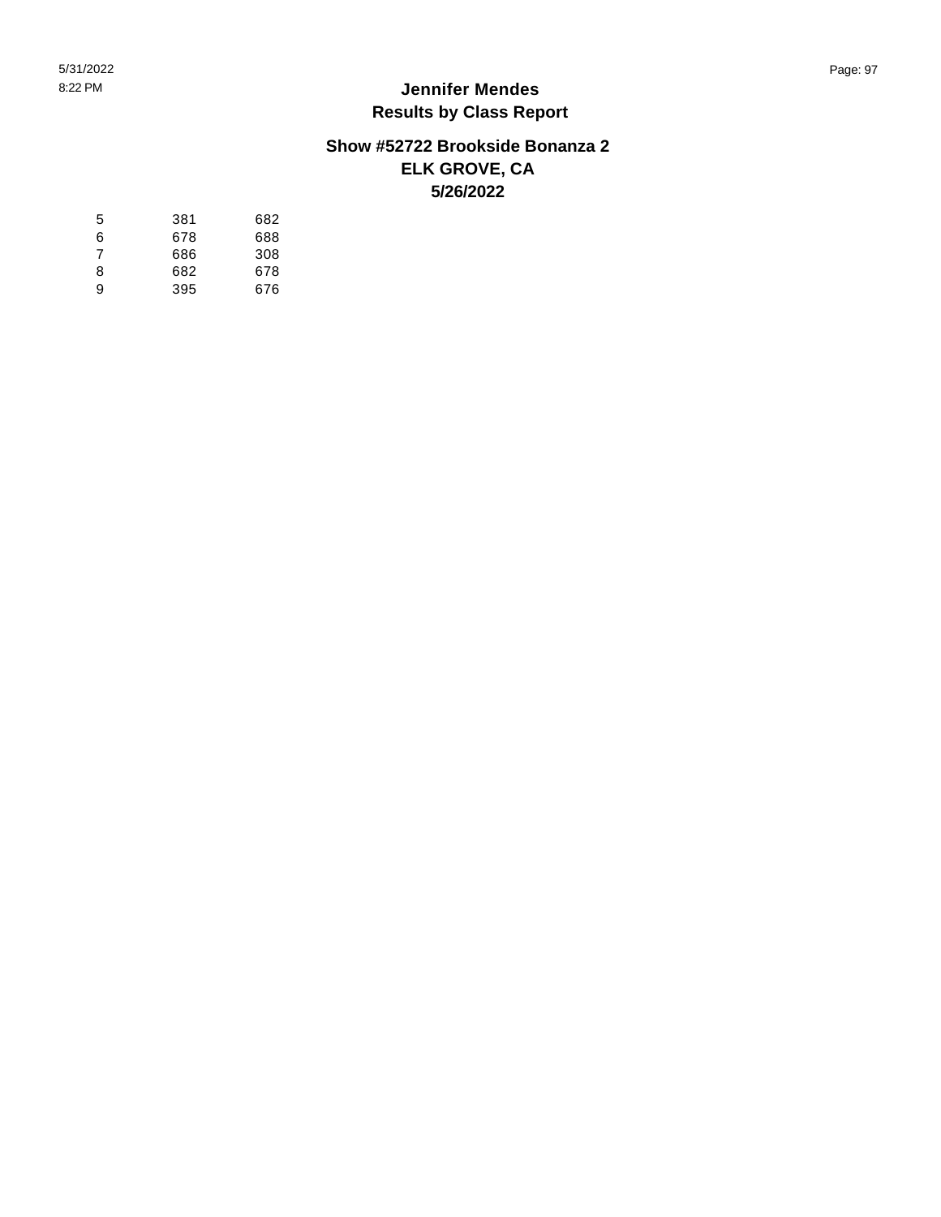# Jennifer Mendes
## Results by Class Report

### Show #52722 Brookside Bonanza 2
### ELK GROVE, CA
### 5/26/2022

| | | |
|---|---|---|
| 5 | 381 | 682 |
| 6 | 678 | 688 |
| 7 | 686 | 308 |
| 8 | 682 | 678 |
| 9 | 395 | 676 |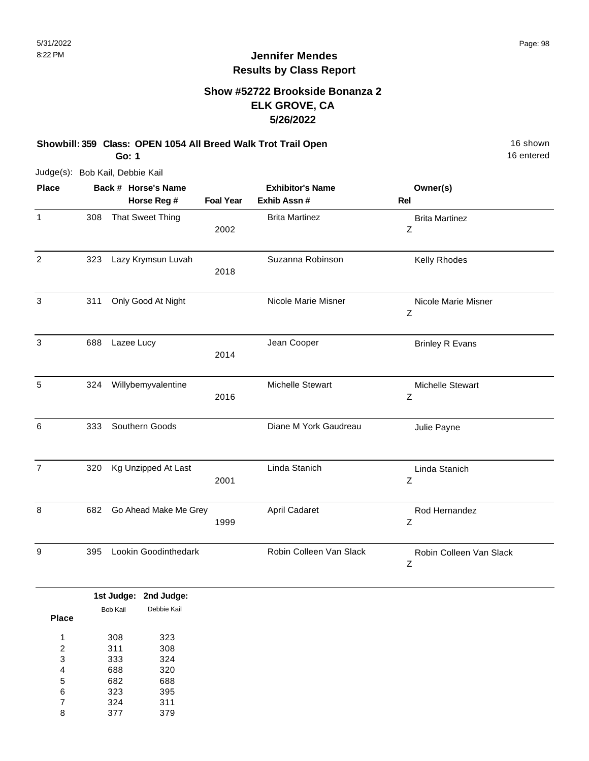## Jennifer Mendes
## Results by Class Report

### Show #52722 Brookside Bonanza 2
### ELK GROVE, CA
### 5/26/2022

**Showbill: 359 Class: OPEN 1054 All Breed Walk Trot Trail Open** 16 shown

**Go: 1** 16 entered

Judge(s): Bob Kail, Debbie Kail

| Place | Back # | Horse's Name / Horse Reg # | Foal Year | Exhibitor's Name / Exhib Assn # | Owner(s) / Rel |
|---|---|---|---|---|---|
| 1 | 308 | That Sweet Thing | 2002 | Brita Martinez | Brita Martinez Z |
| 2 | 323 | Lazy Krymsun Luvah | 2018 | Suzanna Robinson | Kelly Rhodes |
| 3 | 311 | Only Good At Night | | Nicole Marie Misner | Nicole Marie Misner Z |
| 3 | 688 | Lazee Lucy | 2014 | Jean Cooper | Brinley R Evans |
| 5 | 324 | Willybemyvalentine | 2016 | Michelle Stewart | Michelle Stewart Z |
| 6 | 333 | Southern Goods | | Diane M York Gaudreau | Julie Payne |
| 7 | 320 | Kg Unzipped At Last | 2001 | Linda Stanich | Linda Stanich Z |
| 8 | 682 | Go Ahead Make Me Grey | 1999 | April Cadaret | Rod Hernandez Z |
| 9 | 395 | Lookin Goodinthedark | | Robin Colleen Van Slack | Robin Colleen Van Slack Z |

| Place | 1st Judge: Bob Kail | 2nd Judge: Debbie Kail |
|---|---|---|
| 1 | 308 | 323 |
| 2 | 311 | 308 |
| 3 | 333 | 324 |
| 4 | 688 | 320 |
| 5 | 682 | 688 |
| 6 | 323 | 395 |
| 7 | 324 | 311 |
| 8 | 377 | 379 |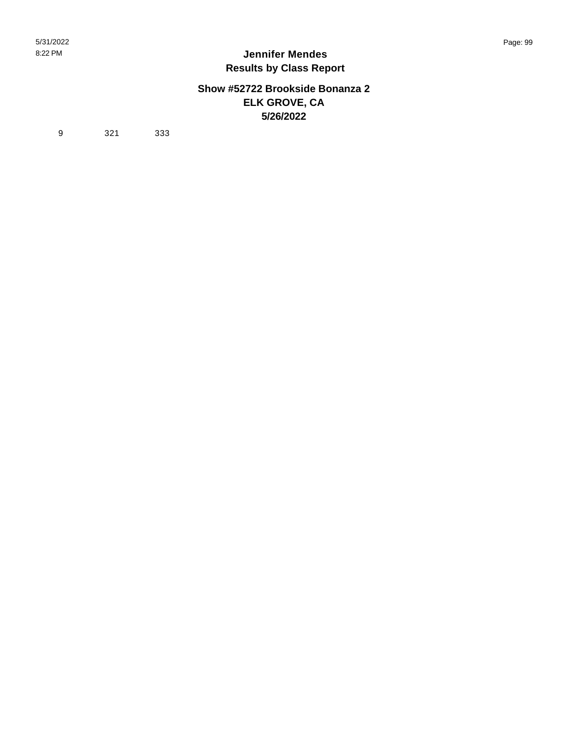# Jennifer Mendes
## Results by Class Report

### Show #52722 Brookside Bonanza 2
### ELK GROVE, CA
### 5/26/2022

| 9 | 321 | 333 |
|---|---|---|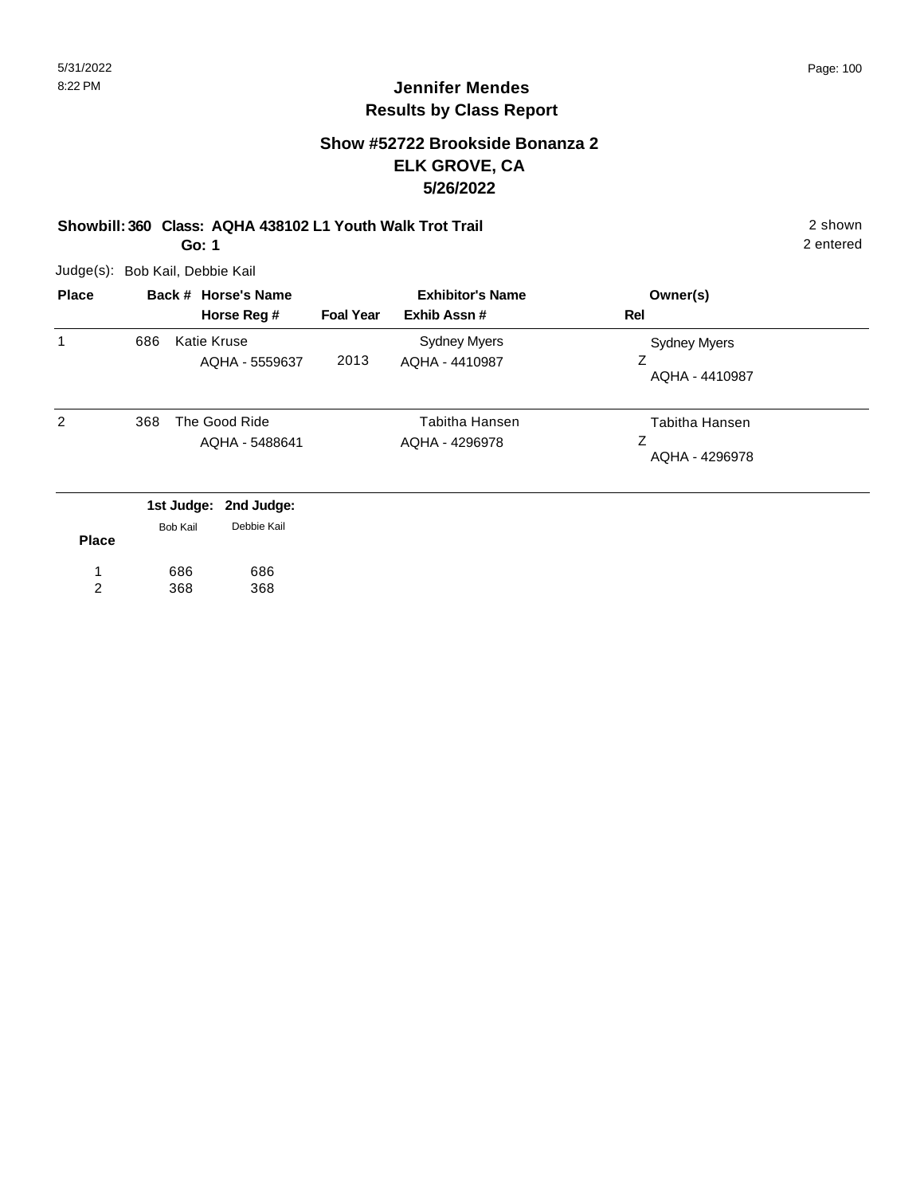## Jennifer Mendes
## Results by Class Report

### Show #52722 Brookside Bonanza 2
### ELK GROVE, CA
### 5/26/2022

**Showbill: 360 Class: AQHA 438102 L1 Youth Walk Trot Trail** — 2 shown, 2 entered

**Go: 1**

Judge(s): Bob Kail, Debbie Kail

| Place | Back # | Horse's Name / Horse Reg # | Foal Year | Exhibitor's Name / Exhib Assn # | Owner(s) / Rel |
|---|---|---|---|---|---|
| 1 | 686 | Katie Kruse<br>AQHA - 5559637 | 2013 | Sydney Myers<br>AQHA - 4410987 | Sydney Myers<br>Z<br>AQHA - 4410987 |
| 2 | 368 | The Good Ride<br>AQHA - 5488641 | | Tabitha Hansen<br>AQHA - 4296978 | Tabitha Hansen<br>Z<br>AQHA - 4296978 |

| Place | 1st Judge: Bob Kail | 2nd Judge: Debbie Kail |
|---|---|---|
| 1 | 686 | 686 |
| 2 | 368 | 368 |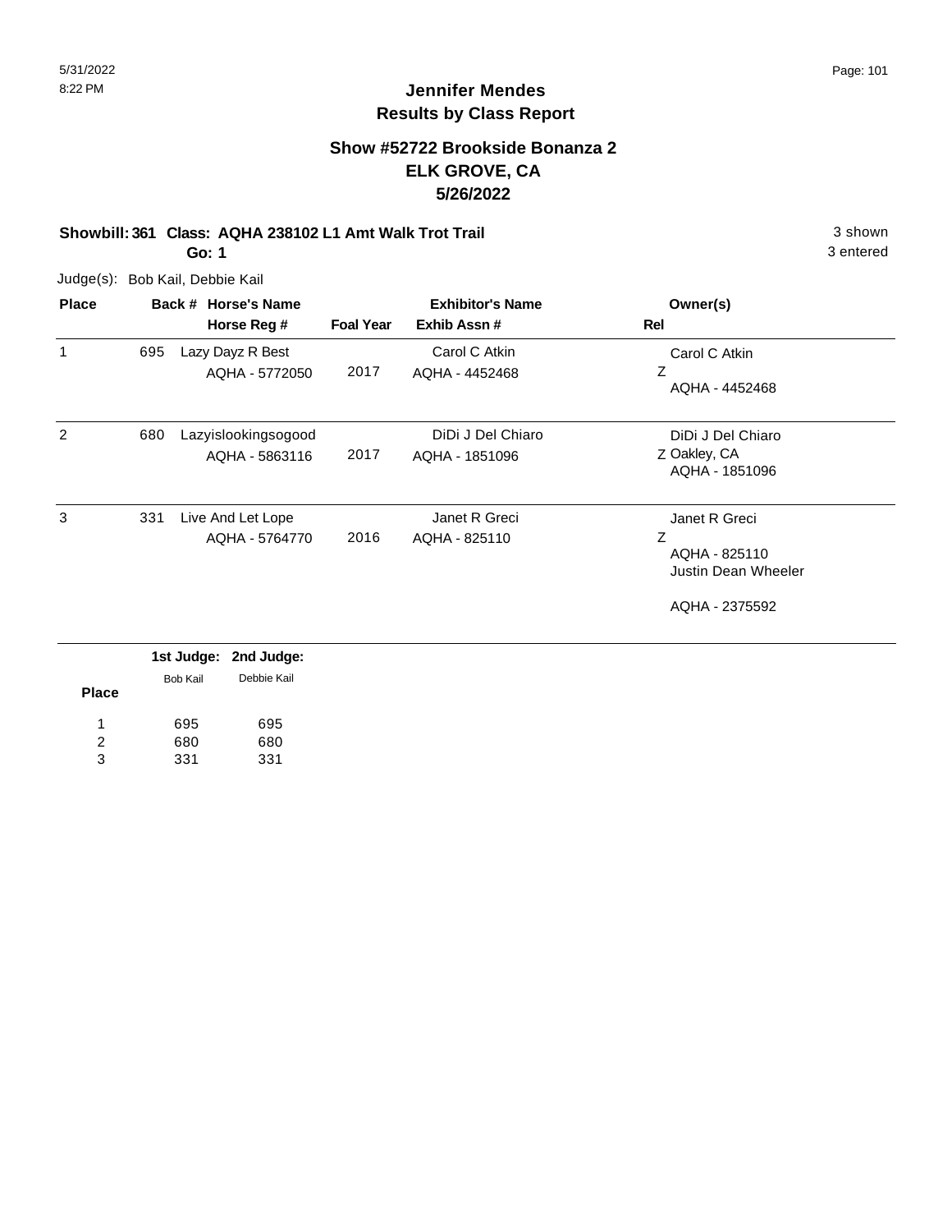# Jennifer Mendes
## Results by Class Report

### Show #52722 Brookside Bonanza 2
### ELK GROVE, CA
### 5/26/2022

**Showbill: 361 Class: AQHA 238102 L1 Amt Walk Trot Trail** — 3 shown, 3 entered

**Go: 1**

Judge(s): Bob Kail, Debbie Kail

| Place | Back # | Horse's Name / Horse Reg # | Foal Year | Exhibitor's Name / Exhib Assn # | Rel | Owner(s) |
|---|---|---|---|---|---|---|
| 1 | 695 | Lazy Dayz R Best<br>AQHA - 5772050 | 2017 | Carol C Atkin<br>AQHA - 4452468 | Z | Carol C Atkin<br>AQHA - 4452468 |
| 2 | 680 | Lazyislookingsogood<br>AQHA - 5863116 | 2017 | DiDi J Del Chiaro<br>AQHA - 1851096 | Z | DiDi J Del Chiaro<br>Oakley, CA<br>AQHA - 1851096 |
| 3 | 331 | Live And Let Lope<br>AQHA - 5764770 | 2016 | Janet R Greci<br>AQHA - 825110 | Z | Janet R Greci<br>AQHA - 825110<br>Justin Dean Wheeler<br>AQHA - 2375592 |

| Place | 1st Judge: Bob Kail | 2nd Judge: Debbie Kail |
|---|---|---|
| 1 | 695 | 695 |
| 2 | 680 | 680 |
| 3 | 331 | 331 |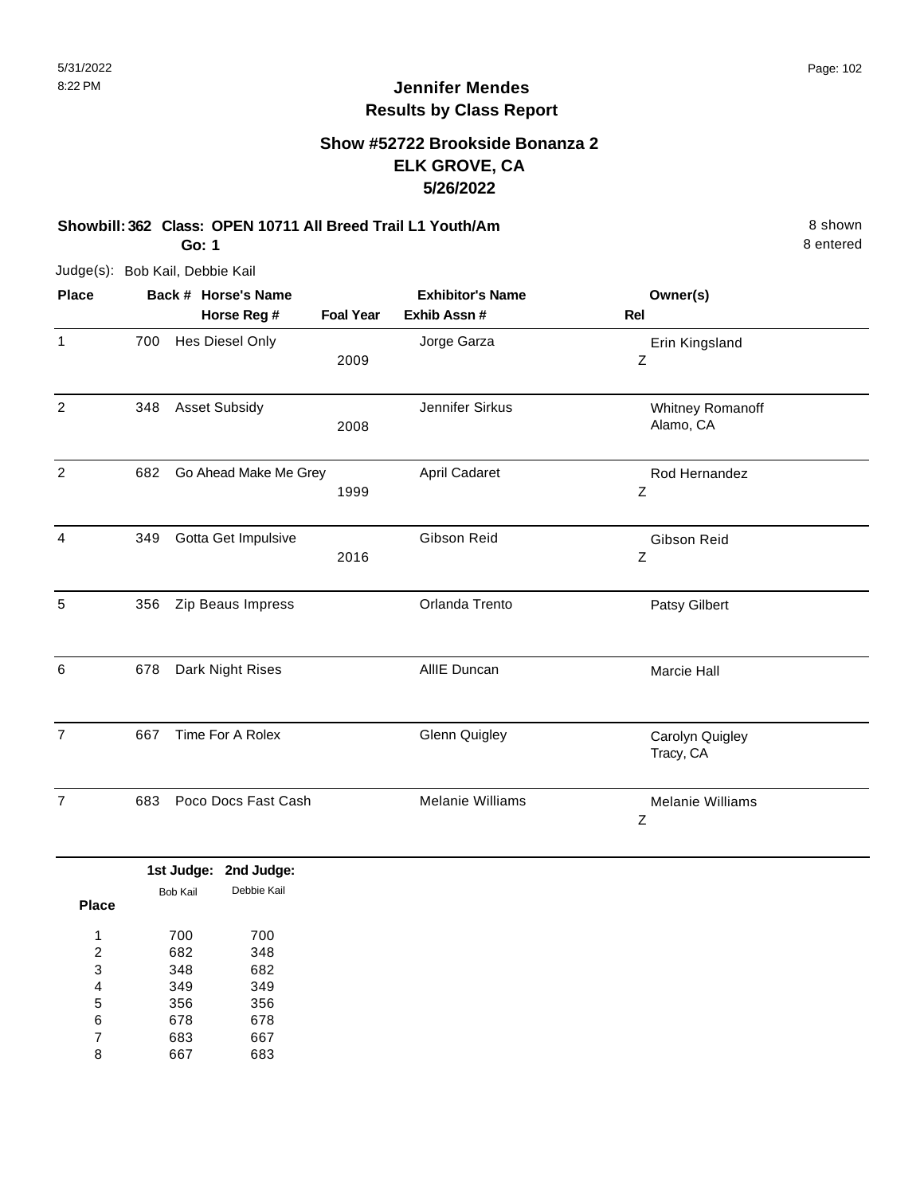## Jennifer Mendes
## Results by Class Report

### Show #52722 Brookside Bonanza 2
### ELK GROVE, CA
### 5/26/2022

**Showbill: 362 Class: OPEN 10711 All Breed Trail L1 Youth/Am** 8 shown

**Go: 1** 8 entered

Judge(s): Bob Kail, Debbie Kail

| Place | Back # | Horse's Name / Horse Reg # | Foal Year | Exhibitor's Name / Exhib Assn # | Rel | Owner(s) |
|---|---|---|---|---|---|---|
| 1 | 700 | Hes Diesel Only | 2009 | Jorge Garza | Z | Erin Kingsland |
| 2 | 348 | Asset Subsidy | 2008 | Jennifer Sirkus | | Whitney Romanoff<br>Alamo, CA |
| 2 | 682 | Go Ahead Make Me Grey | 1999 | April Cadaret | Z | Rod Hernandez |
| 4 | 349 | Gotta Get Impulsive | 2016 | Gibson Reid | Z | Gibson Reid |
| 5 | 356 | Zip Beaus Impress | | Orlanda Trento | | Patsy Gilbert |
| 6 | 678 | Dark Night Rises | | AllIE Duncan | | Marcie Hall |
| 7 | 667 | Time For A Rolex | | Glenn Quigley | | Carolyn Quigley<br>Tracy, CA |
| 7 | 683 | Poco Docs Fast Cash | | Melanie Williams | Z | Melanie Williams |

| Place | 1st Judge: Bob Kail | 2nd Judge: Debbie Kail |
|---|---|---|
| 1 | 700 | 700 |
| 2 | 682 | 348 |
| 3 | 348 | 682 |
| 4 | 349 | 349 |
| 5 | 356 | 356 |
| 6 | 678 | 678 |
| 7 | 683 | 667 |
| 8 | 667 | 683 |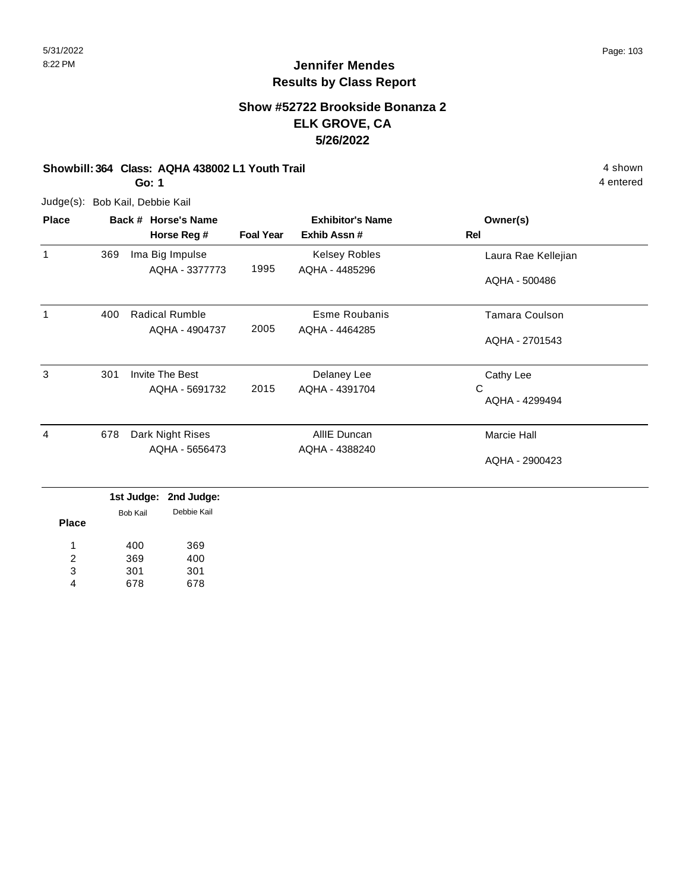5/31/2022
8:22 PM

# Jennifer Mendes
## Results by Class Report

### Show #52722 Brookside Bonanza 2
### ELK GROVE, CA
### 5/26/2022

**Showbill: 364 Class: AQHA 438002 L1 Youth Trail** — 4 shown

**Go: 1** — 4 entered

Judge(s): Bob Kail, Debbie Kail

| Place | Back # | Horse's Name / Horse Reg # | Foal Year | Exhibitor's Name / Exhib Assn # | Owner(s) / Rel |
|---|---|---|---|---|---|
| 1 | 369 | Ima Big Impulse<br>AQHA - 3377773 | 1995 | Kelsey Robles<br>AQHA - 4485296 | Laura Rae Kellejian<br>AQHA - 500486 |
| 1 | 400 | Radical Rumble<br>AQHA - 4904737 | 2005 | Esme Roubanis<br>AQHA - 4464285 | Tamara Coulson<br>AQHA - 2701543 |
| 3 | 301 | Invite The Best<br>AQHA - 5691732 | 2015 | Delaney Lee<br>AQHA - 4391704 | Cathy Lee<br>C<br>AQHA - 4299494 |
| 4 | 678 | Dark Night Rises<br>AQHA - 5656473 | | AllIE Duncan<br>AQHA - 4388240 | Marcie Hall<br>AQHA - 2900423 |

| Place | 1st Judge: Bob Kail | 2nd Judge: Debbie Kail |
|---|---|---|
| 1 | 400 | 369 |
| 2 | 369 | 400 |
| 3 | 301 | 301 |
| 4 | 678 | 678 |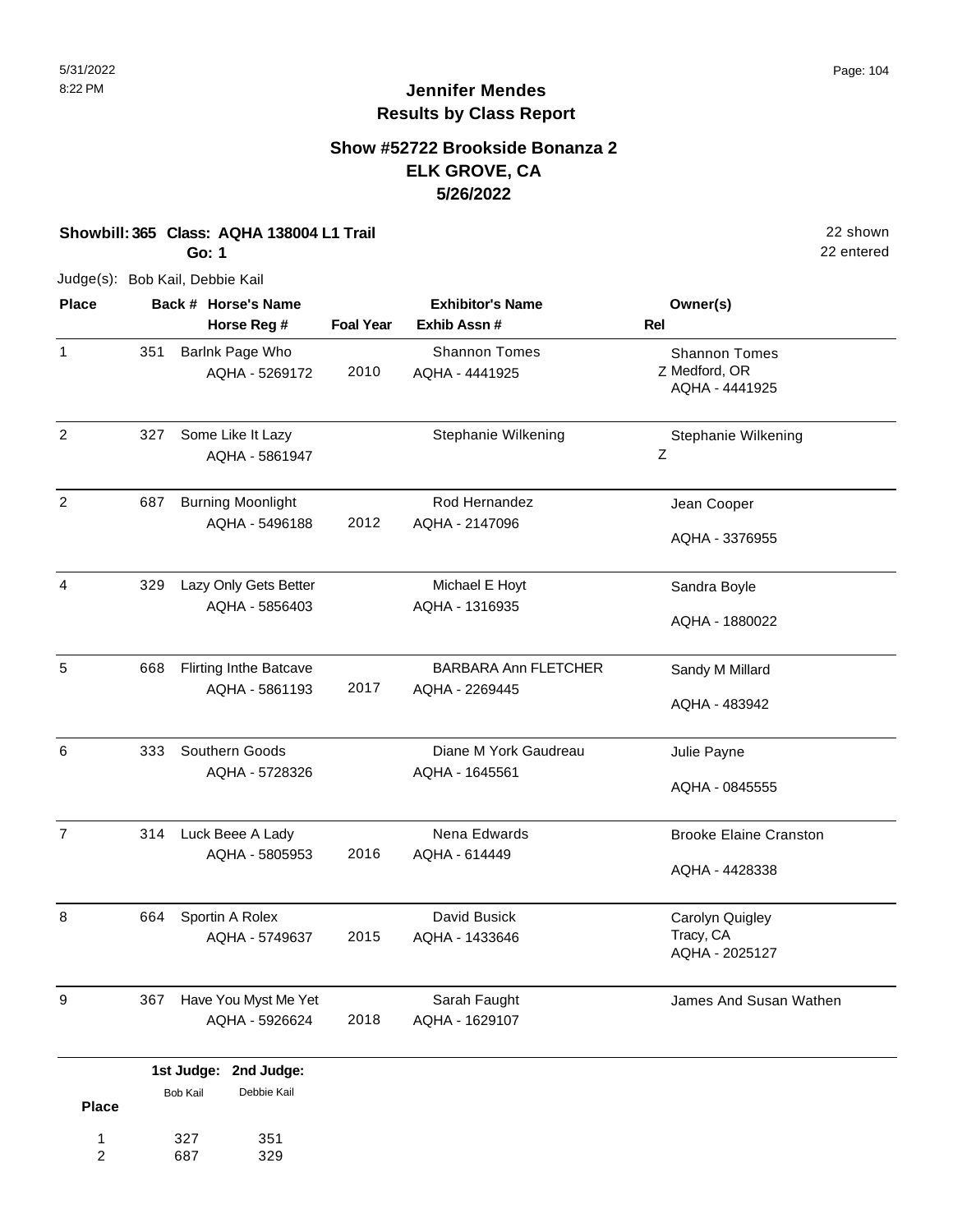5/31/2022
8:22 PM

# Jennifer Mendes
## Results by Class Report

### Show #52722 Brookside Bonanza 2
### ELK GROVE, CA
### 5/26/2022

**Showbill: 365 Class: AQHA 138004 L1 Trail** — 22 shown
**Go: 1** — 22 entered

Judge(s): Bob Kail, Debbie Kail

| Place | Back # | Horse's Name / Horse Reg # | Foal Year | Exhibitor's Name / Exhib Assn # | Rel | Owner(s) |
|---|---|---|---|---|---|---|
| 1 | 351 | Barlnk Page Who<br>AQHA - 5269172 | 2010 | Shannon Tomes<br>AQHA - 4441925 | Z | Shannon Tomes<br>Medford, OR<br>AQHA - 4441925 |
| 2 | 327 | Some Like It Lazy<br>AQHA - 5861947 | | Stephanie Wilkening | Z | Stephanie Wilkening |
| 2 | 687 | Burning Moonlight<br>AQHA - 5496188 | 2012 | Rod Hernandez<br>AQHA - 2147096 | | Jean Cooper<br>AQHA - 3376955 |
| 4 | 329 | Lazy Only Gets Better<br>AQHA - 5856403 | | Michael E Hoyt<br>AQHA - 1316935 | | Sandra Boyle<br>AQHA - 1880022 |
| 5 | 668 | Flirting Inthe Batcave<br>AQHA - 5861193 | 2017 | BARBARA Ann FLETCHER<br>AQHA - 2269445 | | Sandy M Millard<br>AQHA - 483942 |
| 6 | 333 | Southern Goods<br>AQHA - 5728326 | | Diane M York Gaudreau<br>AQHA - 1645561 | | Julie Payne<br>AQHA - 0845555 |
| 7 | 314 | Luck Beee A Lady<br>AQHA - 5805953 | 2016 | Nena Edwards<br>AQHA - 614449 | | Brooke Elaine Cranston<br>AQHA - 4428338 |
| 8 | 664 | Sportin A Rolex<br>AQHA - 5749637 | 2015 | David Busick<br>AQHA - 1433646 | | Carolyn Quigley<br>Tracy, CA<br>AQHA - 2025127 |
| 9 | 367 | Have You Myst Me Yet<br>AQHA - 5926624 | 2018 | Sarah Faught<br>AQHA - 1629107 | | James And Susan Wathen |

| Place | 1st Judge: Bob Kail | 2nd Judge: Debbie Kail |
|---|---|---|
| 1 | 327 | 351 |
| 2 | 687 | 329 |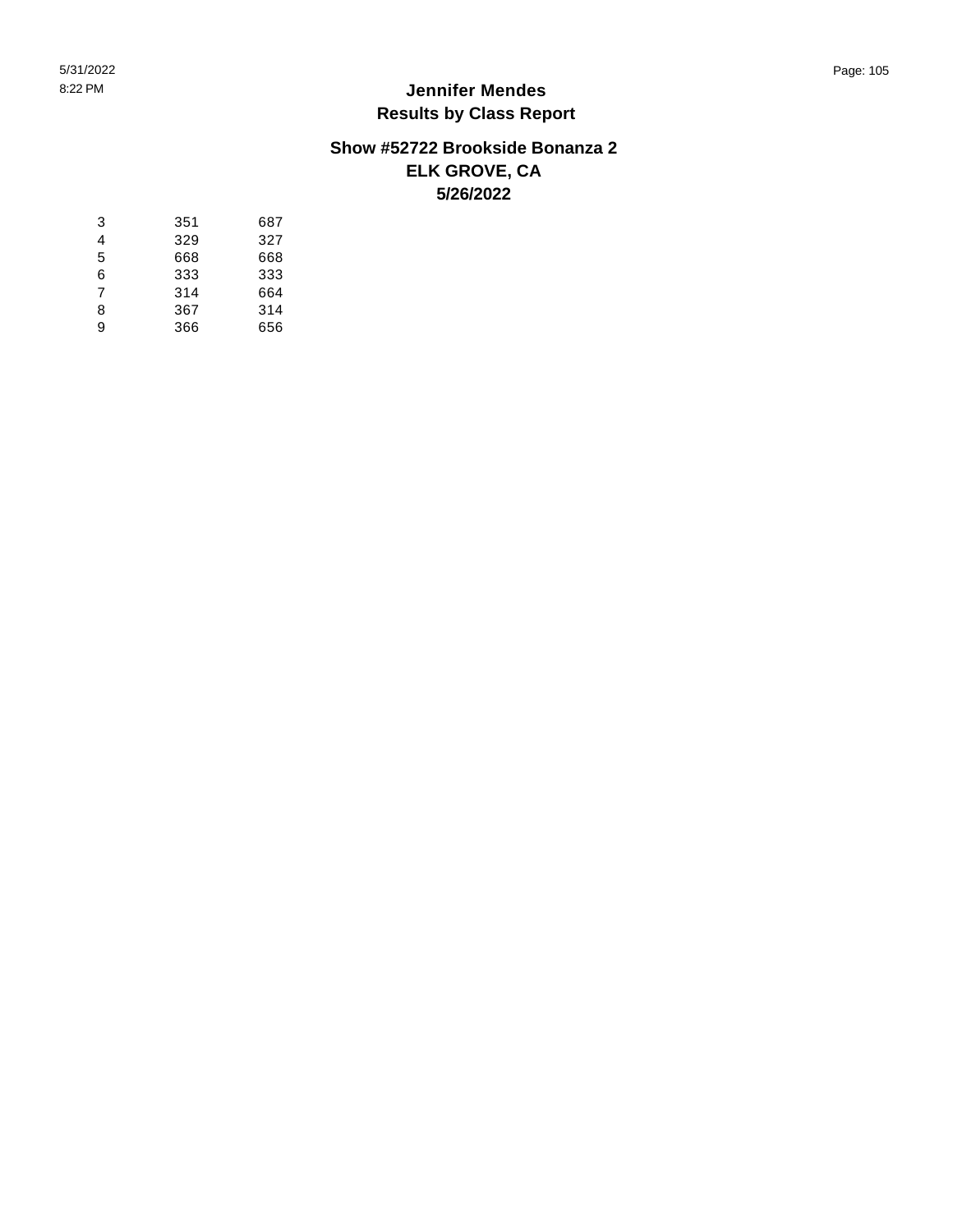# Jennifer Mendes
## Results by Class Report

### Show #52722 Brookside Bonanza 2
### ELK GROVE, CA
### 5/26/2022

| | | |
|---|---|---|
| 3 | 351 | 687 |
| 4 | 329 | 327 |
| 5 | 668 | 668 |
| 6 | 333 | 333 |
| 7 | 314 | 664 |
| 8 | 367 | 314 |
| 9 | 366 | 656 |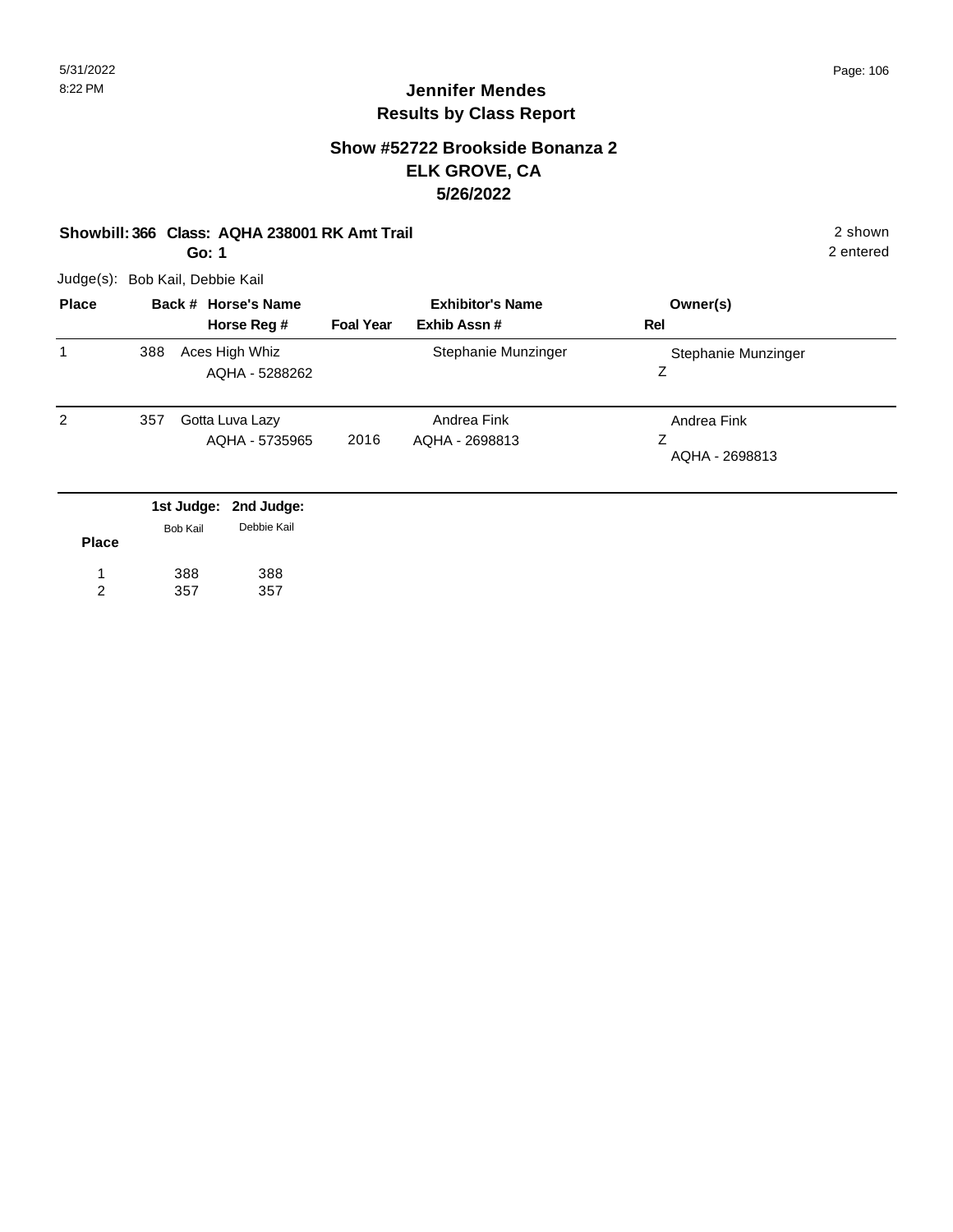## Jennifer Mendes
## Results by Class Report

### Show #52722 Brookside Bonanza 2
### ELK GROVE, CA
### 5/26/2022

**Showbill: 366 Class: AQHA 238001 RK Amt Trail** — 2 shown, 2 entered

**Go: 1**

Judge(s): Bob Kail, Debbie Kail

| Place | Back # | Horse's Name / Horse Reg # | Foal Year | Exhibitor's Name / Exhib Assn # | Owner(s) / Rel |
|---|---|---|---|---|---|
| 1 | 388 | Aces High Whiz<br>AQHA - 5288262 | | Stephanie Munzinger | Stephanie Munzinger<br>Z |
| 2 | 357 | Gotta Luva Lazy<br>AQHA - 5735965 | 2016 | Andrea Fink<br>AQHA - 2698813 | Andrea Fink<br>Z<br>AQHA - 2698813 |

| Place | 1st Judge: Bob Kail | 2nd Judge: Debbie Kail |
|---|---|---|
| 1 | 388 | 388 |
| 2 | 357 | 357 |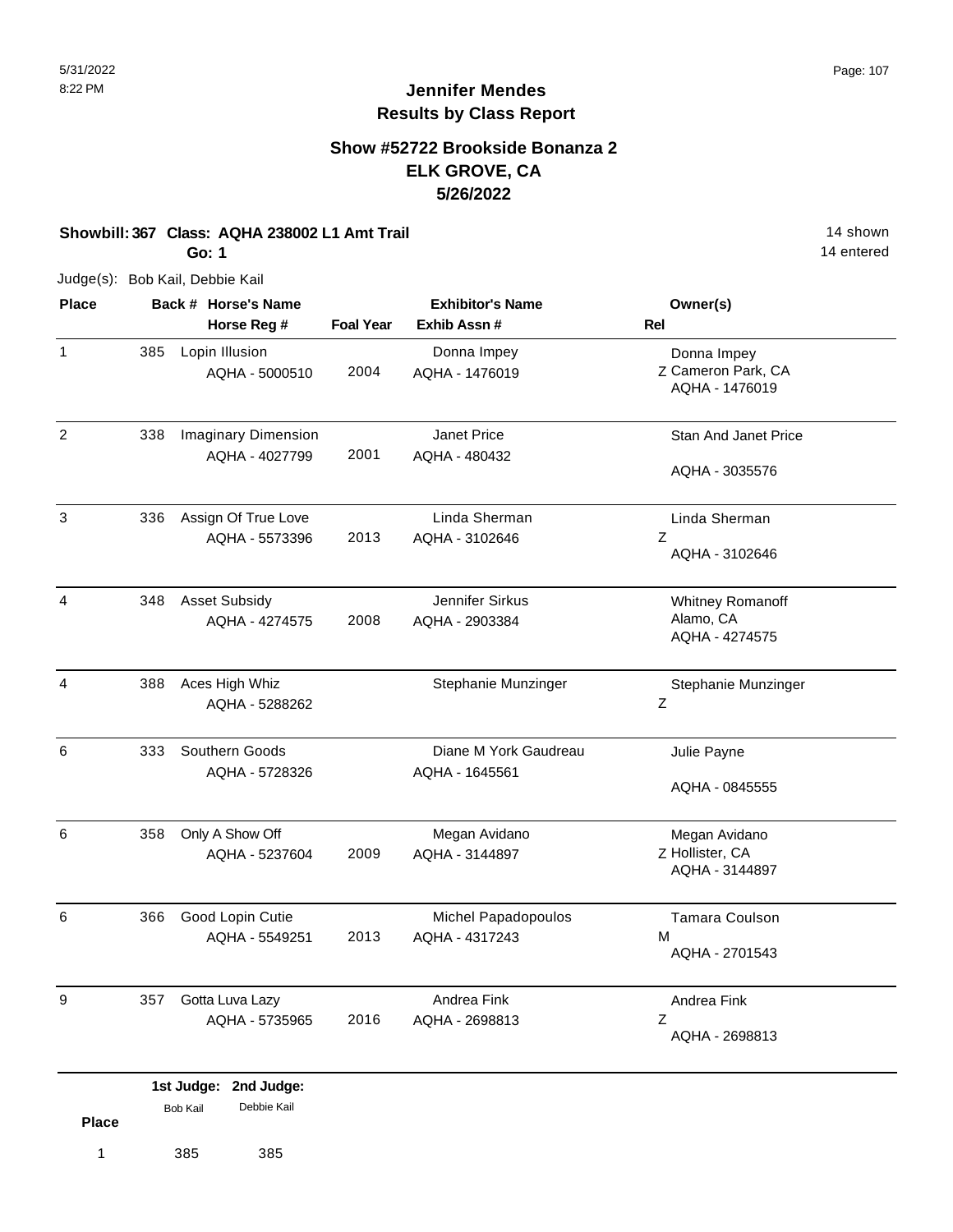# Jennifer Mendes
## Results by Class Report

### Show #52722 Brookside Bonanza 2
### ELK GROVE, CA
### 5/26/2022

**Showbill: 367 Class: AQHA 238002 L1 Amt Trail** — 14 shown

**Go: 1** — 14 entered

Judge(s): Bob Kail, Debbie Kail

| Place | Back # | Horse's Name / Horse Reg # | Foal Year | Exhibitor's Name / Exhib Assn # | Rel | Owner(s) |
|---|---|---|---|---|---|---|
| 1 | 385 | Lopin Illusion<br>AQHA - 5000510 | 2004 | Donna Impey<br>AQHA - 1476019 | Z | Donna Impey<br>Cameron Park, CA<br>AQHA - 1476019 |
| 2 | 338 | Imaginary Dimension<br>AQHA - 4027799 | 2001 | Janet Price<br>AQHA - 480432 | | Stan And Janet Price<br>AQHA - 3035576 |
| 3 | 336 | Assign Of True Love<br>AQHA - 5573396 | 2013 | Linda Sherman<br>AQHA - 3102646 | Z | Linda Sherman<br>AQHA - 3102646 |
| 4 | 348 | Asset Subsidy<br>AQHA - 4274575 | 2008 | Jennifer Sirkus<br>AQHA - 2903384 | | Whitney Romanoff<br>Alamo, CA<br>AQHA - 4274575 |
| 4 | 388 | Aces High Whiz<br>AQHA - 5288262 | | Stephanie Munzinger | Z | Stephanie Munzinger |
| 6 | 333 | Southern Goods<br>AQHA - 5728326 | | Diane M York Gaudreau<br>AQHA - 1645561 | | Julie Payne<br>AQHA - 0845555 |
| 6 | 358 | Only A Show Off<br>AQHA - 5237604 | 2009 | Megan Avidano<br>AQHA - 3144897 | Z | Megan Avidano<br>Hollister, CA<br>AQHA - 3144897 |
| 6 | 366 | Good Lopin Cutie<br>AQHA - 5549251 | 2013 | Michel Papadopoulos<br>AQHA - 4317243 | M | Tamara Coulson<br>AQHA - 2701543 |
| 9 | 357 | Gotta Luva Lazy<br>AQHA - 5735965 | 2016 | Andrea Fink<br>AQHA - 2698813 | Z | Andrea Fink<br>AQHA - 2698813 |

| Place | 1st Judge: Bob Kail | 2nd Judge: Debbie Kail |
|---|---|---|
| 1 | 385 | 385 |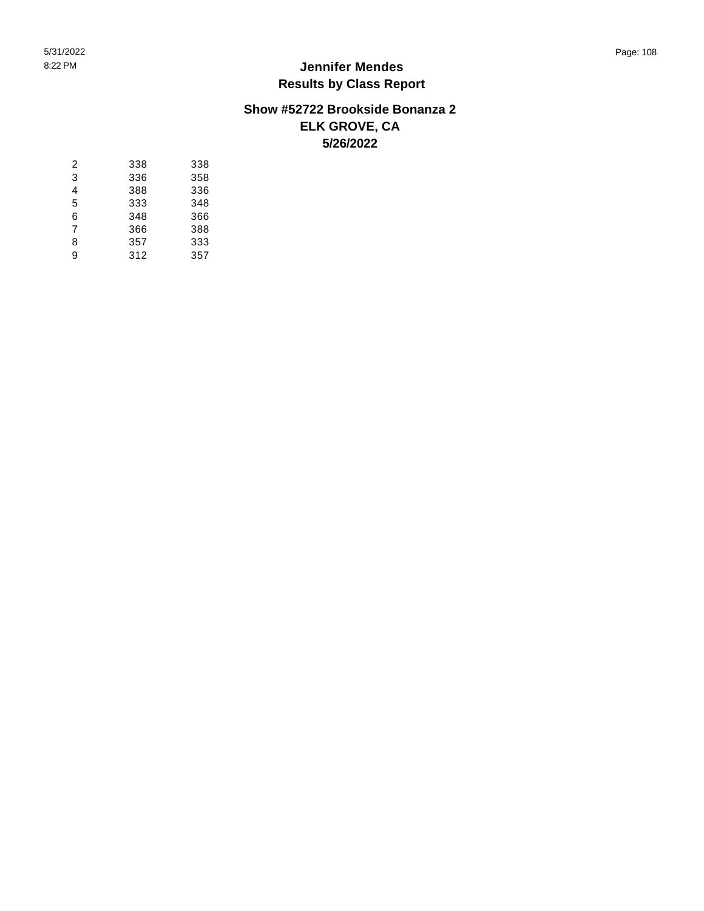# Jennifer Mendes
## Results by Class Report

### Show #52722 Brookside Bonanza 2
### ELK GROVE, CA
### 5/26/2022

| | | |
|---|---|---|
| 2 | 338 | 338 |
| 3 | 336 | 358 |
| 4 | 388 | 336 |
| 5 | 333 | 348 |
| 6 | 348 | 366 |
| 7 | 366 | 388 |
| 8 | 357 | 333 |
| 9 | 312 | 357 |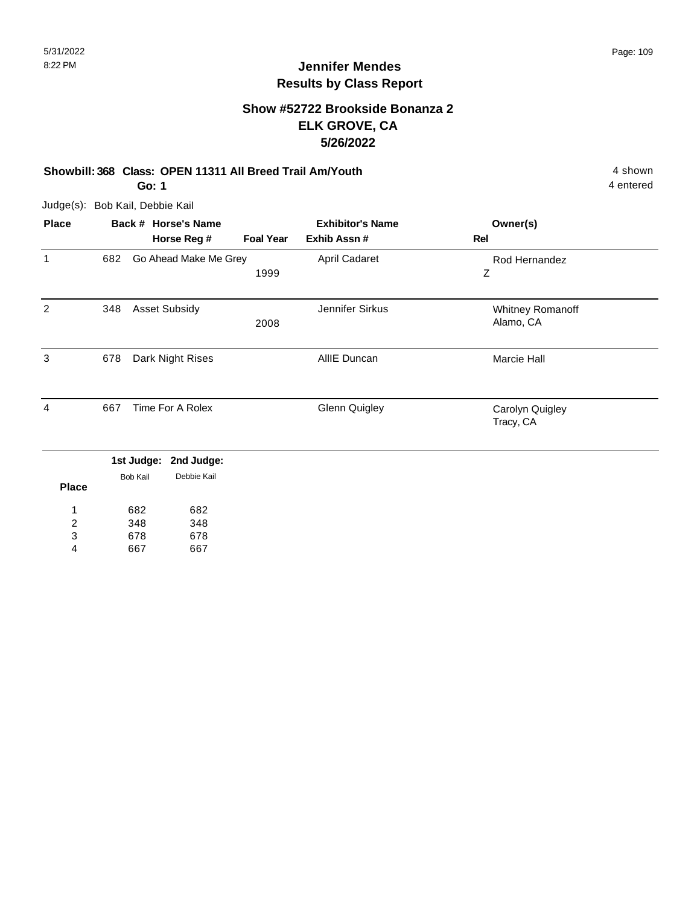# Jennifer Mendes
## Results by Class Report

### Show #52722 Brookside Bonanza 2
### ELK GROVE, CA
### 5/26/2022

**Showbill: 368 Class: OPEN 11311 All Breed Trail Am/Youth** 4 shown
**Go: 1** 4 entered

Judge(s): Bob Kail, Debbie Kail

| Place | Back # | Horse's Name / Horse Reg # | Foal Year | Exhibitor's Name / Exhib Assn # | Owner(s) / Rel |
|---|---|---|---|---|---|
| 1 | 682 | Go Ahead Make Me Grey | 1999 | April Cadaret | Rod Hernandez<br>Z |
| 2 | 348 | Asset Subsidy | 2008 | Jennifer Sirkus | Whitney Romanoff<br>Alamo, CA |
| 3 | 678 | Dark Night Rises | | AllIE Duncan | Marcie Hall |
| 4 | 667 | Time For A Rolex | | Glenn Quigley | Carolyn Quigley<br>Tracy, CA |

| Place | 1st Judge: Bob Kail | 2nd Judge: Debbie Kail |
|---|---|---|
| 1 | 682 | 682 |
| 2 | 348 | 348 |
| 3 | 678 | 678 |
| 4 | 667 | 667 |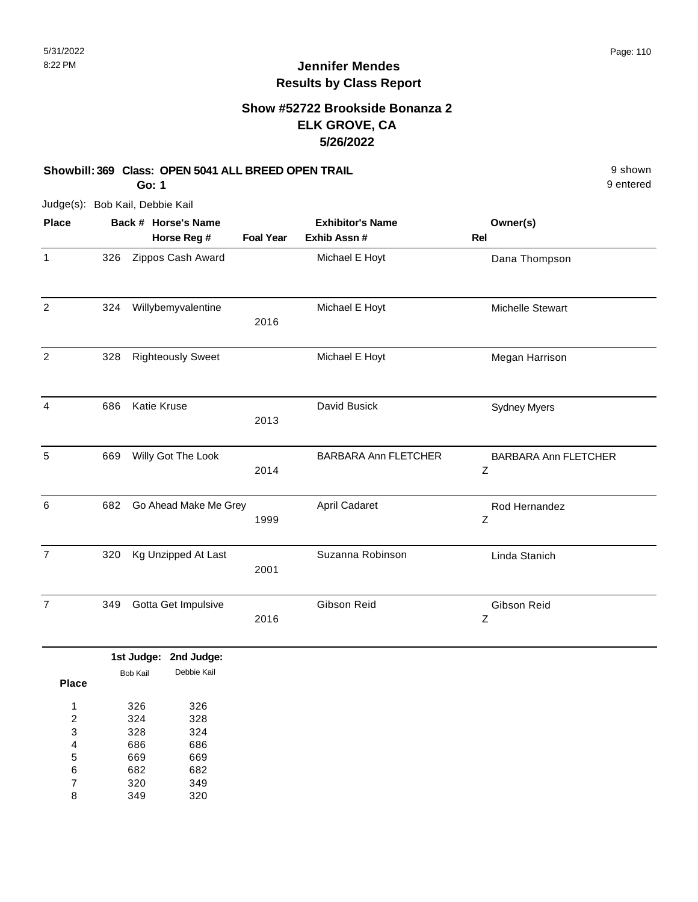# Jennifer Mendes
## Results by Class Report

### Show #52722 Brookside Bonanza 2
### ELK GROVE, CA
### 5/26/2022

**Showbill: 369 Class: OPEN 5041 ALL BREED OPEN TRAIL** — 9 shown, 9 entered

**Go: 1**

Judge(s): Bob Kail, Debbie Kail

| Place | Back # | Horse's Name / Horse Reg # | Foal Year | Exhibitor's Name / Exhib Assn # | Rel | Owner(s) |
|---|---|---|---|---|---|---|
| 1 | 326 | Zippos Cash Award | | Michael E Hoyt | | Dana Thompson |
| 2 | 324 | Willybemyvalentine | 2016 | Michael E Hoyt | | Michelle Stewart |
| 2 | 328 | Righteously Sweet | | Michael E Hoyt | | Megan Harrison |
| 4 | 686 | Katie Kruse | 2013 | David Busick | | Sydney Myers |
| 5 | 669 | Willy Got The Look | 2014 | BARBARA Ann FLETCHER | Z | BARBARA Ann FLETCHER |
| 6 | 682 | Go Ahead Make Me Grey | 1999 | April Cadaret | Z | Rod Hernandez |
| 7 | 320 | Kg Unzipped At Last | 2001 | Suzanna Robinson | | Linda Stanich |
| 7 | 349 | Gotta Get Impulsive | 2016 | Gibson Reid | Z | Gibson Reid |

| Place | 1st Judge: Bob Kail | 2nd Judge: Debbie Kail |
|---|---|---|
| 1 | 326 | 326 |
| 2 | 324 | 328 |
| 3 | 328 | 324 |
| 4 | 686 | 686 |
| 5 | 669 | 669 |
| 6 | 682 | 682 |
| 7 | 320 | 349 |
| 8 | 349 | 320 |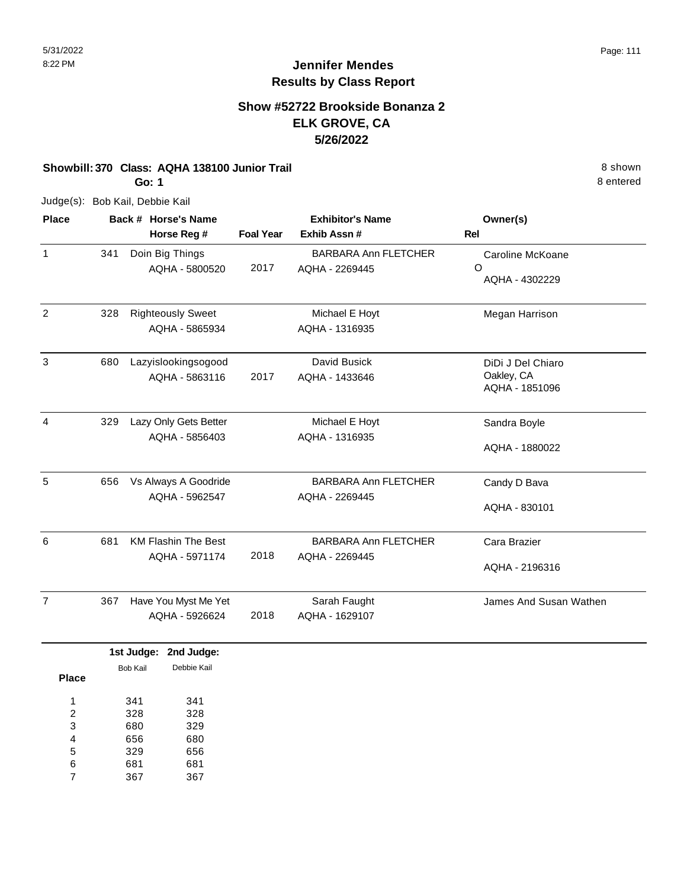# Jennifer Mendes
## Results by Class Report

### Show #52722 Brookside Bonanza 2
### ELK GROVE, CA
### 5/26/2022

**Showbill: 370 Class: AQHA 138100 Junior Trail** — 8 shown
**Go: 1** — 8 entered

Judge(s): Bob Kail, Debbie Kail

| Place | Back # | Horse's Name / Horse Reg # | Foal Year | Exhibitor's Name / Exhib Assn # | Owner(s) / Rel |
|---|---|---|---|---|---|
| 1 | 341 | Doin Big Things<br>AQHA - 5800520 | 2017 | BARBARA Ann FLETCHER<br>AQHA - 2269445 | Caroline McKoane<br>O<br>AQHA - 4302229 |
| 2 | 328 | Righteously Sweet<br>AQHA - 5865934 | | Michael E Hoyt<br>AQHA - 1316935 | Megan Harrison |
| 3 | 680 | Lazyislookingsogood<br>AQHA - 5863116 | 2017 | David Busick<br>AQHA - 1433646 | DiDi J Del Chiaro<br>Oakley, CA<br>AQHA - 1851096 |
| 4 | 329 | Lazy Only Gets Better<br>AQHA - 5856403 | | Michael E Hoyt<br>AQHA - 1316935 | Sandra Boyle<br>AQHA - 1880022 |
| 5 | 656 | Vs Always A Goodride<br>AQHA - 5962547 | | BARBARA Ann FLETCHER<br>AQHA - 2269445 | Candy D Bava<br>AQHA - 830101 |
| 6 | 681 | KM Flashin The Best<br>AQHA - 5971174 | 2018 | BARBARA Ann FLETCHER<br>AQHA - 2269445 | Cara Brazier<br>AQHA - 2196316 |
| 7 | 367 | Have You Myst Me Yet<br>AQHA - 5926624 | 2018 | Sarah Faught<br>AQHA - 1629107 | James And Susan Wathen |

| Place | 1st Judge: Bob Kail | 2nd Judge: Debbie Kail |
|---|---|---|
| 1 | 341 | 341 |
| 2 | 328 | 328 |
| 3 | 680 | 329 |
| 4 | 656 | 680 |
| 5 | 329 | 656 |
| 6 | 681 | 681 |
| 7 | 367 | 367 |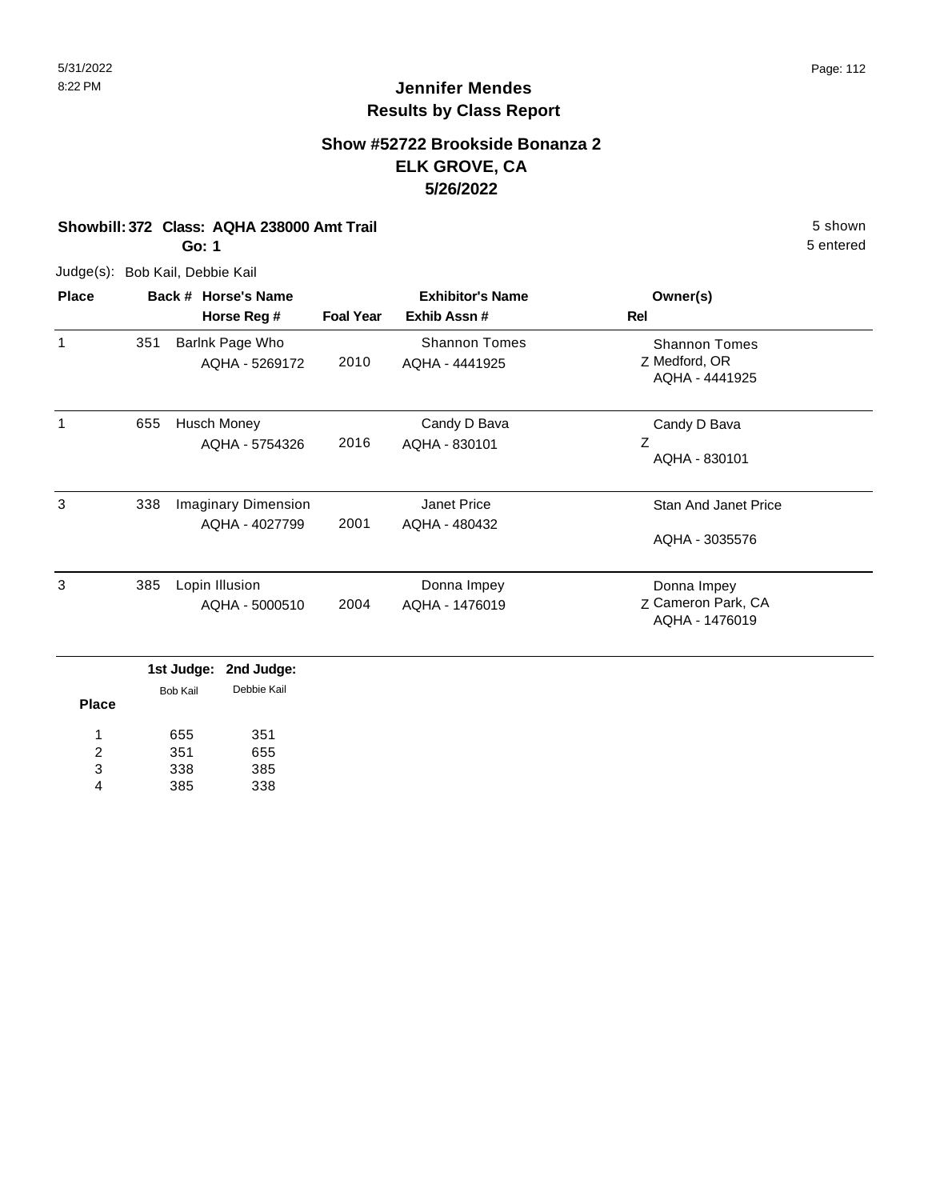# Jennifer Mendes
## Results by Class Report

### Show #52722 Brookside Bonanza 2
### ELK GROVE, CA
### 5/26/2022

**Showbill: 372 Class: AQHA 238000 Amt Trail** 5 shown

**Go: 1** 5 entered

Judge(s): Bob Kail, Debbie Kail

| Place | Back # | Horse's Name / Horse Reg # | Foal Year | Exhibitor's Name / Exhib Assn # | Rel | Owner(s) |
|---|---|---|---|---|---|---|
| 1 | 351 | Barlnk Page Who<br>AQHA - 5269172 | 2010 | Shannon Tomes<br>AQHA - 4441925 | Z | Shannon Tomes<br>Medford, OR<br>AQHA - 4441925 |
| 1 | 655 | Husch Money<br>AQHA - 5754326 | 2016 | Candy D Bava<br>AQHA - 830101 | Z | Candy D Bava<br>AQHA - 830101 |
| 3 | 338 | Imaginary Dimension<br>AQHA - 4027799 | 2001 | Janet Price<br>AQHA - 480432 | | Stan And Janet Price<br>AQHA - 3035576 |
| 3 | 385 | Lopin Illusion<br>AQHA - 5000510 | 2004 | Donna Impey<br>AQHA - 1476019 | Z | Donna Impey<br>Cameron Park, CA<br>AQHA - 1476019 |

| Place | 1st Judge: Bob Kail | 2nd Judge: Debbie Kail |
|---|---|---|
| 1 | 655 | 351 |
| 2 | 351 | 655 |
| 3 | 338 | 385 |
| 4 | 385 | 338 |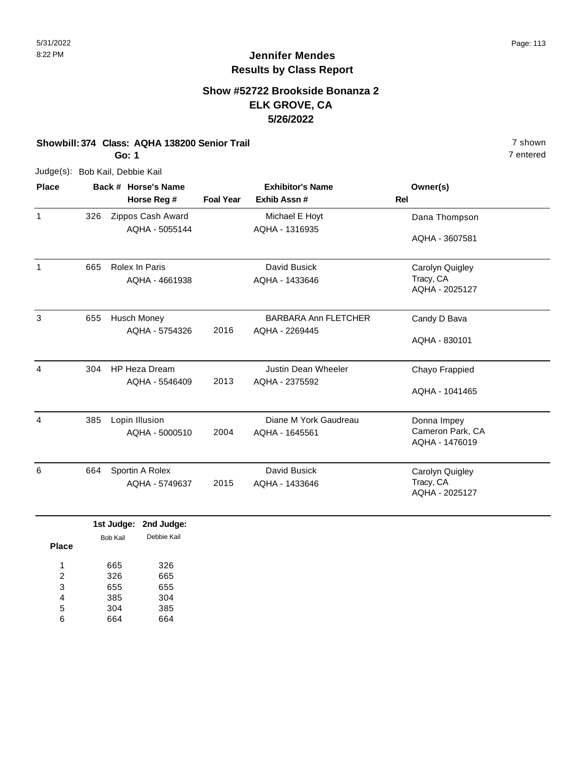# Jennifer Mendes
## Results by Class Report

### Show #52722 Brookside Bonanza 2
### ELK GROVE, CA
### 5/26/2022

**Showbill: 374 Class: AQHA 138200 Senior Trail** — 7 shown, 7 entered

**Go: 1**

Judge(s): Bob Kail, Debbie Kail

| Place | Back # | Horse's Name / Horse Reg # | Foal Year | Exhibitor's Name / Exhib Assn # | Owner(s) / Rel |
|---|---|---|---|---|---|
| 1 | 326 | Zippos Cash Award<br>AQHA - 5055144 | | Michael E Hoyt<br>AQHA - 1316935 | Dana Thompson<br>AQHA - 3607581 |
| 1 | 665 | Rolex In Paris<br>AQHA - 4661938 | | David Busick<br>AQHA - 1433646 | Carolyn Quigley<br>Tracy, CA<br>AQHA - 2025127 |
| 3 | 655 | Husch Money<br>AQHA - 5754326 | 2016 | BARBARA Ann FLETCHER<br>AQHA - 2269445 | Candy D Bava<br>AQHA - 830101 |
| 4 | 304 | HP Heza Dream<br>AQHA - 5546409 | 2013 | Justin Dean Wheeler<br>AQHA - 2375592 | Chayo Frappied<br>AQHA - 1041465 |
| 4 | 385 | Lopin Illusion<br>AQHA - 5000510 | 2004 | Diane M York Gaudreau<br>AQHA - 1645561 | Donna Impey<br>Cameron Park, CA<br>AQHA - 1476019 |
| 6 | 664 | Sportin A Rolex<br>AQHA - 5749637 | 2015 | David Busick<br>AQHA - 1433646 | Carolyn Quigley<br>Tracy, CA<br>AQHA - 2025127 |

| Place | 1st Judge: Bob Kail | 2nd Judge: Debbie Kail |
|---|---|---|
| 1 | 665 | 326 |
| 2 | 326 | 665 |
| 3 | 655 | 655 |
| 4 | 385 | 304 |
| 5 | 304 | 385 |
| 6 | 664 | 664 |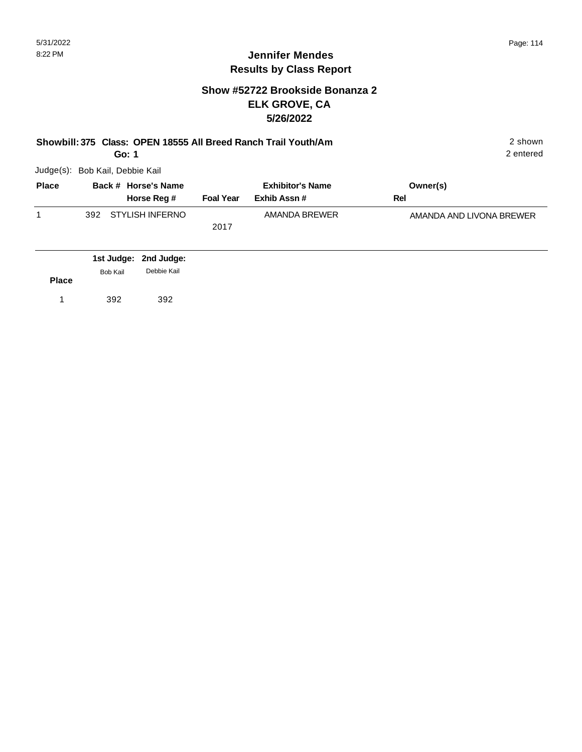5/31/2022
8:22 PM

## Jennifer Mendes
## Results by Class Report

### Show #52722 Brookside Bonanza 2
### ELK GROVE, CA
### 5/26/2022

**Showbill: 375 Class: OPEN 18555 All Breed Ranch Trail Youth/Am** 2 shown
**Go: 1** 2 entered

Judge(s): Bob Kail, Debbie Kail

| Place | Back # | Horse's Name / Horse Reg # | Foal Year | Exhibitor's Name / Exhib Assn # | Owner(s) / Rel |
|---|---|---|---|---|---|
| 1 | 392 | STYLISH INFERNO | 2017 | AMANDA BREWER | AMANDA AND LIVONA BREWER |

| Place | 1st Judge: Bob Kail | 2nd Judge: Debbie Kail |
|---|---|---|
| 1 | 392 | 392 |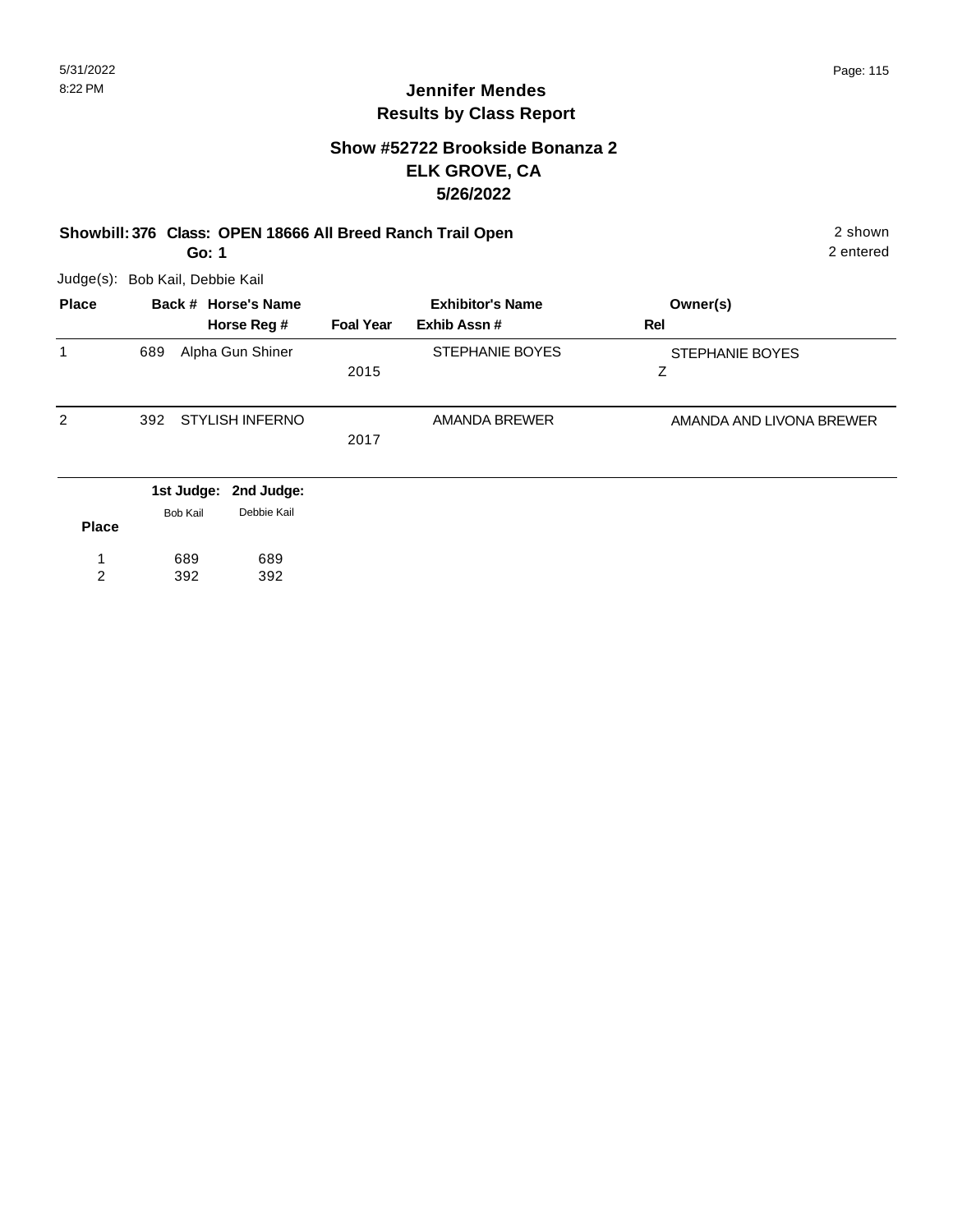## Jennifer Mendes
## Results by Class Report

### Show #52722 Brookside Bonanza 2
### ELK GROVE, CA
### 5/26/2022

**Showbill: 376 Class: OPEN 18666 All Breed Ranch Trail Open** 2 shown
**Go: 1** 2 entered

Judge(s): Bob Kail, Debbie Kail

| Place | Back # | Horse's Name / Horse Reg # | Foal Year | Exhibitor's Name / Exhib Assn # | Owner(s) / Rel |
|---|---|---|---|---|---|
| 1 | 689 | Alpha Gun Shiner | 2015 | STEPHANIE BOYES | STEPHANIE BOYES<br>Z |
| 2 | 392 | STYLISH INFERNO | 2017 | AMANDA BREWER | AMANDA AND LIVONA BREWER |

| Place | 1st Judge: Bob Kail | 2nd Judge: Debbie Kail |
|---|---|---|
| 1 | 689 | 689 |
| 2 | 392 | 392 |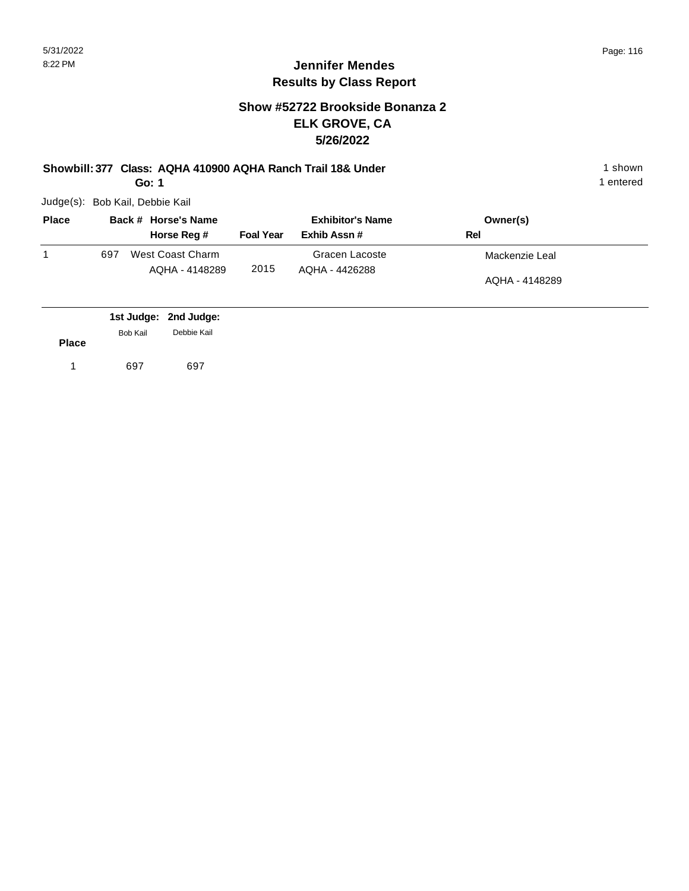# Jennifer Mendes
## Results by Class Report

### Show #52722 Brookside Bonanza 2
### ELK GROVE, CA
### 5/26/2022

**Showbill: 377 Class: AQHA 410900 AQHA Ranch Trail 18& Under** — 1 shown
**Go: 1** — 1 entered

Judge(s): Bob Kail, Debbie Kail

| Place | Back # | Horse's Name / Horse Reg # | Foal Year | Exhibitor's Name / Exhib Assn # | Owner(s) / Rel |
|---|---|---|---|---|---|
| 1 | 697 | West Coast Charm<br>AQHA - 4148289 | 2015 | Gracen Lacoste<br>AQHA - 4426288 | Mackenzie Leal<br>AQHA - 4148289 |

| Place | 1st Judge: Bob Kail | 2nd Judge: Debbie Kail |
|---|---|---|
| 1 | 697 | 697 |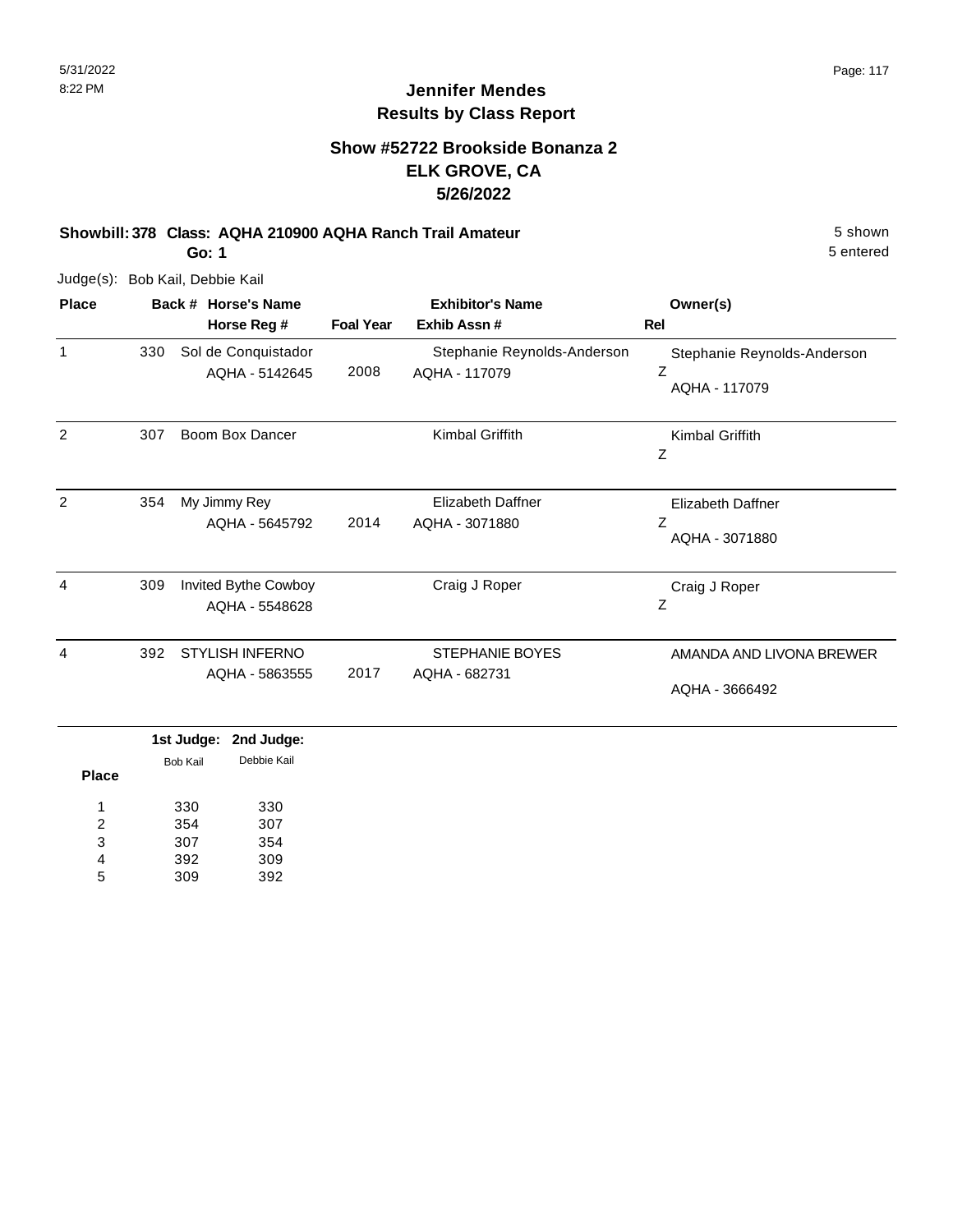# Jennifer Mendes
## Results by Class Report

### Show #52722 Brookside Bonanza 2
### ELK GROVE, CA
### 5/26/2022

**Showbill: 378 Class: AQHA 210900 AQHA Ranch Trail Amateur** — 5 shown

**Go: 1** — 5 entered

Judge(s): Bob Kail, Debbie Kail

| Place | Back # | Horse's Name / Horse Reg # | Foal Year | Exhibitor's Name / Exhib Assn # | Rel | Owner(s) |
|---|---|---|---|---|---|---|
| 1 | 330 | Sol de Conquistador<br>AQHA - 5142645 | 2008 | Stephanie Reynolds-Anderson<br>AQHA - 117079 | Z | Stephanie Reynolds-Anderson<br>AQHA - 117079 |
| 2 | 307 | Boom Box Dancer | | Kimbal Griffith | Z | Kimbal Griffith |
| 2 | 354 | My Jimmy Rey<br>AQHA - 5645792 | 2014 | Elizabeth Daffner<br>AQHA - 3071880 | Z | Elizabeth Daffner<br>AQHA - 3071880 |
| 4 | 309 | Invited Bythe Cowboy<br>AQHA - 5548628 | | Craig J Roper | Z | Craig J Roper |
| 4 | 392 | STYLISH INFERNO<br>AQHA - 5863555 | 2017 | STEPHANIE BOYES<br>AQHA - 682731 | | AMANDA AND LIVONA BREWER<br>AQHA - 3666492 |

| Place | 1st Judge: Bob Kail | 2nd Judge: Debbie Kail |
|---|---|---|
| 1 | 330 | 330 |
| 2 | 354 | 307 |
| 3 | 307 | 354 |
| 4 | 392 | 309 |
| 5 | 309 | 392 |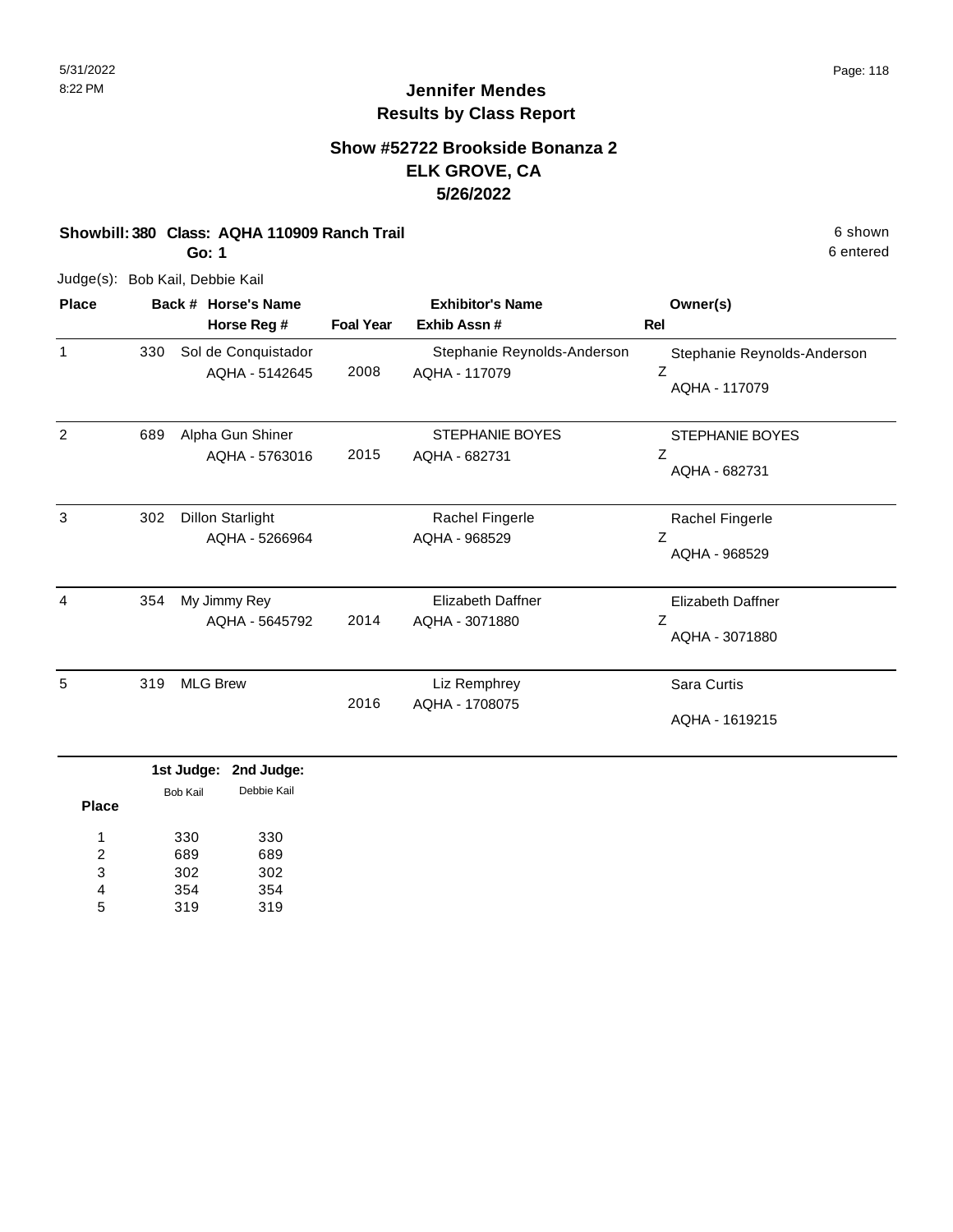## Jennifer Mendes
## Results by Class Report

### Show #52722 Brookside Bonanza 2
### ELK GROVE, CA
### 5/26/2022

**Showbill: 380 Class: AQHA 110909 Ranch Trail** 6 shown
**Go: 1** 6 entered

Judge(s): Bob Kail, Debbie Kail

| Place | Back # | Horse's Name / Horse Reg # | Foal Year | Exhibitor's Name / Exhib Assn # | Rel | Owner(s) |
|---|---|---|---|---|---|---|
| 1 | 330 | Sol de Conquistador<br>AQHA - 5142645 | 2008 | Stephanie Reynolds-Anderson<br>AQHA - 117079 | Z | Stephanie Reynolds-Anderson<br>AQHA - 117079 |
| 2 | 689 | Alpha Gun Shiner<br>AQHA - 5763016 | 2015 | STEPHANIE BOYES<br>AQHA - 682731 | Z | STEPHANIE BOYES<br>AQHA - 682731 |
| 3 | 302 | Dillon Starlight<br>AQHA - 5266964 | | Rachel Fingerle<br>AQHA - 968529 | Z | Rachel Fingerle<br>AQHA - 968529 |
| 4 | 354 | My Jimmy Rey<br>AQHA - 5645792 | 2014 | Elizabeth Daffner<br>AQHA - 3071880 | Z | Elizabeth Daffner<br>AQHA - 3071880 |
| 5 | 319 | MLG Brew | 2016 | Liz Remphrey<br>AQHA - 1708075 | | Sara Curtis<br>AQHA - 1619215 |

| Place | 1st Judge: Bob Kail | 2nd Judge: Debbie Kail |
|---|---|---|
| 1 | 330 | 330 |
| 2 | 689 | 689 |
| 3 | 302 | 302 |
| 4 | 354 | 354 |
| 5 | 319 | 319 |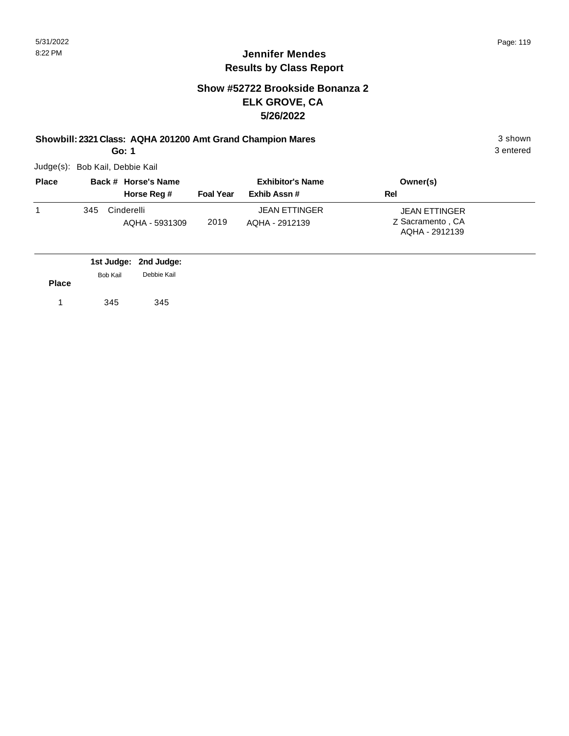# Jennifer Mendes
## Results by Class Report

### Show #52722 Brookside Bonanza 2
### ELK GROVE, CA
### 5/26/2022

**Showbill: 2321 Class: AQHA 201200 Amt Grand Champion Mares** — 3 shown

**Go: 1** — 3 entered

Judge(s): Bob Kail, Debbie Kail

| Place | Back # | Horse's Name / Horse Reg # | Foal Year | Exhibitor's Name / Exhib Assn # | Owner(s) / Rel |
|---|---|---|---|---|---|
| 1 | 345 | Cinderelli<br>AQHA - 5931309 | 2019 | JEAN ETTINGER<br>AQHA - 2912139 | JEAN ETTINGER<br>Z Sacramento , CA<br>AQHA - 2912139 |

| Place | 1st Judge: Bob Kail | 2nd Judge: Debbie Kail |
|---|---|---|
| 1 | 345 | 345 |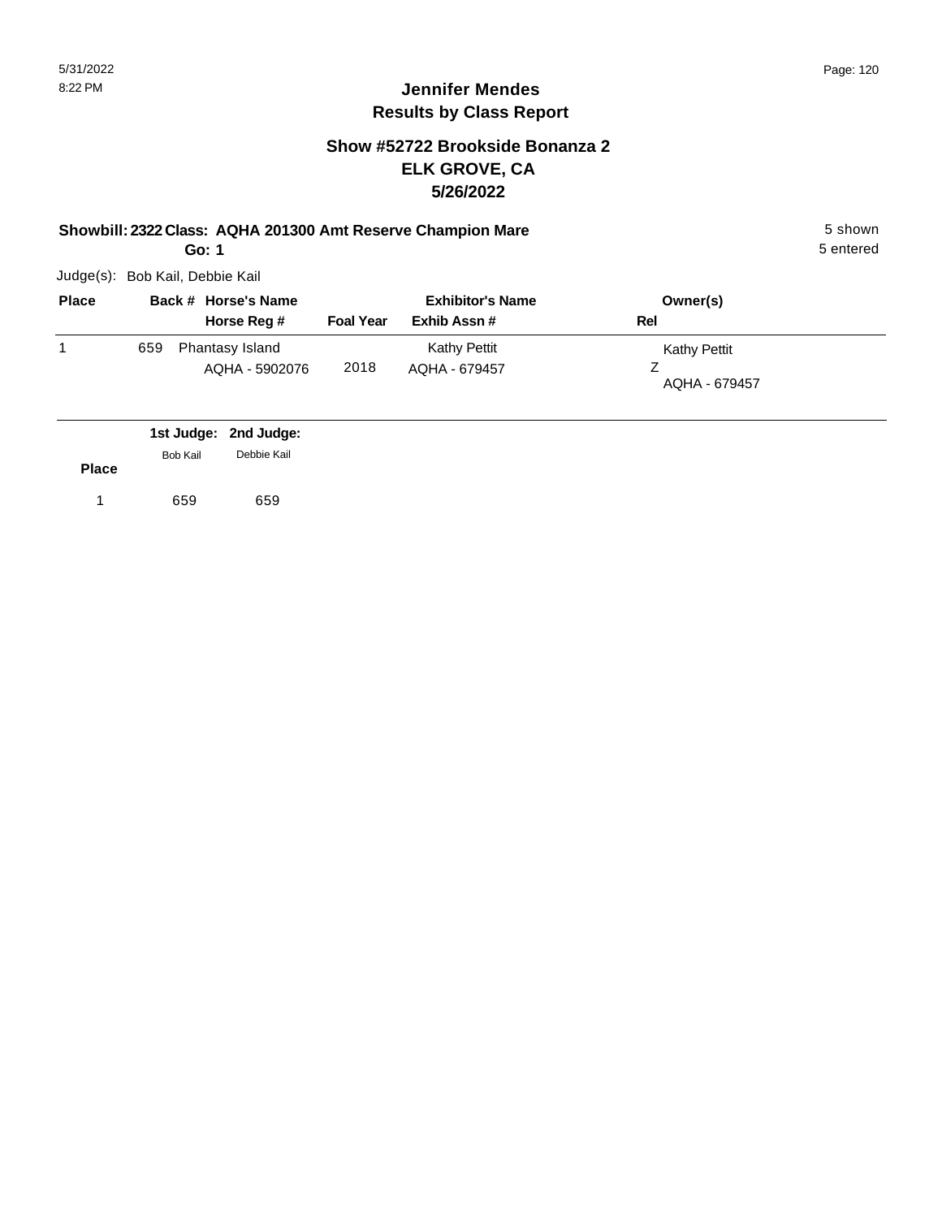## Jennifer Mendes
## Results by Class Report

### Show #52722 Brookside Bonanza 2
### ELK GROVE, CA
### 5/26/2022

**Showbill: 2322 Class: AQHA 201300 Amt Reserve Champion Mare** — 5 shown, 5 entered

**Go: 1**

Judge(s): Bob Kail, Debbie Kail

| Place | Back # | Horse's Name / Horse Reg # | Foal Year | Exhibitor's Name / Exhib Assn # | Owner(s) / Rel |
|---|---|---|---|---|---|
| 1 | 659 | Phantasy Island<br>AQHA - 5902076 | 2018 | Kathy Pettit<br>AQHA - 679457 | Kathy Pettit<br>Z<br>AQHA - 679457 |

| Place | 1st Judge: Bob Kail | 2nd Judge: Debbie Kail |
|---|---|---|
| 1 | 659 | 659 |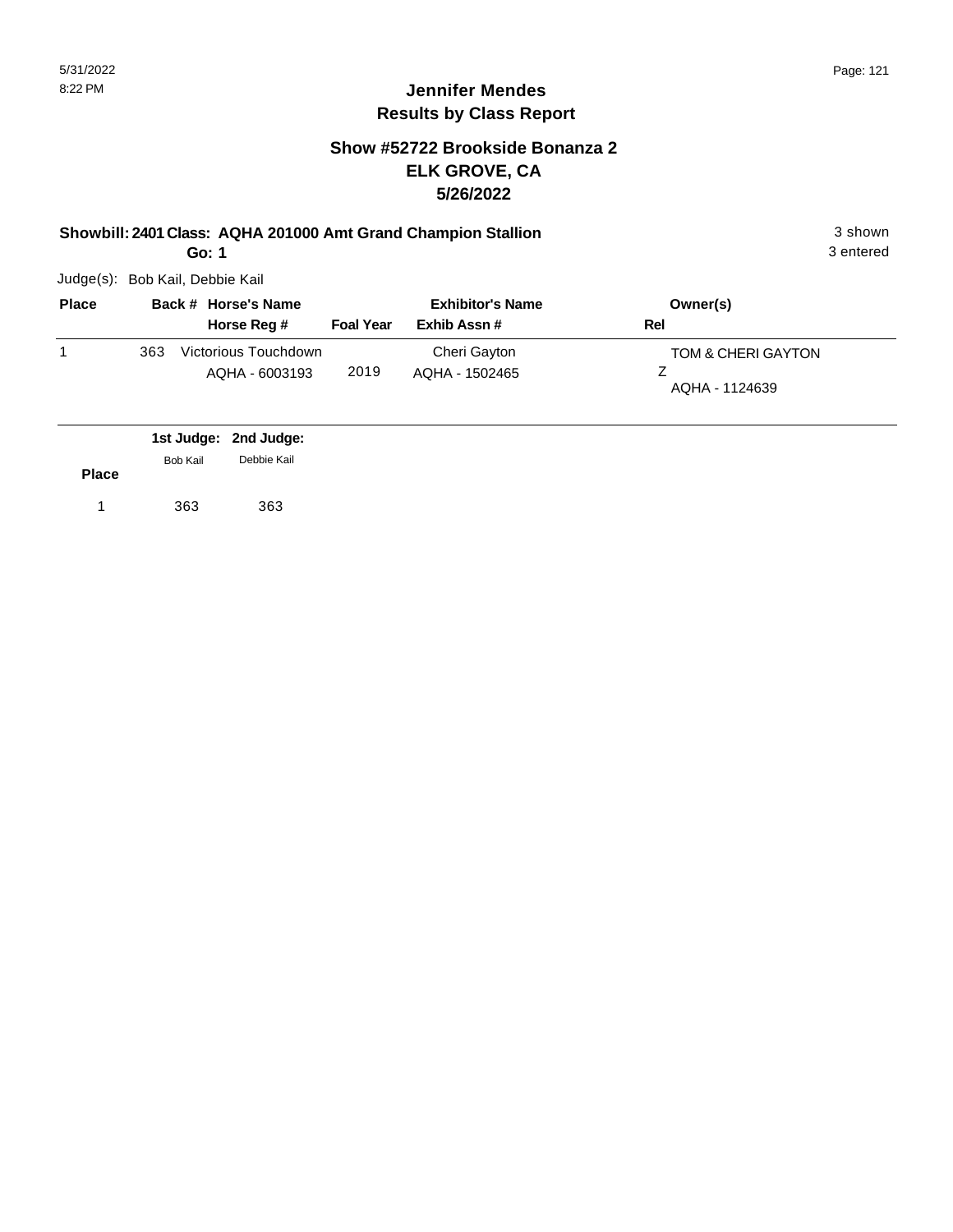# Jennifer Mendes
## Results by Class Report

### Show #52722 Brookside Bonanza 2
### ELK GROVE, CA
### 5/26/2022

**Showbill: 2401 Class: AQHA 201000 Amt Grand Champion Stallion** — 3 shown, 3 entered

**Go: 1**

Judge(s): Bob Kail, Debbie Kail

| Place | Back # | Horse's Name / Horse Reg # | Foal Year | Exhibitor's Name / Exhib Assn # | Owner(s) / Rel |
|---|---|---|---|---|---|
| 1 | 363 | Victorious Touchdown<br>AQHA - 6003193 | 2019 | Cheri Gayton<br>AQHA - 1502465 | TOM & CHERI GAYTON<br>Z<br>AQHA - 1124639 |

| Place | 1st Judge: Bob Kail | 2nd Judge: Debbie Kail |
|---|---|---|
| 1 | 363 | 363 |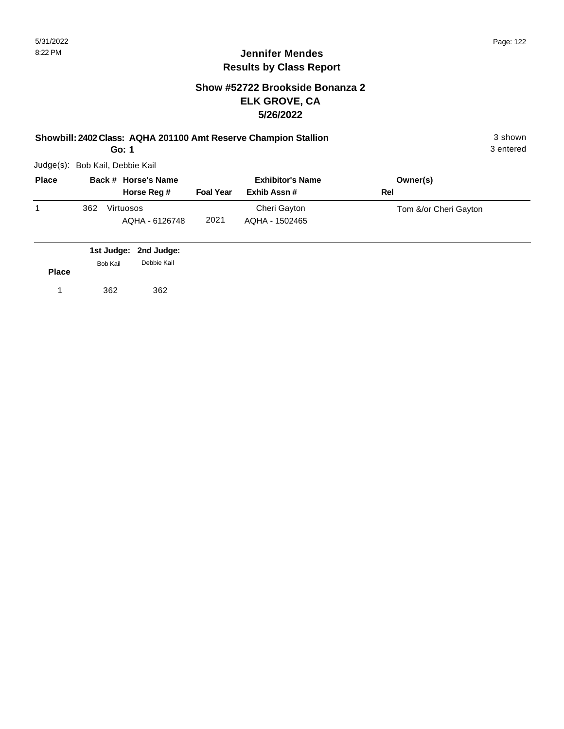## Jennifer Mendes
## Results by Class Report

### Show #52722 Brookside Bonanza 2
### ELK GROVE, CA
### 5/26/2022

**Showbill: 2402 Class: AQHA 201100 Amt Reserve Champion Stallion** 3 shown

**Go: 1** 3 entered

Judge(s): Bob Kail, Debbie Kail

| Place | Back # | Horse's Name / Horse Reg # | Foal Year | Exhibitor's Name / Exhib Assn # | Owner(s) / Rel |
|---|---|---|---|---|---|
| 1 | 362 | Virtuosos / AQHA - 6126748 | 2021 | Cheri Gayton / AQHA - 1502465 | Tom &/or Cheri Gayton |

| Place | 1st Judge: Bob Kail | 2nd Judge: Debbie Kail |
|---|---|---|
| 1 | 362 | 362 |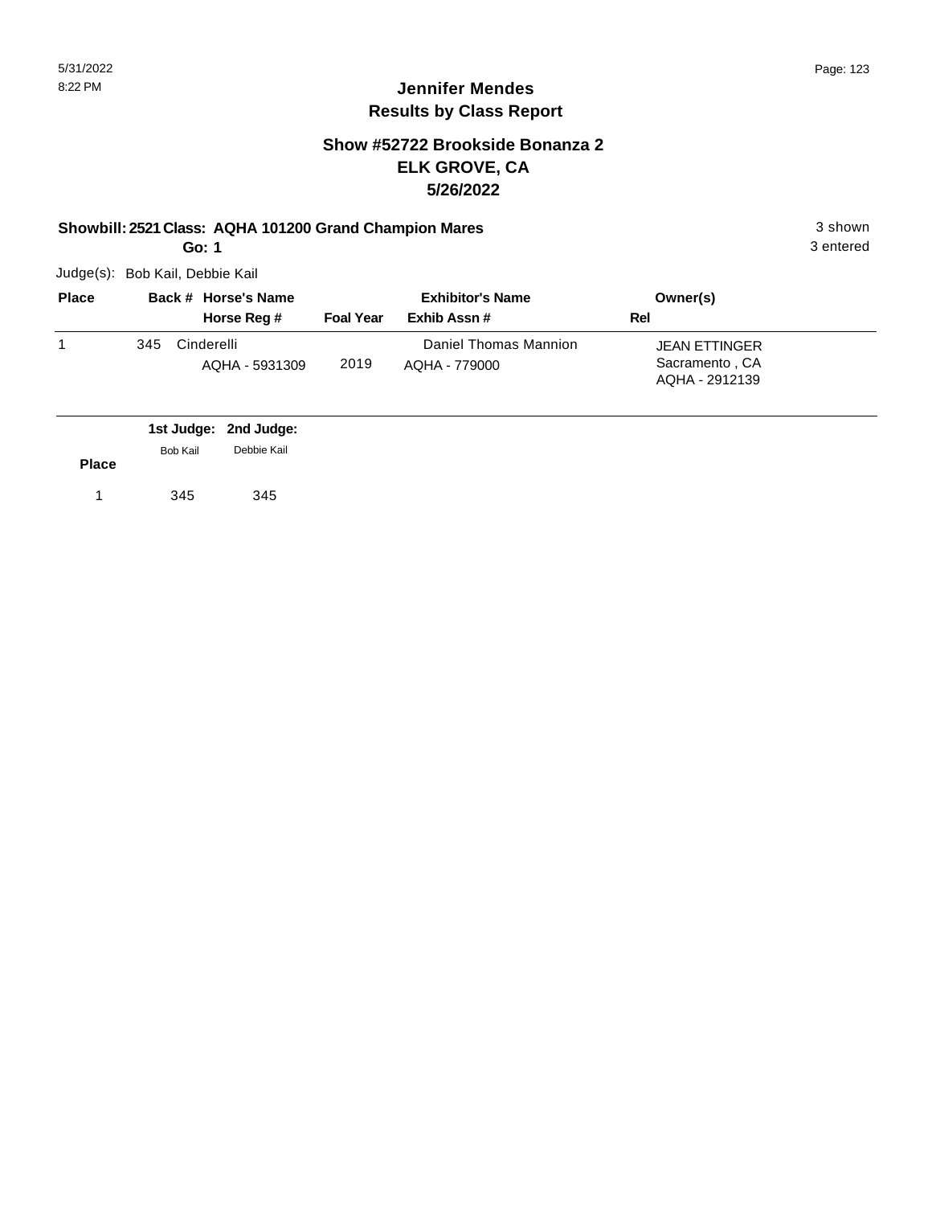# Jennifer Mendes
## Results by Class Report

### Show #52722 Brookside Bonanza 2
### ELK GROVE, CA
### 5/26/2022

**Showbill: 2521 Class: AQHA 101200 Grand Champion Mares** — 3 shown, 3 entered

**Go: 1**

Judge(s): Bob Kail, Debbie Kail

| Place | Back # | Horse's Name / Horse Reg # | Foal Year | Exhibitor's Name / Exhib Assn # | Owner(s) / Rel |
|---|---|---|---|---|---|
| 1 | 345 | Cinderelli<br>AQHA - 5931309 | 2019 | Daniel Thomas Mannion<br>AQHA - 779000 | JEAN ETTINGER<br>Sacramento , CA<br>AQHA - 2912139 |

| Place | 1st Judge: Bob Kail | 2nd Judge: Debbie Kail |
|---|---|---|
| 1 | 345 | 345 |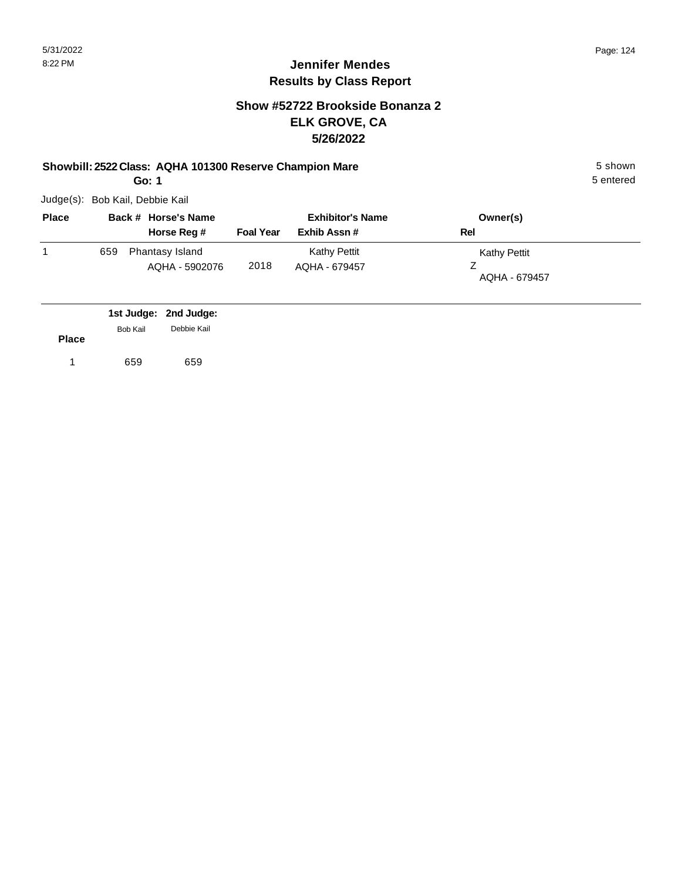# Jennifer Mendes
## Results by Class Report

### Show #52722 Brookside Bonanza 2
### ELK GROVE, CA
### 5/26/2022

**Showbill: 2522 Class: AQHA 101300 Reserve Champion Mare** 5 shown

**Go: 1** 5 entered

Judge(s): Bob Kail, Debbie Kail

| Place | Back # | Horse's Name / Horse Reg # | Foal Year | Exhibitor's Name / Exhib Assn # | Owner(s) / Rel |
|---|---|---|---|---|---|
| 1 | 659 | Phantasy Island<br>AQHA - 5902076 | 2018 | Kathy Pettit<br>AQHA - 679457 | Kathy Pettit<br>Z<br>AQHA - 679457 |

| Place | 1st Judge: Bob Kail | 2nd Judge: Debbie Kail |
|---|---|---|
| 1 | 659 | 659 |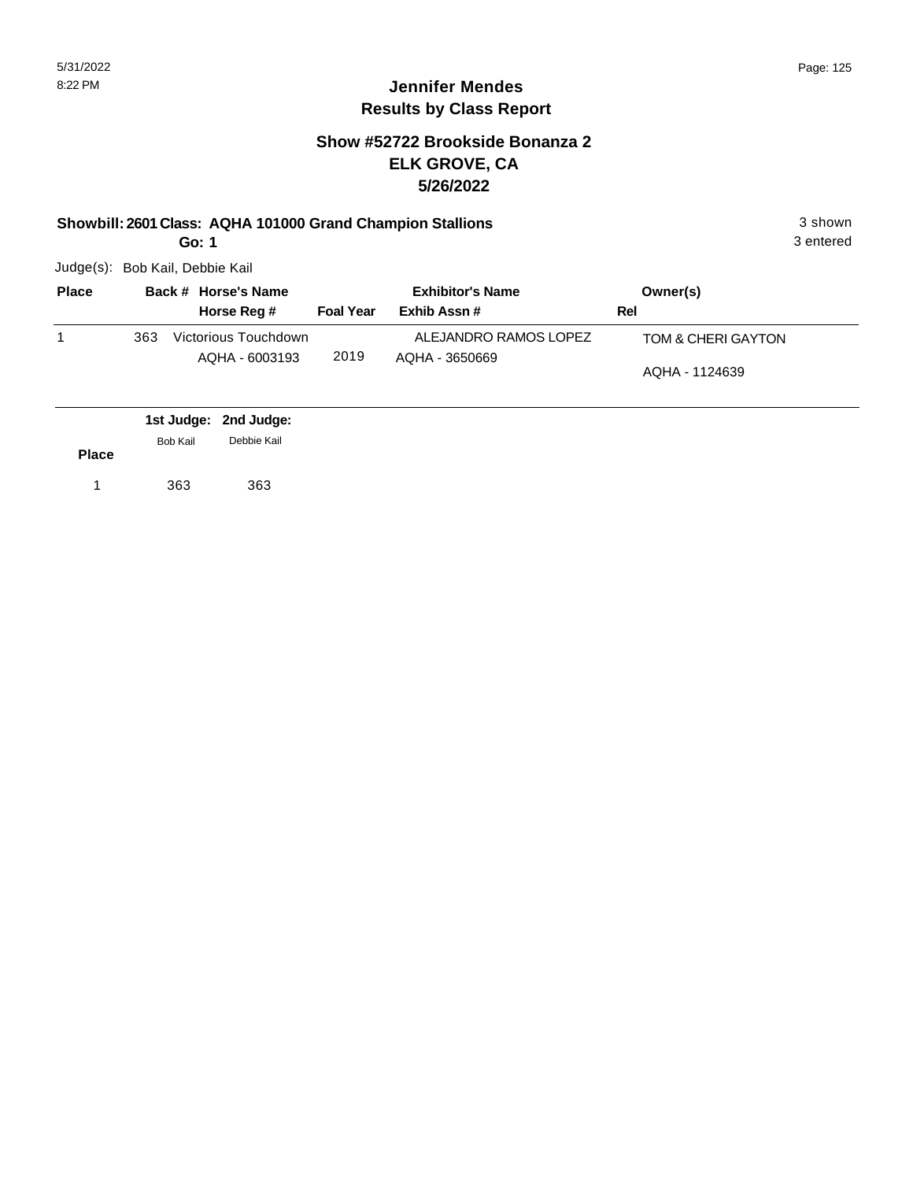## Jennifer Mendes
## Results by Class Report

### Show #52722 Brookside Bonanza 2
### ELK GROVE, CA
### 5/26/2022

**Showbill: 2601 Class: AQHA 101000 Grand Champion Stallions** — 3 shown

**Go: 1** — 3 entered

Judge(s): Bob Kail, Debbie Kail

| Place | Back # | Horse's Name / Horse Reg # | Foal Year | Exhibitor's Name / Exhib Assn # | Owner(s) / Rel |
|---|---|---|---|---|---|
| 1 | 363 | Victorious Touchdown<br>AQHA - 6003193 | 2019 | ALEJANDRO RAMOS LOPEZ<br>AQHA - 3650669 | TOM & CHERI GAYTON<br>AQHA - 1124639 |

| Place | 1st Judge: Bob Kail | 2nd Judge: Debbie Kail |
|---|---|---|
| 1 | 363 | 363 |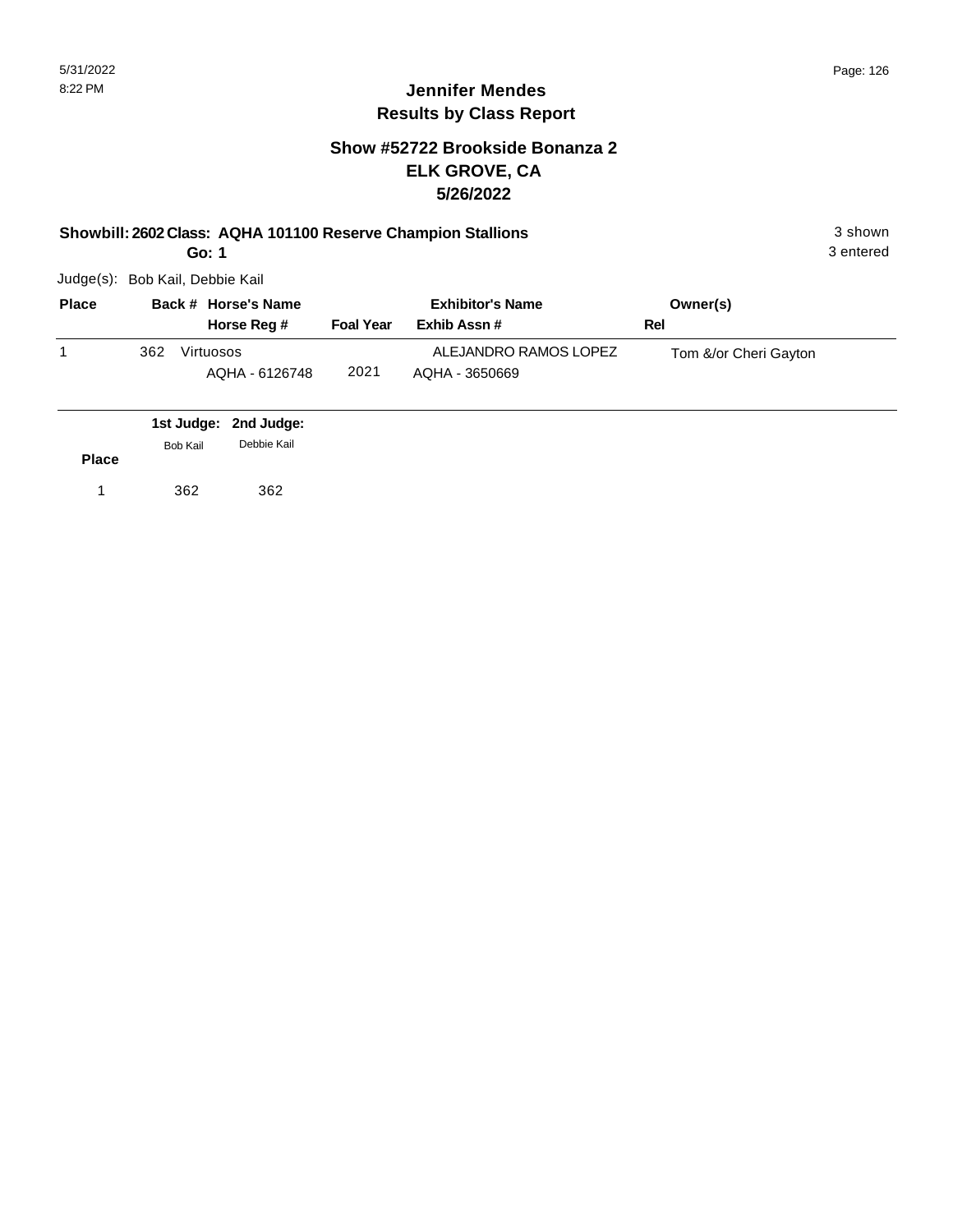## Jennifer Mendes
## Results by Class Report

### Show #52722 Brookside Bonanza 2
### ELK GROVE, CA
### 5/26/2022

**Showbill: 2602 Class: AQHA 101100 Reserve Champion Stallions** 3 shown

**Go: 1** 3 entered

Judge(s): Bob Kail, Debbie Kail

| Place | Back # | Horse's Name / Horse Reg # | Foal Year | Exhibitor's Name / Exhib Assn # | Owner(s) / Rel |
|---|---|---|---|---|---|
| 1 | 362 | Virtuosos<br>AQHA - 6126748 | 2021 | ALEJANDRO RAMOS LOPEZ<br>AQHA - 3650669 | Tom &/or Cheri Gayton |

| Place | 1st Judge: Bob Kail | 2nd Judge: Debbie Kail |
|---|---|---|
| 1 | 362 | 362 |